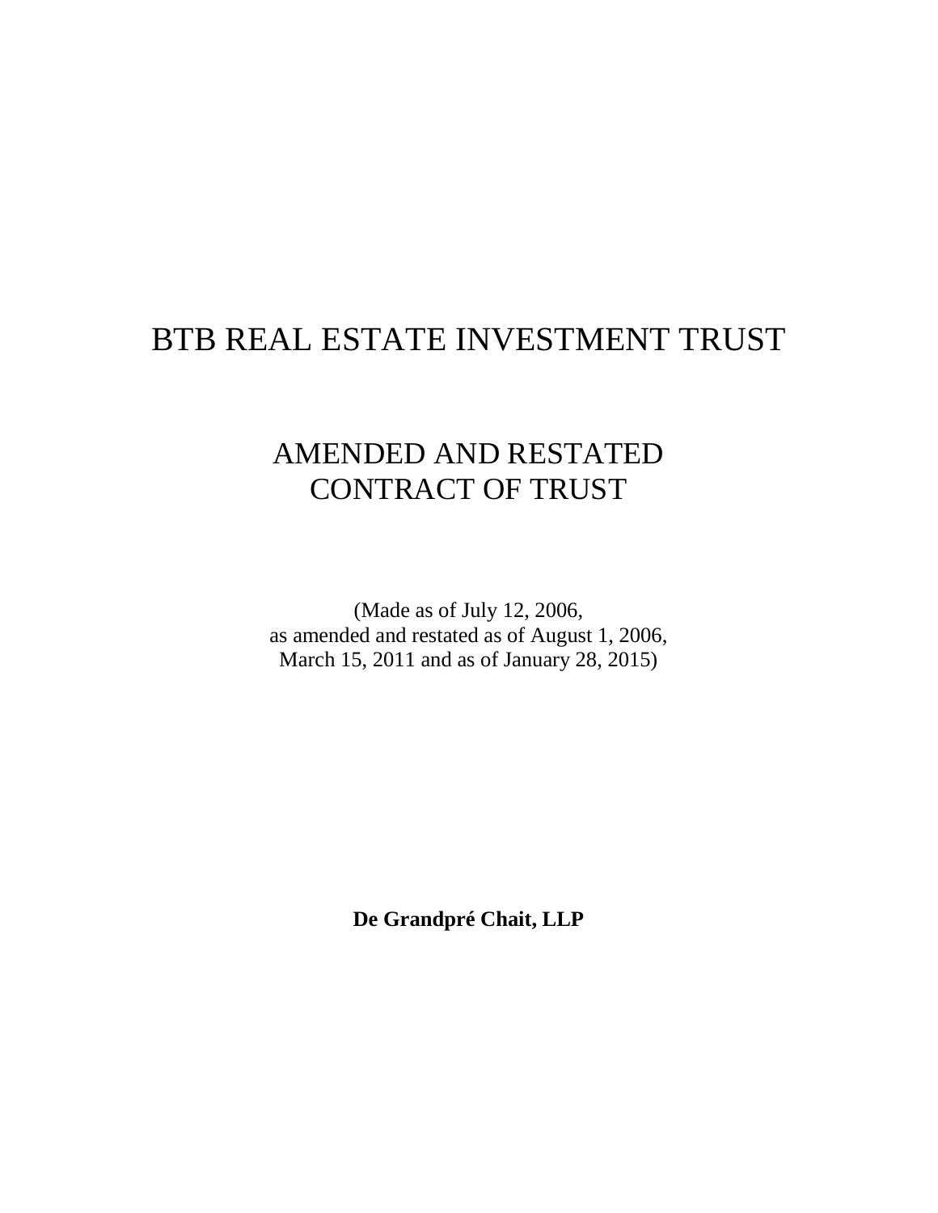# BTB REAL ESTATE INVESTMENT TRUST

## AMENDED AND RESTATED CONTRACT OF TRUST

(Made as of July 12, 2006,
as amended and restated as of August 1, 2006,
March 15, 2011 and as of January 28, 2015)

**De Grandpré Chait, LLP**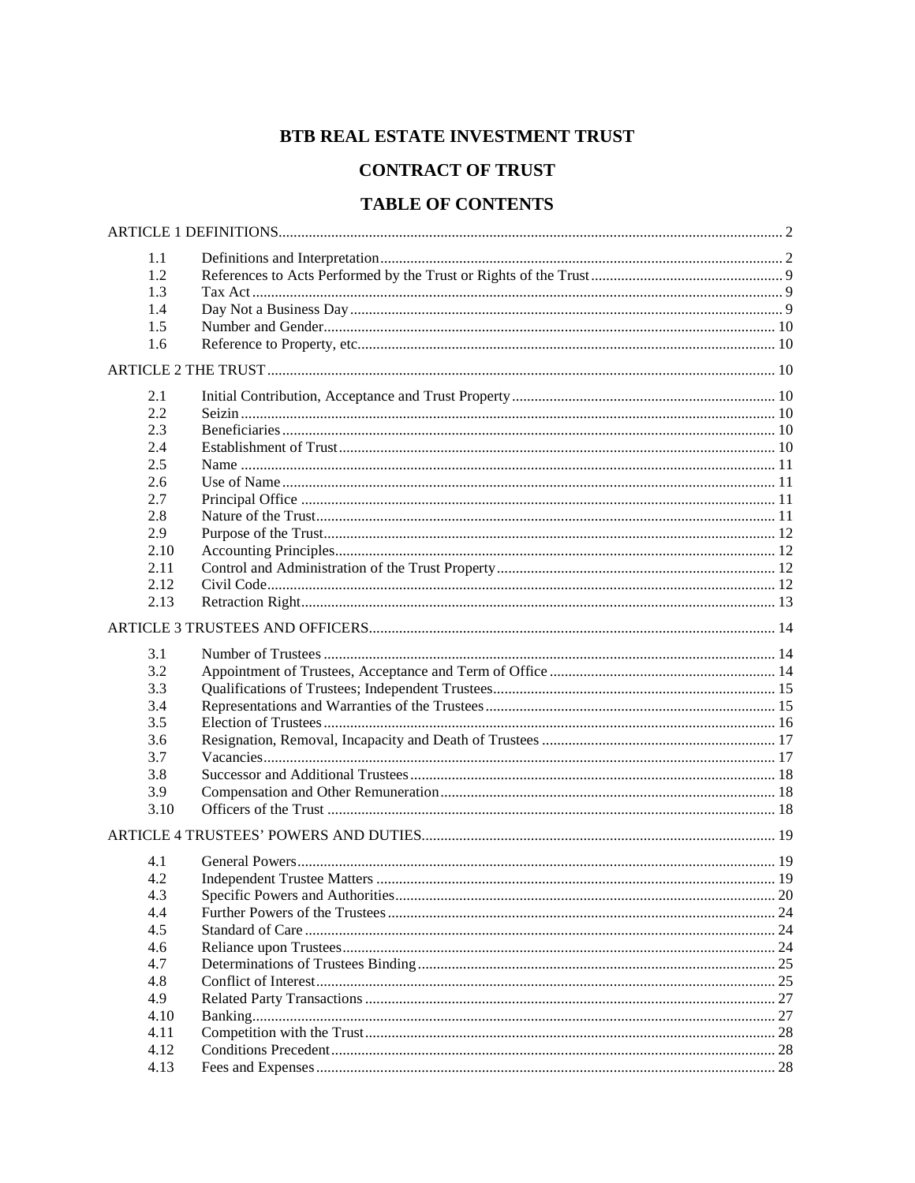# BTB REAL ESTATE INVESTMENT TRUST

# CONTRACT OF TRUST

## TABLE OF CONTENTS

| | | |
|---|---|---|
| ARTICLE 1 DEFINITIONS | | 2 |
| 1.1 | Definitions and Interpretation | 2 |
| 1.2 | References to Acts Performed by the Trust or Rights of the Trust | 9 |
| 1.3 | Tax Act | 9 |
| 1.4 | Day Not a Business Day | 9 |
| 1.5 | Number and Gender | 10 |
| 1.6 | Reference to Property, etc. | 10 |
| ARTICLE 2 THE TRUST | | 10 |
| 2.1 | Initial Contribution, Acceptance and Trust Property | 10 |
| 2.2 | Seizin | 10 |
| 2.3 | Beneficiaries | 10 |
| 2.4 | Establishment of Trust | 10 |
| 2.5 | Name | 11 |
| 2.6 | Use of Name | 11 |
| 2.7 | Principal Office | 11 |
| 2.8 | Nature of the Trust | 11 |
| 2.9 | Purpose of the Trust | 12 |
| 2.10 | Accounting Principles | 12 |
| 2.11 | Control and Administration of the Trust Property | 12 |
| 2.12 | Civil Code | 12 |
| 2.13 | Retraction Right | 13 |
| ARTICLE 3 TRUSTEES AND OFFICERS | | 14 |
| 3.1 | Number of Trustees | 14 |
| 3.2 | Appointment of Trustees, Acceptance and Term of Office | 14 |
| 3.3 | Qualifications of Trustees; Independent Trustees | 15 |
| 3.4 | Representations and Warranties of the Trustees | 15 |
| 3.5 | Election of Trustees | 16 |
| 3.6 | Resignation, Removal, Incapacity and Death of Trustees | 17 |
| 3.7 | Vacancies | 17 |
| 3.8 | Successor and Additional Trustees | 18 |
| 3.9 | Compensation and Other Remuneration | 18 |
| 3.10 | Officers of the Trust | 18 |
| ARTICLE 4 TRUSTEES' POWERS AND DUTIES | | 19 |
| 4.1 | General Powers | 19 |
| 4.2 | Independent Trustee Matters | 19 |
| 4.3 | Specific Powers and Authorities | 20 |
| 4.4 | Further Powers of the Trustees | 24 |
| 4.5 | Standard of Care | 24 |
| 4.6 | Reliance upon Trustees | 24 |
| 4.7 | Determinations of Trustees Binding | 25 |
| 4.8 | Conflict of Interest | 25 |
| 4.9 | Related Party Transactions | 27 |
| 4.10 | Banking | 27 |
| 4.11 | Competition with the Trust | 28 |
| 4.12 | Conditions Precedent | 28 |
| 4.13 | Fees and Expenses | 28 |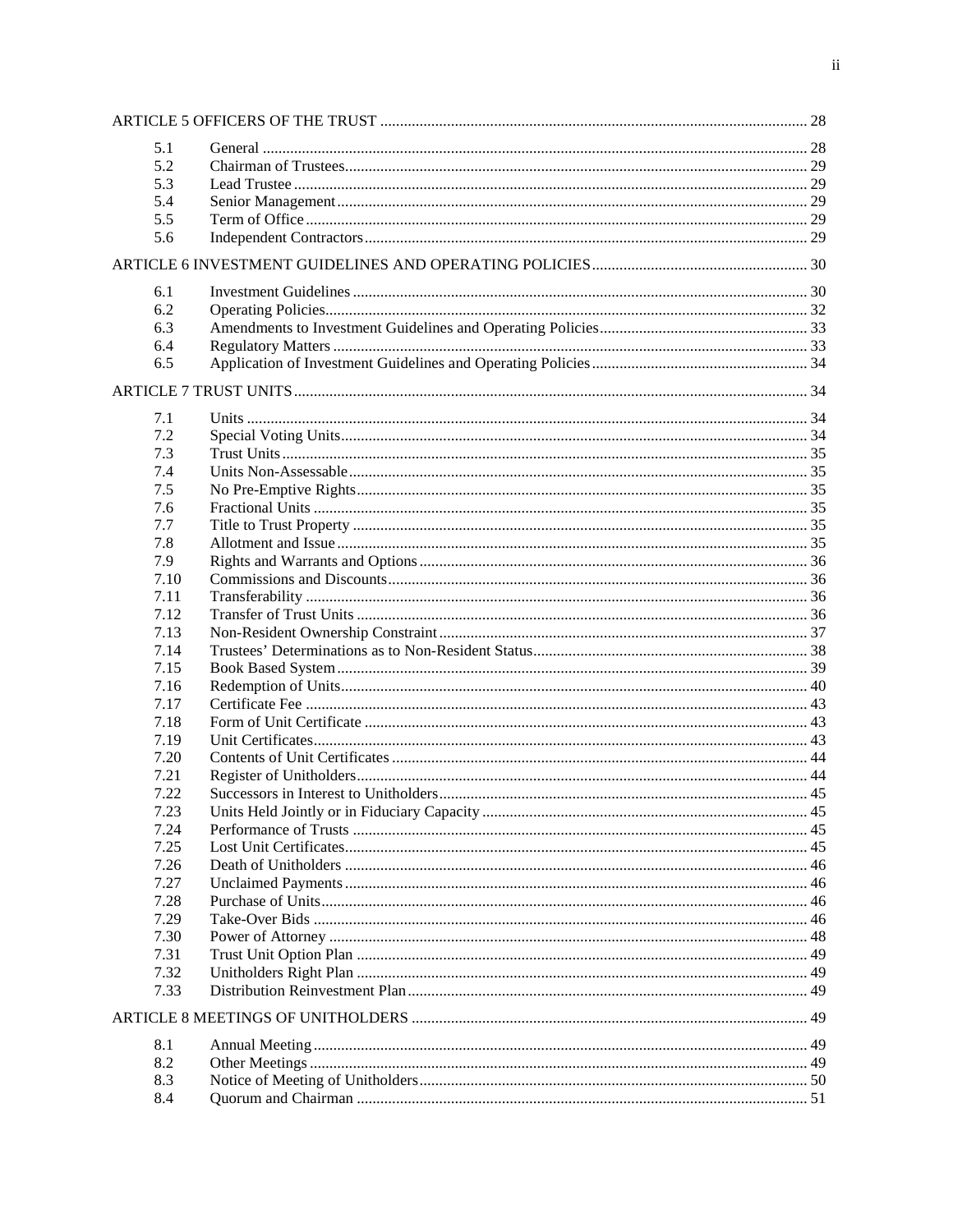| | | |
|---|---|---|
| ARTICLE 5 OFFICERS OF THE TRUST | | 28 |
| 5.1 | General | 28 |
| 5.2 | Chairman of Trustees | 29 |
| 5.3 | Lead Trustee | 29 |
| 5.4 | Senior Management | 29 |
| 5.5 | Term of Office | 29 |
| 5.6 | Independent Contractors | 29 |
| ARTICLE 6 INVESTMENT GUIDELINES AND OPERATING POLICIES | | 30 |
| 6.1 | Investment Guidelines | 30 |
| 6.2 | Operating Policies | 32 |
| 6.3 | Amendments to Investment Guidelines and Operating Policies | 33 |
| 6.4 | Regulatory Matters | 33 |
| 6.5 | Application of Investment Guidelines and Operating Policies | 34 |
| ARTICLE 7 TRUST UNITS | | 34 |
| 7.1 | Units | 34 |
| 7.2 | Special Voting Units | 34 |
| 7.3 | Trust Units | 35 |
| 7.4 | Units Non-Assessable | 35 |
| 7.5 | No Pre-Emptive Rights | 35 |
| 7.6 | Fractional Units | 35 |
| 7.7 | Title to Trust Property | 35 |
| 7.8 | Allotment and Issue | 35 |
| 7.9 | Rights and Warrants and Options | 36 |
| 7.10 | Commissions and Discounts | 36 |
| 7.11 | Transferability | 36 |
| 7.12 | Transfer of Trust Units | 36 |
| 7.13 | Non-Resident Ownership Constraint | 37 |
| 7.14 | Trustees' Determinations as to Non-Resident Status | 38 |
| 7.15 | Book Based System | 39 |
| 7.16 | Redemption of Units | 40 |
| 7.17 | Certificate Fee | 43 |
| 7.18 | Form of Unit Certificate | 43 |
| 7.19 | Unit Certificates | 43 |
| 7.20 | Contents of Unit Certificates | 44 |
| 7.21 | Register of Unitholders | 44 |
| 7.22 | Successors in Interest to Unitholders | 45 |
| 7.23 | Units Held Jointly or in Fiduciary Capacity | 45 |
| 7.24 | Performance of Trusts | 45 |
| 7.25 | Lost Unit Certificates | 45 |
| 7.26 | Death of Unitholders | 46 |
| 7.27 | Unclaimed Payments | 46 |
| 7.28 | Purchase of Units | 46 |
| 7.29 | Take-Over Bids | 46 |
| 7.30 | Power of Attorney | 48 |
| 7.31 | Trust Unit Option Plan | 49 |
| 7.32 | Unitholders Right Plan | 49 |
| 7.33 | Distribution Reinvestment Plan | 49 |
| ARTICLE 8 MEETINGS OF UNITHOLDERS | | 49 |
| 8.1 | Annual Meeting | 49 |
| 8.2 | Other Meetings | 49 |
| 8.3 | Notice of Meeting of Unitholders | 50 |
| 8.4 | Quorum and Chairman | 51 |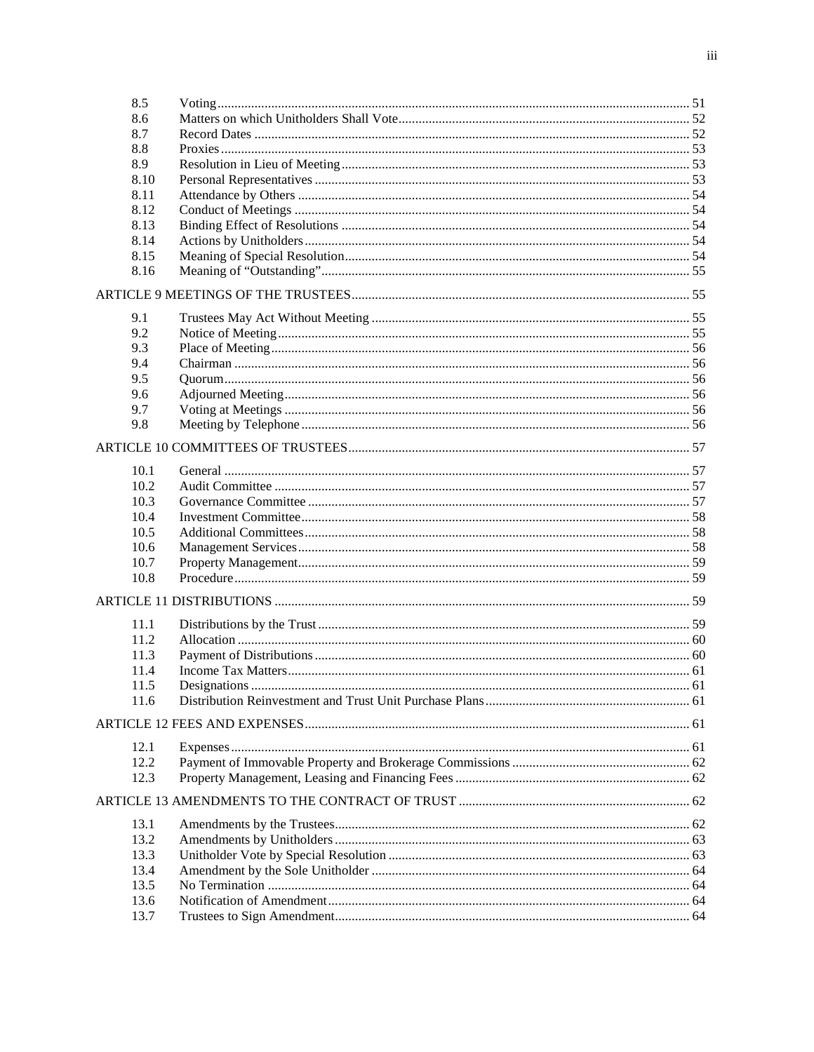| | | |
|---|---|---|
| 8.5 | Voting | 51 |
| 8.6 | Matters on which Unitholders Shall Vote | 52 |
| 8.7 | Record Dates | 52 |
| 8.8 | Proxies | 53 |
| 8.9 | Resolution in Lieu of Meeting | 53 |
| 8.10 | Personal Representatives | 53 |
| 8.11 | Attendance by Others | 54 |
| 8.12 | Conduct of Meetings | 54 |
| 8.13 | Binding Effect of Resolutions | 54 |
| 8.14 | Actions by Unitholders | 54 |
| 8.15 | Meaning of Special Resolution | 54 |
| 8.16 | Meaning of “Outstanding” | 55 |
| ARTICLE 9 MEETINGS OF THE TRUSTEES | | 55 |
| 9.1 | Trustees May Act Without Meeting | 55 |
| 9.2 | Notice of Meeting | 55 |
| 9.3 | Place of Meeting | 56 |
| 9.4 | Chairman | 56 |
| 9.5 | Quorum | 56 |
| 9.6 | Adjourned Meeting | 56 |
| 9.7 | Voting at Meetings | 56 |
| 9.8 | Meeting by Telephone | 56 |
| ARTICLE 10 COMMITTEES OF TRUSTEES | | 57 |
| 10.1 | General | 57 |
| 10.2 | Audit Committee | 57 |
| 10.3 | Governance Committee | 57 |
| 10.4 | Investment Committee | 58 |
| 10.5 | Additional Committees | 58 |
| 10.6 | Management Services | 58 |
| 10.7 | Property Management | 59 |
| 10.8 | Procedure | 59 |
| ARTICLE 11 DISTRIBUTIONS | | 59 |
| 11.1 | Distributions by the Trust | 59 |
| 11.2 | Allocation | 60 |
| 11.3 | Payment of Distributions | 60 |
| 11.4 | Income Tax Matters | 61 |
| 11.5 | Designations | 61 |
| 11.6 | Distribution Reinvestment and Trust Unit Purchase Plans | 61 |
| ARTICLE 12 FEES AND EXPENSES | | 61 |
| 12.1 | Expenses | 61 |
| 12.2 | Payment of Immovable Property and Brokerage Commissions | 62 |
| 12.3 | Property Management, Leasing and Financing Fees | 62 |
| ARTICLE 13 AMENDMENTS TO THE CONTRACT OF TRUST | | 62 |
| 13.1 | Amendments by the Trustees | 62 |
| 13.2 | Amendments by Unitholders | 63 |
| 13.3 | Unitholder Vote by Special Resolution | 63 |
| 13.4 | Amendment by the Sole Unitholder | 64 |
| 13.5 | No Termination | 64 |
| 13.6 | Notification of Amendment | 64 |
| 13.7 | Trustees to Sign Amendment | 64 |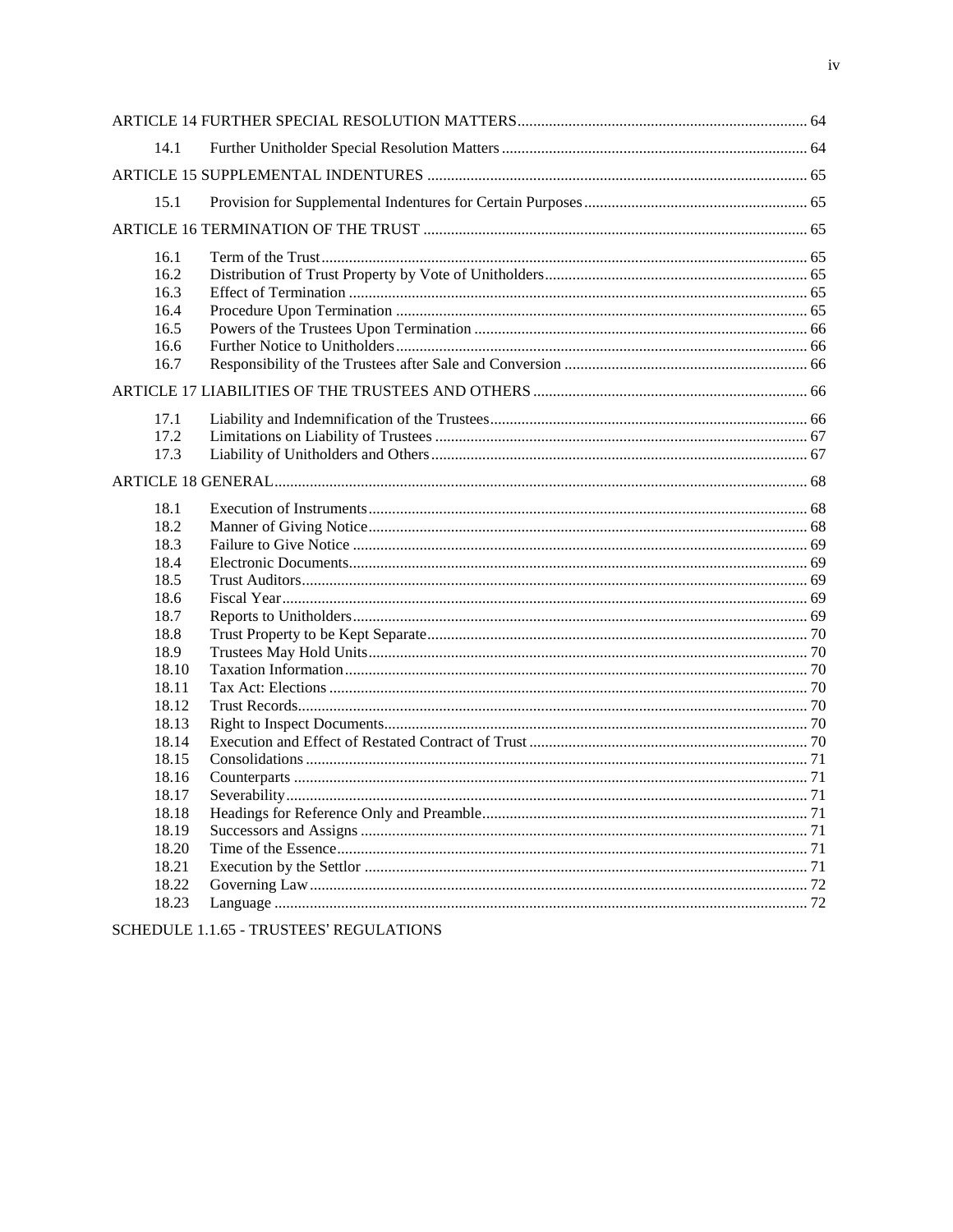| | | |
|---|---|---|
| ARTICLE 14 FURTHER SPECIAL RESOLUTION MATTERS | | 64 |
| 14.1 | Further Unitholder Special Resolution Matters | 64 |
| ARTICLE 15 SUPPLEMENTAL INDENTURES | | 65 |
| 15.1 | Provision for Supplemental Indentures for Certain Purposes | 65 |
| ARTICLE 16 TERMINATION OF THE TRUST | | 65 |
| 16.1 | Term of the Trust | 65 |
| 16.2 | Distribution of Trust Property by Vote of Unitholders | 65 |
| 16.3 | Effect of Termination | 65 |
| 16.4 | Procedure Upon Termination | 65 |
| 16.5 | Powers of the Trustees Upon Termination | 66 |
| 16.6 | Further Notice to Unitholders | 66 |
| 16.7 | Responsibility of the Trustees after Sale and Conversion | 66 |
| ARTICLE 17 LIABILITIES OF THE TRUSTEES AND OTHERS | | 66 |
| 17.1 | Liability and Indemnification of the Trustees | 66 |
| 17.2 | Limitations on Liability of Trustees | 67 |
| 17.3 | Liability of Unitholders and Others | 67 |
| ARTICLE 18 GENERAL | | 68 |
| 18.1 | Execution of Instruments | 68 |
| 18.2 | Manner of Giving Notice | 68 |
| 18.3 | Failure to Give Notice | 69 |
| 18.4 | Electronic Documents | 69 |
| 18.5 | Trust Auditors | 69 |
| 18.6 | Fiscal Year | 69 |
| 18.7 | Reports to Unitholders | 69 |
| 18.8 | Trust Property to be Kept Separate | 70 |
| 18.9 | Trustees May Hold Units | 70 |
| 18.10 | Taxation Information | 70 |
| 18.11 | Tax Act: Elections | 70 |
| 18.12 | Trust Records | 70 |
| 18.13 | Right to Inspect Documents | 70 |
| 18.14 | Execution and Effect of Restated Contract of Trust | 70 |
| 18.15 | Consolidations | 71 |
| 18.16 | Counterparts | 71 |
| 18.17 | Severability | 71 |
| 18.18 | Headings for Reference Only and Preamble | 71 |
| 18.19 | Successors and Assigns | 71 |
| 18.20 | Time of the Essence | 71 |
| 18.21 | Execution by the Settlor | 71 |
| 18.22 | Governing Law | 72 |
| 18.23 | Language | 72 |

SCHEDULE 1.1.65 - TRUSTEES' REGULATIONS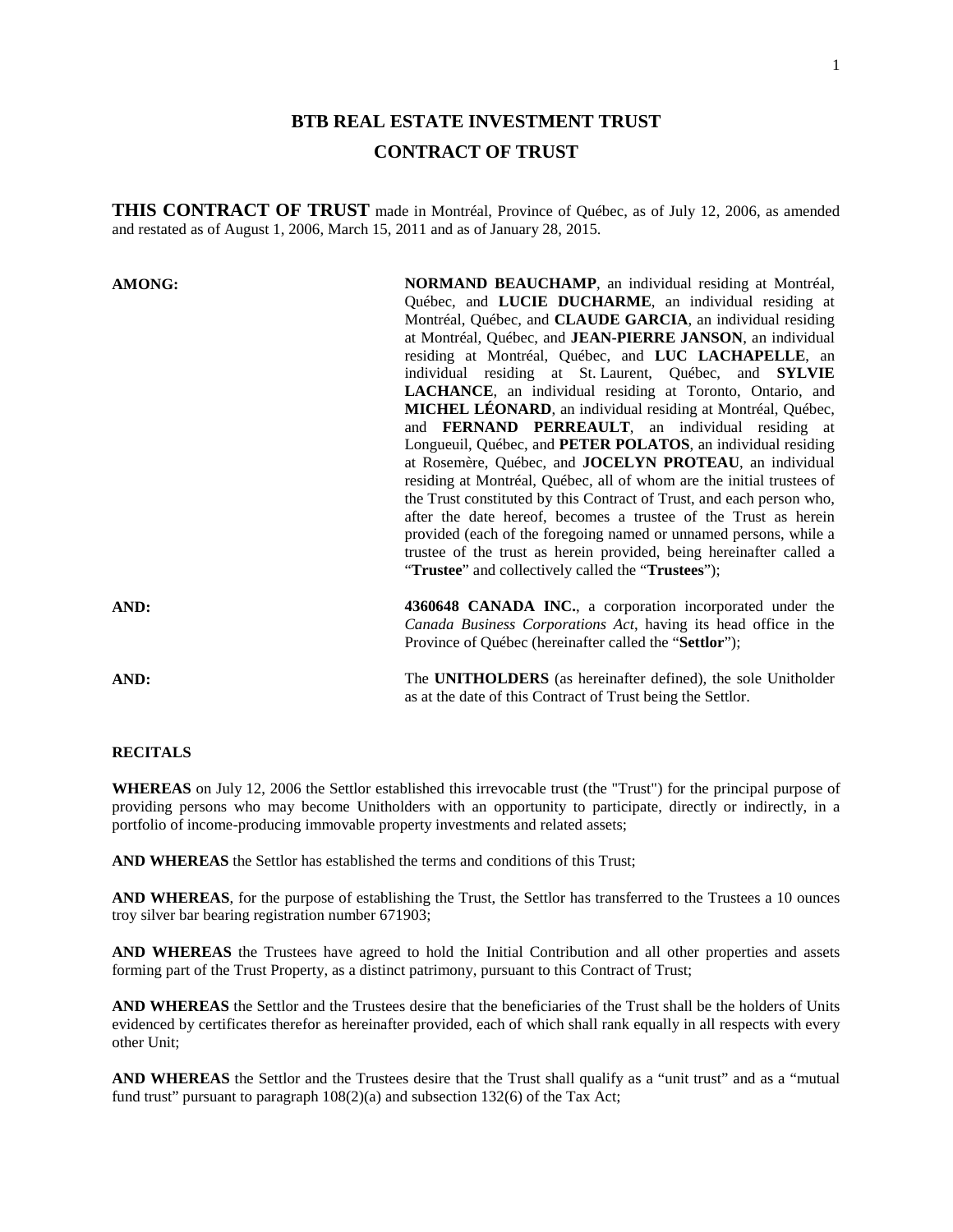# BTB REAL ESTATE INVESTMENT TRUST

# CONTRACT OF TRUST

**THIS CONTRACT OF TRUST** made in Montréal, Province of Québec, as of July 12, 2006, as amended and restated as of August 1, 2006, March 15, 2011 and as of January 28, 2015.

**AMONG:** **NORMAND BEAUCHAMP**, an individual residing at Montréal, Québec, and **LUCIE DUCHARME**, an individual residing at Montréal, Québec, and **CLAUDE GARCIA**, an individual residing at Montréal, Québec, and **JEAN-PIERRE JANSON**, an individual residing at Montréal, Québec, and **LUC LACHAPELLE**, an individual residing at St. Laurent, Québec, and **SYLVIE LACHANCE**, an individual residing at Toronto, Ontario, and **MICHEL LÉONARD**, an individual residing at Montréal, Québec, and **FERNAND PERREAULT**, an individual residing at Longueuil, Québec, and **PETER POLATOS**, an individual residing at Rosemère, Québec, and **JOCELYN PROTEAU**, an individual residing at Montréal, Québec, all of whom are the initial trustees of the Trust constituted by this Contract of Trust, and each person who, after the date hereof, becomes a trustee of the Trust as herein provided (each of the foregoing named or unnamed persons, while a trustee of the trust as herein provided, being hereinafter called a "**Trustee**" and collectively called the "**Trustees**");

**AND:** **4360648 CANADA INC.**, a corporation incorporated under the *Canada Business Corporations Act*, having its head office in the Province of Québec (hereinafter called the "**Settlor**");

**AND:** The **UNITHOLDERS** (as hereinafter defined), the sole Unitholder as at the date of this Contract of Trust being the Settlor.

**RECITALS**

**WHEREAS** on July 12, 2006 the Settlor established this irrevocable trust (the "Trust") for the principal purpose of providing persons who may become Unitholders with an opportunity to participate, directly or indirectly, in a portfolio of income-producing immovable property investments and related assets;

**AND WHEREAS** the Settlor has established the terms and conditions of this Trust;

**AND WHEREAS**, for the purpose of establishing the Trust, the Settlor has transferred to the Trustees a 10 ounces troy silver bar bearing registration number 671903;

**AND WHEREAS** the Trustees have agreed to hold the Initial Contribution and all other properties and assets forming part of the Trust Property, as a distinct patrimony, pursuant to this Contract of Trust;

**AND WHEREAS** the Settlor and the Trustees desire that the beneficiaries of the Trust shall be the holders of Units evidenced by certificates therefor as hereinafter provided, each of which shall rank equally in all respects with every other Unit;

**AND WHEREAS** the Settlor and the Trustees desire that the Trust shall qualify as a "unit trust" and as a "mutual fund trust" pursuant to paragraph 108(2)(a) and subsection 132(6) of the Tax Act;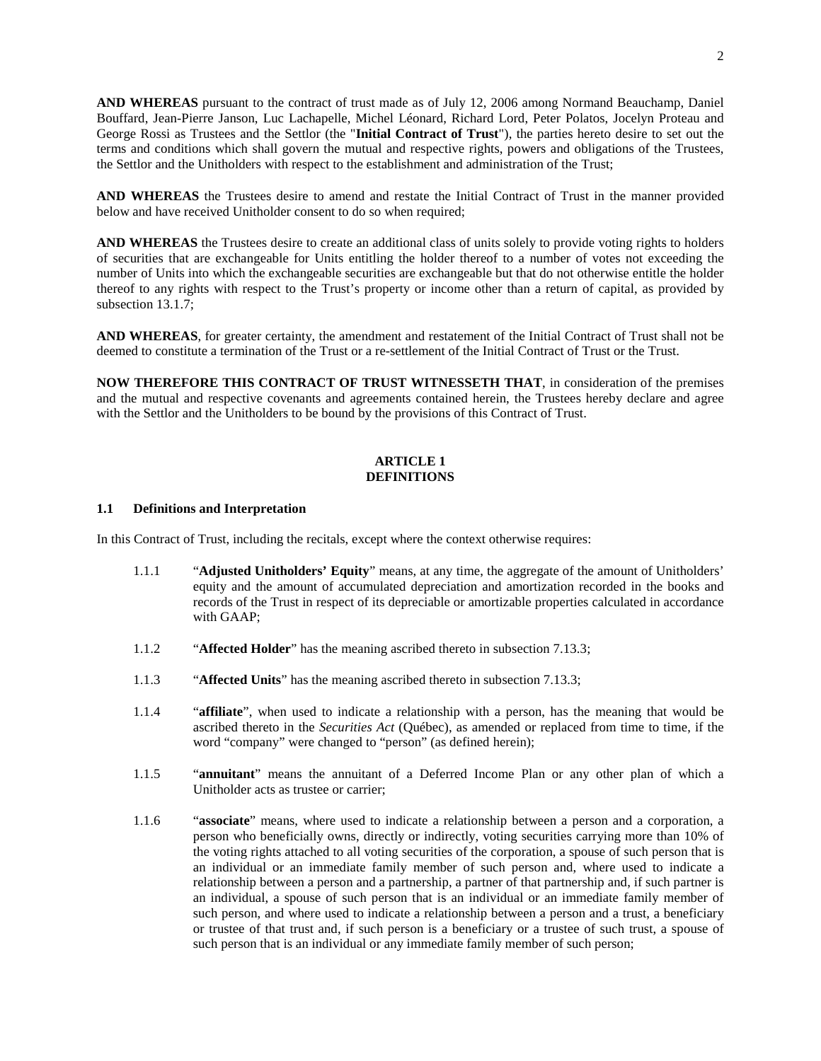**AND WHEREAS** pursuant to the contract of trust made as of July 12, 2006 among Normand Beauchamp, Daniel Bouffard, Jean-Pierre Janson, Luc Lachapelle, Michel Léonard, Richard Lord, Peter Polatos, Jocelyn Proteau and George Rossi as Trustees and the Settlor (the "**Initial Contract of Trust**"), the parties hereto desire to set out the terms and conditions which shall govern the mutual and respective rights, powers and obligations of the Trustees, the Settlor and the Unitholders with respect to the establishment and administration of the Trust;

**AND WHEREAS** the Trustees desire to amend and restate the Initial Contract of Trust in the manner provided below and have received Unitholder consent to do so when required;

**AND WHEREAS** the Trustees desire to create an additional class of units solely to provide voting rights to holders of securities that are exchangeable for Units entitling the holder thereof to a number of votes not exceeding the number of Units into which the exchangeable securities are exchangeable but that do not otherwise entitle the holder thereof to any rights with respect to the Trust's property or income other than a return of capital, as provided by subsection 13.1.7;

**AND WHEREAS**, for greater certainty, the amendment and restatement of the Initial Contract of Trust shall not be deemed to constitute a termination of the Trust or a re-settlement of the Initial Contract of Trust or the Trust.

**NOW THEREFORE THIS CONTRACT OF TRUST WITNESSETH THAT**, in consideration of the premises and the mutual and respective covenants and agreements contained herein, the Trustees hereby declare and agree with the Settlor and the Unitholders to be bound by the provisions of this Contract of Trust.

## ARTICLE 1
## DEFINITIONS

### 1.1 Definitions and Interpretation

In this Contract of Trust, including the recitals, except where the context otherwise requires:

1.1.1 "**Adjusted Unitholders' Equity**" means, at any time, the aggregate of the amount of Unitholders' equity and the amount of accumulated depreciation and amortization recorded in the books and records of the Trust in respect of its depreciable or amortizable properties calculated in accordance with GAAP;

1.1.2 "**Affected Holder**" has the meaning ascribed thereto in subsection 7.13.3;

1.1.3 "**Affected Units**" has the meaning ascribed thereto in subsection 7.13.3;

1.1.4 "**affiliate**", when used to indicate a relationship with a person, has the meaning that would be ascribed thereto in the *Securities Act* (Québec), as amended or replaced from time to time, if the word "company" were changed to "person" (as defined herein);

1.1.5 "**annuitant**" means the annuitant of a Deferred Income Plan or any other plan of which a Unitholder acts as trustee or carrier;

1.1.6 "**associate**" means, where used to indicate a relationship between a person and a corporation, a person who beneficially owns, directly or indirectly, voting securities carrying more than 10% of the voting rights attached to all voting securities of the corporation, a spouse of such person that is an individual or an immediate family member of such person and, where used to indicate a relationship between a person and a partnership, a partner of that partnership and, if such partner is an individual, a spouse of such person that is an individual or an immediate family member of such person, and where used to indicate a relationship between a person and a trust, a beneficiary or trustee of that trust and, if such person is a beneficiary or a trustee of such trust, a spouse of such person that is an individual or any immediate family member of such person;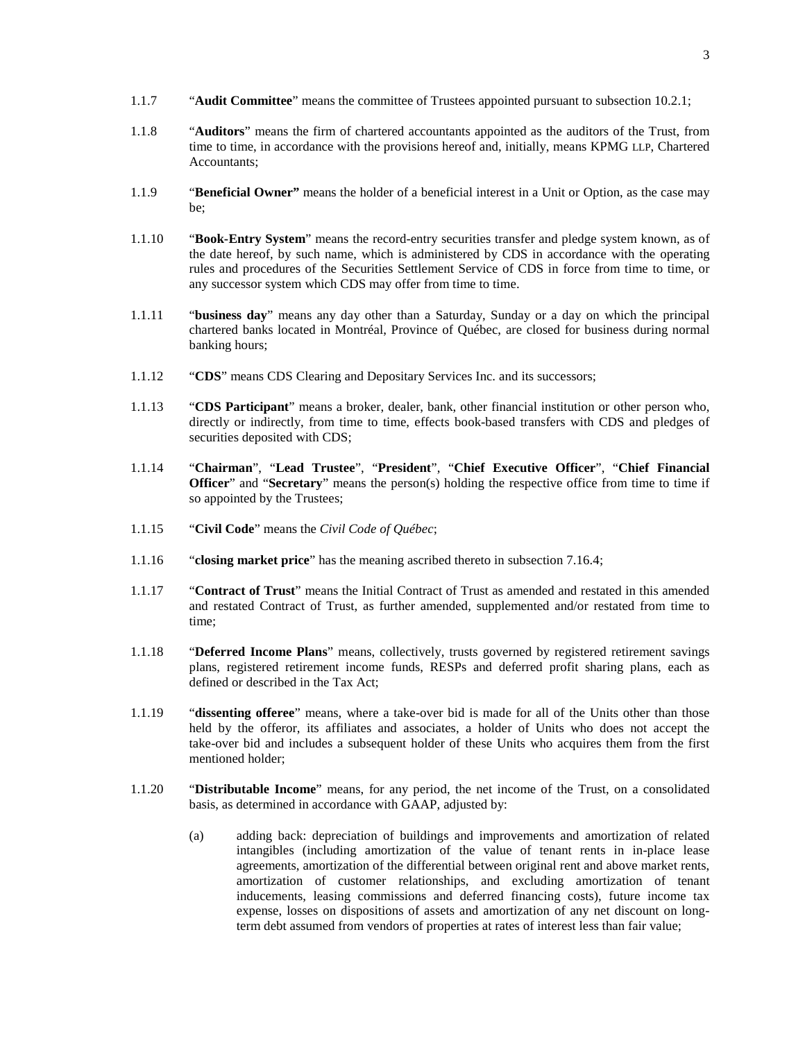1.1.7 "**Audit Committee**" means the committee of Trustees appointed pursuant to subsection 10.2.1;

1.1.8 "**Auditors**" means the firm of chartered accountants appointed as the auditors of the Trust, from time to time, in accordance with the provisions hereof and, initially, means KPMG LLP, Chartered Accountants;

1.1.9 "**Beneficial Owner"** means the holder of a beneficial interest in a Unit or Option, as the case may be;

1.1.10 "**Book-Entry System**" means the record-entry securities transfer and pledge system known, as of the date hereof, by such name, which is administered by CDS in accordance with the operating rules and procedures of the Securities Settlement Service of CDS in force from time to time, or any successor system which CDS may offer from time to time.

1.1.11 "**business day**" means any day other than a Saturday, Sunday or a day on which the principal chartered banks located in Montréal, Province of Québec, are closed for business during normal banking hours;

1.1.12 "**CDS**" means CDS Clearing and Depositary Services Inc. and its successors;

1.1.13 "**CDS Participant**" means a broker, dealer, bank, other financial institution or other person who, directly or indirectly, from time to time, effects book-based transfers with CDS and pledges of securities deposited with CDS;

1.1.14 "**Chairman**", "**Lead Trustee**", "**President**", "**Chief Executive Officer**", "**Chief Financial Officer**" and "**Secretary**" means the person(s) holding the respective office from time to time if so appointed by the Trustees;

1.1.15 "**Civil Code**" means the *Civil Code of Québec*;

1.1.16 "**closing market price**" has the meaning ascribed thereto in subsection 7.16.4;

1.1.17 "**Contract of Trust**" means the Initial Contract of Trust as amended and restated in this amended and restated Contract of Trust, as further amended, supplemented and/or restated from time to time;

1.1.18 "**Deferred Income Plans**" means, collectively, trusts governed by registered retirement savings plans, registered retirement income funds, RESPs and deferred profit sharing plans, each as defined or described in the Tax Act;

1.1.19 "**dissenting offeree**" means, where a take-over bid is made for all of the Units other than those held by the offeror, its affiliates and associates, a holder of Units who does not accept the take-over bid and includes a subsequent holder of these Units who acquires them from the first mentioned holder;

1.1.20 "**Distributable Income**" means, for any period, the net income of the Trust, on a consolidated basis, as determined in accordance with GAAP, adjusted by:

(a) adding back: depreciation of buildings and improvements and amortization of related intangibles (including amortization of the value of tenant rents in in-place lease agreements, amortization of the differential between original rent and above market rents, amortization of customer relationships, and excluding amortization of tenant inducements, leasing commissions and deferred financing costs), future income tax expense, losses on dispositions of assets and amortization of any net discount on long-term debt assumed from vendors of properties at rates of interest less than fair value;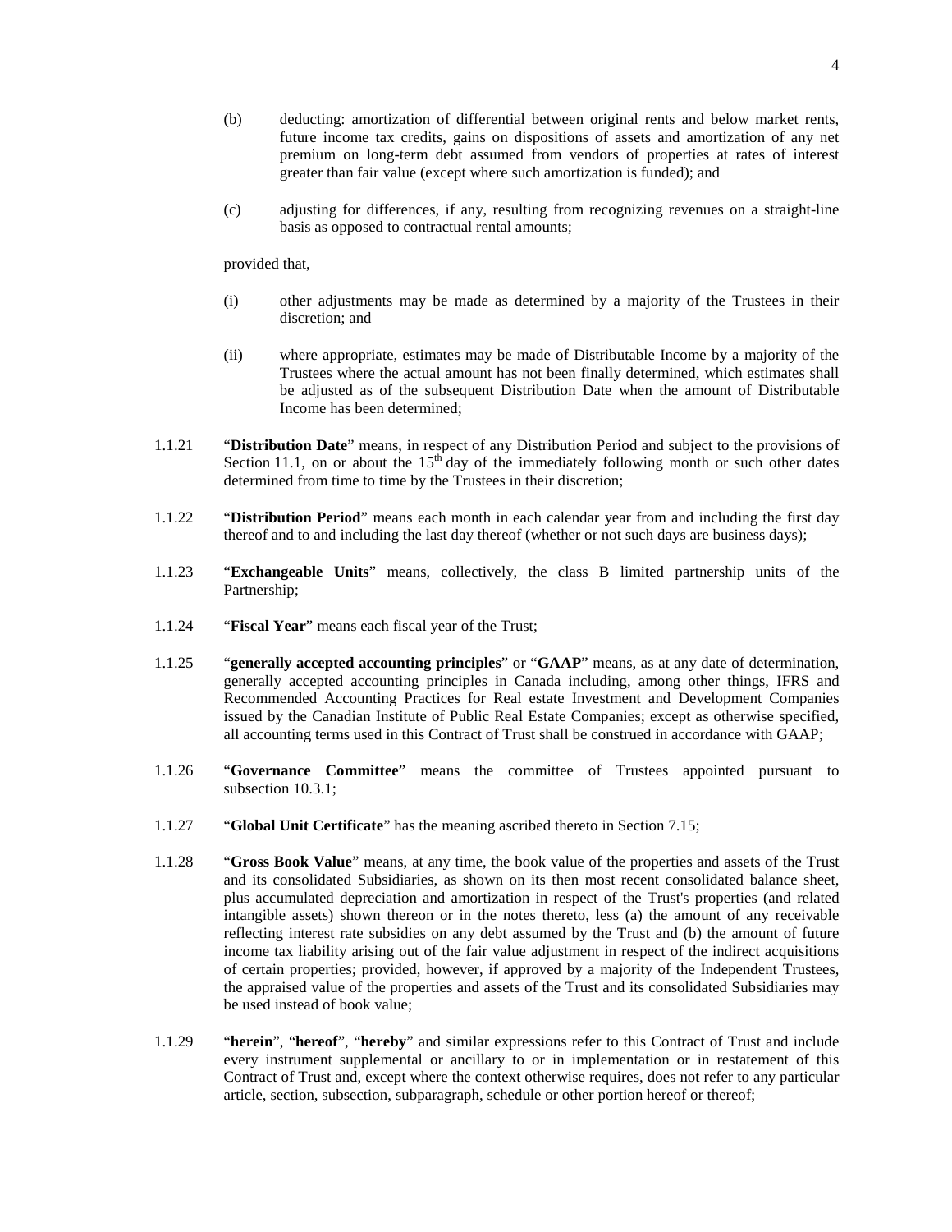(b) deducting: amortization of differential between original rents and below market rents, future income tax credits, gains on dispositions of assets and amortization of any net premium on long-term debt assumed from vendors of properties at rates of interest greater than fair value (except where such amortization is funded); and

(c) adjusting for differences, if any, resulting from recognizing revenues on a straight-line basis as opposed to contractual rental amounts;

provided that,

(i) other adjustments may be made as determined by a majority of the Trustees in their discretion; and

(ii) where appropriate, estimates may be made of Distributable Income by a majority of the Trustees where the actual amount has not been finally determined, which estimates shall be adjusted as of the subsequent Distribution Date when the amount of Distributable Income has been determined;

1.1.21 "**Distribution Date**" means, in respect of any Distribution Period and subject to the provisions of Section 11.1, on or about the 15th day of the immediately following month or such other dates determined from time to time by the Trustees in their discretion;

1.1.22 "**Distribution Period**" means each month in each calendar year from and including the first day thereof and to and including the last day thereof (whether or not such days are business days);

1.1.23 "**Exchangeable Units**" means, collectively, the class B limited partnership units of the Partnership;

1.1.24 "**Fiscal Year**" means each fiscal year of the Trust;

1.1.25 "**generally accepted accounting principles**" or "**GAAP**" means, as at any date of determination, generally accepted accounting principles in Canada including, among other things, IFRS and Recommended Accounting Practices for Real estate Investment and Development Companies issued by the Canadian Institute of Public Real Estate Companies; except as otherwise specified, all accounting terms used in this Contract of Trust shall be construed in accordance with GAAP;

1.1.26 "**Governance Committee**" means the committee of Trustees appointed pursuant to subsection 10.3.1;

1.1.27 "**Global Unit Certificate**" has the meaning ascribed thereto in Section 7.15;

1.1.28 "**Gross Book Value**" means, at any time, the book value of the properties and assets of the Trust and its consolidated Subsidiaries, as shown on its then most recent consolidated balance sheet, plus accumulated depreciation and amortization in respect of the Trust's properties (and related intangible assets) shown thereon or in the notes thereto, less (a) the amount of any receivable reflecting interest rate subsidies on any debt assumed by the Trust and (b) the amount of future income tax liability arising out of the fair value adjustment in respect of the indirect acquisitions of certain properties; provided, however, if approved by a majority of the Independent Trustees, the appraised value of the properties and assets of the Trust and its consolidated Subsidiaries may be used instead of book value;

1.1.29 "**herein**", "**hereof**", "**hereby**" and similar expressions refer to this Contract of Trust and include every instrument supplemental or ancillary to or in implementation or in restatement of this Contract of Trust and, except where the context otherwise requires, does not refer to any particular article, section, subsection, subparagraph, schedule or other portion hereof or thereof;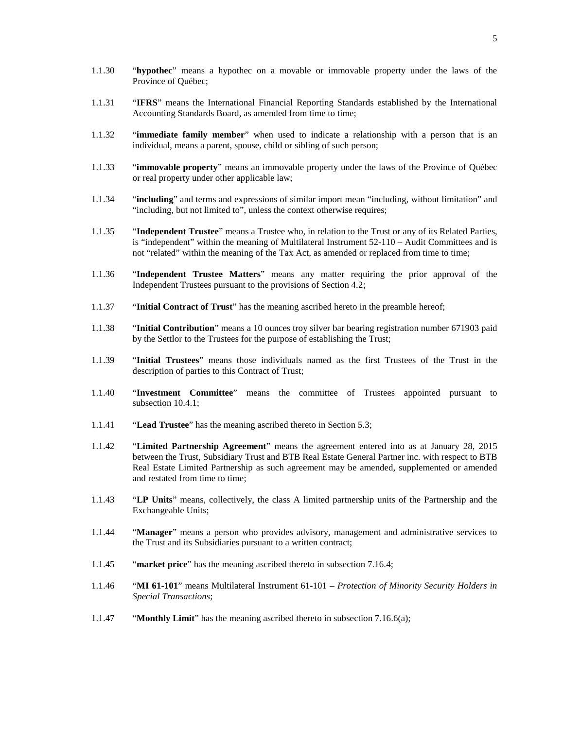1.1.30 "**hypothec**" means a hypothec on a movable or immovable property under the laws of the Province of Québec;

1.1.31 "**IFRS**" means the International Financial Reporting Standards established by the International Accounting Standards Board, as amended from time to time;

1.1.32 "**immediate family member**" when used to indicate a relationship with a person that is an individual, means a parent, spouse, child or sibling of such person;

1.1.33 "**immovable property**" means an immovable property under the laws of the Province of Québec or real property under other applicable law;

1.1.34 "**including**" and terms and expressions of similar import mean "including, without limitation" and "including, but not limited to", unless the context otherwise requires;

1.1.35 "**Independent Trustee**" means a Trustee who, in relation to the Trust or any of its Related Parties, is "independent" within the meaning of Multilateral Instrument 52-110 – Audit Committees and is not "related" within the meaning of the Tax Act, as amended or replaced from time to time;

1.1.36 "**Independent Trustee Matters**" means any matter requiring the prior approval of the Independent Trustees pursuant to the provisions of Section 4.2;

1.1.37 "**Initial Contract of Trust**" has the meaning ascribed hereto in the preamble hereof;

1.1.38 "**Initial Contribution**" means a 10 ounces troy silver bar bearing registration number 671903 paid by the Settlor to the Trustees for the purpose of establishing the Trust;

1.1.39 "**Initial Trustees**" means those individuals named as the first Trustees of the Trust in the description of parties to this Contract of Trust;

1.1.40 "**Investment Committee**" means the committee of Trustees appointed pursuant to subsection 10.4.1;

1.1.41 "**Lead Trustee**" has the meaning ascribed thereto in Section 5.3;

1.1.42 "**Limited Partnership Agreement**" means the agreement entered into as at January 28, 2015 between the Trust, Subsidiary Trust and BTB Real Estate General Partner inc. with respect to BTB Real Estate Limited Partnership as such agreement may be amended, supplemented or amended and restated from time to time;

1.1.43 "**LP Units**" means, collectively, the class A limited partnership units of the Partnership and the Exchangeable Units;

1.1.44 "**Manager**" means a person who provides advisory, management and administrative services to the Trust and its Subsidiaries pursuant to a written contract;

1.1.45 "**market price**" has the meaning ascribed thereto in subsection 7.16.4;

1.1.46 "**MI 61-101**" means Multilateral Instrument 61-101 – *Protection of Minority Security Holders in Special Transactions*;

1.1.47 "**Monthly Limit**" has the meaning ascribed thereto in subsection 7.16.6(a);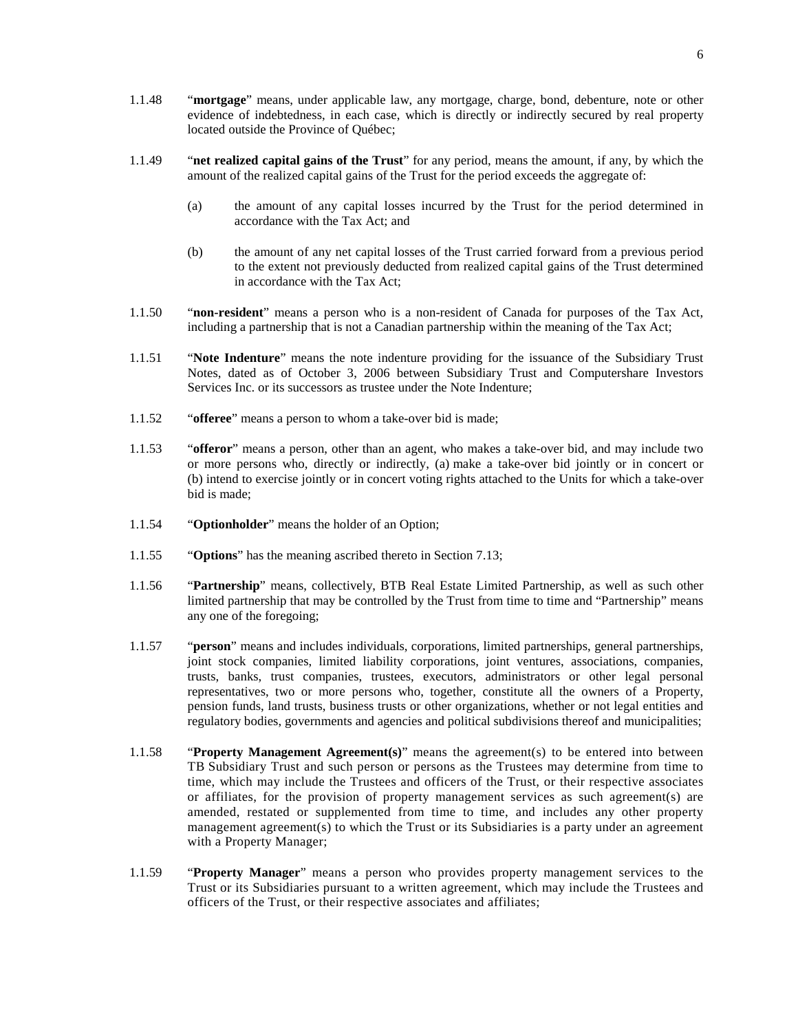1.1.48 "**mortgage**" means, under applicable law, any mortgage, charge, bond, debenture, note or other evidence of indebtedness, in each case, which is directly or indirectly secured by real property located outside the Province of Québec;

1.1.49 "**net realized capital gains of the Trust**" for any period, means the amount, if any, by which the amount of the realized capital gains of the Trust for the period exceeds the aggregate of:

(a) the amount of any capital losses incurred by the Trust for the period determined in accordance with the Tax Act; and

(b) the amount of any net capital losses of the Trust carried forward from a previous period to the extent not previously deducted from realized capital gains of the Trust determined in accordance with the Tax Act;

1.1.50 "**non-resident**" means a person who is a non-resident of Canada for purposes of the Tax Act, including a partnership that is not a Canadian partnership within the meaning of the Tax Act;

1.1.51 "**Note Indenture**" means the note indenture providing for the issuance of the Subsidiary Trust Notes, dated as of October 3, 2006 between Subsidiary Trust and Computershare Investors Services Inc. or its successors as trustee under the Note Indenture;

1.1.52 "**offeree**" means a person to whom a take-over bid is made;

1.1.53 "**offeror**" means a person, other than an agent, who makes a take-over bid, and may include two or more persons who, directly or indirectly, (a) make a take-over bid jointly or in concert or (b) intend to exercise jointly or in concert voting rights attached to the Units for which a take-over bid is made;

1.1.54 "**Optionholder**" means the holder of an Option;

1.1.55 "**Options**" has the meaning ascribed thereto in Section 7.13;

1.1.56 "**Partnership**" means, collectively, BTB Real Estate Limited Partnership, as well as such other limited partnership that may be controlled by the Trust from time to time and "Partnership" means any one of the foregoing;

1.1.57 "**person**" means and includes individuals, corporations, limited partnerships, general partnerships, joint stock companies, limited liability corporations, joint ventures, associations, companies, trusts, banks, trust companies, trustees, executors, administrators or other legal personal representatives, two or more persons who, together, constitute all the owners of a Property, pension funds, land trusts, business trusts or other organizations, whether or not legal entities and regulatory bodies, governments and agencies and political subdivisions thereof and municipalities;

1.1.58 "**Property Management Agreement(s)**" means the agreement(s) to be entered into between TB Subsidiary Trust and such person or persons as the Trustees may determine from time to time, which may include the Trustees and officers of the Trust, or their respective associates or affiliates, for the provision of property management services as such agreement(s) are amended, restated or supplemented from time to time, and includes any other property management agreement(s) to which the Trust or its Subsidiaries is a party under an agreement with a Property Manager;

1.1.59 "**Property Manager**" means a person who provides property management services to the Trust or its Subsidiaries pursuant to a written agreement, which may include the Trustees and officers of the Trust, or their respective associates and affiliates;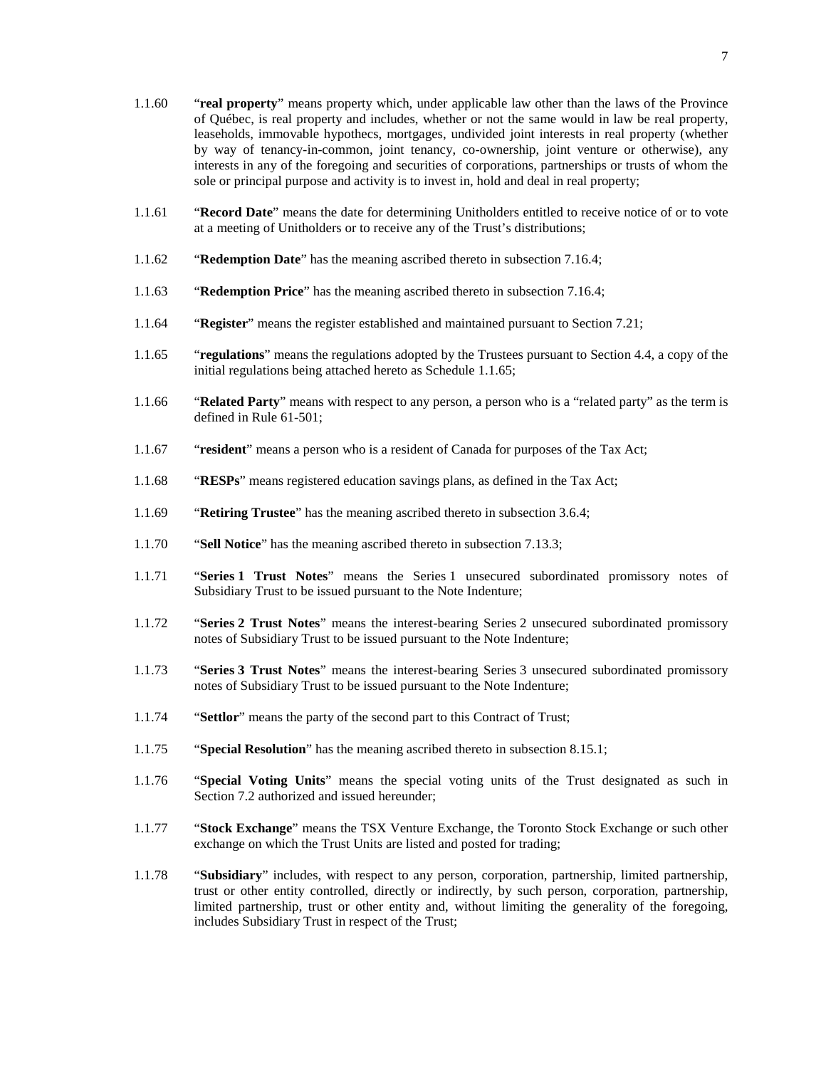1.1.60 "**real property**" means property which, under applicable law other than the laws of the Province of Québec, is real property and includes, whether or not the same would in law be real property, leaseholds, immovable hypothecs, mortgages, undivided joint interests in real property (whether by way of tenancy-in-common, joint tenancy, co-ownership, joint venture or otherwise), any interests in any of the foregoing and securities of corporations, partnerships or trusts of whom the sole or principal purpose and activity is to invest in, hold and deal in real property;

1.1.61 "**Record Date**" means the date for determining Unitholders entitled to receive notice of or to vote at a meeting of Unitholders or to receive any of the Trust's distributions;

1.1.62 "**Redemption Date**" has the meaning ascribed thereto in subsection 7.16.4;

1.1.63 "**Redemption Price**" has the meaning ascribed thereto in subsection 7.16.4;

1.1.64 "**Register**" means the register established and maintained pursuant to Section 7.21;

1.1.65 "**regulations**" means the regulations adopted by the Trustees pursuant to Section 4.4, a copy of the initial regulations being attached hereto as Schedule 1.1.65;

1.1.66 "**Related Party**" means with respect to any person, a person who is a "related party" as the term is defined in Rule 61-501;

1.1.67 "**resident**" means a person who is a resident of Canada for purposes of the Tax Act;

1.1.68 "**RESPs**" means registered education savings plans, as defined in the Tax Act;

1.1.69 "**Retiring Trustee**" has the meaning ascribed thereto in subsection 3.6.4;

1.1.70 "**Sell Notice**" has the meaning ascribed thereto in subsection 7.13.3;

1.1.71 "**Series 1 Trust Notes**" means the Series 1 unsecured subordinated promissory notes of Subsidiary Trust to be issued pursuant to the Note Indenture;

1.1.72 "**Series 2 Trust Notes**" means the interest-bearing Series 2 unsecured subordinated promissory notes of Subsidiary Trust to be issued pursuant to the Note Indenture;

1.1.73 "**Series 3 Trust Notes**" means the interest-bearing Series 3 unsecured subordinated promissory notes of Subsidiary Trust to be issued pursuant to the Note Indenture;

1.1.74 "**Settlor**" means the party of the second part to this Contract of Trust;

1.1.75 "**Special Resolution**" has the meaning ascribed thereto in subsection 8.15.1;

1.1.76 "**Special Voting Units**" means the special voting units of the Trust designated as such in Section 7.2 authorized and issued hereunder;

1.1.77 "**Stock Exchange**" means the TSX Venture Exchange, the Toronto Stock Exchange or such other exchange on which the Trust Units are listed and posted for trading;

1.1.78 "**Subsidiary**" includes, with respect to any person, corporation, partnership, limited partnership, trust or other entity controlled, directly or indirectly, by such person, corporation, partnership, limited partnership, trust or other entity and, without limiting the generality of the foregoing, includes Subsidiary Trust in respect of the Trust;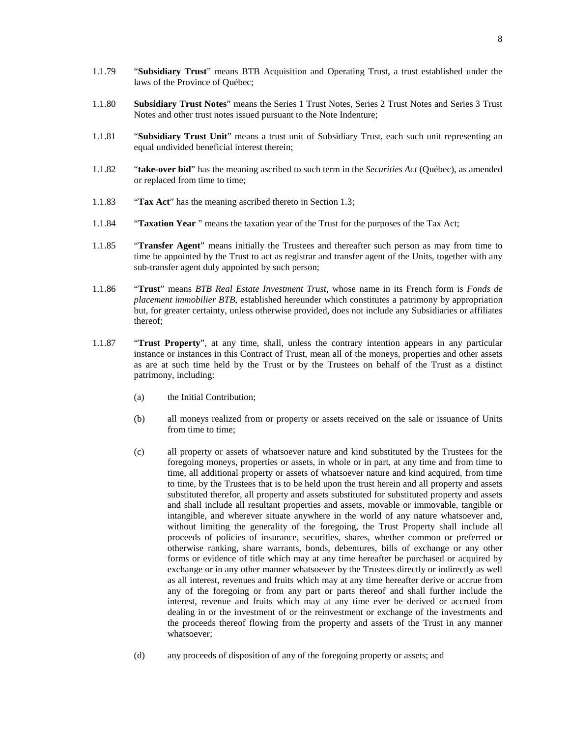1.1.79 "**Subsidiary Trust**" means BTB Acquisition and Operating Trust, a trust established under the laws of the Province of Québec;

1.1.80 **Subsidiary Trust Notes**" means the Series 1 Trust Notes, Series 2 Trust Notes and Series 3 Trust Notes and other trust notes issued pursuant to the Note Indenture;

1.1.81 "**Subsidiary Trust Unit**" means a trust unit of Subsidiary Trust, each such unit representing an equal undivided beneficial interest therein;

1.1.82 "**take-over bid**" has the meaning ascribed to such term in the *Securities Act* (Québec), as amended or replaced from time to time;

1.1.83 "**Tax Act**" has the meaning ascribed thereto in Section 1.3;

1.1.84 "**Taxation Year** " means the taxation year of the Trust for the purposes of the Tax Act;

1.1.85 "**Transfer Agent**" means initially the Trustees and thereafter such person as may from time to time be appointed by the Trust to act as registrar and transfer agent of the Units, together with any sub-transfer agent duly appointed by such person;

1.1.86 "**Trust**" means *BTB Real Estate Investment Trust*, whose name in its French form is *Fonds de placement immobilier BTB*, established hereunder which constitutes a patrimony by appropriation but, for greater certainty, unless otherwise provided, does not include any Subsidiaries or affiliates thereof;

1.1.87 "**Trust Property**", at any time, shall, unless the contrary intention appears in any particular instance or instances in this Contract of Trust, mean all of the moneys, properties and other assets as are at such time held by the Trust or by the Trustees on behalf of the Trust as a distinct patrimony, including:

(a) the Initial Contribution;

(b) all moneys realized from or property or assets received on the sale or issuance of Units from time to time;

(c) all property or assets of whatsoever nature and kind substituted by the Trustees for the foregoing moneys, properties or assets, in whole or in part, at any time and from time to time, all additional property or assets of whatsoever nature and kind acquired, from time to time, by the Trustees that is to be held upon the trust herein and all property and assets substituted therefor, all property and assets substituted for substituted property and assets and shall include all resultant properties and assets, movable or immovable, tangible or intangible, and wherever situate anywhere in the world of any nature whatsoever and, without limiting the generality of the foregoing, the Trust Property shall include all proceeds of policies of insurance, securities, shares, whether common or preferred or otherwise ranking, share warrants, bonds, debentures, bills of exchange or any other forms or evidence of title which may at any time hereafter be purchased or acquired by exchange or in any other manner whatsoever by the Trustees directly or indirectly as well as all interest, revenues and fruits which may at any time hereafter derive or accrue from any of the foregoing or from any part or parts thereof and shall further include the interest, revenue and fruits which may at any time ever be derived or accrued from dealing in or the investment of or the reinvestment or exchange of the investments and the proceeds thereof flowing from the property and assets of the Trust in any manner whatsoever;

(d) any proceeds of disposition of any of the foregoing property or assets; and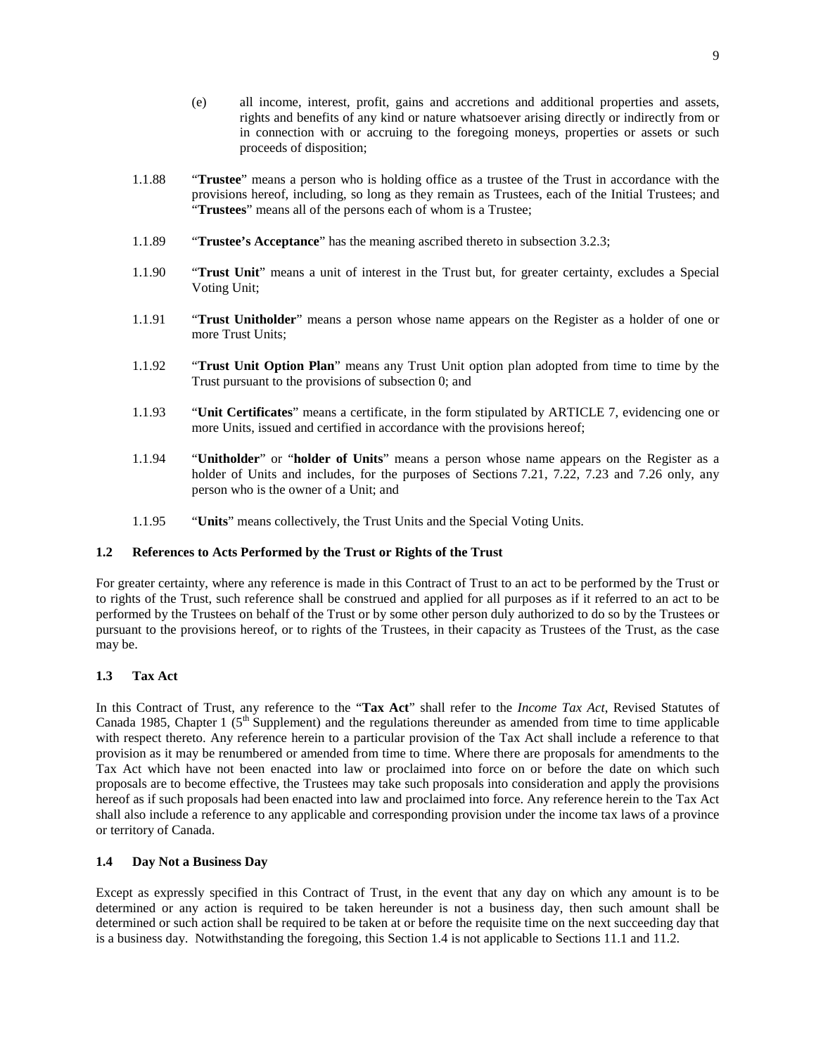(e) all income, interest, profit, gains and accretions and additional properties and assets, rights and benefits of any kind or nature whatsoever arising directly or indirectly from or in connection with or accruing to the foregoing moneys, properties or assets or such proceeds of disposition;

1.1.88 "**Trustee**" means a person who is holding office as a trustee of the Trust in accordance with the provisions hereof, including, so long as they remain as Trustees, each of the Initial Trustees; and "**Trustees**" means all of the persons each of whom is a Trustee;

1.1.89 "**Trustee's Acceptance**" has the meaning ascribed thereto in subsection 3.2.3;

1.1.90 "**Trust Unit**" means a unit of interest in the Trust but, for greater certainty, excludes a Special Voting Unit;

1.1.91 "**Trust Unitholder**" means a person whose name appears on the Register as a holder of one or more Trust Units;

1.1.92 "**Trust Unit Option Plan**" means any Trust Unit option plan adopted from time to time by the Trust pursuant to the provisions of subsection 0; and

1.1.93 "**Unit Certificates**" means a certificate, in the form stipulated by ARTICLE 7, evidencing one or more Units, issued and certified in accordance with the provisions hereof;

1.1.94 "**Unitholder**" or "**holder of Units**" means a person whose name appears on the Register as a holder of Units and includes, for the purposes of Sections 7.21, 7.22, 7.23 and 7.26 only, any person who is the owner of a Unit; and

1.1.95 "**Units**" means collectively, the Trust Units and the Special Voting Units.

### 1.2 References to Acts Performed by the Trust or Rights of the Trust

For greater certainty, where any reference is made in this Contract of Trust to an act to be performed by the Trust or to rights of the Trust, such reference shall be construed and applied for all purposes as if it referred to an act to be performed by the Trustees on behalf of the Trust or by some other person duly authorized to do so by the Trustees or pursuant to the provisions hereof, or to rights of the Trustees, in their capacity as Trustees of the Trust, as the case may be.

### 1.3 Tax Act

In this Contract of Trust, any reference to the "**Tax Act**" shall refer to the *Income Tax Act*, Revised Statutes of Canada 1985, Chapter 1 (5th Supplement) and the regulations thereunder as amended from time to time applicable with respect thereto. Any reference herein to a particular provision of the Tax Act shall include a reference to that provision as it may be renumbered or amended from time to time. Where there are proposals for amendments to the Tax Act which have not been enacted into law or proclaimed into force on or before the date on which such proposals are to become effective, the Trustees may take such proposals into consideration and apply the provisions hereof as if such proposals had been enacted into law and proclaimed into force. Any reference herein to the Tax Act shall also include a reference to any applicable and corresponding provision under the income tax laws of a province or territory of Canada.

### 1.4 Day Not a Business Day

Except as expressly specified in this Contract of Trust, in the event that any day on which any amount is to be determined or any action is required to be taken hereunder is not a business day, then such amount shall be determined or such action shall be required to be taken at or before the requisite time on the next succeeding day that is a business day. Notwithstanding the foregoing, this Section 1.4 is not applicable to Sections 11.1 and 11.2.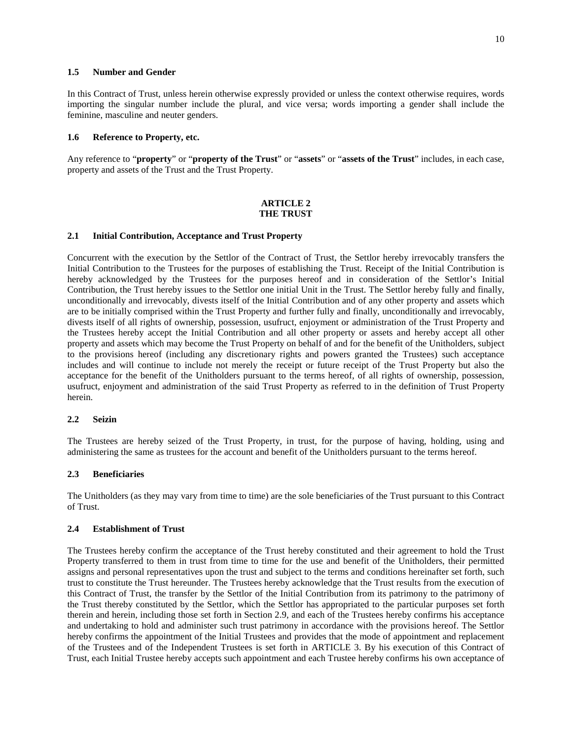### 1.5 Number and Gender

In this Contract of Trust, unless herein otherwise expressly provided or unless the context otherwise requires, words importing the singular number include the plural, and vice versa; words importing a gender shall include the feminine, masculine and neuter genders.

### 1.6 Reference to Property, etc.

Any reference to "**property**" or "**property of the Trust**" or "**assets**" or "**assets of the Trust**" includes, in each case, property and assets of the Trust and the Trust Property.

## ARTICLE 2
## THE TRUST

### 2.1 Initial Contribution, Acceptance and Trust Property

Concurrent with the execution by the Settlor of the Contract of Trust, the Settlor hereby irrevocably transfers the Initial Contribution to the Trustees for the purposes of establishing the Trust. Receipt of the Initial Contribution is hereby acknowledged by the Trustees for the purposes hereof and in consideration of the Settlor's Initial Contribution, the Trust hereby issues to the Settlor one initial Unit in the Trust. The Settlor hereby fully and finally, unconditionally and irrevocably, divests itself of the Initial Contribution and of any other property and assets which are to be initially comprised within the Trust Property and further fully and finally, unconditionally and irrevocably, divests itself of all rights of ownership, possession, usufruct, enjoyment or administration of the Trust Property and the Trustees hereby accept the Initial Contribution and all other property or assets and hereby accept all other property and assets which may become the Trust Property on behalf of and for the benefit of the Unitholders, subject to the provisions hereof (including any discretionary rights and powers granted the Trustees) such acceptance includes and will continue to include not merely the receipt or future receipt of the Trust Property but also the acceptance for the benefit of the Unitholders pursuant to the terms hereof, of all rights of ownership, possession, usufruct, enjoyment and administration of the said Trust Property as referred to in the definition of Trust Property herein.

### 2.2 Seizin

The Trustees are hereby seized of the Trust Property, in trust, for the purpose of having, holding, using and administering the same as trustees for the account and benefit of the Unitholders pursuant to the terms hereof.

### 2.3 Beneficiaries

The Unitholders (as they may vary from time to time) are the sole beneficiaries of the Trust pursuant to this Contract of Trust.

### 2.4 Establishment of Trust

The Trustees hereby confirm the acceptance of the Trust hereby constituted and their agreement to hold the Trust Property transferred to them in trust from time to time for the use and benefit of the Unitholders, their permitted assigns and personal representatives upon the trust and subject to the terms and conditions hereinafter set forth, such trust to constitute the Trust hereunder. The Trustees hereby acknowledge that the Trust results from the execution of this Contract of Trust, the transfer by the Settlor of the Initial Contribution from its patrimony to the patrimony of the Trust thereby constituted by the Settlor, which the Settlor has appropriated to the particular purposes set forth therein and herein, including those set forth in Section 2.9, and each of the Trustees hereby confirms his acceptance and undertaking to hold and administer such trust patrimony in accordance with the provisions hereof. The Settlor hereby confirms the appointment of the Initial Trustees and provides that the mode of appointment and replacement of the Trustees and of the Independent Trustees is set forth in ARTICLE 3. By his execution of this Contract of Trust, each Initial Trustee hereby accepts such appointment and each Trustee hereby confirms his own acceptance of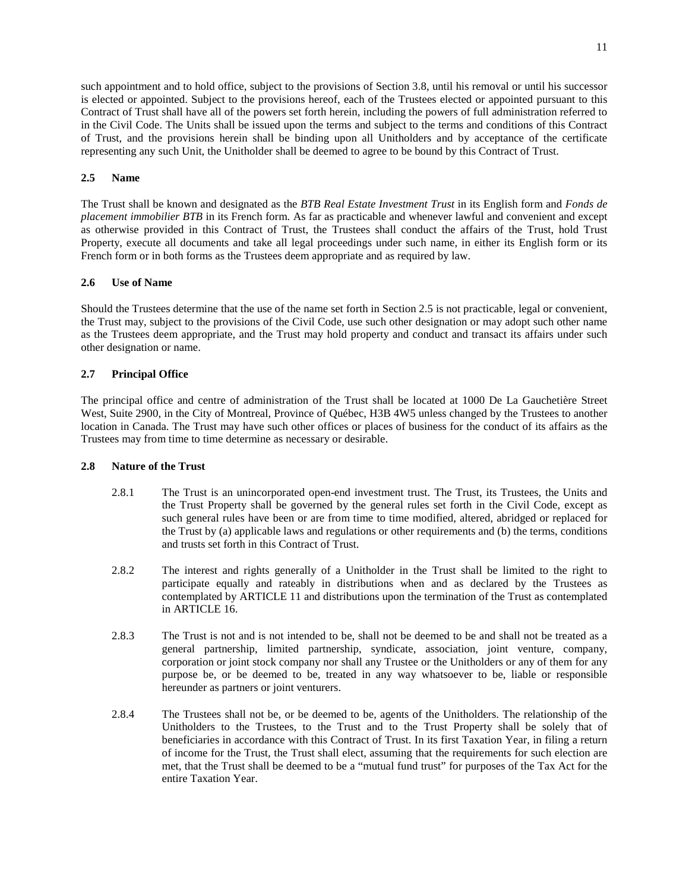such appointment and to hold office, subject to the provisions of Section 3.8, until his removal or until his successor is elected or appointed. Subject to the provisions hereof, each of the Trustees elected or appointed pursuant to this Contract of Trust shall have all of the powers set forth herein, including the powers of full administration referred to in the Civil Code. The Units shall be issued upon the terms and subject to the terms and conditions of this Contract of Trust, and the provisions herein shall be binding upon all Unitholders and by acceptance of the certificate representing any such Unit, the Unitholder shall be deemed to agree to be bound by this Contract of Trust.

### 2.5 Name

The Trust shall be known and designated as the *BTB Real Estate Investment Trust* in its English form and *Fonds de placement immobilier BTB* in its French form. As far as practicable and whenever lawful and convenient and except as otherwise provided in this Contract of Trust, the Trustees shall conduct the affairs of the Trust, hold Trust Property, execute all documents and take all legal proceedings under such name, in either its English form or its French form or in both forms as the Trustees deem appropriate and as required by law.

### 2.6 Use of Name

Should the Trustees determine that the use of the name set forth in Section 2.5 is not practicable, legal or convenient, the Trust may, subject to the provisions of the Civil Code, use such other designation or may adopt such other name as the Trustees deem appropriate, and the Trust may hold property and conduct and transact its affairs under such other designation or name.

### 2.7 Principal Office

The principal office and centre of administration of the Trust shall be located at 1000 De La Gauchetière Street West, Suite 2900, in the City of Montreal, Province of Québec, H3B 4W5 unless changed by the Trustees to another location in Canada. The Trust may have such other offices or places of business for the conduct of its affairs as the Trustees may from time to time determine as necessary or desirable.

### 2.8 Nature of the Trust

2.8.1 The Trust is an unincorporated open-end investment trust. The Trust, its Trustees, the Units and the Trust Property shall be governed by the general rules set forth in the Civil Code, except as such general rules have been or are from time to time modified, altered, abridged or replaced for the Trust by (a) applicable laws and regulations or other requirements and (b) the terms, conditions and trusts set forth in this Contract of Trust.

2.8.2 The interest and rights generally of a Unitholder in the Trust shall be limited to the right to participate equally and rateably in distributions when and as declared by the Trustees as contemplated by ARTICLE 11 and distributions upon the termination of the Trust as contemplated in ARTICLE 16.

2.8.3 The Trust is not and is not intended to be, shall not be deemed to be and shall not be treated as a general partnership, limited partnership, syndicate, association, joint venture, company, corporation or joint stock company nor shall any Trustee or the Unitholders or any of them for any purpose be, or be deemed to be, treated in any way whatsoever to be, liable or responsible hereunder as partners or joint venturers.

2.8.4 The Trustees shall not be, or be deemed to be, agents of the Unitholders. The relationship of the Unitholders to the Trustees, to the Trust and to the Trust Property shall be solely that of beneficiaries in accordance with this Contract of Trust. In its first Taxation Year, in filing a return of income for the Trust, the Trust shall elect, assuming that the requirements for such election are met, that the Trust shall be deemed to be a "mutual fund trust" for purposes of the Tax Act for the entire Taxation Year.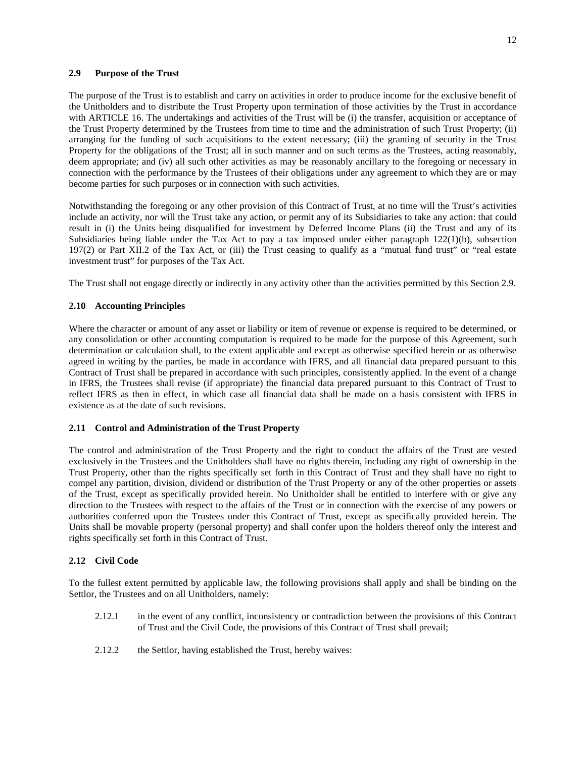### 2.9 Purpose of the Trust

The purpose of the Trust is to establish and carry on activities in order to produce income for the exclusive benefit of the Unitholders and to distribute the Trust Property upon termination of those activities by the Trust in accordance with ARTICLE 16. The undertakings and activities of the Trust will be (i) the transfer, acquisition or acceptance of the Trust Property determined by the Trustees from time to time and the administration of such Trust Property; (ii) arranging for the funding of such acquisitions to the extent necessary; (iii) the granting of security in the Trust Property for the obligations of the Trust; all in such manner and on such terms as the Trustees, acting reasonably, deem appropriate; and (iv) all such other activities as may be reasonably ancillary to the foregoing or necessary in connection with the performance by the Trustees of their obligations under any agreement to which they are or may become parties for such purposes or in connection with such activities.

Notwithstanding the foregoing or any other provision of this Contract of Trust, at no time will the Trust's activities include an activity, nor will the Trust take any action, or permit any of its Subsidiaries to take any action: that could result in (i) the Units being disqualified for investment by Deferred Income Plans (ii) the Trust and any of its Subsidiaries being liable under the Tax Act to pay a tax imposed under either paragraph 122(1)(b), subsection 197(2) or Part XII.2 of the Tax Act, or (iii) the Trust ceasing to qualify as a "mutual fund trust" or "real estate investment trust" for purposes of the Tax Act.

The Trust shall not engage directly or indirectly in any activity other than the activities permitted by this Section 2.9.

### 2.10 Accounting Principles

Where the character or amount of any asset or liability or item of revenue or expense is required to be determined, or any consolidation or other accounting computation is required to be made for the purpose of this Agreement, such determination or calculation shall, to the extent applicable and except as otherwise specified herein or as otherwise agreed in writing by the parties, be made in accordance with IFRS, and all financial data prepared pursuant to this Contract of Trust shall be prepared in accordance with such principles, consistently applied. In the event of a change in IFRS, the Trustees shall revise (if appropriate) the financial data prepared pursuant to this Contract of Trust to reflect IFRS as then in effect, in which case all financial data shall be made on a basis consistent with IFRS in existence as at the date of such revisions.

### 2.11 Control and Administration of the Trust Property

The control and administration of the Trust Property and the right to conduct the affairs of the Trust are vested exclusively in the Trustees and the Unitholders shall have no rights therein, including any right of ownership in the Trust Property, other than the rights specifically set forth in this Contract of Trust and they shall have no right to compel any partition, division, dividend or distribution of the Trust Property or any of the other properties or assets of the Trust, except as specifically provided herein. No Unitholder shall be entitled to interfere with or give any direction to the Trustees with respect to the affairs of the Trust or in connection with the exercise of any powers or authorities conferred upon the Trustees under this Contract of Trust, except as specifically provided herein. The Units shall be movable property (personal property) and shall confer upon the holders thereof only the interest and rights specifically set forth in this Contract of Trust.

### 2.12 Civil Code

To the fullest extent permitted by applicable law, the following provisions shall apply and shall be binding on the Settlor, the Trustees and on all Unitholders, namely:

2.12.1 in the event of any conflict, inconsistency or contradiction between the provisions of this Contract of Trust and the Civil Code, the provisions of this Contract of Trust shall prevail;

2.12.2 the Settlor, having established the Trust, hereby waives: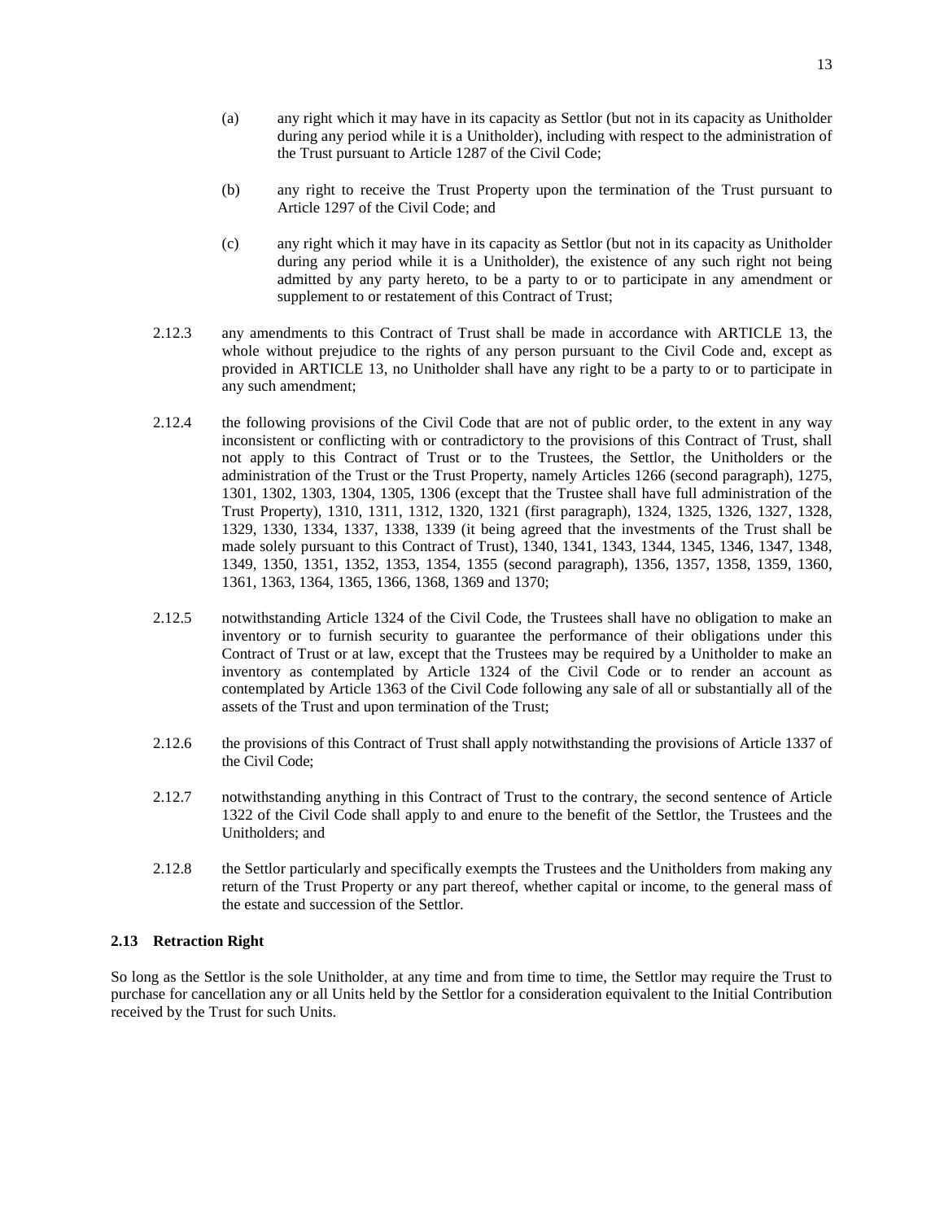(a) any right which it may have in its capacity as Settlor (but not in its capacity as Unitholder during any period while it is a Unitholder), including with respect to the administration of the Trust pursuant to Article 1287 of the Civil Code;

(b) any right to receive the Trust Property upon the termination of the Trust pursuant to Article 1297 of the Civil Code; and

(c) any right which it may have in its capacity as Settlor (but not in its capacity as Unitholder during any period while it is a Unitholder), the existence of any such right not being admitted by any party hereto, to be a party to or to participate in any amendment or supplement to or restatement of this Contract of Trust;

2.12.3 any amendments to this Contract of Trust shall be made in accordance with ARTICLE 13, the whole without prejudice to the rights of any person pursuant to the Civil Code and, except as provided in ARTICLE 13, no Unitholder shall have any right to be a party to or to participate in any such amendment;

2.12.4 the following provisions of the Civil Code that are not of public order, to the extent in any way inconsistent or conflicting with or contradictory to the provisions of this Contract of Trust, shall not apply to this Contract of Trust or to the Trustees, the Settlor, the Unitholders or the administration of the Trust or the Trust Property, namely Articles 1266 (second paragraph), 1275, 1301, 1302, 1303, 1304, 1305, 1306 (except that the Trustee shall have full administration of the Trust Property), 1310, 1311, 1312, 1320, 1321 (first paragraph), 1324, 1325, 1326, 1327, 1328, 1329, 1330, 1334, 1337, 1338, 1339 (it being agreed that the investments of the Trust shall be made solely pursuant to this Contract of Trust), 1340, 1341, 1343, 1344, 1345, 1346, 1347, 1348, 1349, 1350, 1351, 1352, 1353, 1354, 1355 (second paragraph), 1356, 1357, 1358, 1359, 1360, 1361, 1363, 1364, 1365, 1366, 1368, 1369 and 1370;

2.12.5 notwithstanding Article 1324 of the Civil Code, the Trustees shall have no obligation to make an inventory or to furnish security to guarantee the performance of their obligations under this Contract of Trust or at law, except that the Trustees may be required by a Unitholder to make an inventory as contemplated by Article 1324 of the Civil Code or to render an account as contemplated by Article 1363 of the Civil Code following any sale of all or substantially all of the assets of the Trust and upon termination of the Trust;

2.12.6 the provisions of this Contract of Trust shall apply notwithstanding the provisions of Article 1337 of the Civil Code;

2.12.7 notwithstanding anything in this Contract of Trust to the contrary, the second sentence of Article 1322 of the Civil Code shall apply to and enure to the benefit of the Settlor, the Trustees and the Unitholders; and

2.12.8 the Settlor particularly and specifically exempts the Trustees and the Unitholders from making any return of the Trust Property or any part thereof, whether capital or income, to the general mass of the estate and succession of the Settlor.

### 2.13 Retraction Right

So long as the Settlor is the sole Unitholder, at any time and from time to time, the Settlor may require the Trust to purchase for cancellation any or all Units held by the Settlor for a consideration equivalent to the Initial Contribution received by the Trust for such Units.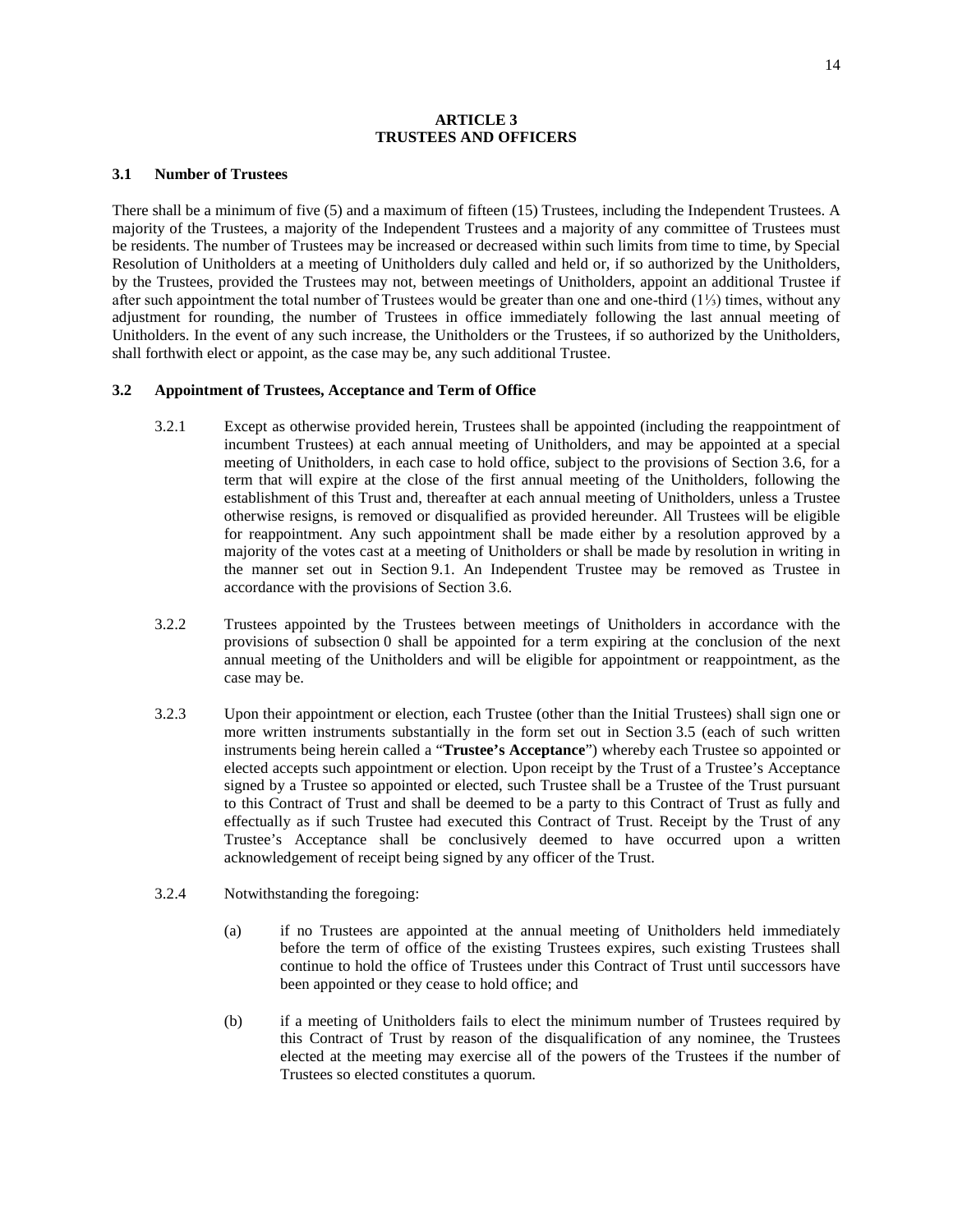# ARTICLE 3
# TRUSTEES AND OFFICERS

## 3.1 Number of Trustees

There shall be a minimum of five (5) and a maximum of fifteen (15) Trustees, including the Independent Trustees. A majority of the Trustees, a majority of the Independent Trustees and a majority of any committee of Trustees must be residents. The number of Trustees may be increased or decreased within such limits from time to time, by Special Resolution of Unitholders at a meeting of Unitholders duly called and held or, if so authorized by the Unitholders, by the Trustees, provided the Trustees may not, between meetings of Unitholders, appoint an additional Trustee if after such appointment the total number of Trustees would be greater than one and one-third (1⅓) times, without any adjustment for rounding, the number of Trustees in office immediately following the last annual meeting of Unitholders. In the event of any such increase, the Unitholders or the Trustees, if so authorized by the Unitholders, shall forthwith elect or appoint, as the case may be, any such additional Trustee.

## 3.2 Appointment of Trustees, Acceptance and Term of Office

3.2.1 Except as otherwise provided herein, Trustees shall be appointed (including the reappointment of incumbent Trustees) at each annual meeting of Unitholders, and may be appointed at a special meeting of Unitholders, in each case to hold office, subject to the provisions of Section 3.6, for a term that will expire at the close of the first annual meeting of the Unitholders, following the establishment of this Trust and, thereafter at each annual meeting of Unitholders, unless a Trustee otherwise resigns, is removed or disqualified as provided hereunder. All Trustees will be eligible for reappointment. Any such appointment shall be made either by a resolution approved by a majority of the votes cast at a meeting of Unitholders or shall be made by resolution in writing in the manner set out in Section 9.1. An Independent Trustee may be removed as Trustee in accordance with the provisions of Section 3.6.

3.2.2 Trustees appointed by the Trustees between meetings of Unitholders in accordance with the provisions of subsection 0 shall be appointed for a term expiring at the conclusion of the next annual meeting of the Unitholders and will be eligible for appointment or reappointment, as the case may be.

3.2.3 Upon their appointment or election, each Trustee (other than the Initial Trustees) shall sign one or more written instruments substantially in the form set out in Section 3.5 (each of such written instruments being herein called a "**Trustee's Acceptance**") whereby each Trustee so appointed or elected accepts such appointment or election. Upon receipt by the Trust of a Trustee's Acceptance signed by a Trustee so appointed or elected, such Trustee shall be a Trustee of the Trust pursuant to this Contract of Trust and shall be deemed to be a party to this Contract of Trust as fully and effectually as if such Trustee had executed this Contract of Trust. Receipt by the Trust of any Trustee's Acceptance shall be conclusively deemed to have occurred upon a written acknowledgement of receipt being signed by any officer of the Trust.

3.2.4 Notwithstanding the foregoing:

(a) if no Trustees are appointed at the annual meeting of Unitholders held immediately before the term of office of the existing Trustees expires, such existing Trustees shall continue to hold the office of Trustees under this Contract of Trust until successors have been appointed or they cease to hold office; and

(b) if a meeting of Unitholders fails to elect the minimum number of Trustees required by this Contract of Trust by reason of the disqualification of any nominee, the Trustees elected at the meeting may exercise all of the powers of the Trustees if the number of Trustees so elected constitutes a quorum.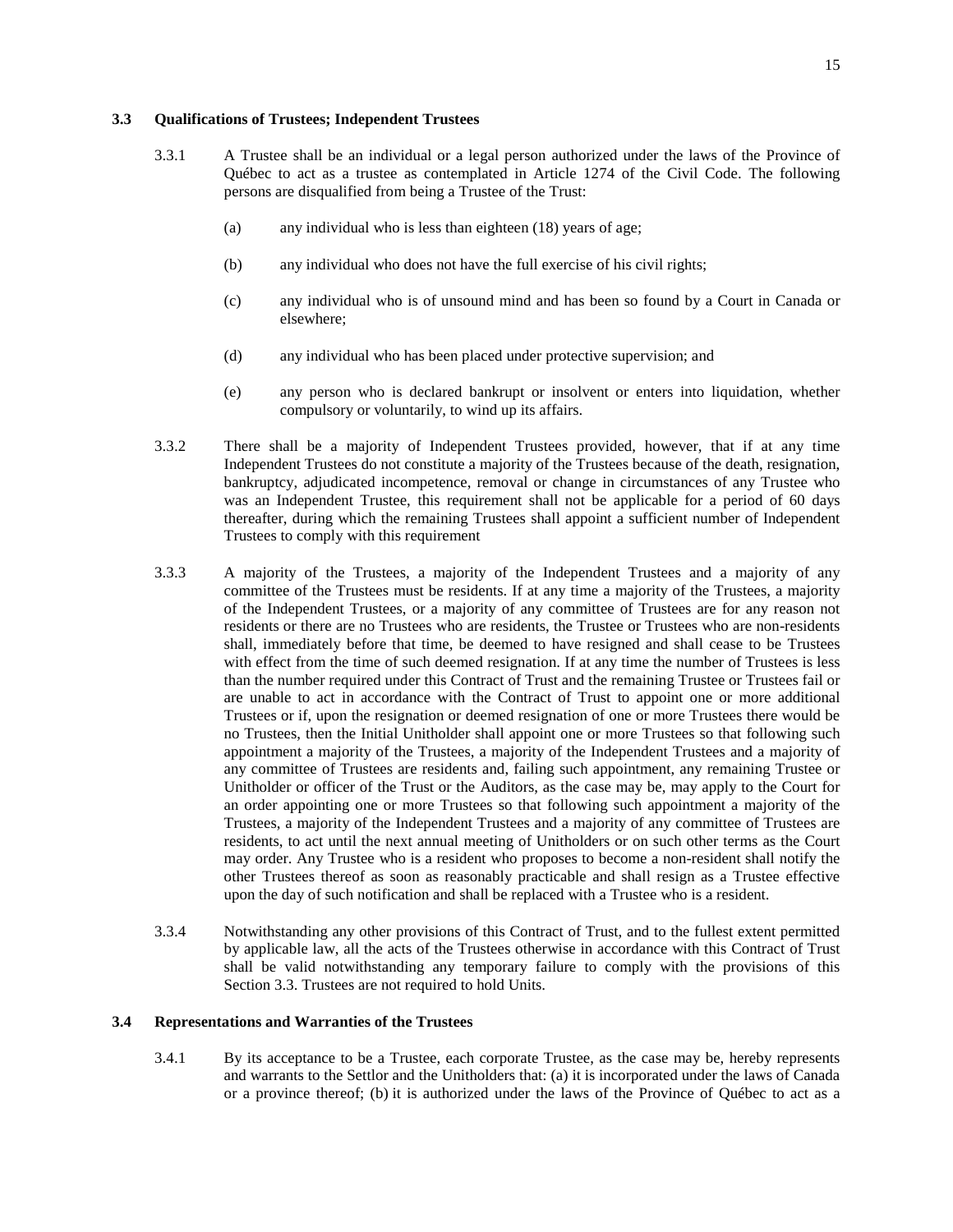### 3.3 Qualifications of Trustees; Independent Trustees

3.3.1 A Trustee shall be an individual or a legal person authorized under the laws of the Province of Québec to act as a trustee as contemplated in Article 1274 of the Civil Code. The following persons are disqualified from being a Trustee of the Trust:

(a) any individual who is less than eighteen (18) years of age;

(b) any individual who does not have the full exercise of his civil rights;

(c) any individual who is of unsound mind and has been so found by a Court in Canada or elsewhere;

(d) any individual who has been placed under protective supervision; and

(e) any person who is declared bankrupt or insolvent or enters into liquidation, whether compulsory or voluntarily, to wind up its affairs.

3.3.2 There shall be a majority of Independent Trustees provided, however, that if at any time Independent Trustees do not constitute a majority of the Trustees because of the death, resignation, bankruptcy, adjudicated incompetence, removal or change in circumstances of any Trustee who was an Independent Trustee, this requirement shall not be applicable for a period of 60 days thereafter, during which the remaining Trustees shall appoint a sufficient number of Independent Trustees to comply with this requirement

3.3.3 A majority of the Trustees, a majority of the Independent Trustees and a majority of any committee of the Trustees must be residents. If at any time a majority of the Trustees, a majority of the Independent Trustees, or a majority of any committee of Trustees are for any reason not residents or there are no Trustees who are residents, the Trustee or Trustees who are non-residents shall, immediately before that time, be deemed to have resigned and shall cease to be Trustees with effect from the time of such deemed resignation. If at any time the number of Trustees is less than the number required under this Contract of Trust and the remaining Trustee or Trustees fail or are unable to act in accordance with the Contract of Trust to appoint one or more additional Trustees or if, upon the resignation or deemed resignation of one or more Trustees there would be no Trustees, then the Initial Unitholder shall appoint one or more Trustees so that following such appointment a majority of the Trustees, a majority of the Independent Trustees and a majority of any committee of Trustees are residents and, failing such appointment, any remaining Trustee or Unitholder or officer of the Trust or the Auditors, as the case may be, may apply to the Court for an order appointing one or more Trustees so that following such appointment a majority of the Trustees, a majority of the Independent Trustees and a majority of any committee of Trustees are residents, to act until the next annual meeting of Unitholders or on such other terms as the Court may order. Any Trustee who is a resident who proposes to become a non-resident shall notify the other Trustees thereof as soon as reasonably practicable and shall resign as a Trustee effective upon the day of such notification and shall be replaced with a Trustee who is a resident.

3.3.4 Notwithstanding any other provisions of this Contract of Trust, and to the fullest extent permitted by applicable law, all the acts of the Trustees otherwise in accordance with this Contract of Trust shall be valid notwithstanding any temporary failure to comply with the provisions of this Section 3.3. Trustees are not required to hold Units.

### 3.4 Representations and Warranties of the Trustees

3.4.1 By its acceptance to be a Trustee, each corporate Trustee, as the case may be, hereby represents and warrants to the Settlor and the Unitholders that: (a) it is incorporated under the laws of Canada or a province thereof; (b) it is authorized under the laws of the Province of Québec to act as a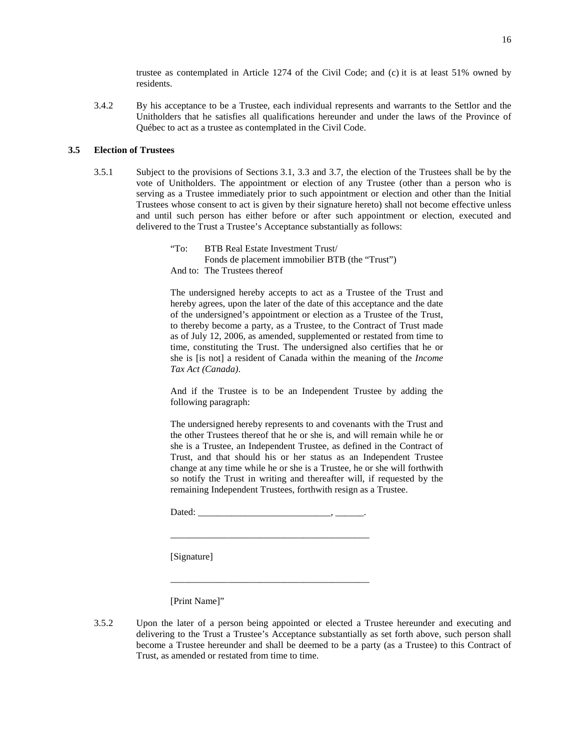trustee as contemplated in Article 1274 of the Civil Code; and (c) it is at least 51% owned by residents.

3.4.2 By his acceptance to be a Trustee, each individual represents and warrants to the Settlor and the Unitholders that he satisfies all qualifications hereunder and under the laws of the Province of Québec to act as a trustee as contemplated in the Civil Code.

### 3.5 Election of Trustees

3.5.1 Subject to the provisions of Sections 3.1, 3.3 and 3.7, the election of the Trustees shall be by the vote of Unitholders. The appointment or election of any Trustee (other than a person who is serving as a Trustee immediately prior to such appointment or election and other than the Initial Trustees whose consent to act is given by their signature hereto) shall not become effective unless and until such person has either before or after such appointment or election, executed and delivered to the Trust a Trustee's Acceptance substantially as follows:

> "To: BTB Real Estate Investment Trust/
> Fonds de placement immobilier BTB (the "Trust")
> And to: The Trustees thereof
>
> The undersigned hereby accepts to act as a Trustee of the Trust and hereby agrees, upon the later of the date of this acceptance and the date of the undersigned's appointment or election as a Trustee of the Trust, to thereby become a party, as a Trustee, to the Contract of Trust made as of July 12, 2006, as amended, supplemented or restated from time to time, constituting the Trust. The undersigned also certifies that he or she is [is not] a resident of Canada within the meaning of the *Income Tax Act (Canada)*.
>
> And if the Trustee is to be an Independent Trustee by adding the following paragraph:
>
> The undersigned hereby represents to and covenants with the Trust and the other Trustees thereof that he or she is, and will remain while he or she is a Trustee, an Independent Trustee, as defined in the Contract of Trust, and that should his or her status as an Independent Trustee change at any time while he or she is a Trustee, he or she will forthwith so notify the Trust in writing and thereafter will, if requested by the remaining Independent Trustees, forthwith resign as a Trustee.
>
> Dated: ____________________________, ______.
>
> ___________________________________________
>
> [Signature]
>
> ___________________________________________
>
> [Print Name]"

3.5.2 Upon the later of a person being appointed or elected a Trustee hereunder and executing and delivering to the Trust a Trustee's Acceptance substantially as set forth above, such person shall become a Trustee hereunder and shall be deemed to be a party (as a Trustee) to this Contract of Trust, as amended or restated from time to time.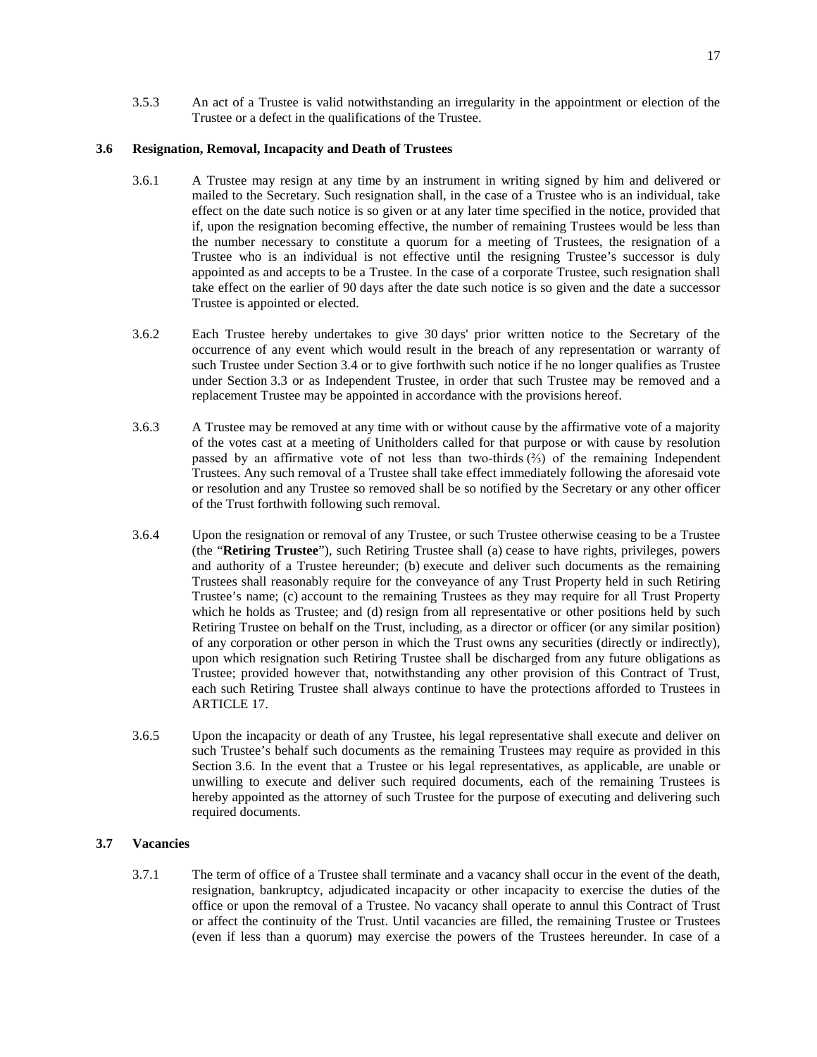3.5.3 An act of a Trustee is valid notwithstanding an irregularity in the appointment or election of the Trustee or a defect in the qualifications of the Trustee.

### 3.6 Resignation, Removal, Incapacity and Death of Trustees

3.6.1 A Trustee may resign at any time by an instrument in writing signed by him and delivered or mailed to the Secretary. Such resignation shall, in the case of a Trustee who is an individual, take effect on the date such notice is so given or at any later time specified in the notice, provided that if, upon the resignation becoming effective, the number of remaining Trustees would be less than the number necessary to constitute a quorum for a meeting of Trustees, the resignation of a Trustee who is an individual is not effective until the resigning Trustee's successor is duly appointed as and accepts to be a Trustee. In the case of a corporate Trustee, such resignation shall take effect on the earlier of 90 days after the date such notice is so given and the date a successor Trustee is appointed or elected.

3.6.2 Each Trustee hereby undertakes to give 30 days' prior written notice to the Secretary of the occurrence of any event which would result in the breach of any representation or warranty of such Trustee under Section 3.4 or to give forthwith such notice if he no longer qualifies as Trustee under Section 3.3 or as Independent Trustee, in order that such Trustee may be removed and a replacement Trustee may be appointed in accordance with the provisions hereof.

3.6.3 A Trustee may be removed at any time with or without cause by the affirmative vote of a majority of the votes cast at a meeting of Unitholders called for that purpose or with cause by resolution passed by an affirmative vote of not less than two-thirds (⅔) of the remaining Independent Trustees. Any such removal of a Trustee shall take effect immediately following the aforesaid vote or resolution and any Trustee so removed shall be so notified by the Secretary or any other officer of the Trust forthwith following such removal.

3.6.4 Upon the resignation or removal of any Trustee, or such Trustee otherwise ceasing to be a Trustee (the "**Retiring Trustee**"), such Retiring Trustee shall (a) cease to have rights, privileges, powers and authority of a Trustee hereunder; (b) execute and deliver such documents as the remaining Trustees shall reasonably require for the conveyance of any Trust Property held in such Retiring Trustee's name; (c) account to the remaining Trustees as they may require for all Trust Property which he holds as Trustee; and (d) resign from all representative or other positions held by such Retiring Trustee on behalf on the Trust, including, as a director or officer (or any similar position) of any corporation or other person in which the Trust owns any securities (directly or indirectly), upon which resignation such Retiring Trustee shall be discharged from any future obligations as Trustee; provided however that, notwithstanding any other provision of this Contract of Trust, each such Retiring Trustee shall always continue to have the protections afforded to Trustees in ARTICLE 17.

3.6.5 Upon the incapacity or death of any Trustee, his legal representative shall execute and deliver on such Trustee's behalf such documents as the remaining Trustees may require as provided in this Section 3.6. In the event that a Trustee or his legal representatives, as applicable, are unable or unwilling to execute and deliver such required documents, each of the remaining Trustees is hereby appointed as the attorney of such Trustee for the purpose of executing and delivering such required documents.

### 3.7 Vacancies

3.7.1 The term of office of a Trustee shall terminate and a vacancy shall occur in the event of the death, resignation, bankruptcy, adjudicated incapacity or other incapacity to exercise the duties of the office or upon the removal of a Trustee. No vacancy shall operate to annul this Contract of Trust or affect the continuity of the Trust. Until vacancies are filled, the remaining Trustee or Trustees (even if less than a quorum) may exercise the powers of the Trustees hereunder. In case of a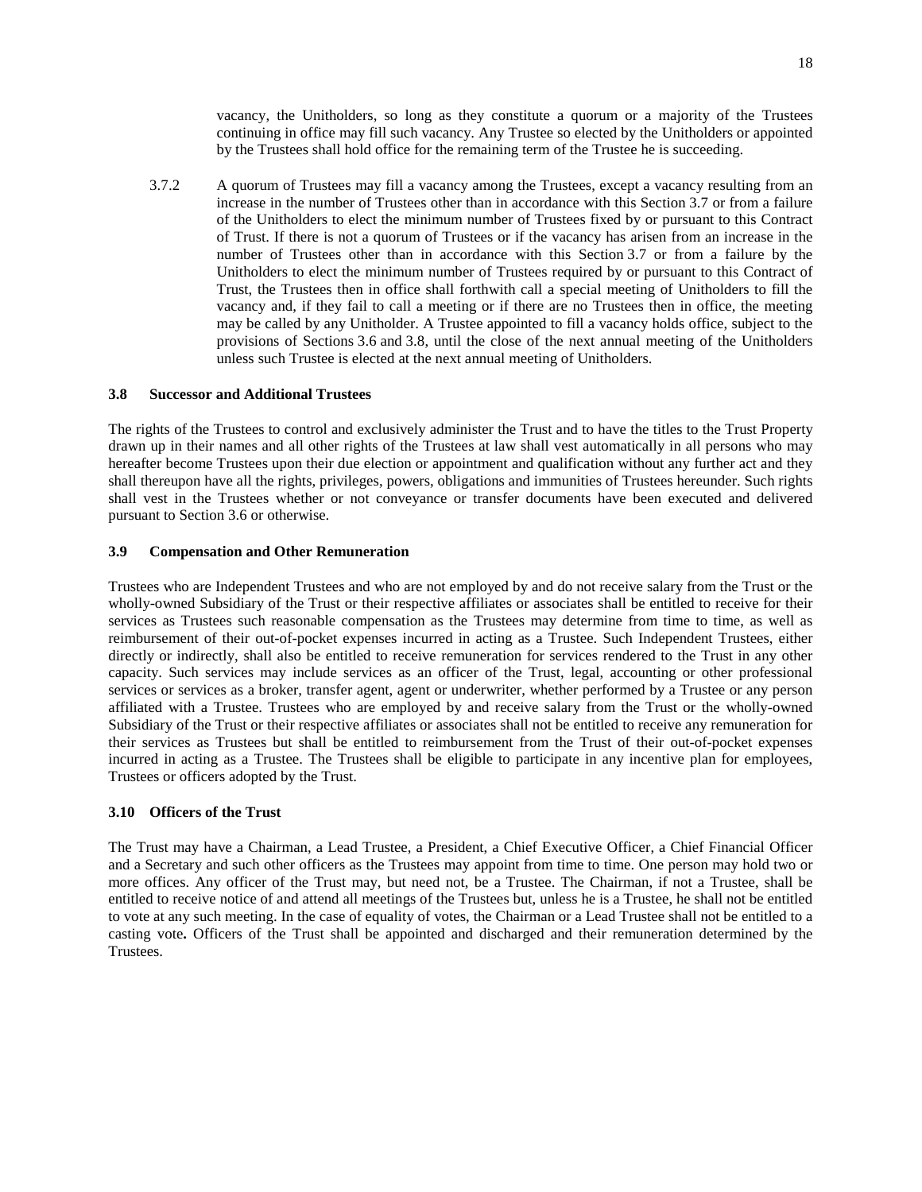vacancy, the Unitholders, so long as they constitute a quorum or a majority of the Trustees continuing in office may fill such vacancy. Any Trustee so elected by the Unitholders or appointed by the Trustees shall hold office for the remaining term of the Trustee he is succeeding.

3.7.2 A quorum of Trustees may fill a vacancy among the Trustees, except a vacancy resulting from an increase in the number of Trustees other than in accordance with this Section 3.7 or from a failure of the Unitholders to elect the minimum number of Trustees fixed by or pursuant to this Contract of Trust. If there is not a quorum of Trustees or if the vacancy has arisen from an increase in the number of Trustees other than in accordance with this Section 3.7 or from a failure by the Unitholders to elect the minimum number of Trustees required by or pursuant to this Contract of Trust, the Trustees then in office shall forthwith call a special meeting of Unitholders to fill the vacancy and, if they fail to call a meeting or if there are no Trustees then in office, the meeting may be called by any Unitholder. A Trustee appointed to fill a vacancy holds office, subject to the provisions of Sections 3.6 and 3.8, until the close of the next annual meeting of the Unitholders unless such Trustee is elected at the next annual meeting of Unitholders.

### 3.8 Successor and Additional Trustees

The rights of the Trustees to control and exclusively administer the Trust and to have the titles to the Trust Property drawn up in their names and all other rights of the Trustees at law shall vest automatically in all persons who may hereafter become Trustees upon their due election or appointment and qualification without any further act and they shall thereupon have all the rights, privileges, powers, obligations and immunities of Trustees hereunder. Such rights shall vest in the Trustees whether or not conveyance or transfer documents have been executed and delivered pursuant to Section 3.6 or otherwise.

### 3.9 Compensation and Other Remuneration

Trustees who are Independent Trustees and who are not employed by and do not receive salary from the Trust or the wholly-owned Subsidiary of the Trust or their respective affiliates or associates shall be entitled to receive for their services as Trustees such reasonable compensation as the Trustees may determine from time to time, as well as reimbursement of their out-of-pocket expenses incurred in acting as a Trustee. Such Independent Trustees, either directly or indirectly, shall also be entitled to receive remuneration for services rendered to the Trust in any other capacity. Such services may include services as an officer of the Trust, legal, accounting or other professional services or services as a broker, transfer agent, agent or underwriter, whether performed by a Trustee or any person affiliated with a Trustee. Trustees who are employed by and receive salary from the Trust or the wholly-owned Subsidiary of the Trust or their respective affiliates or associates shall not be entitled to receive any remuneration for their services as Trustees but shall be entitled to reimbursement from the Trust of their out-of-pocket expenses incurred in acting as a Trustee. The Trustees shall be eligible to participate in any incentive plan for employees, Trustees or officers adopted by the Trust.

### 3.10 Officers of the Trust

The Trust may have a Chairman, a Lead Trustee, a President, a Chief Executive Officer, a Chief Financial Officer and a Secretary and such other officers as the Trustees may appoint from time to time. One person may hold two or more offices. Any officer of the Trust may, but need not, be a Trustee. The Chairman, if not a Trustee, shall be entitled to receive notice of and attend all meetings of the Trustees but, unless he is a Trustee, he shall not be entitled to vote at any such meeting. In the case of equality of votes, the Chairman or a Lead Trustee shall not be entitled to a casting vote**.** Officers of the Trust shall be appointed and discharged and their remuneration determined by the Trustees.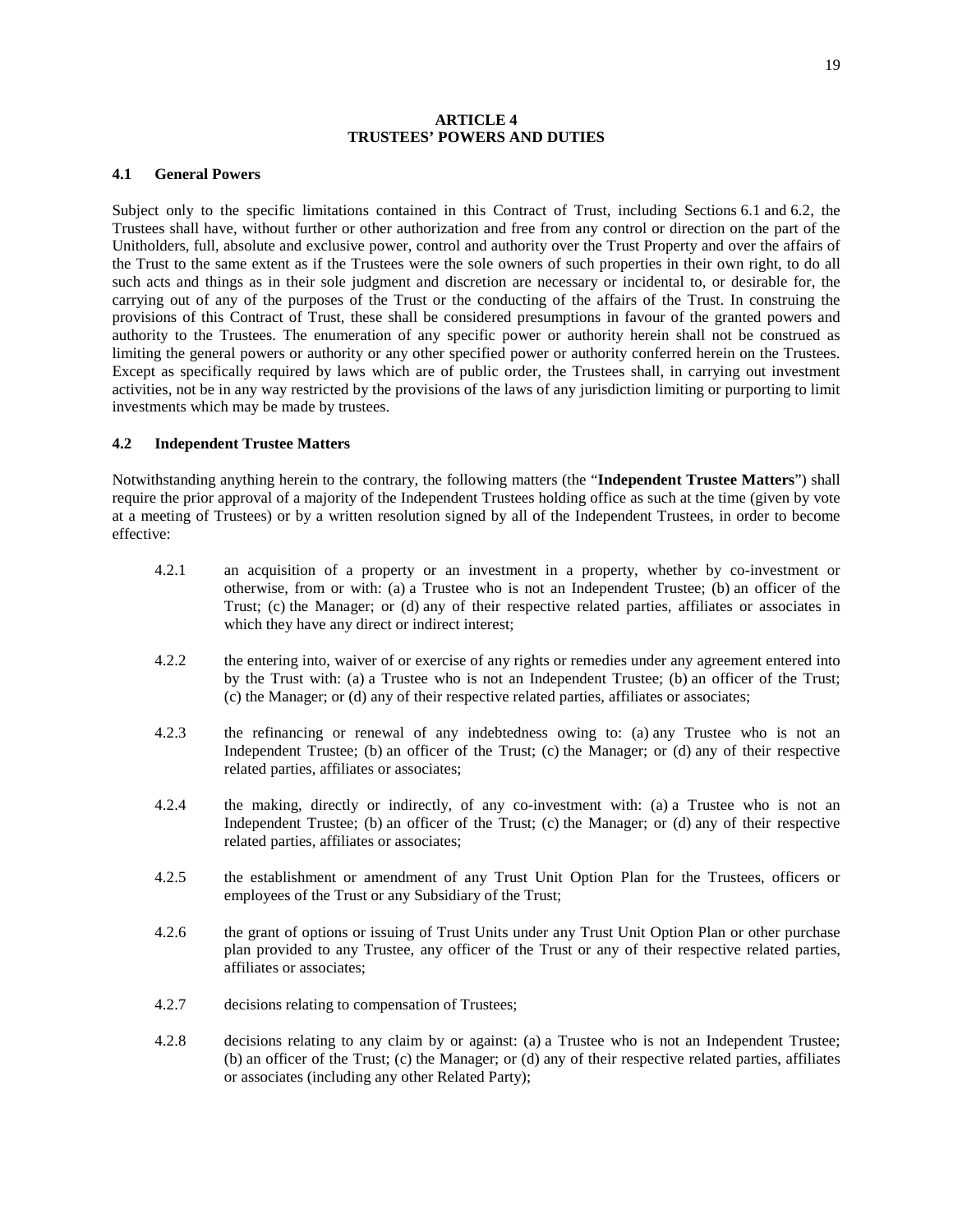## ARTICLE 4
## TRUSTEES' POWERS AND DUTIES

### 4.1 General Powers

Subject only to the specific limitations contained in this Contract of Trust, including Sections 6.1 and 6.2, the Trustees shall have, without further or other authorization and free from any control or direction on the part of the Unitholders, full, absolute and exclusive power, control and authority over the Trust Property and over the affairs of the Trust to the same extent as if the Trustees were the sole owners of such properties in their own right, to do all such acts and things as in their sole judgment and discretion are necessary or incidental to, or desirable for, the carrying out of any of the purposes of the Trust or the conducting of the affairs of the Trust. In construing the provisions of this Contract of Trust, these shall be considered presumptions in favour of the granted powers and authority to the Trustees. The enumeration of any specific power or authority herein shall not be construed as limiting the general powers or authority or any other specified power or authority conferred herein on the Trustees. Except as specifically required by laws which are of public order, the Trustees shall, in carrying out investment activities, not be in any way restricted by the provisions of the laws of any jurisdiction limiting or purporting to limit investments which may be made by trustees.

### 4.2 Independent Trustee Matters

Notwithstanding anything herein to the contrary, the following matters (the "**Independent Trustee Matters**") shall require the prior approval of a majority of the Independent Trustees holding office as such at the time (given by vote at a meeting of Trustees) or by a written resolution signed by all of the Independent Trustees, in order to become effective:

4.2.1 an acquisition of a property or an investment in a property, whether by co-investment or otherwise, from or with: (a) a Trustee who is not an Independent Trustee; (b) an officer of the Trust; (c) the Manager; or (d) any of their respective related parties, affiliates or associates in which they have any direct or indirect interest;

4.2.2 the entering into, waiver of or exercise of any rights or remedies under any agreement entered into by the Trust with: (a) a Trustee who is not an Independent Trustee; (b) an officer of the Trust; (c) the Manager; or (d) any of their respective related parties, affiliates or associates;

4.2.3 the refinancing or renewal of any indebtedness owing to: (a) any Trustee who is not an Independent Trustee; (b) an officer of the Trust; (c) the Manager; or (d) any of their respective related parties, affiliates or associates;

4.2.4 the making, directly or indirectly, of any co-investment with: (a) a Trustee who is not an Independent Trustee; (b) an officer of the Trust; (c) the Manager; or (d) any of their respective related parties, affiliates or associates;

4.2.5 the establishment or amendment of any Trust Unit Option Plan for the Trustees, officers or employees of the Trust or any Subsidiary of the Trust;

4.2.6 the grant of options or issuing of Trust Units under any Trust Unit Option Plan or other purchase plan provided to any Trustee, any officer of the Trust or any of their respective related parties, affiliates or associates;

4.2.7 decisions relating to compensation of Trustees;

4.2.8 decisions relating to any claim by or against: (a) a Trustee who is not an Independent Trustee; (b) an officer of the Trust; (c) the Manager; or (d) any of their respective related parties, affiliates or associates (including any other Related Party);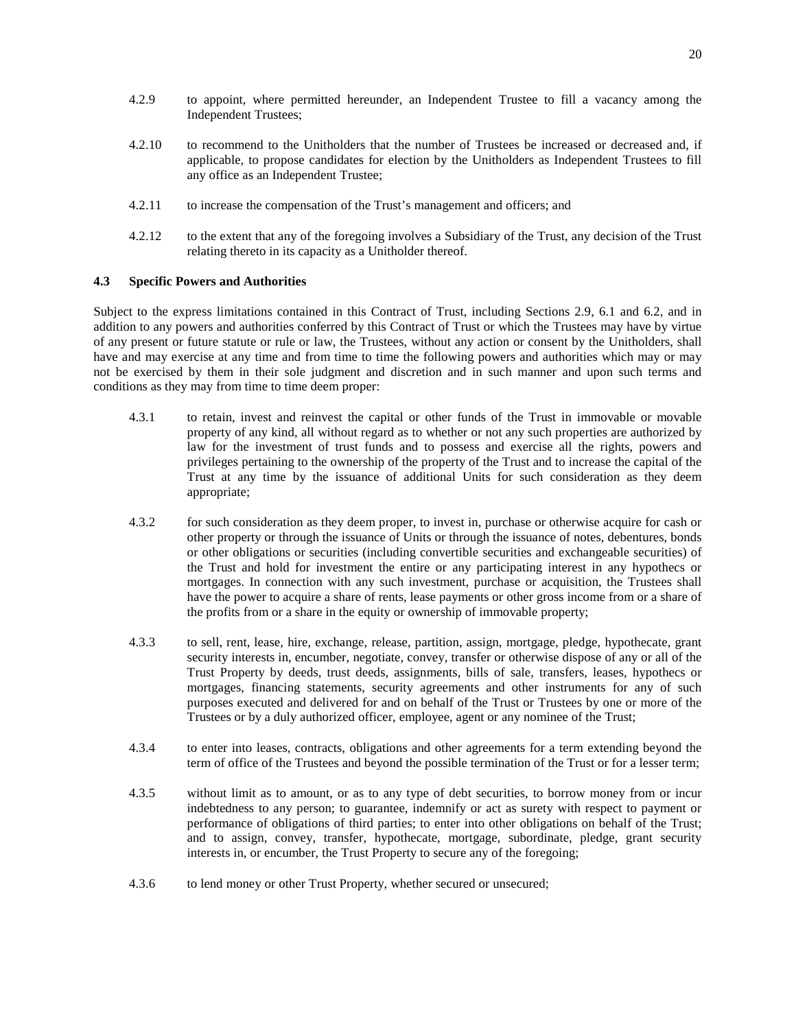4.2.9 to appoint, where permitted hereunder, an Independent Trustee to fill a vacancy among the Independent Trustees;

4.2.10 to recommend to the Unitholders that the number of Trustees be increased or decreased and, if applicable, to propose candidates for election by the Unitholders as Independent Trustees to fill any office as an Independent Trustee;

4.2.11 to increase the compensation of the Trust's management and officers; and

4.2.12 to the extent that any of the foregoing involves a Subsidiary of the Trust, any decision of the Trust relating thereto in its capacity as a Unitholder thereof.

### 4.3 Specific Powers and Authorities

Subject to the express limitations contained in this Contract of Trust, including Sections 2.9, 6.1 and 6.2, and in addition to any powers and authorities conferred by this Contract of Trust or which the Trustees may have by virtue of any present or future statute or rule or law, the Trustees, without any action or consent by the Unitholders, shall have and may exercise at any time and from time to time the following powers and authorities which may or may not be exercised by them in their sole judgment and discretion and in such manner and upon such terms and conditions as they may from time to time deem proper:

4.3.1 to retain, invest and reinvest the capital or other funds of the Trust in immovable or movable property of any kind, all without regard as to whether or not any such properties are authorized by law for the investment of trust funds and to possess and exercise all the rights, powers and privileges pertaining to the ownership of the property of the Trust and to increase the capital of the Trust at any time by the issuance of additional Units for such consideration as they deem appropriate;

4.3.2 for such consideration as they deem proper, to invest in, purchase or otherwise acquire for cash or other property or through the issuance of Units or through the issuance of notes, debentures, bonds or other obligations or securities (including convertible securities and exchangeable securities) of the Trust and hold for investment the entire or any participating interest in any hypothecs or mortgages. In connection with any such investment, purchase or acquisition, the Trustees shall have the power to acquire a share of rents, lease payments or other gross income from or a share of the profits from or a share in the equity or ownership of immovable property;

4.3.3 to sell, rent, lease, hire, exchange, release, partition, assign, mortgage, pledge, hypothecate, grant security interests in, encumber, negotiate, convey, transfer or otherwise dispose of any or all of the Trust Property by deeds, trust deeds, assignments, bills of sale, transfers, leases, hypothecs or mortgages, financing statements, security agreements and other instruments for any of such purposes executed and delivered for and on behalf of the Trust or Trustees by one or more of the Trustees or by a duly authorized officer, employee, agent or any nominee of the Trust;

4.3.4 to enter into leases, contracts, obligations and other agreements for a term extending beyond the term of office of the Trustees and beyond the possible termination of the Trust or for a lesser term;

4.3.5 without limit as to amount, or as to any type of debt securities, to borrow money from or incur indebtedness to any person; to guarantee, indemnify or act as surety with respect to payment or performance of obligations of third parties; to enter into other obligations on behalf of the Trust; and to assign, convey, transfer, hypothecate, mortgage, subordinate, pledge, grant security interests in, or encumber, the Trust Property to secure any of the foregoing;

4.3.6 to lend money or other Trust Property, whether secured or unsecured;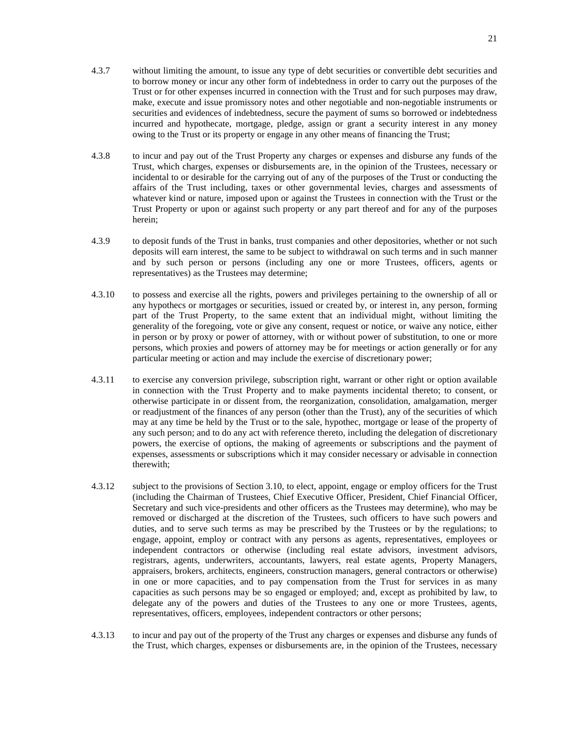4.3.7 without limiting the amount, to issue any type of debt securities or convertible debt securities and to borrow money or incur any other form of indebtedness in order to carry out the purposes of the Trust or for other expenses incurred in connection with the Trust and for such purposes may draw, make, execute and issue promissory notes and other negotiable and non-negotiable instruments or securities and evidences of indebtedness, secure the payment of sums so borrowed or indebtedness incurred and hypothecate, mortgage, pledge, assign or grant a security interest in any money owing to the Trust or its property or engage in any other means of financing the Trust;

4.3.8 to incur and pay out of the Trust Property any charges or expenses and disburse any funds of the Trust, which charges, expenses or disbursements are, in the opinion of the Trustees, necessary or incidental to or desirable for the carrying out of any of the purposes of the Trust or conducting the affairs of the Trust including, taxes or other governmental levies, charges and assessments of whatever kind or nature, imposed upon or against the Trustees in connection with the Trust or the Trust Property or upon or against such property or any part thereof and for any of the purposes herein;

4.3.9 to deposit funds of the Trust in banks, trust companies and other depositories, whether or not such deposits will earn interest, the same to be subject to withdrawal on such terms and in such manner and by such person or persons (including any one or more Trustees, officers, agents or representatives) as the Trustees may determine;

4.3.10 to possess and exercise all the rights, powers and privileges pertaining to the ownership of all or any hypothecs or mortgages or securities, issued or created by, or interest in, any person, forming part of the Trust Property, to the same extent that an individual might, without limiting the generality of the foregoing, vote or give any consent, request or notice, or waive any notice, either in person or by proxy or power of attorney, with or without power of substitution, to one or more persons, which proxies and powers of attorney may be for meetings or action generally or for any particular meeting or action and may include the exercise of discretionary power;

4.3.11 to exercise any conversion privilege, subscription right, warrant or other right or option available in connection with the Trust Property and to make payments incidental thereto; to consent, or otherwise participate in or dissent from, the reorganization, consolidation, amalgamation, merger or readjustment of the finances of any person (other than the Trust), any of the securities of which may at any time be held by the Trust or to the sale, hypothec, mortgage or lease of the property of any such person; and to do any act with reference thereto, including the delegation of discretionary powers, the exercise of options, the making of agreements or subscriptions and the payment of expenses, assessments or subscriptions which it may consider necessary or advisable in connection therewith;

4.3.12 subject to the provisions of Section 3.10, to elect, appoint, engage or employ officers for the Trust (including the Chairman of Trustees, Chief Executive Officer, President, Chief Financial Officer, Secretary and such vice-presidents and other officers as the Trustees may determine), who may be removed or discharged at the discretion of the Trustees, such officers to have such powers and duties, and to serve such terms as may be prescribed by the Trustees or by the regulations; to engage, appoint, employ or contract with any persons as agents, representatives, employees or independent contractors or otherwise (including real estate advisors, investment advisors, registrars, agents, underwriters, accountants, lawyers, real estate agents, Property Managers, appraisers, brokers, architects, engineers, construction managers, general contractors or otherwise) in one or more capacities, and to pay compensation from the Trust for services in as many capacities as such persons may be so engaged or employed; and, except as prohibited by law, to delegate any of the powers and duties of the Trustees to any one or more Trustees, agents, representatives, officers, employees, independent contractors or other persons;

4.3.13 to incur and pay out of the property of the Trust any charges or expenses and disburse any funds of the Trust, which charges, expenses or disbursements are, in the opinion of the Trustees, necessary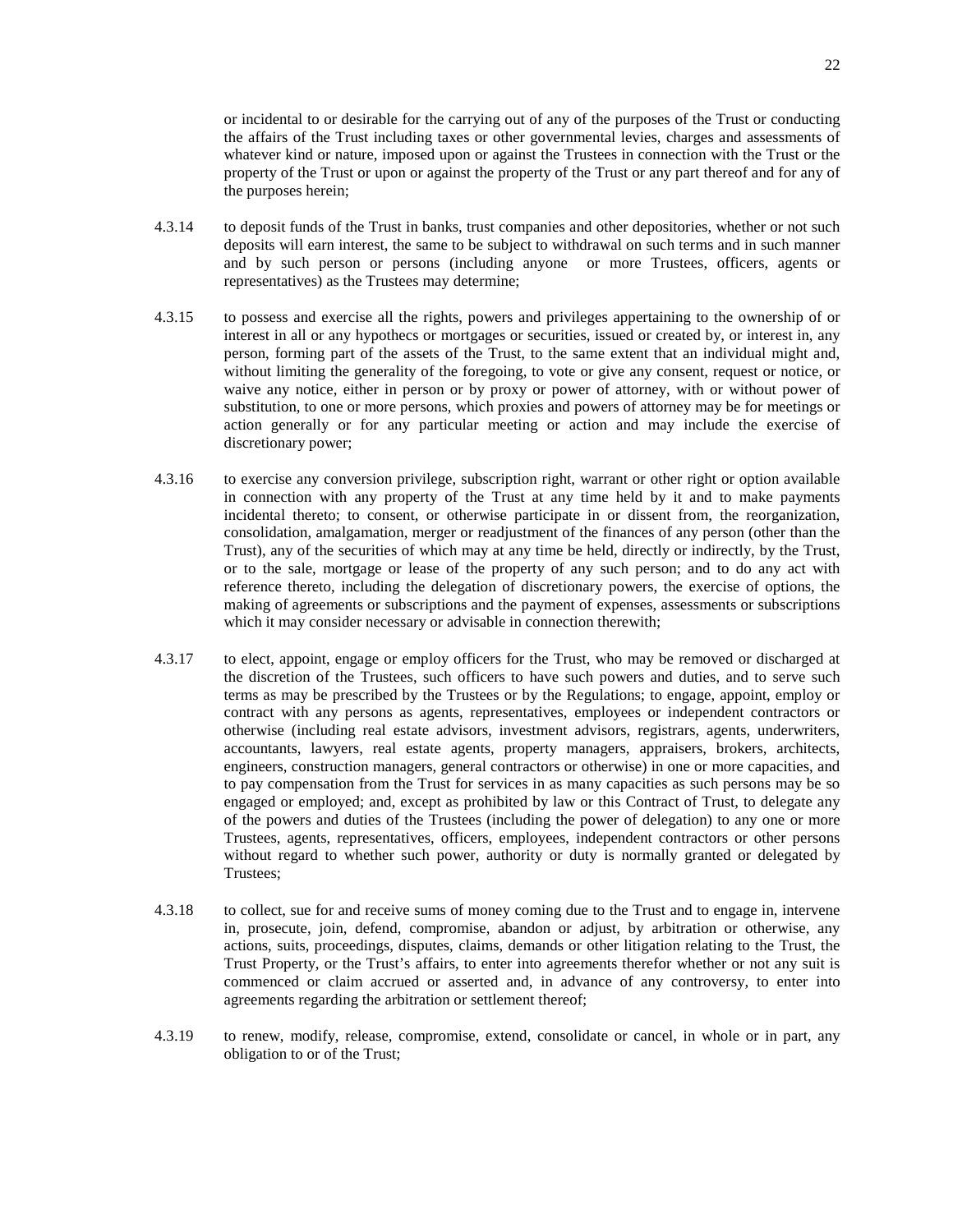or incidental to or desirable for the carrying out of any of the purposes of the Trust or conducting the affairs of the Trust including taxes or other governmental levies, charges and assessments of whatever kind or nature, imposed upon or against the Trustees in connection with the Trust or the property of the Trust or upon or against the property of the Trust or any part thereof and for any of the purposes herein;

4.3.14 to deposit funds of the Trust in banks, trust companies and other depositories, whether or not such deposits will earn interest, the same to be subject to withdrawal on such terms and in such manner and by such person or persons (including anyone or more Trustees, officers, agents or representatives) as the Trustees may determine;

4.3.15 to possess and exercise all the rights, powers and privileges appertaining to the ownership of or interest in all or any hypothecs or mortgages or securities, issued or created by, or interest in, any person, forming part of the assets of the Trust, to the same extent that an individual might and, without limiting the generality of the foregoing, to vote or give any consent, request or notice, or waive any notice, either in person or by proxy or power of attorney, with or without power of substitution, to one or more persons, which proxies and powers of attorney may be for meetings or action generally or for any particular meeting or action and may include the exercise of discretionary power;

4.3.16 to exercise any conversion privilege, subscription right, warrant or other right or option available in connection with any property of the Trust at any time held by it and to make payments incidental thereto; to consent, or otherwise participate in or dissent from, the reorganization, consolidation, amalgamation, merger or readjustment of the finances of any person (other than the Trust), any of the securities of which may at any time be held, directly or indirectly, by the Trust, or to the sale, mortgage or lease of the property of any such person; and to do any act with reference thereto, including the delegation of discretionary powers, the exercise of options, the making of agreements or subscriptions and the payment of expenses, assessments or subscriptions which it may consider necessary or advisable in connection therewith;

4.3.17 to elect, appoint, engage or employ officers for the Trust, who may be removed or discharged at the discretion of the Trustees, such officers to have such powers and duties, and to serve such terms as may be prescribed by the Trustees or by the Regulations; to engage, appoint, employ or contract with any persons as agents, representatives, employees or independent contractors or otherwise (including real estate advisors, investment advisors, registrars, agents, underwriters, accountants, lawyers, real estate agents, property managers, appraisers, brokers, architects, engineers, construction managers, general contractors or otherwise) in one or more capacities, and to pay compensation from the Trust for services in as many capacities as such persons may be so engaged or employed; and, except as prohibited by law or this Contract of Trust, to delegate any of the powers and duties of the Trustees (including the power of delegation) to any one or more Trustees, agents, representatives, officers, employees, independent contractors or other persons without regard to whether such power, authority or duty is normally granted or delegated by Trustees;

4.3.18 to collect, sue for and receive sums of money coming due to the Trust and to engage in, intervene in, prosecute, join, defend, compromise, abandon or adjust, by arbitration or otherwise, any actions, suits, proceedings, disputes, claims, demands or other litigation relating to the Trust, the Trust Property, or the Trust's affairs, to enter into agreements therefor whether or not any suit is commenced or claim accrued or asserted and, in advance of any controversy, to enter into agreements regarding the arbitration or settlement thereof;

4.3.19 to renew, modify, release, compromise, extend, consolidate or cancel, in whole or in part, any obligation to or of the Trust;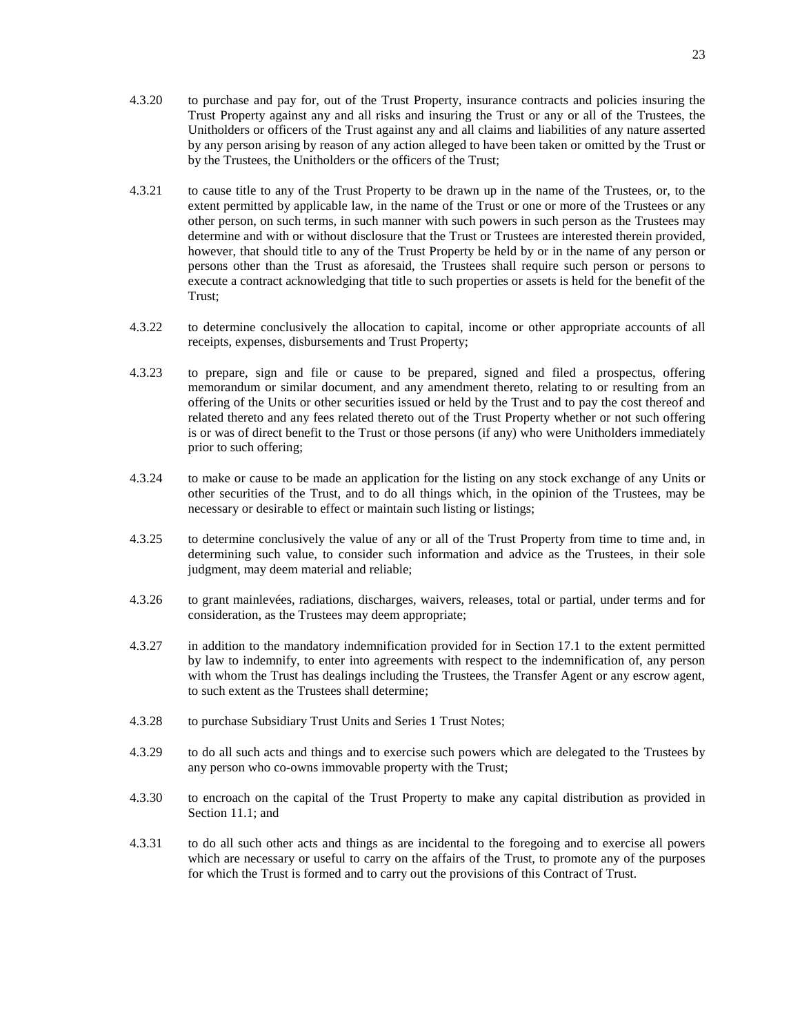4.3.20 to purchase and pay for, out of the Trust Property, insurance contracts and policies insuring the Trust Property against any and all risks and insuring the Trust or any or all of the Trustees, the Unitholders or officers of the Trust against any and all claims and liabilities of any nature asserted by any person arising by reason of any action alleged to have been taken or omitted by the Trust or by the Trustees, the Unitholders or the officers of the Trust;

4.3.21 to cause title to any of the Trust Property to be drawn up in the name of the Trustees, or, to the extent permitted by applicable law, in the name of the Trust or one or more of the Trustees or any other person, on such terms, in such manner with such powers in such person as the Trustees may determine and with or without disclosure that the Trust or Trustees are interested therein provided, however, that should title to any of the Trust Property be held by or in the name of any person or persons other than the Trust as aforesaid, the Trustees shall require such person or persons to execute a contract acknowledging that title to such properties or assets is held for the benefit of the Trust;

4.3.22 to determine conclusively the allocation to capital, income or other appropriate accounts of all receipts, expenses, disbursements and Trust Property;

4.3.23 to prepare, sign and file or cause to be prepared, signed and filed a prospectus, offering memorandum or similar document, and any amendment thereto, relating to or resulting from an offering of the Units or other securities issued or held by the Trust and to pay the cost thereof and related thereto and any fees related thereto out of the Trust Property whether or not such offering is or was of direct benefit to the Trust or those persons (if any) who were Unitholders immediately prior to such offering;

4.3.24 to make or cause to be made an application for the listing on any stock exchange of any Units or other securities of the Trust, and to do all things which, in the opinion of the Trustees, may be necessary or desirable to effect or maintain such listing or listings;

4.3.25 to determine conclusively the value of any or all of the Trust Property from time to time and, in determining such value, to consider such information and advice as the Trustees, in their sole judgment, may deem material and reliable;

4.3.26 to grant mainlevées, radiations, discharges, waivers, releases, total or partial, under terms and for consideration, as the Trustees may deem appropriate;

4.3.27 in addition to the mandatory indemnification provided for in Section 17.1 to the extent permitted by law to indemnify, to enter into agreements with respect to the indemnification of, any person with whom the Trust has dealings including the Trustees, the Transfer Agent or any escrow agent, to such extent as the Trustees shall determine;

4.3.28 to purchase Subsidiary Trust Units and Series 1 Trust Notes;

4.3.29 to do all such acts and things and to exercise such powers which are delegated to the Trustees by any person who co-owns immovable property with the Trust;

4.3.30 to encroach on the capital of the Trust Property to make any capital distribution as provided in Section 11.1; and

4.3.31 to do all such other acts and things as are incidental to the foregoing and to exercise all powers which are necessary or useful to carry on the affairs of the Trust, to promote any of the purposes for which the Trust is formed and to carry out the provisions of this Contract of Trust.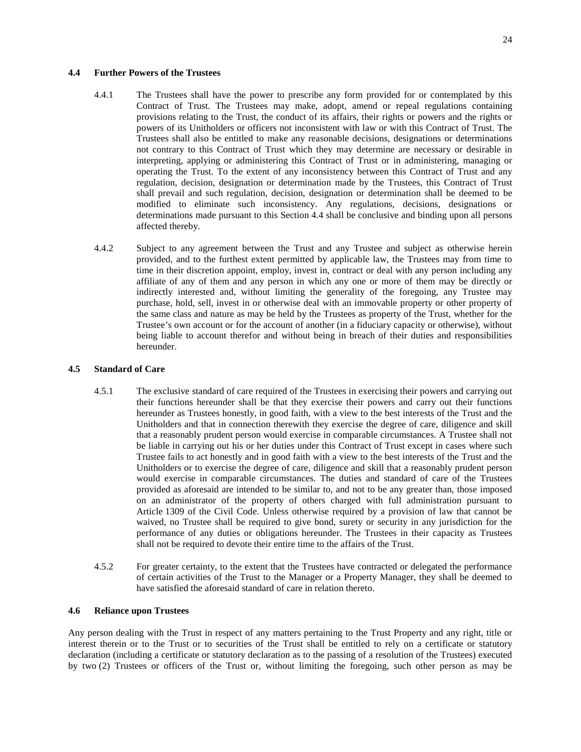### 4.4 Further Powers of the Trustees

4.4.1 The Trustees shall have the power to prescribe any form provided for or contemplated by this Contract of Trust. The Trustees may make, adopt, amend or repeal regulations containing provisions relating to the Trust, the conduct of its affairs, their rights or powers and the rights or powers of its Unitholders or officers not inconsistent with law or with this Contract of Trust. The Trustees shall also be entitled to make any reasonable decisions, designations or determinations not contrary to this Contract of Trust which they may determine are necessary or desirable in interpreting, applying or administering this Contract of Trust or in administering, managing or operating the Trust. To the extent of any inconsistency between this Contract of Trust and any regulation, decision, designation or determination made by the Trustees, this Contract of Trust shall prevail and such regulation, decision, designation or determination shall be deemed to be modified to eliminate such inconsistency. Any regulations, decisions, designations or determinations made pursuant to this Section 4.4 shall be conclusive and binding upon all persons affected thereby.

4.4.2 Subject to any agreement between the Trust and any Trustee and subject as otherwise herein provided, and to the furthest extent permitted by applicable law, the Trustees may from time to time in their discretion appoint, employ, invest in, contract or deal with any person including any affiliate of any of them and any person in which any one or more of them may be directly or indirectly interested and, without limiting the generality of the foregoing, any Trustee may purchase, hold, sell, invest in or otherwise deal with an immovable property or other property of the same class and nature as may be held by the Trustees as property of the Trust, whether for the Trustee's own account or for the account of another (in a fiduciary capacity or otherwise), without being liable to account therefor and without being in breach of their duties and responsibilities hereunder.

### 4.5 Standard of Care

4.5.1 The exclusive standard of care required of the Trustees in exercising their powers and carrying out their functions hereunder shall be that they exercise their powers and carry out their functions hereunder as Trustees honestly, in good faith, with a view to the best interests of the Trust and the Unitholders and that in connection therewith they exercise the degree of care, diligence and skill that a reasonably prudent person would exercise in comparable circumstances. A Trustee shall not be liable in carrying out his or her duties under this Contract of Trust except in cases where such Trustee fails to act honestly and in good faith with a view to the best interests of the Trust and the Unitholders or to exercise the degree of care, diligence and skill that a reasonably prudent person would exercise in comparable circumstances. The duties and standard of care of the Trustees provided as aforesaid are intended to be similar to, and not to be any greater than, those imposed on an administrator of the property of others charged with full administration pursuant to Article 1309 of the Civil Code. Unless otherwise required by a provision of law that cannot be waived, no Trustee shall be required to give bond, surety or security in any jurisdiction for the performance of any duties or obligations hereunder. The Trustees in their capacity as Trustees shall not be required to devote their entire time to the affairs of the Trust.

4.5.2 For greater certainty, to the extent that the Trustees have contracted or delegated the performance of certain activities of the Trust to the Manager or a Property Manager, they shall be deemed to have satisfied the aforesaid standard of care in relation thereto.

### 4.6 Reliance upon Trustees

Any person dealing with the Trust in respect of any matters pertaining to the Trust Property and any right, title or interest therein or to the Trust or to securities of the Trust shall be entitled to rely on a certificate or statutory declaration (including a certificate or statutory declaration as to the passing of a resolution of the Trustees) executed by two (2) Trustees or officers of the Trust or, without limiting the foregoing, such other person as may be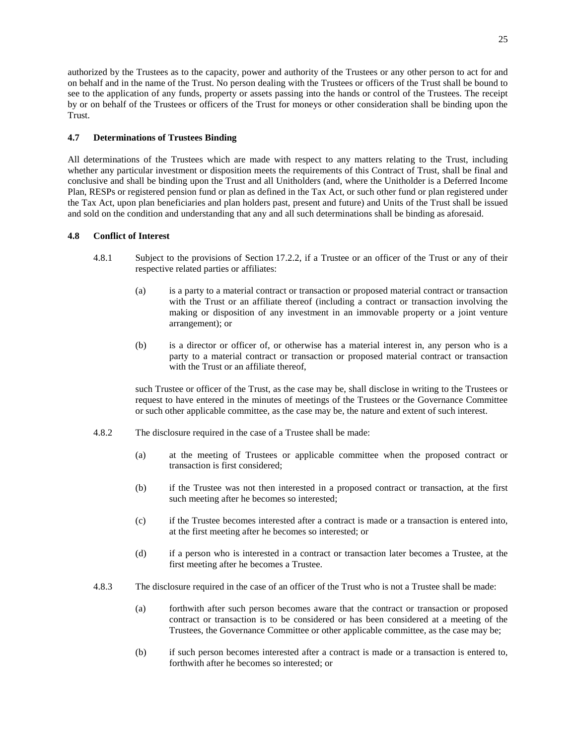authorized by the Trustees as to the capacity, power and authority of the Trustees or any other person to act for and on behalf and in the name of the Trust. No person dealing with the Trustees or officers of the Trust shall be bound to see to the application of any funds, property or assets passing into the hands or control of the Trustees. The receipt by or on behalf of the Trustees or officers of the Trust for moneys or other consideration shall be binding upon the Trust.

### 4.7 Determinations of Trustees Binding

All determinations of the Trustees which are made with respect to any matters relating to the Trust, including whether any particular investment or disposition meets the requirements of this Contract of Trust, shall be final and conclusive and shall be binding upon the Trust and all Unitholders (and, where the Unitholder is a Deferred Income Plan, RESPs or registered pension fund or plan as defined in the Tax Act, or such other fund or plan registered under the Tax Act, upon plan beneficiaries and plan holders past, present and future) and Units of the Trust shall be issued and sold on the condition and understanding that any and all such determinations shall be binding as aforesaid.

### 4.8 Conflict of Interest

4.8.1 Subject to the provisions of Section 17.2.2, if a Trustee or an officer of the Trust or any of their respective related parties or affiliates:

(a) is a party to a material contract or transaction or proposed material contract or transaction with the Trust or an affiliate thereof (including a contract or transaction involving the making or disposition of any investment in an immovable property or a joint venture arrangement); or

(b) is a director or officer of, or otherwise has a material interest in, any person who is a party to a material contract or transaction or proposed material contract or transaction with the Trust or an affiliate thereof,

such Trustee or officer of the Trust, as the case may be, shall disclose in writing to the Trustees or request to have entered in the minutes of meetings of the Trustees or the Governance Committee or such other applicable committee, as the case may be, the nature and extent of such interest.

4.8.2 The disclosure required in the case of a Trustee shall be made:

(a) at the meeting of Trustees or applicable committee when the proposed contract or transaction is first considered;

(b) if the Trustee was not then interested in a proposed contract or transaction, at the first such meeting after he becomes so interested;

(c) if the Trustee becomes interested after a contract is made or a transaction is entered into, at the first meeting after he becomes so interested; or

(d) if a person who is interested in a contract or transaction later becomes a Trustee, at the first meeting after he becomes a Trustee.

4.8.3 The disclosure required in the case of an officer of the Trust who is not a Trustee shall be made:

(a) forthwith after such person becomes aware that the contract or transaction or proposed contract or transaction is to be considered or has been considered at a meeting of the Trustees, the Governance Committee or other applicable committee, as the case may be;

(b) if such person becomes interested after a contract is made or a transaction is entered to, forthwith after he becomes so interested; or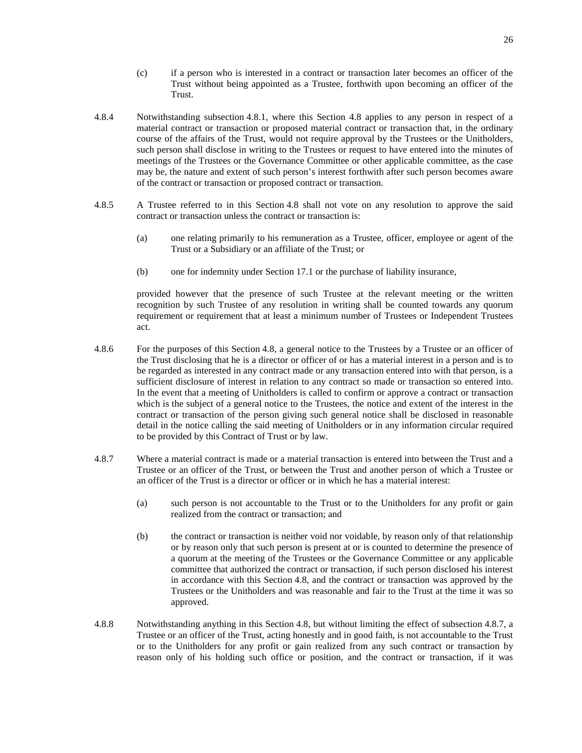(c) if a person who is interested in a contract or transaction later becomes an officer of the Trust without being appointed as a Trustee, forthwith upon becoming an officer of the Trust.

4.8.4 Notwithstanding subsection 4.8.1, where this Section 4.8 applies to any person in respect of a material contract or transaction or proposed material contract or transaction that, in the ordinary course of the affairs of the Trust, would not require approval by the Trustees or the Unitholders, such person shall disclose in writing to the Trustees or request to have entered into the minutes of meetings of the Trustees or the Governance Committee or other applicable committee, as the case may be, the nature and extent of such person's interest forthwith after such person becomes aware of the contract or transaction or proposed contract or transaction.

4.8.5 A Trustee referred to in this Section 4.8 shall not vote on any resolution to approve the said contract or transaction unless the contract or transaction is:

(a) one relating primarily to his remuneration as a Trustee, officer, employee or agent of the Trust or a Subsidiary or an affiliate of the Trust; or

(b) one for indemnity under Section 17.1 or the purchase of liability insurance,

provided however that the presence of such Trustee at the relevant meeting or the written recognition by such Trustee of any resolution in writing shall be counted towards any quorum requirement or requirement that at least a minimum number of Trustees or Independent Trustees act.

4.8.6 For the purposes of this Section 4.8, a general notice to the Trustees by a Trustee or an officer of the Trust disclosing that he is a director or officer of or has a material interest in a person and is to be regarded as interested in any contract made or any transaction entered into with that person, is a sufficient disclosure of interest in relation to any contract so made or transaction so entered into. In the event that a meeting of Unitholders is called to confirm or approve a contract or transaction which is the subject of a general notice to the Trustees, the notice and extent of the interest in the contract or transaction of the person giving such general notice shall be disclosed in reasonable detail in the notice calling the said meeting of Unitholders or in any information circular required to be provided by this Contract of Trust or by law.

4.8.7 Where a material contract is made or a material transaction is entered into between the Trust and a Trustee or an officer of the Trust, or between the Trust and another person of which a Trustee or an officer of the Trust is a director or officer or in which he has a material interest:

(a) such person is not accountable to the Trust or to the Unitholders for any profit or gain realized from the contract or transaction; and

(b) the contract or transaction is neither void nor voidable, by reason only of that relationship or by reason only that such person is present at or is counted to determine the presence of a quorum at the meeting of the Trustees or the Governance Committee or any applicable committee that authorized the contract or transaction, if such person disclosed his interest in accordance with this Section 4.8, and the contract or transaction was approved by the Trustees or the Unitholders and was reasonable and fair to the Trust at the time it was so approved.

4.8.8 Notwithstanding anything in this Section 4.8, but without limiting the effect of subsection 4.8.7, a Trustee or an officer of the Trust, acting honestly and in good faith, is not accountable to the Trust or to the Unitholders for any profit or gain realized from any such contract or transaction by reason only of his holding such office or position, and the contract or transaction, if it was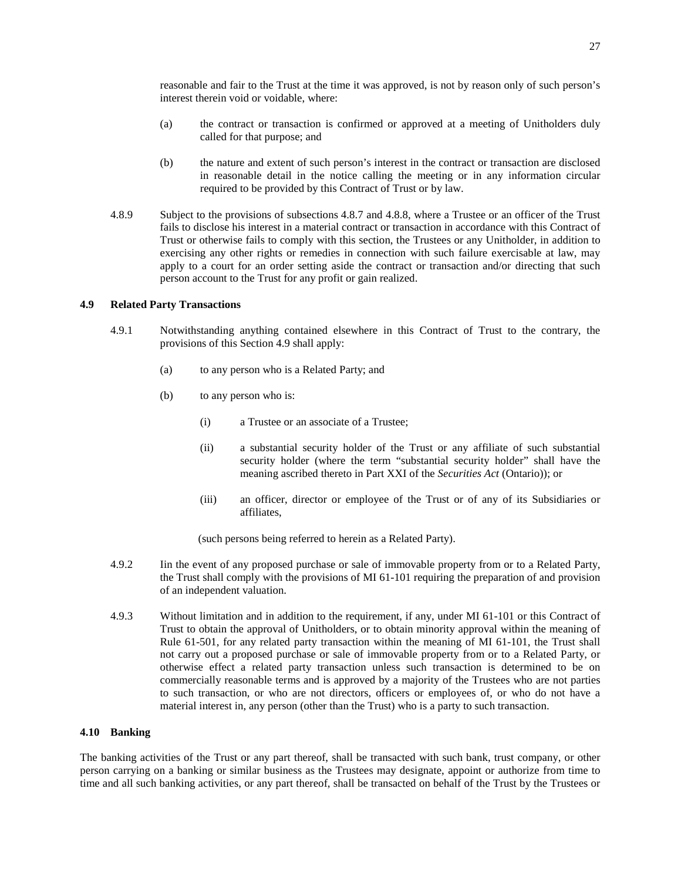reasonable and fair to the Trust at the time it was approved, is not by reason only of such person's interest therein void or voidable, where:

(a) the contract or transaction is confirmed or approved at a meeting of Unitholders duly called for that purpose; and

(b) the nature and extent of such person's interest in the contract or transaction are disclosed in reasonable detail in the notice calling the meeting or in any information circular required to be provided by this Contract of Trust or by law.

4.8.9 Subject to the provisions of subsections 4.8.7 and 4.8.8, where a Trustee or an officer of the Trust fails to disclose his interest in a material contract or transaction in accordance with this Contract of Trust or otherwise fails to comply with this section, the Trustees or any Unitholder, in addition to exercising any other rights or remedies in connection with such failure exercisable at law, may apply to a court for an order setting aside the contract or transaction and/or directing that such person account to the Trust for any profit or gain realized.

### 4.9 Related Party Transactions

4.9.1 Notwithstanding anything contained elsewhere in this Contract of Trust to the contrary, the provisions of this Section 4.9 shall apply:

(a) to any person who is a Related Party; and

(b) to any person who is:

(i) a Trustee or an associate of a Trustee;

(ii) a substantial security holder of the Trust or any affiliate of such substantial security holder (where the term "substantial security holder" shall have the meaning ascribed thereto in Part XXI of the *Securities Act* (Ontario)); or

(iii) an officer, director or employee of the Trust or of any of its Subsidiaries or affiliates,

(such persons being referred to herein as a Related Party).

4.9.2 Iin the event of any proposed purchase or sale of immovable property from or to a Related Party, the Trust shall comply with the provisions of MI 61-101 requiring the preparation of and provision of an independent valuation.

4.9.3 Without limitation and in addition to the requirement, if any, under MI 61-101 or this Contract of Trust to obtain the approval of Unitholders, or to obtain minority approval within the meaning of Rule 61-501, for any related party transaction within the meaning of MI 61-101, the Trust shall not carry out a proposed purchase or sale of immovable property from or to a Related Party, or otherwise effect a related party transaction unless such transaction is determined to be on commercially reasonable terms and is approved by a majority of the Trustees who are not parties to such transaction, or who are not directors, officers or employees of, or who do not have a material interest in, any person (other than the Trust) who is a party to such transaction.

### 4.10 Banking

The banking activities of the Trust or any part thereof, shall be transacted with such bank, trust company, or other person carrying on a banking or similar business as the Trustees may designate, appoint or authorize from time to time and all such banking activities, or any part thereof, shall be transacted on behalf of the Trust by the Trustees or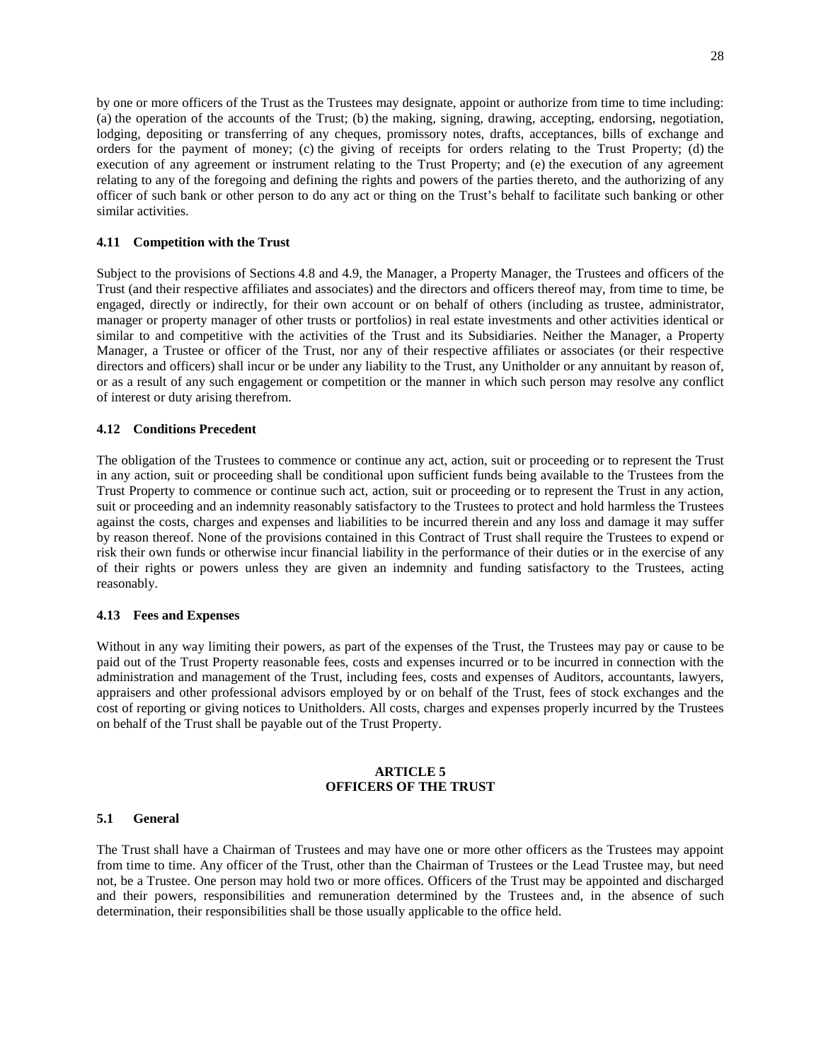by one or more officers of the Trust as the Trustees may designate, appoint or authorize from time to time including: (a) the operation of the accounts of the Trust; (b) the making, signing, drawing, accepting, endorsing, negotiation, lodging, depositing or transferring of any cheques, promissory notes, drafts, acceptances, bills of exchange and orders for the payment of money; (c) the giving of receipts for orders relating to the Trust Property; (d) the execution of any agreement or instrument relating to the Trust Property; and (e) the execution of any agreement relating to any of the foregoing and defining the rights and powers of the parties thereto, and the authorizing of any officer of such bank or other person to do any act or thing on the Trust's behalf to facilitate such banking or other similar activities.

### 4.11 Competition with the Trust

Subject to the provisions of Sections 4.8 and 4.9, the Manager, a Property Manager, the Trustees and officers of the Trust (and their respective affiliates and associates) and the directors and officers thereof may, from time to time, be engaged, directly or indirectly, for their own account or on behalf of others (including as trustee, administrator, manager or property manager of other trusts or portfolios) in real estate investments and other activities identical or similar to and competitive with the activities of the Trust and its Subsidiaries. Neither the Manager, a Property Manager, a Trustee or officer of the Trust, nor any of their respective affiliates or associates (or their respective directors and officers) shall incur or be under any liability to the Trust, any Unitholder or any annuitant by reason of, or as a result of any such engagement or competition or the manner in which such person may resolve any conflict of interest or duty arising therefrom.

### 4.12 Conditions Precedent

The obligation of the Trustees to commence or continue any act, action, suit or proceeding or to represent the Trust in any action, suit or proceeding shall be conditional upon sufficient funds being available to the Trustees from the Trust Property to commence or continue such act, action, suit or proceeding or to represent the Trust in any action, suit or proceeding and an indemnity reasonably satisfactory to the Trustees to protect and hold harmless the Trustees against the costs, charges and expenses and liabilities to be incurred therein and any loss and damage it may suffer by reason thereof. None of the provisions contained in this Contract of Trust shall require the Trustees to expend or risk their own funds or otherwise incur financial liability in the performance of their duties or in the exercise of any of their rights or powers unless they are given an indemnity and funding satisfactory to the Trustees, acting reasonably.

### 4.13 Fees and Expenses

Without in any way limiting their powers, as part of the expenses of the Trust, the Trustees may pay or cause to be paid out of the Trust Property reasonable fees, costs and expenses incurred or to be incurred in connection with the administration and management of the Trust, including fees, costs and expenses of Auditors, accountants, lawyers, appraisers and other professional advisors employed by or on behalf of the Trust, fees of stock exchanges and the cost of reporting or giving notices to Unitholders. All costs, charges and expenses properly incurred by the Trustees on behalf of the Trust shall be payable out of the Trust Property.

## ARTICLE 5
## OFFICERS OF THE TRUST

### 5.1 General

The Trust shall have a Chairman of Trustees and may have one or more other officers as the Trustees may appoint from time to time. Any officer of the Trust, other than the Chairman of Trustees or the Lead Trustee may, but need not, be a Trustee. One person may hold two or more offices. Officers of the Trust may be appointed and discharged and their powers, responsibilities and remuneration determined by the Trustees and, in the absence of such determination, their responsibilities shall be those usually applicable to the office held.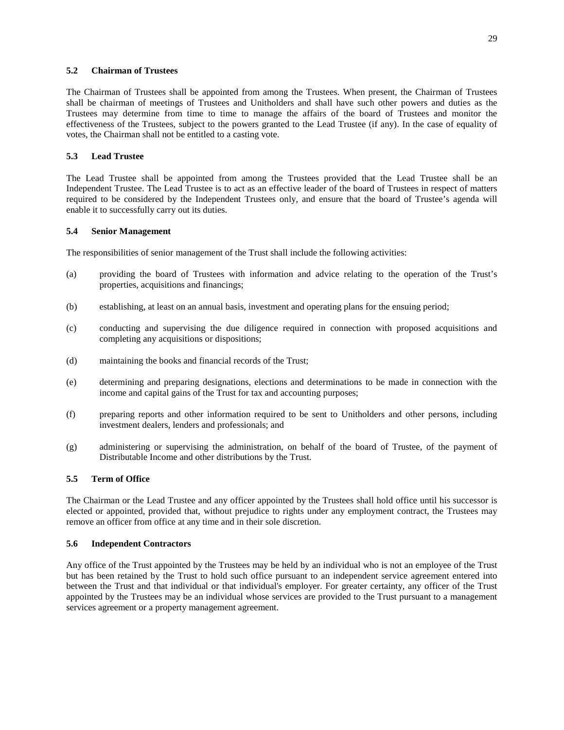### 5.2 Chairman of Trustees

The Chairman of Trustees shall be appointed from among the Trustees. When present, the Chairman of Trustees shall be chairman of meetings of Trustees and Unitholders and shall have such other powers and duties as the Trustees may determine from time to time to manage the affairs of the board of Trustees and monitor the effectiveness of the Trustees, subject to the powers granted to the Lead Trustee (if any). In the case of equality of votes, the Chairman shall not be entitled to a casting vote.

### 5.3 Lead Trustee

The Lead Trustee shall be appointed from among the Trustees provided that the Lead Trustee shall be an Independent Trustee. The Lead Trustee is to act as an effective leader of the board of Trustees in respect of matters required to be considered by the Independent Trustees only, and ensure that the board of Trustee's agenda will enable it to successfully carry out its duties.

### 5.4 Senior Management

The responsibilities of senior management of the Trust shall include the following activities:

(a) providing the board of Trustees with information and advice relating to the operation of the Trust's properties, acquisitions and financings;

(b) establishing, at least on an annual basis, investment and operating plans for the ensuing period;

(c) conducting and supervising the due diligence required in connection with proposed acquisitions and completing any acquisitions or dispositions;

(d) maintaining the books and financial records of the Trust;

(e) determining and preparing designations, elections and determinations to be made in connection with the income and capital gains of the Trust for tax and accounting purposes;

(f) preparing reports and other information required to be sent to Unitholders and other persons, including investment dealers, lenders and professionals; and

(g) administering or supervising the administration, on behalf of the board of Trustee, of the payment of Distributable Income and other distributions by the Trust.

### 5.5 Term of Office

The Chairman or the Lead Trustee and any officer appointed by the Trustees shall hold office until his successor is elected or appointed, provided that, without prejudice to rights under any employment contract, the Trustees may remove an officer from office at any time and in their sole discretion.

### 5.6 Independent Contractors

Any office of the Trust appointed by the Trustees may be held by an individual who is not an employee of the Trust but has been retained by the Trust to hold such office pursuant to an independent service agreement entered into between the Trust and that individual or that individual's employer. For greater certainty, any officer of the Trust appointed by the Trustees may be an individual whose services are provided to the Trust pursuant to a management services agreement or a property management agreement.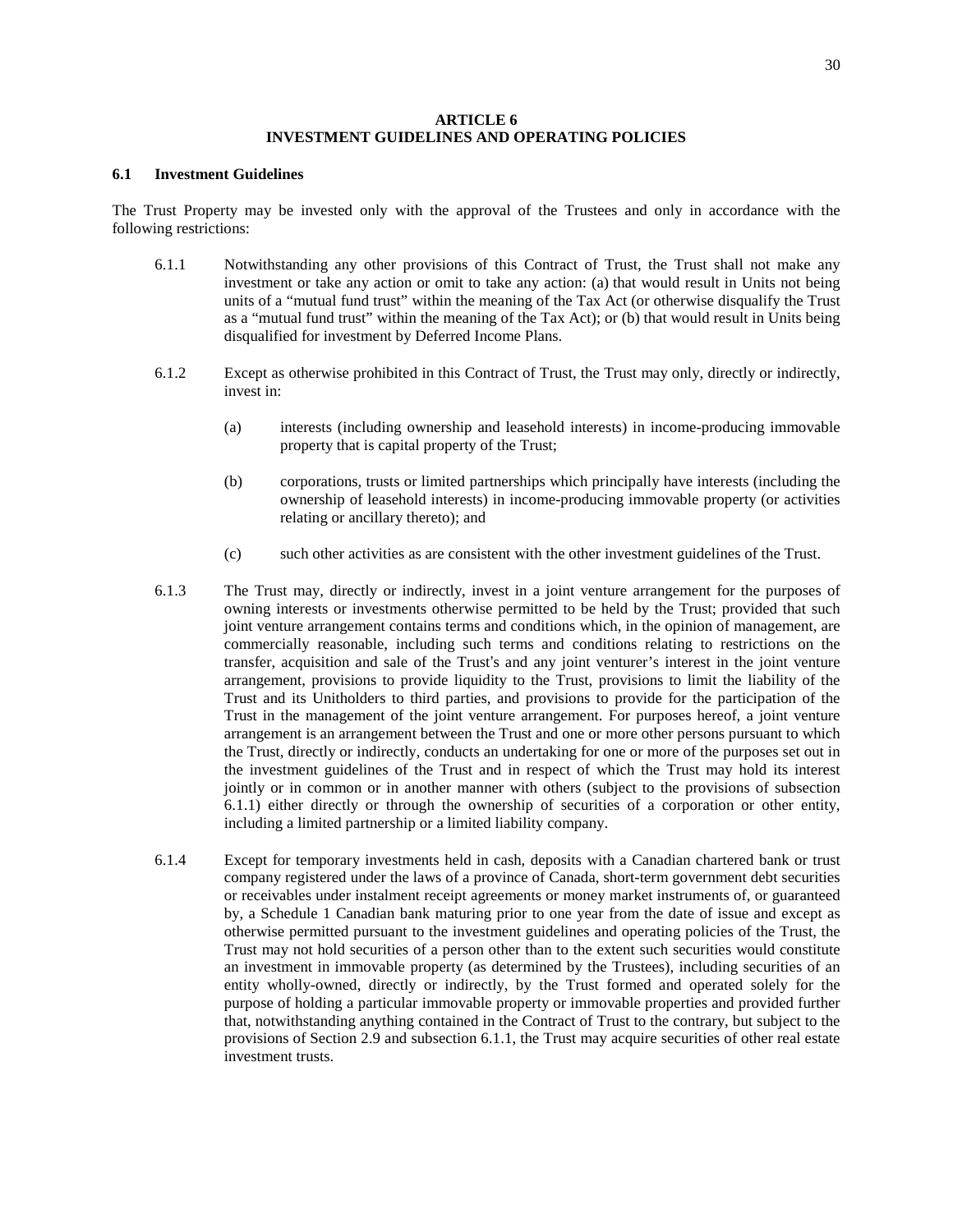# ARTICLE 6
# INVESTMENT GUIDELINES AND OPERATING POLICIES

## 6.1 Investment Guidelines

The Trust Property may be invested only with the approval of the Trustees and only in accordance with the following restrictions:

6.1.1 Notwithstanding any other provisions of this Contract of Trust, the Trust shall not make any investment or take any action or omit to take any action: (a) that would result in Units not being units of a "mutual fund trust" within the meaning of the Tax Act (or otherwise disqualify the Trust as a "mutual fund trust" within the meaning of the Tax Act); or (b) that would result in Units being disqualified for investment by Deferred Income Plans.

6.1.2 Except as otherwise prohibited in this Contract of Trust, the Trust may only, directly or indirectly, invest in:

(a) interests (including ownership and leasehold interests) in income-producing immovable property that is capital property of the Trust;

(b) corporations, trusts or limited partnerships which principally have interests (including the ownership of leasehold interests) in income-producing immovable property (or activities relating or ancillary thereto); and

(c) such other activities as are consistent with the other investment guidelines of the Trust.

6.1.3 The Trust may, directly or indirectly, invest in a joint venture arrangement for the purposes of owning interests or investments otherwise permitted to be held by the Trust; provided that such joint venture arrangement contains terms and conditions which, in the opinion of management, are commercially reasonable, including such terms and conditions relating to restrictions on the transfer, acquisition and sale of the Trust's and any joint venturer's interest in the joint venture arrangement, provisions to provide liquidity to the Trust, provisions to limit the liability of the Trust and its Unitholders to third parties, and provisions to provide for the participation of the Trust in the management of the joint venture arrangement. For purposes hereof, a joint venture arrangement is an arrangement between the Trust and one or more other persons pursuant to which the Trust, directly or indirectly, conducts an undertaking for one or more of the purposes set out in the investment guidelines of the Trust and in respect of which the Trust may hold its interest jointly or in common or in another manner with others (subject to the provisions of subsection 6.1.1) either directly or through the ownership of securities of a corporation or other entity, including a limited partnership or a limited liability company.

6.1.4 Except for temporary investments held in cash, deposits with a Canadian chartered bank or trust company registered under the laws of a province of Canada, short-term government debt securities or receivables under instalment receipt agreements or money market instruments of, or guaranteed by, a Schedule 1 Canadian bank maturing prior to one year from the date of issue and except as otherwise permitted pursuant to the investment guidelines and operating policies of the Trust, the Trust may not hold securities of a person other than to the extent such securities would constitute an investment in immovable property (as determined by the Trustees), including securities of an entity wholly-owned, directly or indirectly, by the Trust formed and operated solely for the purpose of holding a particular immovable property or immovable properties and provided further that, notwithstanding anything contained in the Contract of Trust to the contrary, but subject to the provisions of Section 2.9 and subsection 6.1.1, the Trust may acquire securities of other real estate investment trusts.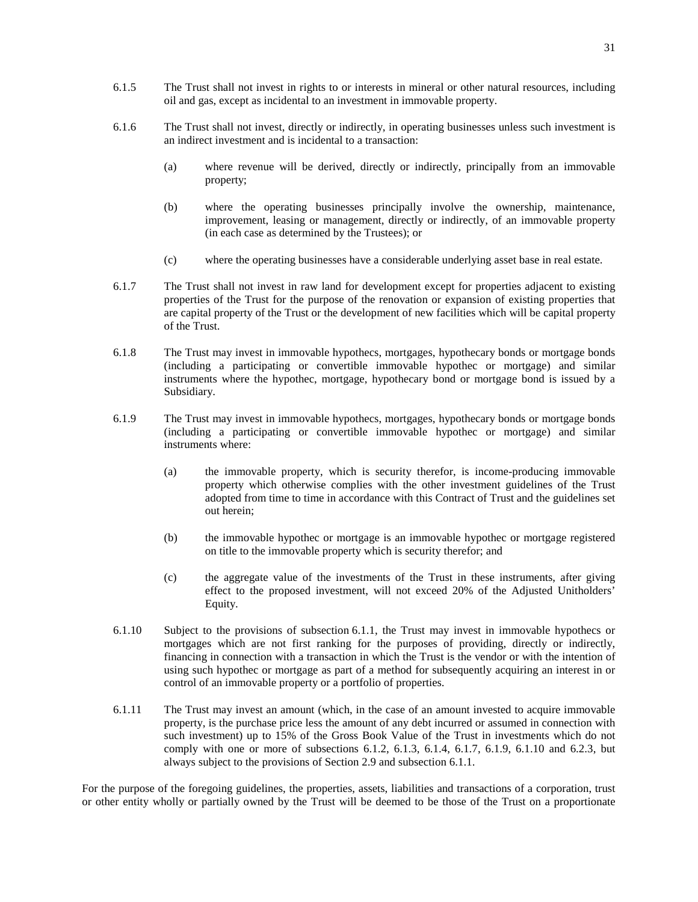6.1.5 The Trust shall not invest in rights to or interests in mineral or other natural resources, including oil and gas, except as incidental to an investment in immovable property.

6.1.6 The Trust shall not invest, directly or indirectly, in operating businesses unless such investment is an indirect investment and is incidental to a transaction:

(a) where revenue will be derived, directly or indirectly, principally from an immovable property;

(b) where the operating businesses principally involve the ownership, maintenance, improvement, leasing or management, directly or indirectly, of an immovable property (in each case as determined by the Trustees); or

(c) where the operating businesses have a considerable underlying asset base in real estate.

6.1.7 The Trust shall not invest in raw land for development except for properties adjacent to existing properties of the Trust for the purpose of the renovation or expansion of existing properties that are capital property of the Trust or the development of new facilities which will be capital property of the Trust.

6.1.8 The Trust may invest in immovable hypothecs, mortgages, hypothecary bonds or mortgage bonds (including a participating or convertible immovable hypothec or mortgage) and similar instruments where the hypothec, mortgage, hypothecary bond or mortgage bond is issued by a Subsidiary.

6.1.9 The Trust may invest in immovable hypothecs, mortgages, hypothecary bonds or mortgage bonds (including a participating or convertible immovable hypothec or mortgage) and similar instruments where:

(a) the immovable property, which is security therefor, is income-producing immovable property which otherwise complies with the other investment guidelines of the Trust adopted from time to time in accordance with this Contract of Trust and the guidelines set out herein;

(b) the immovable hypothec or mortgage is an immovable hypothec or mortgage registered on title to the immovable property which is security therefor; and

(c) the aggregate value of the investments of the Trust in these instruments, after giving effect to the proposed investment, will not exceed 20% of the Adjusted Unitholders' Equity.

6.1.10 Subject to the provisions of subsection 6.1.1, the Trust may invest in immovable hypothecs or mortgages which are not first ranking for the purposes of providing, directly or indirectly, financing in connection with a transaction in which the Trust is the vendor or with the intention of using such hypothec or mortgage as part of a method for subsequently acquiring an interest in or control of an immovable property or a portfolio of properties.

6.1.11 The Trust may invest an amount (which, in the case of an amount invested to acquire immovable property, is the purchase price less the amount of any debt incurred or assumed in connection with such investment) up to 15% of the Gross Book Value of the Trust in investments which do not comply with one or more of subsections 6.1.2, 6.1.3, 6.1.4, 6.1.7, 6.1.9, 6.1.10 and 6.2.3, but always subject to the provisions of Section 2.9 and subsection 6.1.1.

For the purpose of the foregoing guidelines, the properties, assets, liabilities and transactions of a corporation, trust or other entity wholly or partially owned by the Trust will be deemed to be those of the Trust on a proportionate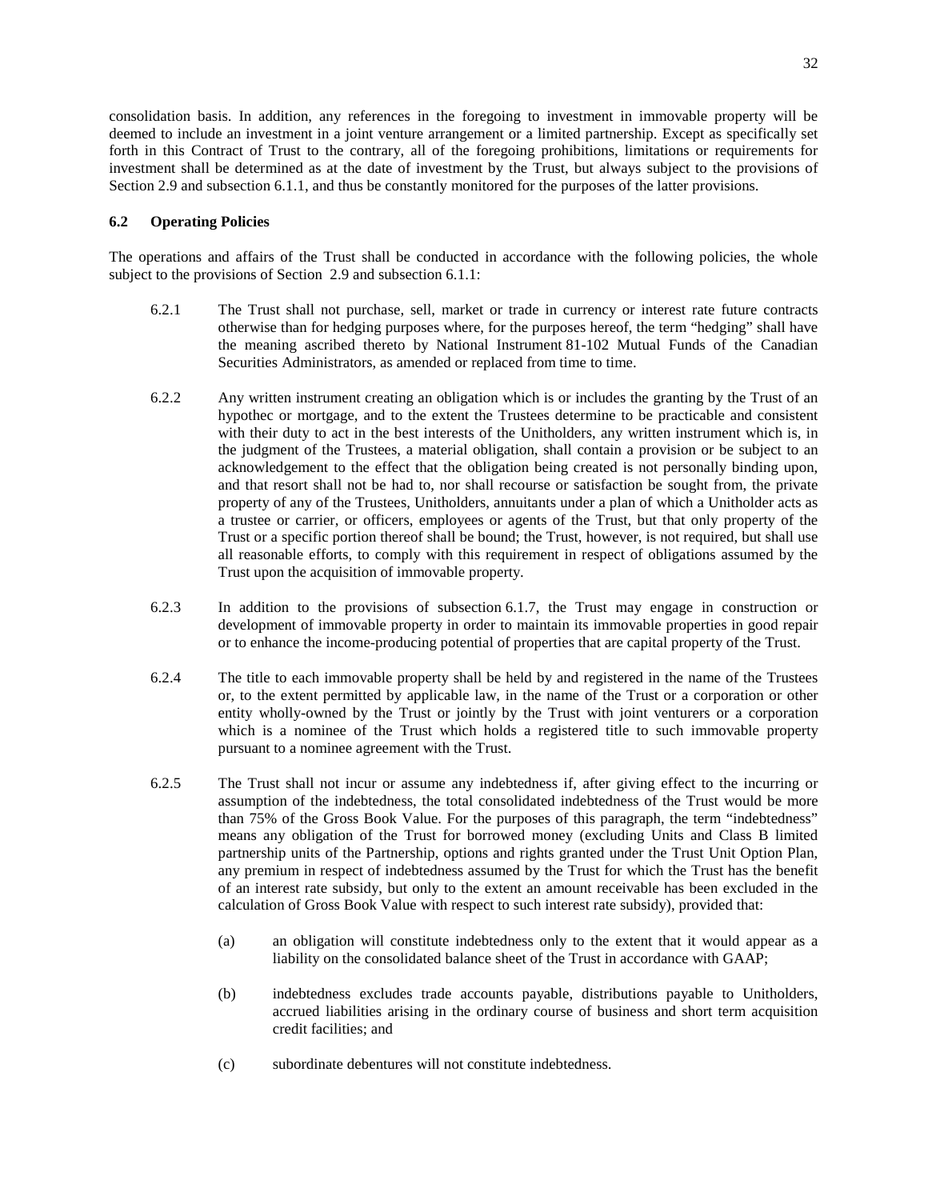consolidation basis. In addition, any references in the foregoing to investment in immovable property will be deemed to include an investment in a joint venture arrangement or a limited partnership. Except as specifically set forth in this Contract of Trust to the contrary, all of the foregoing prohibitions, limitations or requirements for investment shall be determined as at the date of investment by the Trust, but always subject to the provisions of Section 2.9 and subsection 6.1.1, and thus be constantly monitored for the purposes of the latter provisions.

**6.2 Operating Policies**

The operations and affairs of the Trust shall be conducted in accordance with the following policies, the whole subject to the provisions of Section 2.9 and subsection 6.1.1:

6.2.1 The Trust shall not purchase, sell, market or trade in currency or interest rate future contracts otherwise than for hedging purposes where, for the purposes hereof, the term "hedging" shall have the meaning ascribed thereto by National Instrument 81-102 Mutual Funds of the Canadian Securities Administrators, as amended or replaced from time to time.

6.2.2 Any written instrument creating an obligation which is or includes the granting by the Trust of an hypothec or mortgage, and to the extent the Trustees determine to be practicable and consistent with their duty to act in the best interests of the Unitholders, any written instrument which is, in the judgment of the Trustees, a material obligation, shall contain a provision or be subject to an acknowledgement to the effect that the obligation being created is not personally binding upon, and that resort shall not be had to, nor shall recourse or satisfaction be sought from, the private property of any of the Trustees, Unitholders, annuitants under a plan of which a Unitholder acts as a trustee or carrier, or officers, employees or agents of the Trust, but that only property of the Trust or a specific portion thereof shall be bound; the Trust, however, is not required, but shall use all reasonable efforts, to comply with this requirement in respect of obligations assumed by the Trust upon the acquisition of immovable property.

6.2.3 In addition to the provisions of subsection 6.1.7, the Trust may engage in construction or development of immovable property in order to maintain its immovable properties in good repair or to enhance the income-producing potential of properties that are capital property of the Trust.

6.2.4 The title to each immovable property shall be held by and registered in the name of the Trustees or, to the extent permitted by applicable law, in the name of the Trust or a corporation or other entity wholly-owned by the Trust or jointly by the Trust with joint venturers or a corporation which is a nominee of the Trust which holds a registered title to such immovable property pursuant to a nominee agreement with the Trust.

6.2.5 The Trust shall not incur or assume any indebtedness if, after giving effect to the incurring or assumption of the indebtedness, the total consolidated indebtedness of the Trust would be more than 75% of the Gross Book Value. For the purposes of this paragraph, the term "indebtedness" means any obligation of the Trust for borrowed money (excluding Units and Class B limited partnership units of the Partnership, options and rights granted under the Trust Unit Option Plan, any premium in respect of indebtedness assumed by the Trust for which the Trust has the benefit of an interest rate subsidy, but only to the extent an amount receivable has been excluded in the calculation of Gross Book Value with respect to such interest rate subsidy), provided that:

(a) an obligation will constitute indebtedness only to the extent that it would appear as a liability on the consolidated balance sheet of the Trust in accordance with GAAP;

(b) indebtedness excludes trade accounts payable, distributions payable to Unitholders, accrued liabilities arising in the ordinary course of business and short term acquisition credit facilities; and

(c) subordinate debentures will not constitute indebtedness.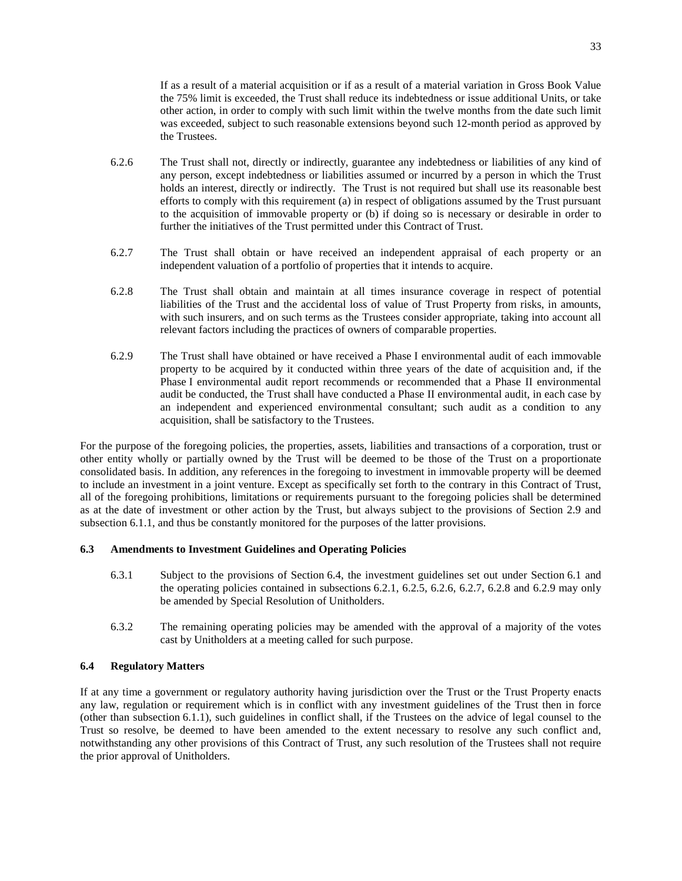If as a result of a material acquisition or if as a result of a material variation in Gross Book Value the 75% limit is exceeded, the Trust shall reduce its indebtedness or issue additional Units, or take other action, in order to comply with such limit within the twelve months from the date such limit was exceeded, subject to such reasonable extensions beyond such 12-month period as approved by the Trustees.

6.2.6 The Trust shall not, directly or indirectly, guarantee any indebtedness or liabilities of any kind of any person, except indebtedness or liabilities assumed or incurred by a person in which the Trust holds an interest, directly or indirectly. The Trust is not required but shall use its reasonable best efforts to comply with this requirement (a) in respect of obligations assumed by the Trust pursuant to the acquisition of immovable property or (b) if doing so is necessary or desirable in order to further the initiatives of the Trust permitted under this Contract of Trust.

6.2.7 The Trust shall obtain or have received an independent appraisal of each property or an independent valuation of a portfolio of properties that it intends to acquire.

6.2.8 The Trust shall obtain and maintain at all times insurance coverage in respect of potential liabilities of the Trust and the accidental loss of value of Trust Property from risks, in amounts, with such insurers, and on such terms as the Trustees consider appropriate, taking into account all relevant factors including the practices of owners of comparable properties.

6.2.9 The Trust shall have obtained or have received a Phase I environmental audit of each immovable property to be acquired by it conducted within three years of the date of acquisition and, if the Phase I environmental audit report recommends or recommended that a Phase II environmental audit be conducted, the Trust shall have conducted a Phase II environmental audit, in each case by an independent and experienced environmental consultant; such audit as a condition to any acquisition, shall be satisfactory to the Trustees.

For the purpose of the foregoing policies, the properties, assets, liabilities and transactions of a corporation, trust or other entity wholly or partially owned by the Trust will be deemed to be those of the Trust on a proportionate consolidated basis. In addition, any references in the foregoing to investment in immovable property will be deemed to include an investment in a joint venture. Except as specifically set forth to the contrary in this Contract of Trust, all of the foregoing prohibitions, limitations or requirements pursuant to the foregoing policies shall be determined as at the date of investment or other action by the Trust, but always subject to the provisions of Section 2.9 and subsection 6.1.1, and thus be constantly monitored for the purposes of the latter provisions.

### 6.3 Amendments to Investment Guidelines and Operating Policies

6.3.1 Subject to the provisions of Section 6.4, the investment guidelines set out under Section 6.1 and the operating policies contained in subsections 6.2.1, 6.2.5, 6.2.6, 6.2.7, 6.2.8 and 6.2.9 may only be amended by Special Resolution of Unitholders.

6.3.2 The remaining operating policies may be amended with the approval of a majority of the votes cast by Unitholders at a meeting called for such purpose.

### 6.4 Regulatory Matters

If at any time a government or regulatory authority having jurisdiction over the Trust or the Trust Property enacts any law, regulation or requirement which is in conflict with any investment guidelines of the Trust then in force (other than subsection 6.1.1), such guidelines in conflict shall, if the Trustees on the advice of legal counsel to the Trust so resolve, be deemed to have been amended to the extent necessary to resolve any such conflict and, notwithstanding any other provisions of this Contract of Trust, any such resolution of the Trustees shall not require the prior approval of Unitholders.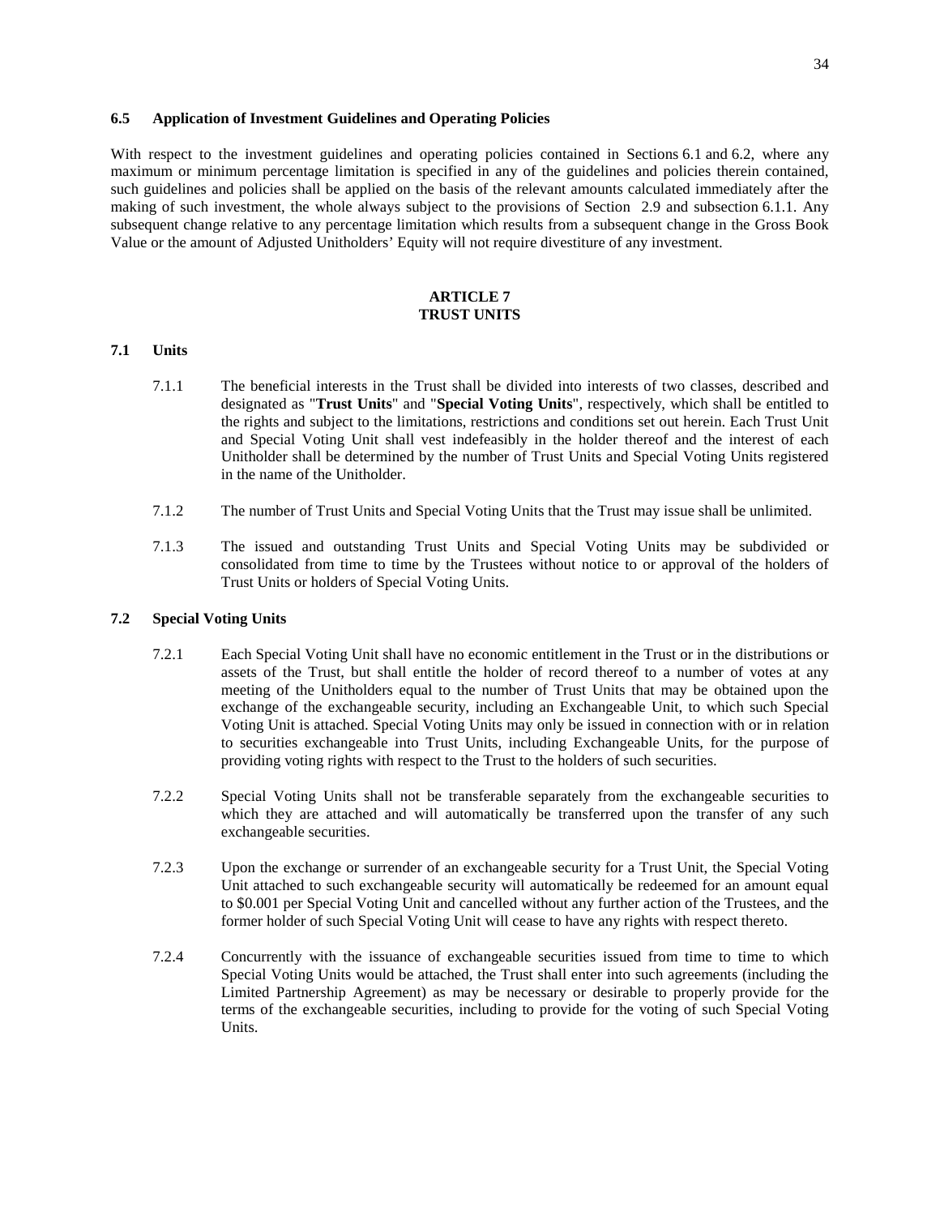### 6.5 Application of Investment Guidelines and Operating Policies

With respect to the investment guidelines and operating policies contained in Sections 6.1 and 6.2, where any maximum or minimum percentage limitation is specified in any of the guidelines and policies therein contained, such guidelines and policies shall be applied on the basis of the relevant amounts calculated immediately after the making of such investment, the whole always subject to the provisions of Section 2.9 and subsection 6.1.1. Any subsequent change relative to any percentage limitation which results from a subsequent change in the Gross Book Value or the amount of Adjusted Unitholders' Equity will not require divestiture of any investment.

## ARTICLE 7
## TRUST UNITS

### 7.1 Units

7.1.1 The beneficial interests in the Trust shall be divided into interests of two classes, described and designated as "**Trust Units**" and "**Special Voting Units**", respectively, which shall be entitled to the rights and subject to the limitations, restrictions and conditions set out herein. Each Trust Unit and Special Voting Unit shall vest indefeasibly in the holder thereof and the interest of each Unitholder shall be determined by the number of Trust Units and Special Voting Units registered in the name of the Unitholder.

7.1.2 The number of Trust Units and Special Voting Units that the Trust may issue shall be unlimited.

7.1.3 The issued and outstanding Trust Units and Special Voting Units may be subdivided or consolidated from time to time by the Trustees without notice to or approval of the holders of Trust Units or holders of Special Voting Units.

### 7.2 Special Voting Units

7.2.1 Each Special Voting Unit shall have no economic entitlement in the Trust or in the distributions or assets of the Trust, but shall entitle the holder of record thereof to a number of votes at any meeting of the Unitholders equal to the number of Trust Units that may be obtained upon the exchange of the exchangeable security, including an Exchangeable Unit, to which such Special Voting Unit is attached. Special Voting Units may only be issued in connection with or in relation to securities exchangeable into Trust Units, including Exchangeable Units, for the purpose of providing voting rights with respect to the Trust to the holders of such securities.

7.2.2 Special Voting Units shall not be transferable separately from the exchangeable securities to which they are attached and will automatically be transferred upon the transfer of any such exchangeable securities.

7.2.3 Upon the exchange or surrender of an exchangeable security for a Trust Unit, the Special Voting Unit attached to such exchangeable security will automatically be redeemed for an amount equal to $0.001 per Special Voting Unit and cancelled without any further action of the Trustees, and the former holder of such Special Voting Unit will cease to have any rights with respect thereto.

7.2.4 Concurrently with the issuance of exchangeable securities issued from time to time to which Special Voting Units would be attached, the Trust shall enter into such agreements (including the Limited Partnership Agreement) as may be necessary or desirable to properly provide for the terms of the exchangeable securities, including to provide for the voting of such Special Voting Units.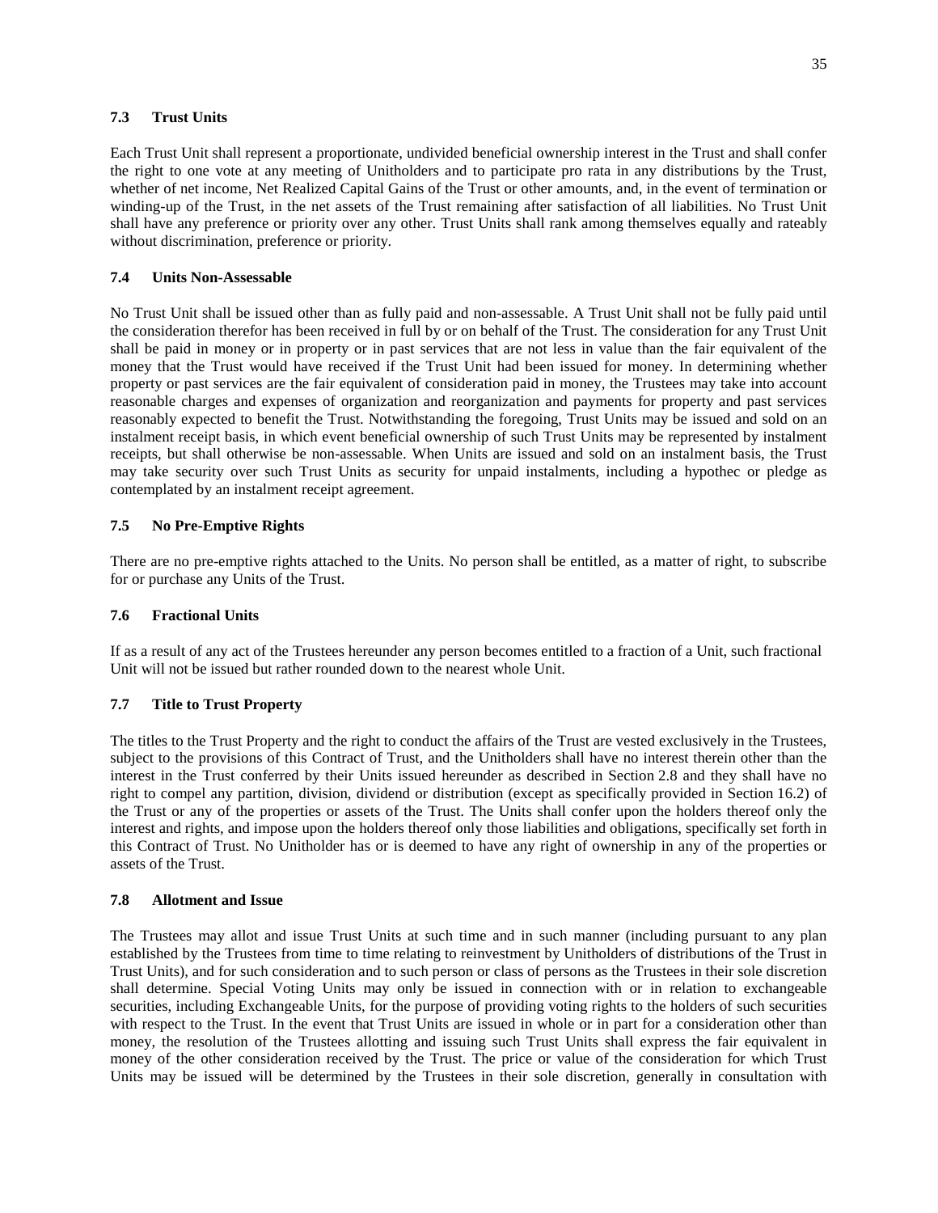### 7.3 Trust Units

Each Trust Unit shall represent a proportionate, undivided beneficial ownership interest in the Trust and shall confer the right to one vote at any meeting of Unitholders and to participate pro rata in any distributions by the Trust, whether of net income, Net Realized Capital Gains of the Trust or other amounts, and, in the event of termination or winding-up of the Trust, in the net assets of the Trust remaining after satisfaction of all liabilities. No Trust Unit shall have any preference or priority over any other. Trust Units shall rank among themselves equally and rateably without discrimination, preference or priority.

### 7.4 Units Non-Assessable

No Trust Unit shall be issued other than as fully paid and non-assessable. A Trust Unit shall not be fully paid until the consideration therefor has been received in full by or on behalf of the Trust. The consideration for any Trust Unit shall be paid in money or in property or in past services that are not less in value than the fair equivalent of the money that the Trust would have received if the Trust Unit had been issued for money. In determining whether property or past services are the fair equivalent of consideration paid in money, the Trustees may take into account reasonable charges and expenses of organization and reorganization and payments for property and past services reasonably expected to benefit the Trust. Notwithstanding the foregoing, Trust Units may be issued and sold on an instalment receipt basis, in which event beneficial ownership of such Trust Units may be represented by instalment receipts, but shall otherwise be non-assessable. When Units are issued and sold on an instalment basis, the Trust may take security over such Trust Units as security for unpaid instalments, including a hypothec or pledge as contemplated by an instalment receipt agreement.

### 7.5 No Pre-Emptive Rights

There are no pre-emptive rights attached to the Units. No person shall be entitled, as a matter of right, to subscribe for or purchase any Units of the Trust.

### 7.6 Fractional Units

If as a result of any act of the Trustees hereunder any person becomes entitled to a fraction of a Unit, such fractional Unit will not be issued but rather rounded down to the nearest whole Unit.

### 7.7 Title to Trust Property

The titles to the Trust Property and the right to conduct the affairs of the Trust are vested exclusively in the Trustees, subject to the provisions of this Contract of Trust, and the Unitholders shall have no interest therein other than the interest in the Trust conferred by their Units issued hereunder as described in Section 2.8 and they shall have no right to compel any partition, division, dividend or distribution (except as specifically provided in Section 16.2) of the Trust or any of the properties or assets of the Trust. The Units shall confer upon the holders thereof only the interest and rights, and impose upon the holders thereof only those liabilities and obligations, specifically set forth in this Contract of Trust. No Unitholder has or is deemed to have any right of ownership in any of the properties or assets of the Trust.

### 7.8 Allotment and Issue

The Trustees may allot and issue Trust Units at such time and in such manner (including pursuant to any plan established by the Trustees from time to time relating to reinvestment by Unitholders of distributions of the Trust in Trust Units), and for such consideration and to such person or class of persons as the Trustees in their sole discretion shall determine. Special Voting Units may only be issued in connection with or in relation to exchangeable securities, including Exchangeable Units, for the purpose of providing voting rights to the holders of such securities with respect to the Trust. In the event that Trust Units are issued in whole or in part for a consideration other than money, the resolution of the Trustees allotting and issuing such Trust Units shall express the fair equivalent in money of the other consideration received by the Trust. The price or value of the consideration for which Trust Units may be issued will be determined by the Trustees in their sole discretion, generally in consultation with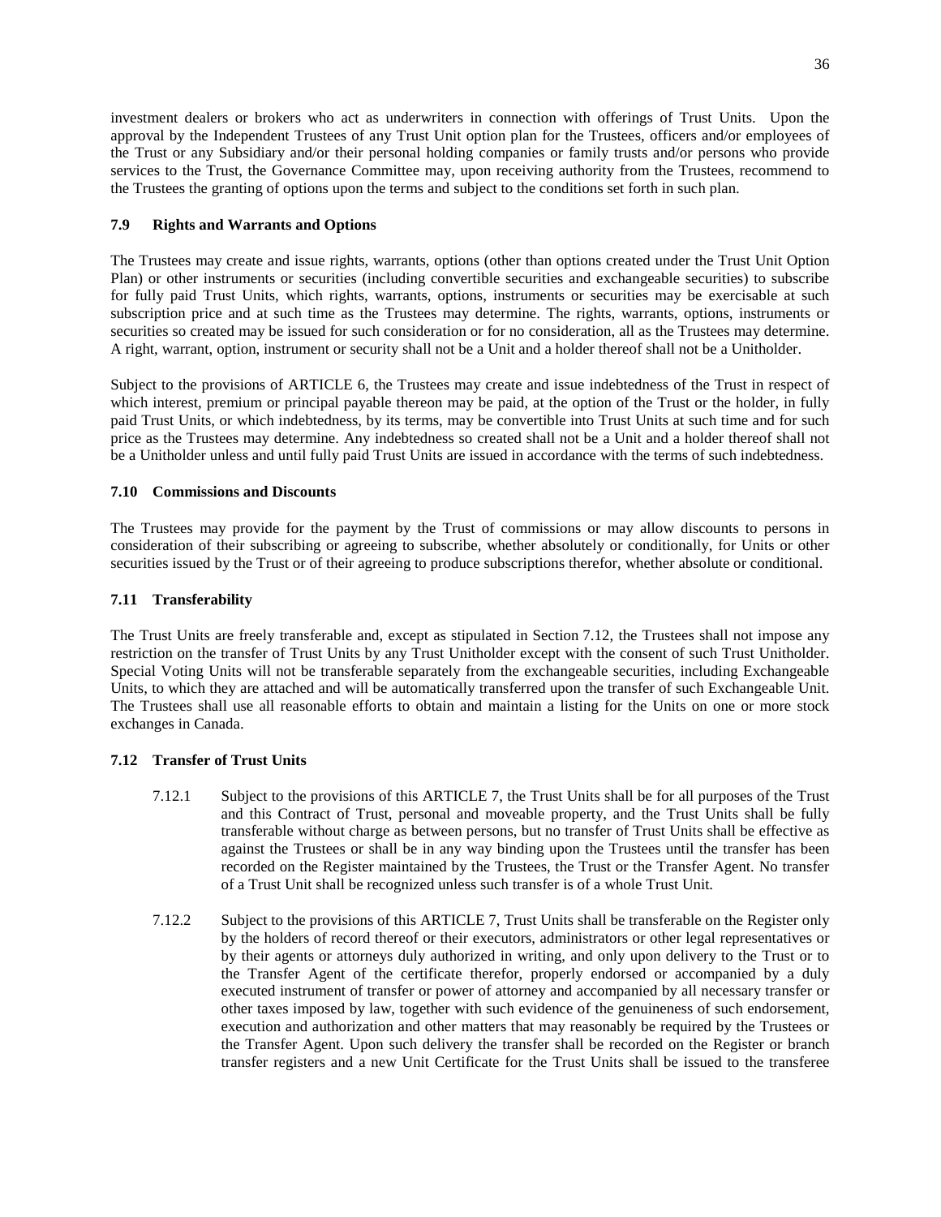investment dealers or brokers who act as underwriters in connection with offerings of Trust Units. Upon the approval by the Independent Trustees of any Trust Unit option plan for the Trustees, officers and/or employees of the Trust or any Subsidiary and/or their personal holding companies or family trusts and/or persons who provide services to the Trust, the Governance Committee may, upon receiving authority from the Trustees, recommend to the Trustees the granting of options upon the terms and subject to the conditions set forth in such plan.

### 7.9 Rights and Warrants and Options

The Trustees may create and issue rights, warrants, options (other than options created under the Trust Unit Option Plan) or other instruments or securities (including convertible securities and exchangeable securities) to subscribe for fully paid Trust Units, which rights, warrants, options, instruments or securities may be exercisable at such subscription price and at such time as the Trustees may determine. The rights, warrants, options, instruments or securities so created may be issued for such consideration or for no consideration, all as the Trustees may determine. A right, warrant, option, instrument or security shall not be a Unit and a holder thereof shall not be a Unitholder.

Subject to the provisions of ARTICLE 6, the Trustees may create and issue indebtedness of the Trust in respect of which interest, premium or principal payable thereon may be paid, at the option of the Trust or the holder, in fully paid Trust Units, or which indebtedness, by its terms, may be convertible into Trust Units at such time and for such price as the Trustees may determine. Any indebtedness so created shall not be a Unit and a holder thereof shall not be a Unitholder unless and until fully paid Trust Units are issued in accordance with the terms of such indebtedness.

### 7.10 Commissions and Discounts

The Trustees may provide for the payment by the Trust of commissions or may allow discounts to persons in consideration of their subscribing or agreeing to subscribe, whether absolutely or conditionally, for Units or other securities issued by the Trust or of their agreeing to produce subscriptions therefor, whether absolute or conditional.

### 7.11 Transferability

The Trust Units are freely transferable and, except as stipulated in Section 7.12, the Trustees shall not impose any restriction on the transfer of Trust Units by any Trust Unitholder except with the consent of such Trust Unitholder. Special Voting Units will not be transferable separately from the exchangeable securities, including Exchangeable Units, to which they are attached and will be automatically transferred upon the transfer of such Exchangeable Unit. The Trustees shall use all reasonable efforts to obtain and maintain a listing for the Units on one or more stock exchanges in Canada.

### 7.12 Transfer of Trust Units

7.12.1 Subject to the provisions of this ARTICLE 7, the Trust Units shall be for all purposes of the Trust and this Contract of Trust, personal and moveable property, and the Trust Units shall be fully transferable without charge as between persons, but no transfer of Trust Units shall be effective as against the Trustees or shall be in any way binding upon the Trustees until the transfer has been recorded on the Register maintained by the Trustees, the Trust or the Transfer Agent. No transfer of a Trust Unit shall be recognized unless such transfer is of a whole Trust Unit.

7.12.2 Subject to the provisions of this ARTICLE 7, Trust Units shall be transferable on the Register only by the holders of record thereof or their executors, administrators or other legal representatives or by their agents or attorneys duly authorized in writing, and only upon delivery to the Trust or to the Transfer Agent of the certificate therefor, properly endorsed or accompanied by a duly executed instrument of transfer or power of attorney and accompanied by all necessary transfer or other taxes imposed by law, together with such evidence of the genuineness of such endorsement, execution and authorization and other matters that may reasonably be required by the Trustees or the Transfer Agent. Upon such delivery the transfer shall be recorded on the Register or branch transfer registers and a new Unit Certificate for the Trust Units shall be issued to the transferee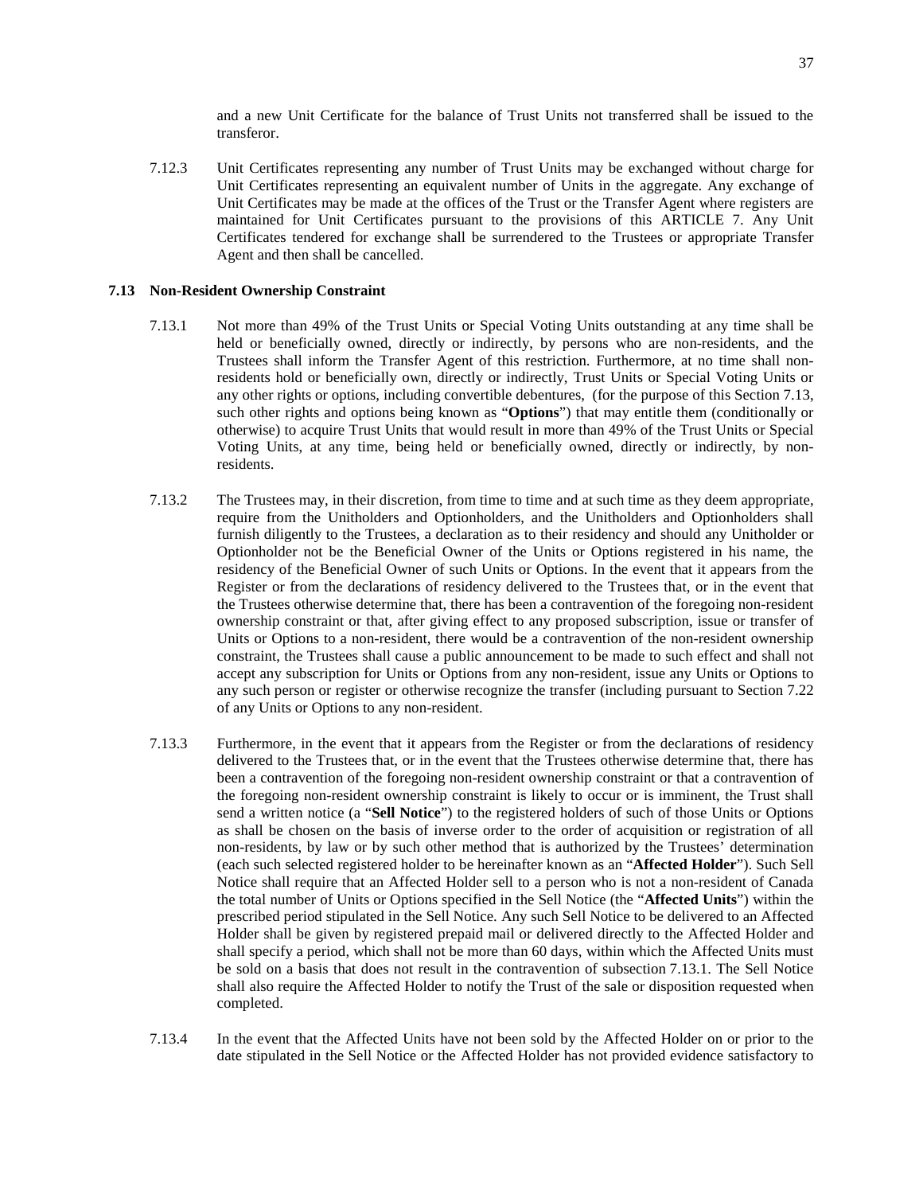and a new Unit Certificate for the balance of Trust Units not transferred shall be issued to the transferor.

7.12.3 Unit Certificates representing any number of Trust Units may be exchanged without charge for Unit Certificates representing an equivalent number of Units in the aggregate. Any exchange of Unit Certificates may be made at the offices of the Trust or the Transfer Agent where registers are maintained for Unit Certificates pursuant to the provisions of this ARTICLE 7. Any Unit Certificates tendered for exchange shall be surrendered to the Trustees or appropriate Transfer Agent and then shall be cancelled.

### 7.13 Non-Resident Ownership Constraint

7.13.1 Not more than 49% of the Trust Units or Special Voting Units outstanding at any time shall be held or beneficially owned, directly or indirectly, by persons who are non-residents, and the Trustees shall inform the Transfer Agent of this restriction. Furthermore, at no time shall non-residents hold or beneficially own, directly or indirectly, Trust Units or Special Voting Units or any other rights or options, including convertible debentures, (for the purpose of this Section 7.13, such other rights and options being known as "**Options**") that may entitle them (conditionally or otherwise) to acquire Trust Units that would result in more than 49% of the Trust Units or Special Voting Units, at any time, being held or beneficially owned, directly or indirectly, by non-residents.

7.13.2 The Trustees may, in their discretion, from time to time and at such time as they deem appropriate, require from the Unitholders and Optionholders, and the Unitholders and Optionholders shall furnish diligently to the Trustees, a declaration as to their residency and should any Unitholder or Optionholder not be the Beneficial Owner of the Units or Options registered in his name, the residency of the Beneficial Owner of such Units or Options. In the event that it appears from the Register or from the declarations of residency delivered to the Trustees that, or in the event that the Trustees otherwise determine that, there has been a contravention of the foregoing non-resident ownership constraint or that, after giving effect to any proposed subscription, issue or transfer of Units or Options to a non-resident, there would be a contravention of the non-resident ownership constraint, the Trustees shall cause a public announcement to be made to such effect and shall not accept any subscription for Units or Options from any non-resident, issue any Units or Options to any such person or register or otherwise recognize the transfer (including pursuant to Section 7.22 of any Units or Options to any non-resident.

7.13.3 Furthermore, in the event that it appears from the Register or from the declarations of residency delivered to the Trustees that, or in the event that the Trustees otherwise determine that, there has been a contravention of the foregoing non-resident ownership constraint or that a contravention of the foregoing non-resident ownership constraint is likely to occur or is imminent, the Trust shall send a written notice (a "**Sell Notice**") to the registered holders of such of those Units or Options as shall be chosen on the basis of inverse order to the order of acquisition or registration of all non-residents, by law or by such other method that is authorized by the Trustees' determination (each such selected registered holder to be hereinafter known as an "**Affected Holder**"). Such Sell Notice shall require that an Affected Holder sell to a person who is not a non-resident of Canada the total number of Units or Options specified in the Sell Notice (the "**Affected Units**") within the prescribed period stipulated in the Sell Notice. Any such Sell Notice to be delivered to an Affected Holder shall be given by registered prepaid mail or delivered directly to the Affected Holder and shall specify a period, which shall not be more than 60 days, within which the Affected Units must be sold on a basis that does not result in the contravention of subsection 7.13.1. The Sell Notice shall also require the Affected Holder to notify the Trust of the sale or disposition requested when completed.

7.13.4 In the event that the Affected Units have not been sold by the Affected Holder on or prior to the date stipulated in the Sell Notice or the Affected Holder has not provided evidence satisfactory to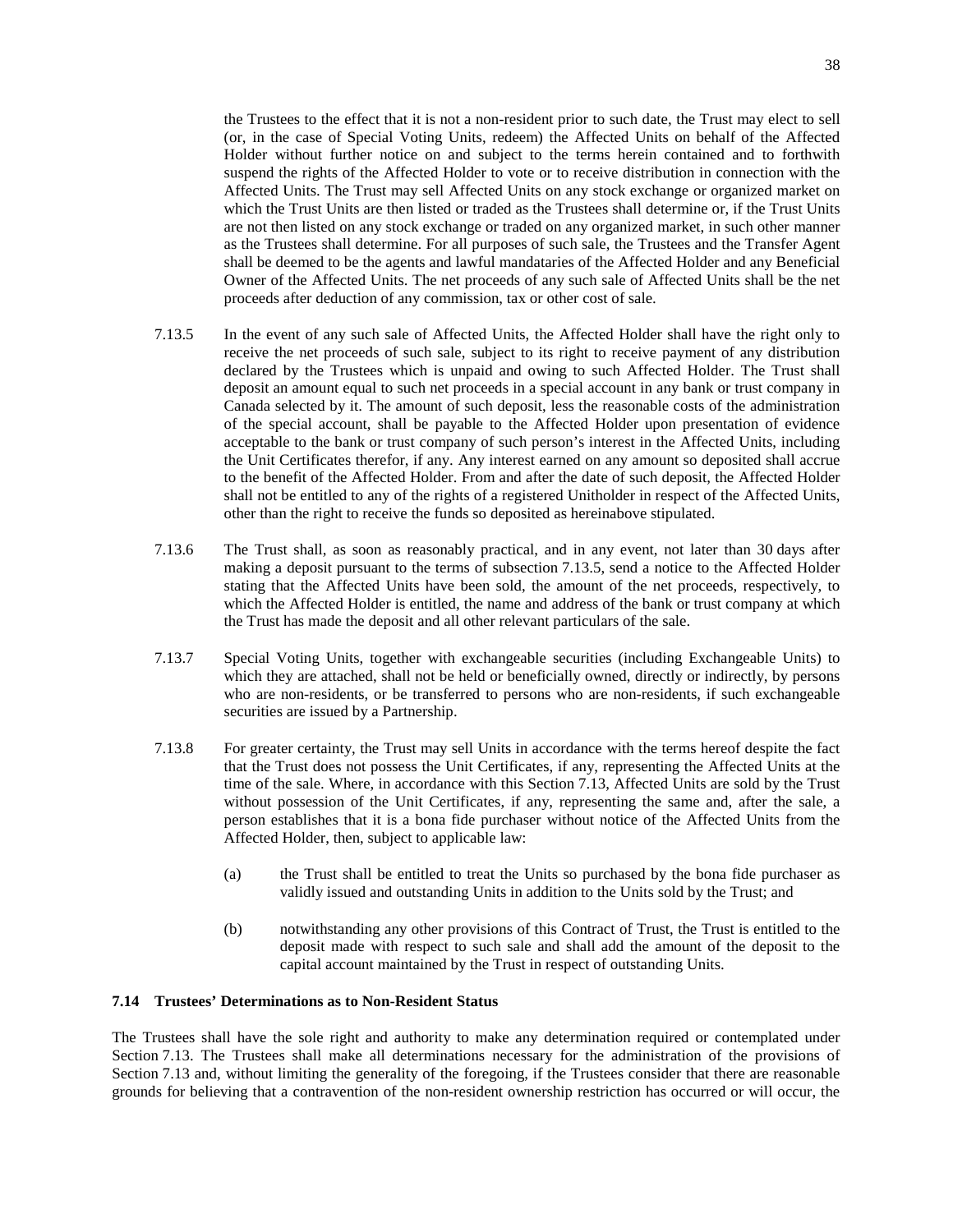the Trustees to the effect that it is not a non-resident prior to such date, the Trust may elect to sell (or, in the case of Special Voting Units, redeem) the Affected Units on behalf of the Affected Holder without further notice on and subject to the terms herein contained and to forthwith suspend the rights of the Affected Holder to vote or to receive distribution in connection with the Affected Units. The Trust may sell Affected Units on any stock exchange or organized market on which the Trust Units are then listed or traded as the Trustees shall determine or, if the Trust Units are not then listed on any stock exchange or traded on any organized market, in such other manner as the Trustees shall determine. For all purposes of such sale, the Trustees and the Transfer Agent shall be deemed to be the agents and lawful mandataries of the Affected Holder and any Beneficial Owner of the Affected Units. The net proceeds of any such sale of Affected Units shall be the net proceeds after deduction of any commission, tax or other cost of sale.

7.13.5 In the event of any such sale of Affected Units, the Affected Holder shall have the right only to receive the net proceeds of such sale, subject to its right to receive payment of any distribution declared by the Trustees which is unpaid and owing to such Affected Holder. The Trust shall deposit an amount equal to such net proceeds in a special account in any bank or trust company in Canada selected by it. The amount of such deposit, less the reasonable costs of the administration of the special account, shall be payable to the Affected Holder upon presentation of evidence acceptable to the bank or trust company of such person's interest in the Affected Units, including the Unit Certificates therefor, if any. Any interest earned on any amount so deposited shall accrue to the benefit of the Affected Holder. From and after the date of such deposit, the Affected Holder shall not be entitled to any of the rights of a registered Unitholder in respect of the Affected Units, other than the right to receive the funds so deposited as hereinabove stipulated.

7.13.6 The Trust shall, as soon as reasonably practical, and in any event, not later than 30 days after making a deposit pursuant to the terms of subsection 7.13.5, send a notice to the Affected Holder stating that the Affected Units have been sold, the amount of the net proceeds, respectively, to which the Affected Holder is entitled, the name and address of the bank or trust company at which the Trust has made the deposit and all other relevant particulars of the sale.

7.13.7 Special Voting Units, together with exchangeable securities (including Exchangeable Units) to which they are attached, shall not be held or beneficially owned, directly or indirectly, by persons who are non-residents, or be transferred to persons who are non-residents, if such exchangeable securities are issued by a Partnership.

7.13.8 For greater certainty, the Trust may sell Units in accordance with the terms hereof despite the fact that the Trust does not possess the Unit Certificates, if any, representing the Affected Units at the time of the sale. Where, in accordance with this Section 7.13, Affected Units are sold by the Trust without possession of the Unit Certificates, if any, representing the same and, after the sale, a person establishes that it is a bona fide purchaser without notice of the Affected Units from the Affected Holder, then, subject to applicable law:

(a) the Trust shall be entitled to treat the Units so purchased by the bona fide purchaser as validly issued and outstanding Units in addition to the Units sold by the Trust; and

(b) notwithstanding any other provisions of this Contract of Trust, the Trust is entitled to the deposit made with respect to such sale and shall add the amount of the deposit to the capital account maintained by the Trust in respect of outstanding Units.

### 7.14 Trustees' Determinations as to Non-Resident Status

The Trustees shall have the sole right and authority to make any determination required or contemplated under Section 7.13. The Trustees shall make all determinations necessary for the administration of the provisions of Section 7.13 and, without limiting the generality of the foregoing, if the Trustees consider that there are reasonable grounds for believing that a contravention of the non-resident ownership restriction has occurred or will occur, the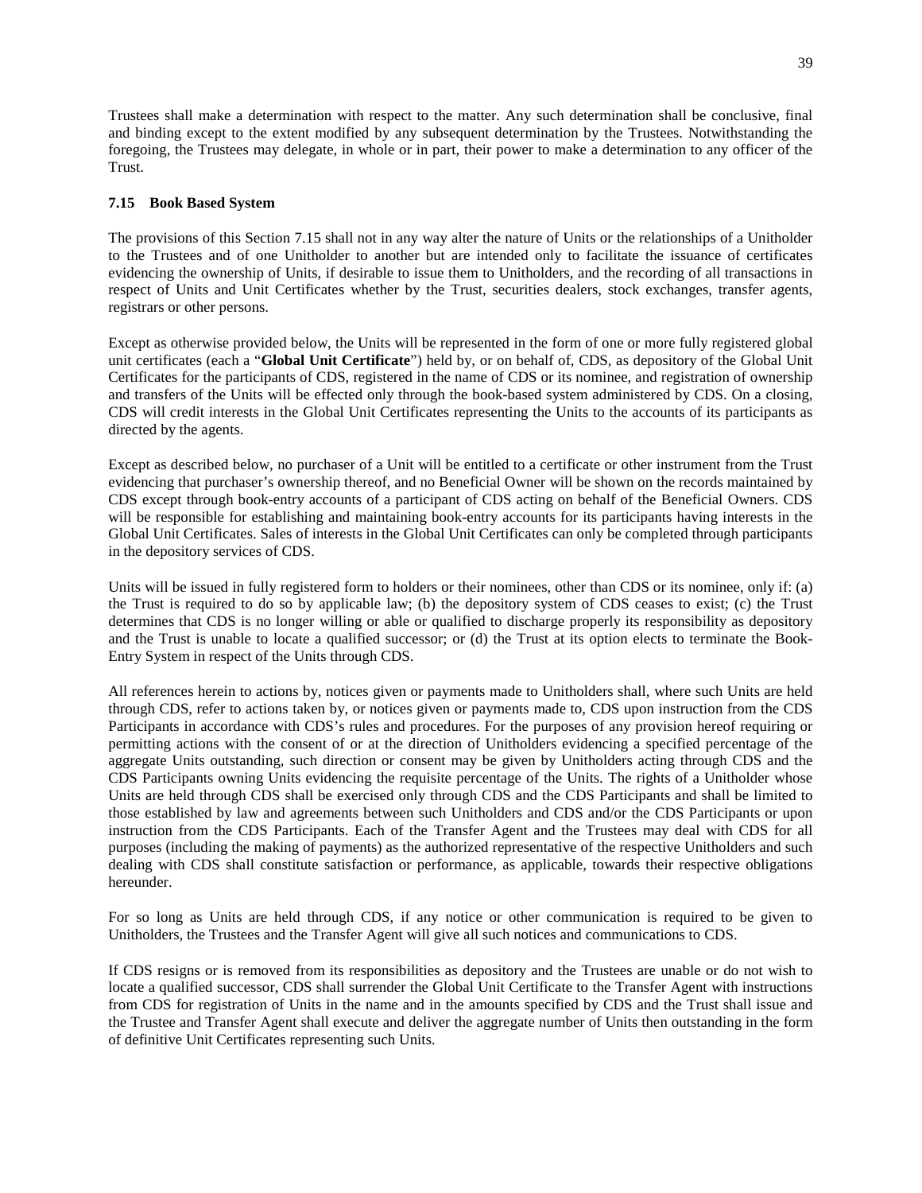Trustees shall make a determination with respect to the matter. Any such determination shall be conclusive, final and binding except to the extent modified by any subsequent determination by the Trustees. Notwithstanding the foregoing, the Trustees may delegate, in whole or in part, their power to make a determination to any officer of the Trust.

### 7.15 Book Based System

The provisions of this Section 7.15 shall not in any way alter the nature of Units or the relationships of a Unitholder to the Trustees and of one Unitholder to another but are intended only to facilitate the issuance of certificates evidencing the ownership of Units, if desirable to issue them to Unitholders, and the recording of all transactions in respect of Units and Unit Certificates whether by the Trust, securities dealers, stock exchanges, transfer agents, registrars or other persons.

Except as otherwise provided below, the Units will be represented in the form of one or more fully registered global unit certificates (each a "**Global Unit Certificate**") held by, or on behalf of, CDS, as depository of the Global Unit Certificates for the participants of CDS, registered in the name of CDS or its nominee, and registration of ownership and transfers of the Units will be effected only through the book-based system administered by CDS. On a closing, CDS will credit interests in the Global Unit Certificates representing the Units to the accounts of its participants as directed by the agents.

Except as described below, no purchaser of a Unit will be entitled to a certificate or other instrument from the Trust evidencing that purchaser's ownership thereof, and no Beneficial Owner will be shown on the records maintained by CDS except through book-entry accounts of a participant of CDS acting on behalf of the Beneficial Owners. CDS will be responsible for establishing and maintaining book-entry accounts for its participants having interests in the Global Unit Certificates. Sales of interests in the Global Unit Certificates can only be completed through participants in the depository services of CDS.

Units will be issued in fully registered form to holders or their nominees, other than CDS or its nominee, only if: (a) the Trust is required to do so by applicable law; (b) the depository system of CDS ceases to exist; (c) the Trust determines that CDS is no longer willing or able or qualified to discharge properly its responsibility as depository and the Trust is unable to locate a qualified successor; or (d) the Trust at its option elects to terminate the Book-Entry System in respect of the Units through CDS.

All references herein to actions by, notices given or payments made to Unitholders shall, where such Units are held through CDS, refer to actions taken by, or notices given or payments made to, CDS upon instruction from the CDS Participants in accordance with CDS's rules and procedures. For the purposes of any provision hereof requiring or permitting actions with the consent of or at the direction of Unitholders evidencing a specified percentage of the aggregate Units outstanding, such direction or consent may be given by Unitholders acting through CDS and the CDS Participants owning Units evidencing the requisite percentage of the Units. The rights of a Unitholder whose Units are held through CDS shall be exercised only through CDS and the CDS Participants and shall be limited to those established by law and agreements between such Unitholders and CDS and/or the CDS Participants or upon instruction from the CDS Participants. Each of the Transfer Agent and the Trustees may deal with CDS for all purposes (including the making of payments) as the authorized representative of the respective Unitholders and such dealing with CDS shall constitute satisfaction or performance, as applicable, towards their respective obligations hereunder.

For so long as Units are held through CDS, if any notice or other communication is required to be given to Unitholders, the Trustees and the Transfer Agent will give all such notices and communications to CDS.

If CDS resigns or is removed from its responsibilities as depository and the Trustees are unable or do not wish to locate a qualified successor, CDS shall surrender the Global Unit Certificate to the Transfer Agent with instructions from CDS for registration of Units in the name and in the amounts specified by CDS and the Trust shall issue and the Trustee and Transfer Agent shall execute and deliver the aggregate number of Units then outstanding in the form of definitive Unit Certificates representing such Units.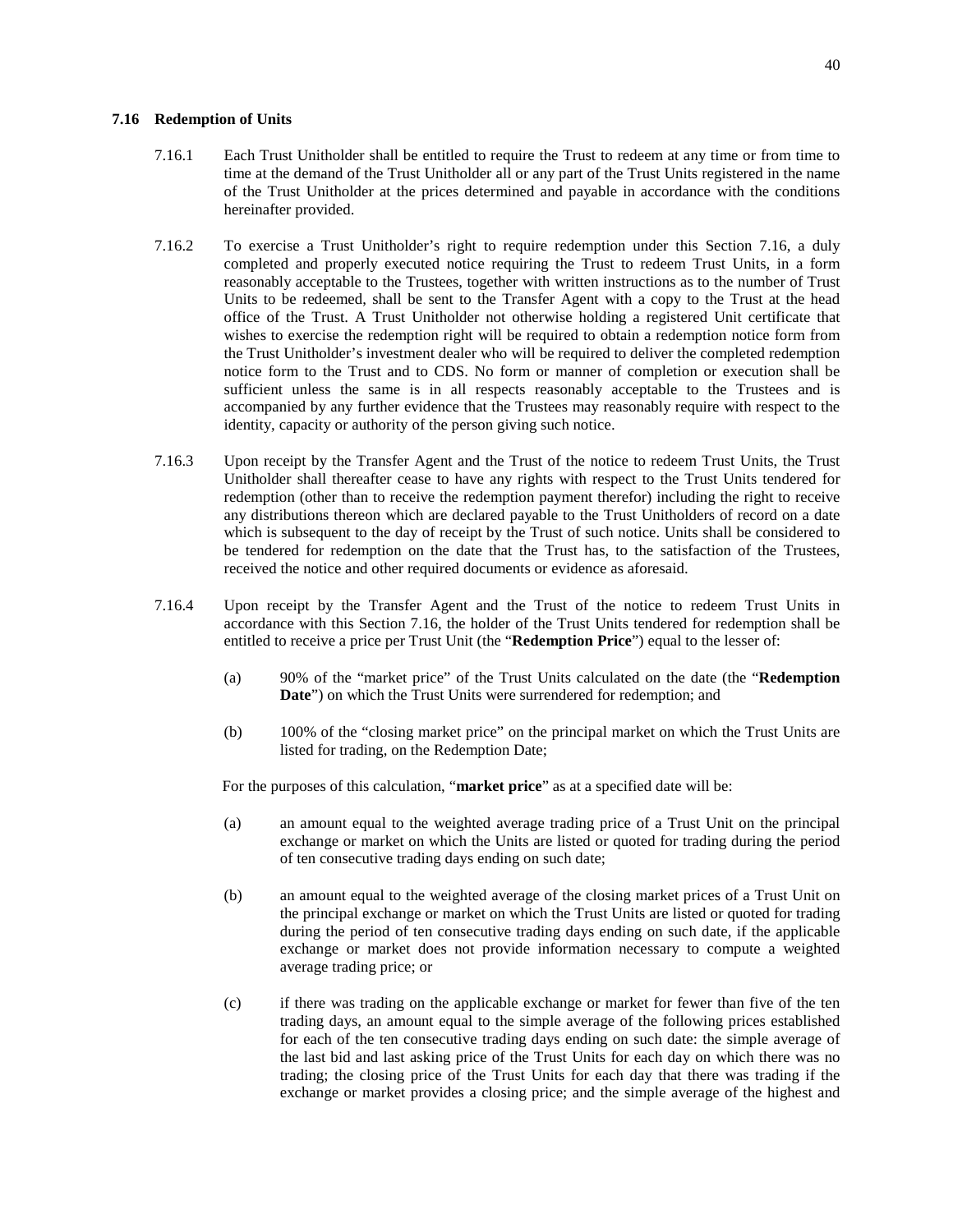### 7.16 Redemption of Units

7.16.1 Each Trust Unitholder shall be entitled to require the Trust to redeem at any time or from time to time at the demand of the Trust Unitholder all or any part of the Trust Units registered in the name of the Trust Unitholder at the prices determined and payable in accordance with the conditions hereinafter provided.

7.16.2 To exercise a Trust Unitholder's right to require redemption under this Section 7.16, a duly completed and properly executed notice requiring the Trust to redeem Trust Units, in a form reasonably acceptable to the Trustees, together with written instructions as to the number of Trust Units to be redeemed, shall be sent to the Transfer Agent with a copy to the Trust at the head office of the Trust. A Trust Unitholder not otherwise holding a registered Unit certificate that wishes to exercise the redemption right will be required to obtain a redemption notice form from the Trust Unitholder's investment dealer who will be required to deliver the completed redemption notice form to the Trust and to CDS. No form or manner of completion or execution shall be sufficient unless the same is in all respects reasonably acceptable to the Trustees and is accompanied by any further evidence that the Trustees may reasonably require with respect to the identity, capacity or authority of the person giving such notice.

7.16.3 Upon receipt by the Transfer Agent and the Trust of the notice to redeem Trust Units, the Trust Unitholder shall thereafter cease to have any rights with respect to the Trust Units tendered for redemption (other than to receive the redemption payment therefor) including the right to receive any distributions thereon which are declared payable to the Trust Unitholders of record on a date which is subsequent to the day of receipt by the Trust of such notice. Units shall be considered to be tendered for redemption on the date that the Trust has, to the satisfaction of the Trustees, received the notice and other required documents or evidence as aforesaid.

7.16.4 Upon receipt by the Transfer Agent and the Trust of the notice to redeem Trust Units in accordance with this Section 7.16, the holder of the Trust Units tendered for redemption shall be entitled to receive a price per Trust Unit (the "**Redemption Price**") equal to the lesser of:

(a) 90% of the "market price" of the Trust Units calculated on the date (the "**Redemption Date**") on which the Trust Units were surrendered for redemption; and

(b) 100% of the "closing market price" on the principal market on which the Trust Units are listed for trading, on the Redemption Date;

For the purposes of this calculation, "**market price**" as at a specified date will be:

(a) an amount equal to the weighted average trading price of a Trust Unit on the principal exchange or market on which the Units are listed or quoted for trading during the period of ten consecutive trading days ending on such date;

(b) an amount equal to the weighted average of the closing market prices of a Trust Unit on the principal exchange or market on which the Trust Units are listed or quoted for trading during the period of ten consecutive trading days ending on such date, if the applicable exchange or market does not provide information necessary to compute a weighted average trading price; or

(c) if there was trading on the applicable exchange or market for fewer than five of the ten trading days, an amount equal to the simple average of the following prices established for each of the ten consecutive trading days ending on such date: the simple average of the last bid and last asking price of the Trust Units for each day on which there was no trading; the closing price of the Trust Units for each day that there was trading if the exchange or market provides a closing price; and the simple average of the highest and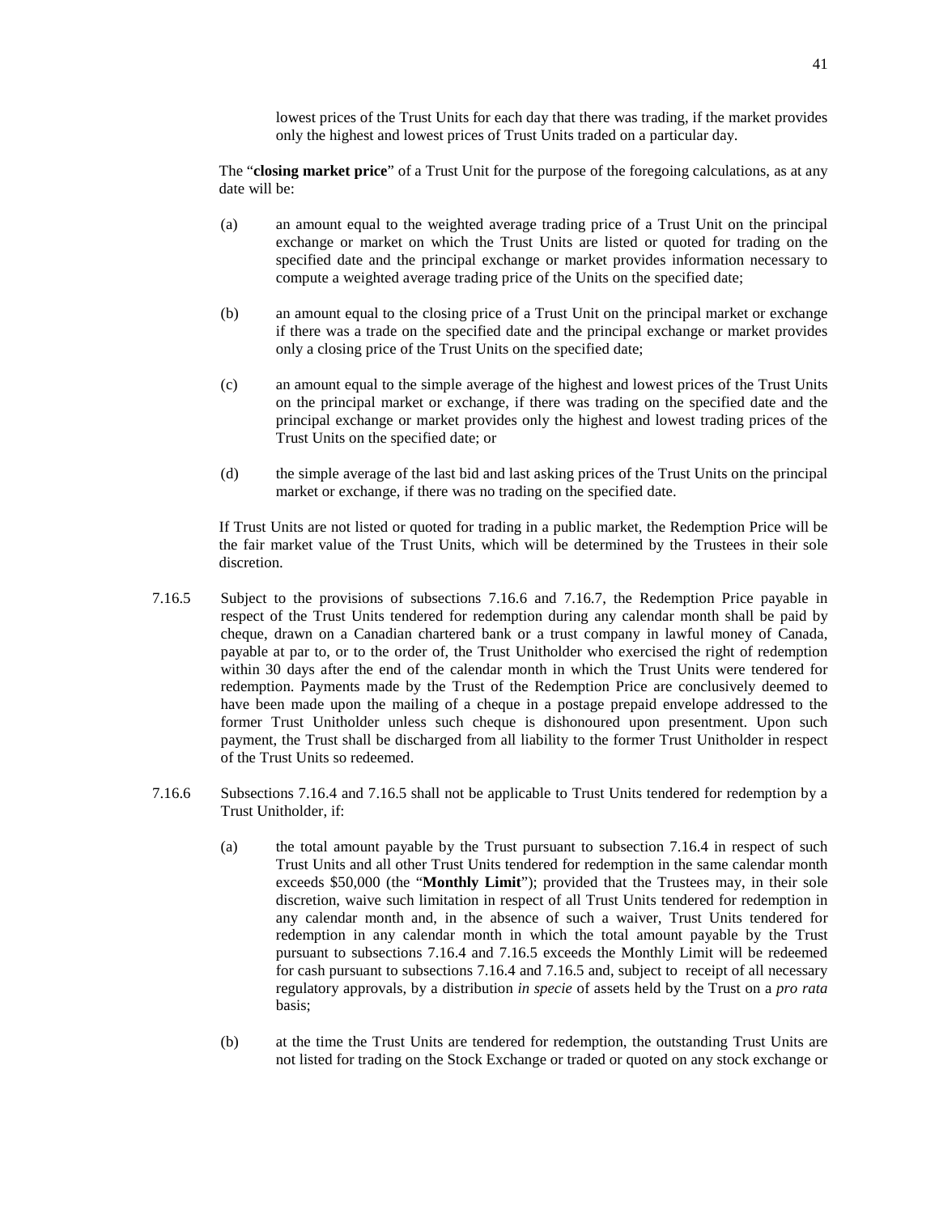lowest prices of the Trust Units for each day that there was trading, if the market provides only the highest and lowest prices of Trust Units traded on a particular day.

The "**closing market price**" of a Trust Unit for the purpose of the foregoing calculations, as at any date will be:

(a) an amount equal to the weighted average trading price of a Trust Unit on the principal exchange or market on which the Trust Units are listed or quoted for trading on the specified date and the principal exchange or market provides information necessary to compute a weighted average trading price of the Units on the specified date;

(b) an amount equal to the closing price of a Trust Unit on the principal market or exchange if there was a trade on the specified date and the principal exchange or market provides only a closing price of the Trust Units on the specified date;

(c) an amount equal to the simple average of the highest and lowest prices of the Trust Units on the principal market or exchange, if there was trading on the specified date and the principal exchange or market provides only the highest and lowest trading prices of the Trust Units on the specified date; or

(d) the simple average of the last bid and last asking prices of the Trust Units on the principal market or exchange, if there was no trading on the specified date.

If Trust Units are not listed or quoted for trading in a public market, the Redemption Price will be the fair market value of the Trust Units, which will be determined by the Trustees in their sole discretion.

7.16.5 Subject to the provisions of subsections 7.16.6 and 7.16.7, the Redemption Price payable in respect of the Trust Units tendered for redemption during any calendar month shall be paid by cheque, drawn on a Canadian chartered bank or a trust company in lawful money of Canada, payable at par to, or to the order of, the Trust Unitholder who exercised the right of redemption within 30 days after the end of the calendar month in which the Trust Units were tendered for redemption. Payments made by the Trust of the Redemption Price are conclusively deemed to have been made upon the mailing of a cheque in a postage prepaid envelope addressed to the former Trust Unitholder unless such cheque is dishonoured upon presentment. Upon such payment, the Trust shall be discharged from all liability to the former Trust Unitholder in respect of the Trust Units so redeemed.

7.16.6 Subsections 7.16.4 and 7.16.5 shall not be applicable to Trust Units tendered for redemption by a Trust Unitholder, if:

(a) the total amount payable by the Trust pursuant to subsection 7.16.4 in respect of such Trust Units and all other Trust Units tendered for redemption in the same calendar month exceeds $50,000 (the "**Monthly Limit**"); provided that the Trustees may, in their sole discretion, waive such limitation in respect of all Trust Units tendered for redemption in any calendar month and, in the absence of such a waiver, Trust Units tendered for redemption in any calendar month in which the total amount payable by the Trust pursuant to subsections 7.16.4 and 7.16.5 exceeds the Monthly Limit will be redeemed for cash pursuant to subsections 7.16.4 and 7.16.5 and, subject to receipt of all necessary regulatory approvals, by a distribution *in specie* of assets held by the Trust on a *pro rata* basis;

(b) at the time the Trust Units are tendered for redemption, the outstanding Trust Units are not listed for trading on the Stock Exchange or traded or quoted on any stock exchange or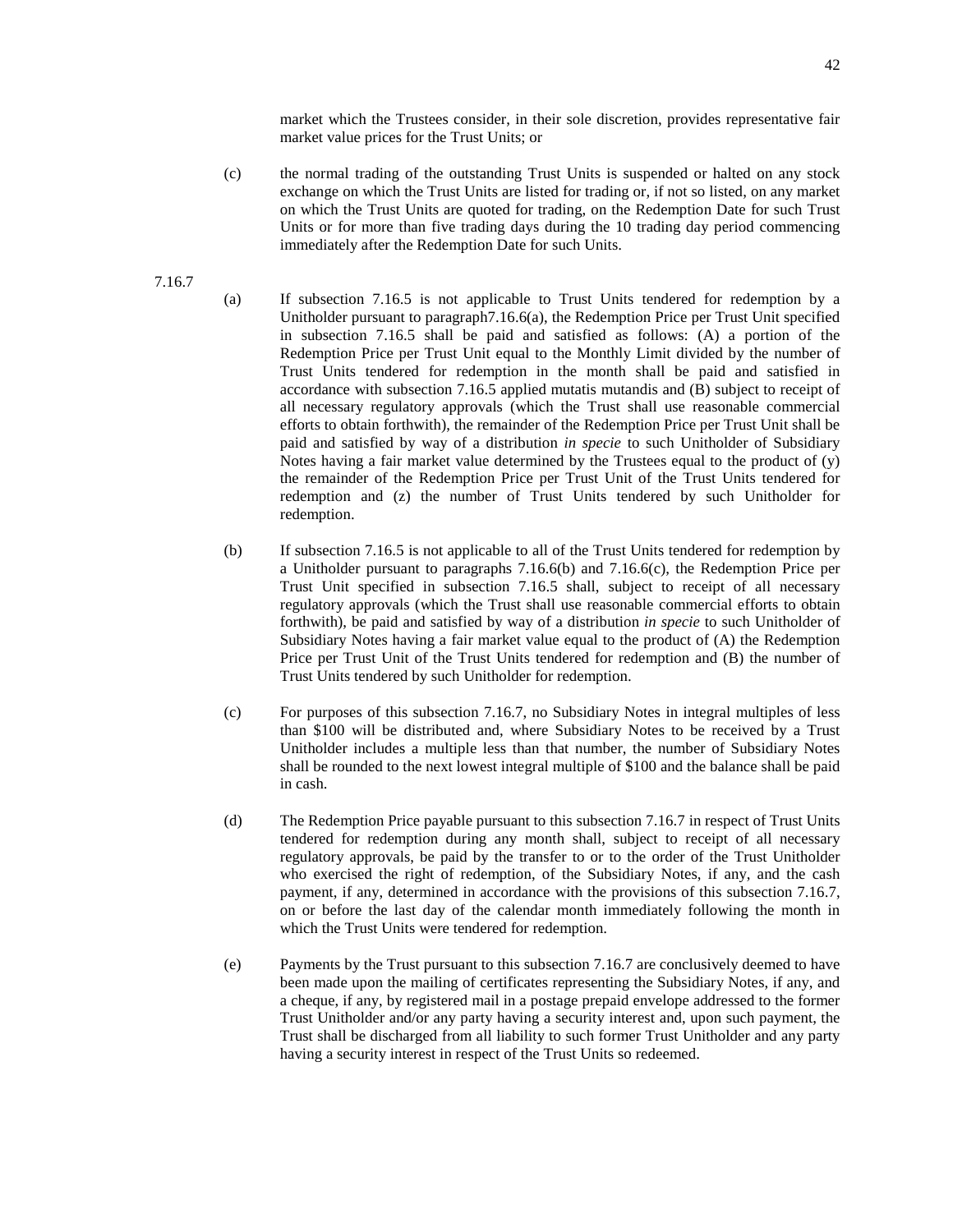market which the Trustees consider, in their sole discretion, provides representative fair market value prices for the Trust Units; or

(c) the normal trading of the outstanding Trust Units is suspended or halted on any stock exchange on which the Trust Units are listed for trading or, if not so listed, on any market on which the Trust Units are quoted for trading, on the Redemption Date for such Trust Units or for more than five trading days during the 10 trading day period commencing immediately after the Redemption Date for such Units.

7.16.7

(a) If subsection 7.16.5 is not applicable to Trust Units tendered for redemption by a Unitholder pursuant to paragraph7.16.6(a), the Redemption Price per Trust Unit specified in subsection 7.16.5 shall be paid and satisfied as follows: (A) a portion of the Redemption Price per Trust Unit equal to the Monthly Limit divided by the number of Trust Units tendered for redemption in the month shall be paid and satisfied in accordance with subsection 7.16.5 applied mutatis mutandis and (B) subject to receipt of all necessary regulatory approvals (which the Trust shall use reasonable commercial efforts to obtain forthwith), the remainder of the Redemption Price per Trust Unit shall be paid and satisfied by way of a distribution *in specie* to such Unitholder of Subsidiary Notes having a fair market value determined by the Trustees equal to the product of (y) the remainder of the Redemption Price per Trust Unit of the Trust Units tendered for redemption and (z) the number of Trust Units tendered by such Unitholder for redemption.

(b) If subsection 7.16.5 is not applicable to all of the Trust Units tendered for redemption by a Unitholder pursuant to paragraphs 7.16.6(b) and 7.16.6(c), the Redemption Price per Trust Unit specified in subsection 7.16.5 shall, subject to receipt of all necessary regulatory approvals (which the Trust shall use reasonable commercial efforts to obtain forthwith), be paid and satisfied by way of a distribution *in specie* to such Unitholder of Subsidiary Notes having a fair market value equal to the product of (A) the Redemption Price per Trust Unit of the Trust Units tendered for redemption and (B) the number of Trust Units tendered by such Unitholder for redemption.

(c) For purposes of this subsection 7.16.7, no Subsidiary Notes in integral multiples of less than $100 will be distributed and, where Subsidiary Notes to be received by a Trust Unitholder includes a multiple less than that number, the number of Subsidiary Notes shall be rounded to the next lowest integral multiple of $100 and the balance shall be paid in cash.

(d) The Redemption Price payable pursuant to this subsection 7.16.7 in respect of Trust Units tendered for redemption during any month shall, subject to receipt of all necessary regulatory approvals, be paid by the transfer to or to the order of the Trust Unitholder who exercised the right of redemption, of the Subsidiary Notes, if any, and the cash payment, if any, determined in accordance with the provisions of this subsection 7.16.7, on or before the last day of the calendar month immediately following the month in which the Trust Units were tendered for redemption.

(e) Payments by the Trust pursuant to this subsection 7.16.7 are conclusively deemed to have been made upon the mailing of certificates representing the Subsidiary Notes, if any, and a cheque, if any, by registered mail in a postage prepaid envelope addressed to the former Trust Unitholder and/or any party having a security interest and, upon such payment, the Trust shall be discharged from all liability to such former Trust Unitholder and any party having a security interest in respect of the Trust Units so redeemed.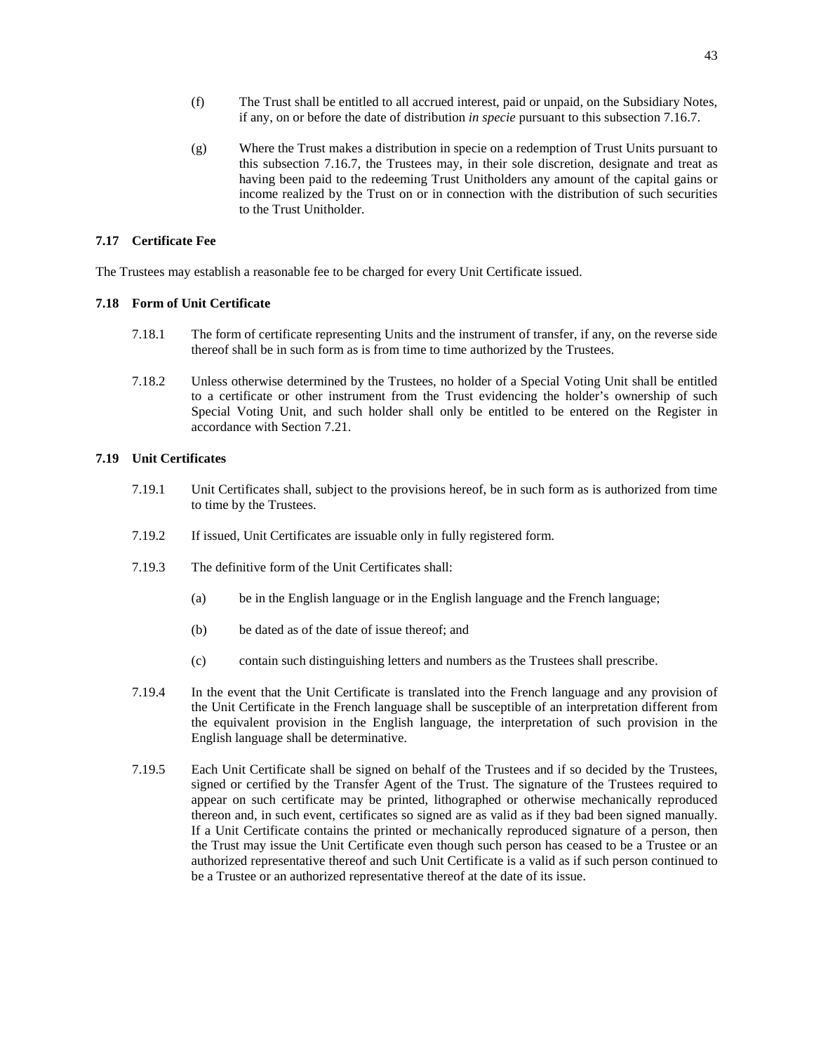(f) The Trust shall be entitled to all accrued interest, paid or unpaid, on the Subsidiary Notes, if any, on or before the date of distribution *in specie* pursuant to this subsection 7.16.7.

(g) Where the Trust makes a distribution in specie on a redemption of Trust Units pursuant to this subsection 7.16.7, the Trustees may, in their sole discretion, designate and treat as having been paid to the redeeming Trust Unitholders any amount of the capital gains or income realized by the Trust on or in connection with the distribution of such securities to the Trust Unitholder.

### 7.17 Certificate Fee

The Trustees may establish a reasonable fee to be charged for every Unit Certificate issued.

### 7.18 Form of Unit Certificate

7.18.1 The form of certificate representing Units and the instrument of transfer, if any, on the reverse side thereof shall be in such form as is from time to time authorized by the Trustees.

7.18.2 Unless otherwise determined by the Trustees, no holder of a Special Voting Unit shall be entitled to a certificate or other instrument from the Trust evidencing the holder's ownership of such Special Voting Unit, and such holder shall only be entitled to be entered on the Register in accordance with Section 7.21.

### 7.19 Unit Certificates

7.19.1 Unit Certificates shall, subject to the provisions hereof, be in such form as is authorized from time to time by the Trustees.

7.19.2 If issued, Unit Certificates are issuable only in fully registered form.

7.19.3 The definitive form of the Unit Certificates shall:

(a) be in the English language or in the English language and the French language;

(b) be dated as of the date of issue thereof; and

(c) contain such distinguishing letters and numbers as the Trustees shall prescribe.

7.19.4 In the event that the Unit Certificate is translated into the French language and any provision of the Unit Certificate in the French language shall be susceptible of an interpretation different from the equivalent provision in the English language, the interpretation of such provision in the English language shall be determinative.

7.19.5 Each Unit Certificate shall be signed on behalf of the Trustees and if so decided by the Trustees, signed or certified by the Transfer Agent of the Trust. The signature of the Trustees required to appear on such certificate may be printed, lithographed or otherwise mechanically reproduced thereon and, in such event, certificates so signed are as valid as if they bad been signed manually. If a Unit Certificate contains the printed or mechanically reproduced signature of a person, then the Trust may issue the Unit Certificate even though such person has ceased to be a Trustee or an authorized representative thereof and such Unit Certificate is a valid as if such person continued to be a Trustee or an authorized representative thereof at the date of its issue.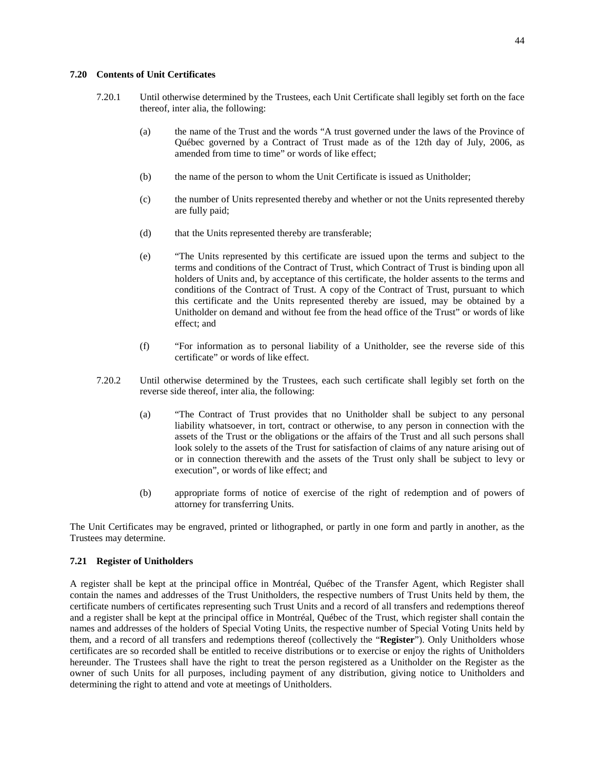### 7.20 Contents of Unit Certificates

7.20.1 Until otherwise determined by the Trustees, each Unit Certificate shall legibly set forth on the face thereof, inter alia, the following:

(a) the name of the Trust and the words "A trust governed under the laws of the Province of Québec governed by a Contract of Trust made as of the 12th day of July, 2006, as amended from time to time" or words of like effect;

(b) the name of the person to whom the Unit Certificate is issued as Unitholder;

(c) the number of Units represented thereby and whether or not the Units represented thereby are fully paid;

(d) that the Units represented thereby are transferable;

(e) "The Units represented by this certificate are issued upon the terms and subject to the terms and conditions of the Contract of Trust, which Contract of Trust is binding upon all holders of Units and, by acceptance of this certificate, the holder assents to the terms and conditions of the Contract of Trust. A copy of the Contract of Trust, pursuant to which this certificate and the Units represented thereby are issued, may be obtained by a Unitholder on demand and without fee from the head office of the Trust" or words of like effect; and

(f) "For information as to personal liability of a Unitholder, see the reverse side of this certificate" or words of like effect.

7.20.2 Until otherwise determined by the Trustees, each such certificate shall legibly set forth on the reverse side thereof, inter alia, the following:

(a) "The Contract of Trust provides that no Unitholder shall be subject to any personal liability whatsoever, in tort, contract or otherwise, to any person in connection with the assets of the Trust or the obligations or the affairs of the Trust and all such persons shall look solely to the assets of the Trust for satisfaction of claims of any nature arising out of or in connection therewith and the assets of the Trust only shall be subject to levy or execution", or words of like effect; and

(b) appropriate forms of notice of exercise of the right of redemption and of powers of attorney for transferring Units.

The Unit Certificates may be engraved, printed or lithographed, or partly in one form and partly in another, as the Trustees may determine.

### 7.21 Register of Unitholders

A register shall be kept at the principal office in Montréal, Québec of the Transfer Agent, which Register shall contain the names and addresses of the Trust Unitholders, the respective numbers of Trust Units held by them, the certificate numbers of certificates representing such Trust Units and a record of all transfers and redemptions thereof and a register shall be kept at the principal office in Montréal, Québec of the Trust, which register shall contain the names and addresses of the holders of Special Voting Units, the respective number of Special Voting Units held by them, and a record of all transfers and redemptions thereof (collectively the "**Register**"). Only Unitholders whose certificates are so recorded shall be entitled to receive distributions or to exercise or enjoy the rights of Unitholders hereunder. The Trustees shall have the right to treat the person registered as a Unitholder on the Register as the owner of such Units for all purposes, including payment of any distribution, giving notice to Unitholders and determining the right to attend and vote at meetings of Unitholders.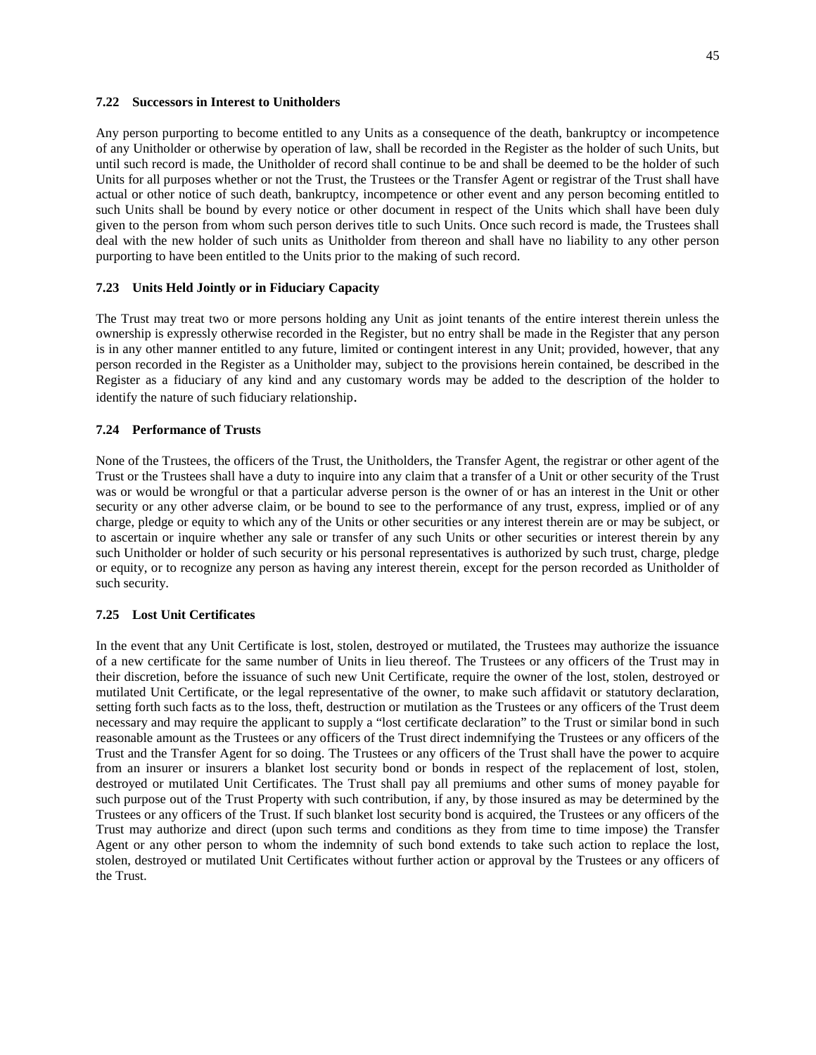### 7.22 Successors in Interest to Unitholders

Any person purporting to become entitled to any Units as a consequence of the death, bankruptcy or incompetence of any Unitholder or otherwise by operation of law, shall be recorded in the Register as the holder of such Units, but until such record is made, the Unitholder of record shall continue to be and shall be deemed to be the holder of such Units for all purposes whether or not the Trust, the Trustees or the Transfer Agent or registrar of the Trust shall have actual or other notice of such death, bankruptcy, incompetence or other event and any person becoming entitled to such Units shall be bound by every notice or other document in respect of the Units which shall have been duly given to the person from whom such person derives title to such Units. Once such record is made, the Trustees shall deal with the new holder of such units as Unitholder from thereon and shall have no liability to any other person purporting to have been entitled to the Units prior to the making of such record.

### 7.23 Units Held Jointly or in Fiduciary Capacity

The Trust may treat two or more persons holding any Unit as joint tenants of the entire interest therein unless the ownership is expressly otherwise recorded in the Register, but no entry shall be made in the Register that any person is in any other manner entitled to any future, limited or contingent interest in any Unit; provided, however, that any person recorded in the Register as a Unitholder may, subject to the provisions herein contained, be described in the Register as a fiduciary of any kind and any customary words may be added to the description of the holder to identify the nature of such fiduciary relationship.

### 7.24 Performance of Trusts

None of the Trustees, the officers of the Trust, the Unitholders, the Transfer Agent, the registrar or other agent of the Trust or the Trustees shall have a duty to inquire into any claim that a transfer of a Unit or other security of the Trust was or would be wrongful or that a particular adverse person is the owner of or has an interest in the Unit or other security or any other adverse claim, or be bound to see to the performance of any trust, express, implied or of any charge, pledge or equity to which any of the Units or other securities or any interest therein are or may be subject, or to ascertain or inquire whether any sale or transfer of any such Units or other securities or interest therein by any such Unitholder or holder of such security or his personal representatives is authorized by such trust, charge, pledge or equity, or to recognize any person as having any interest therein, except for the person recorded as Unitholder of such security.

### 7.25 Lost Unit Certificates

In the event that any Unit Certificate is lost, stolen, destroyed or mutilated, the Trustees may authorize the issuance of a new certificate for the same number of Units in lieu thereof. The Trustees or any officers of the Trust may in their discretion, before the issuance of such new Unit Certificate, require the owner of the lost, stolen, destroyed or mutilated Unit Certificate, or the legal representative of the owner, to make such affidavit or statutory declaration, setting forth such facts as to the loss, theft, destruction or mutilation as the Trustees or any officers of the Trust deem necessary and may require the applicant to supply a "lost certificate declaration" to the Trust or similar bond in such reasonable amount as the Trustees or any officers of the Trust direct indemnifying the Trustees or any officers of the Trust and the Transfer Agent for so doing. The Trustees or any officers of the Trust shall have the power to acquire from an insurer or insurers a blanket lost security bond or bonds in respect of the replacement of lost, stolen, destroyed or mutilated Unit Certificates. The Trust shall pay all premiums and other sums of money payable for such purpose out of the Trust Property with such contribution, if any, by those insured as may be determined by the Trustees or any officers of the Trust. If such blanket lost security bond is acquired, the Trustees or any officers of the Trust may authorize and direct (upon such terms and conditions as they from time to time impose) the Transfer Agent or any other person to whom the indemnity of such bond extends to take such action to replace the lost, stolen, destroyed or mutilated Unit Certificates without further action or approval by the Trustees or any officers of the Trust.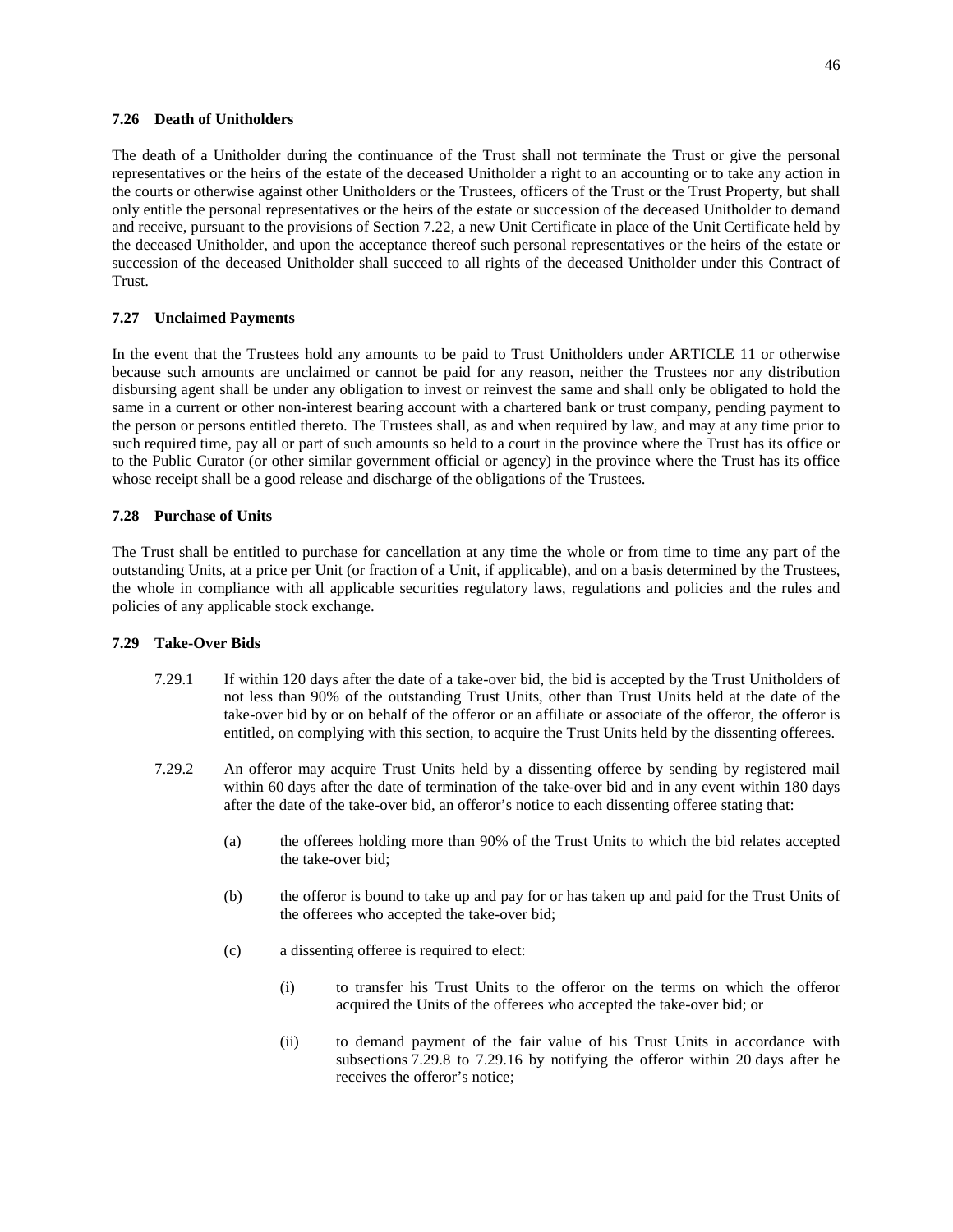### 7.26 Death of Unitholders

The death of a Unitholder during the continuance of the Trust shall not terminate the Trust or give the personal representatives or the heirs of the estate of the deceased Unitholder a right to an accounting or to take any action in the courts or otherwise against other Unitholders or the Trustees, officers of the Trust or the Trust Property, but shall only entitle the personal representatives or the heirs of the estate or succession of the deceased Unitholder to demand and receive, pursuant to the provisions of Section 7.22, a new Unit Certificate in place of the Unit Certificate held by the deceased Unitholder, and upon the acceptance thereof such personal representatives or the heirs of the estate or succession of the deceased Unitholder shall succeed to all rights of the deceased Unitholder under this Contract of Trust.

### 7.27 Unclaimed Payments

In the event that the Trustees hold any amounts to be paid to Trust Unitholders under ARTICLE 11 or otherwise because such amounts are unclaimed or cannot be paid for any reason, neither the Trustees nor any distribution disbursing agent shall be under any obligation to invest or reinvest the same and shall only be obligated to hold the same in a current or other non-interest bearing account with a chartered bank or trust company, pending payment to the person or persons entitled thereto. The Trustees shall, as and when required by law, and may at any time prior to such required time, pay all or part of such amounts so held to a court in the province where the Trust has its office or to the Public Curator (or other similar government official or agency) in the province where the Trust has its office whose receipt shall be a good release and discharge of the obligations of the Trustees.

### 7.28 Purchase of Units

The Trust shall be entitled to purchase for cancellation at any time the whole or from time to time any part of the outstanding Units, at a price per Unit (or fraction of a Unit, if applicable), and on a basis determined by the Trustees, the whole in compliance with all applicable securities regulatory laws, regulations and policies and the rules and policies of any applicable stock exchange.

### 7.29 Take-Over Bids

7.29.1 If within 120 days after the date of a take-over bid, the bid is accepted by the Trust Unitholders of not less than 90% of the outstanding Trust Units, other than Trust Units held at the date of the take-over bid by or on behalf of the offeror or an affiliate or associate of the offeror, the offeror is entitled, on complying with this section, to acquire the Trust Units held by the dissenting offerees.

7.29.2 An offeror may acquire Trust Units held by a dissenting offeree by sending by registered mail within 60 days after the date of termination of the take-over bid and in any event within 180 days after the date of the take-over bid, an offeror's notice to each dissenting offeree stating that:

(a) the offerees holding more than 90% of the Trust Units to which the bid relates accepted the take-over bid;

(b) the offeror is bound to take up and pay for or has taken up and paid for the Trust Units of the offerees who accepted the take-over bid;

(c) a dissenting offeree is required to elect:

(i) to transfer his Trust Units to the offeror on the terms on which the offeror acquired the Units of the offerees who accepted the take-over bid; or

(ii) to demand payment of the fair value of his Trust Units in accordance with subsections 7.29.8 to 7.29.16 by notifying the offeror within 20 days after he receives the offeror's notice;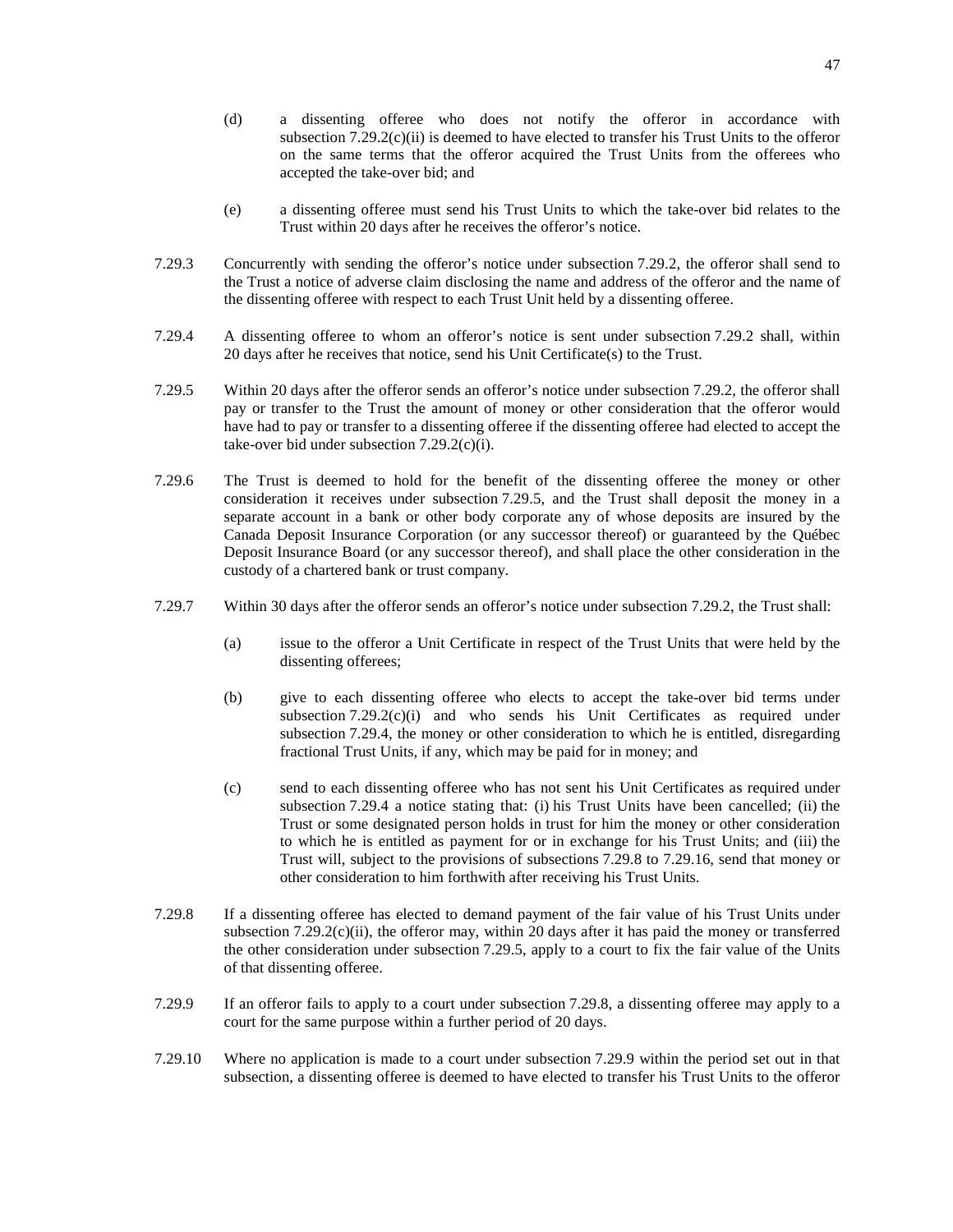(d) a dissenting offeree who does not notify the offeror in accordance with subsection 7.29.2(c)(ii) is deemed to have elected to transfer his Trust Units to the offeror on the same terms that the offeror acquired the Trust Units from the offerees who accepted the take-over bid; and

(e) a dissenting offeree must send his Trust Units to which the take-over bid relates to the Trust within 20 days after he receives the offeror's notice.

7.29.3 Concurrently with sending the offeror's notice under subsection 7.29.2, the offeror shall send to the Trust a notice of adverse claim disclosing the name and address of the offeror and the name of the dissenting offeree with respect to each Trust Unit held by a dissenting offeree.

7.29.4 A dissenting offeree to whom an offeror's notice is sent under subsection 7.29.2 shall, within 20 days after he receives that notice, send his Unit Certificate(s) to the Trust.

7.29.5 Within 20 days after the offeror sends an offeror's notice under subsection 7.29.2, the offeror shall pay or transfer to the Trust the amount of money or other consideration that the offeror would have had to pay or transfer to a dissenting offeree if the dissenting offeree had elected to accept the take-over bid under subsection 7.29.2(c)(i).

7.29.6 The Trust is deemed to hold for the benefit of the dissenting offeree the money or other consideration it receives under subsection 7.29.5, and the Trust shall deposit the money in a separate account in a bank or other body corporate any of whose deposits are insured by the Canada Deposit Insurance Corporation (or any successor thereof) or guaranteed by the Québec Deposit Insurance Board (or any successor thereof), and shall place the other consideration in the custody of a chartered bank or trust company.

7.29.7 Within 30 days after the offeror sends an offeror's notice under subsection 7.29.2, the Trust shall:

(a) issue to the offeror a Unit Certificate in respect of the Trust Units that were held by the dissenting offerees;

(b) give to each dissenting offeree who elects to accept the take-over bid terms under subsection 7.29.2(c)(i) and who sends his Unit Certificates as required under subsection 7.29.4, the money or other consideration to which he is entitled, disregarding fractional Trust Units, if any, which may be paid for in money; and

(c) send to each dissenting offeree who has not sent his Unit Certificates as required under subsection 7.29.4 a notice stating that: (i) his Trust Units have been cancelled; (ii) the Trust or some designated person holds in trust for him the money or other consideration to which he is entitled as payment for or in exchange for his Trust Units; and (iii) the Trust will, subject to the provisions of subsections 7.29.8 to 7.29.16, send that money or other consideration to him forthwith after receiving his Trust Units.

7.29.8 If a dissenting offeree has elected to demand payment of the fair value of his Trust Units under subsection 7.29.2(c)(ii), the offeror may, within 20 days after it has paid the money or transferred the other consideration under subsection 7.29.5, apply to a court to fix the fair value of the Units of that dissenting offeree.

7.29.9 If an offeror fails to apply to a court under subsection 7.29.8, a dissenting offeree may apply to a court for the same purpose within a further period of 20 days.

7.29.10 Where no application is made to a court under subsection 7.29.9 within the period set out in that subsection, a dissenting offeree is deemed to have elected to transfer his Trust Units to the offeror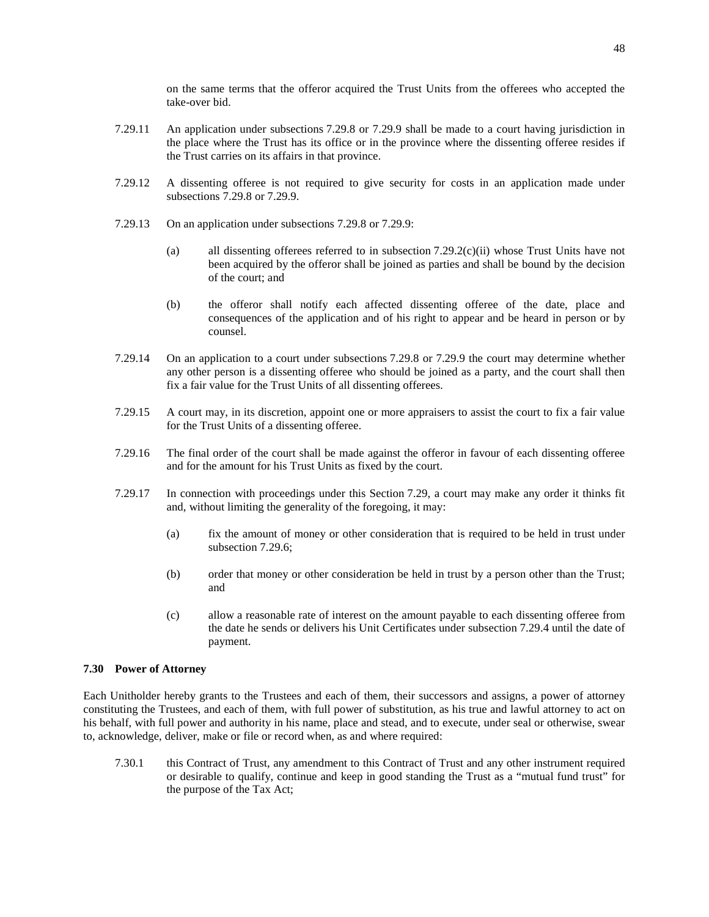on the same terms that the offeror acquired the Trust Units from the offerees who accepted the take-over bid.

7.29.11 An application under subsections 7.29.8 or 7.29.9 shall be made to a court having jurisdiction in the place where the Trust has its office or in the province where the dissenting offeree resides if the Trust carries on its affairs in that province.

7.29.12 A dissenting offeree is not required to give security for costs in an application made under subsections 7.29.8 or 7.29.9.

7.29.13 On an application under subsections 7.29.8 or 7.29.9:

(a) all dissenting offerees referred to in subsection 7.29.2(c)(ii) whose Trust Units have not been acquired by the offeror shall be joined as parties and shall be bound by the decision of the court; and

(b) the offeror shall notify each affected dissenting offeree of the date, place and consequences of the application and of his right to appear and be heard in person or by counsel.

7.29.14 On an application to a court under subsections 7.29.8 or 7.29.9 the court may determine whether any other person is a dissenting offeree who should be joined as a party, and the court shall then fix a fair value for the Trust Units of all dissenting offerees.

7.29.15 A court may, in its discretion, appoint one or more appraisers to assist the court to fix a fair value for the Trust Units of a dissenting offeree.

7.29.16 The final order of the court shall be made against the offeror in favour of each dissenting offeree and for the amount for his Trust Units as fixed by the court.

7.29.17 In connection with proceedings under this Section 7.29, a court may make any order it thinks fit and, without limiting the generality of the foregoing, it may:

(a) fix the amount of money or other consideration that is required to be held in trust under subsection 7.29.6;

(b) order that money or other consideration be held in trust by a person other than the Trust; and

(c) allow a reasonable rate of interest on the amount payable to each dissenting offeree from the date he sends or delivers his Unit Certificates under subsection 7.29.4 until the date of payment.

**7.30 Power of Attorney**

Each Unitholder hereby grants to the Trustees and each of them, their successors and assigns, a power of attorney constituting the Trustees, and each of them, with full power of substitution, as his true and lawful attorney to act on his behalf, with full power and authority in his name, place and stead, and to execute, under seal or otherwise, swear to, acknowledge, deliver, make or file or record when, as and where required:

7.30.1 this Contract of Trust, any amendment to this Contract of Trust and any other instrument required or desirable to qualify, continue and keep in good standing the Trust as a "mutual fund trust" for the purpose of the Tax Act;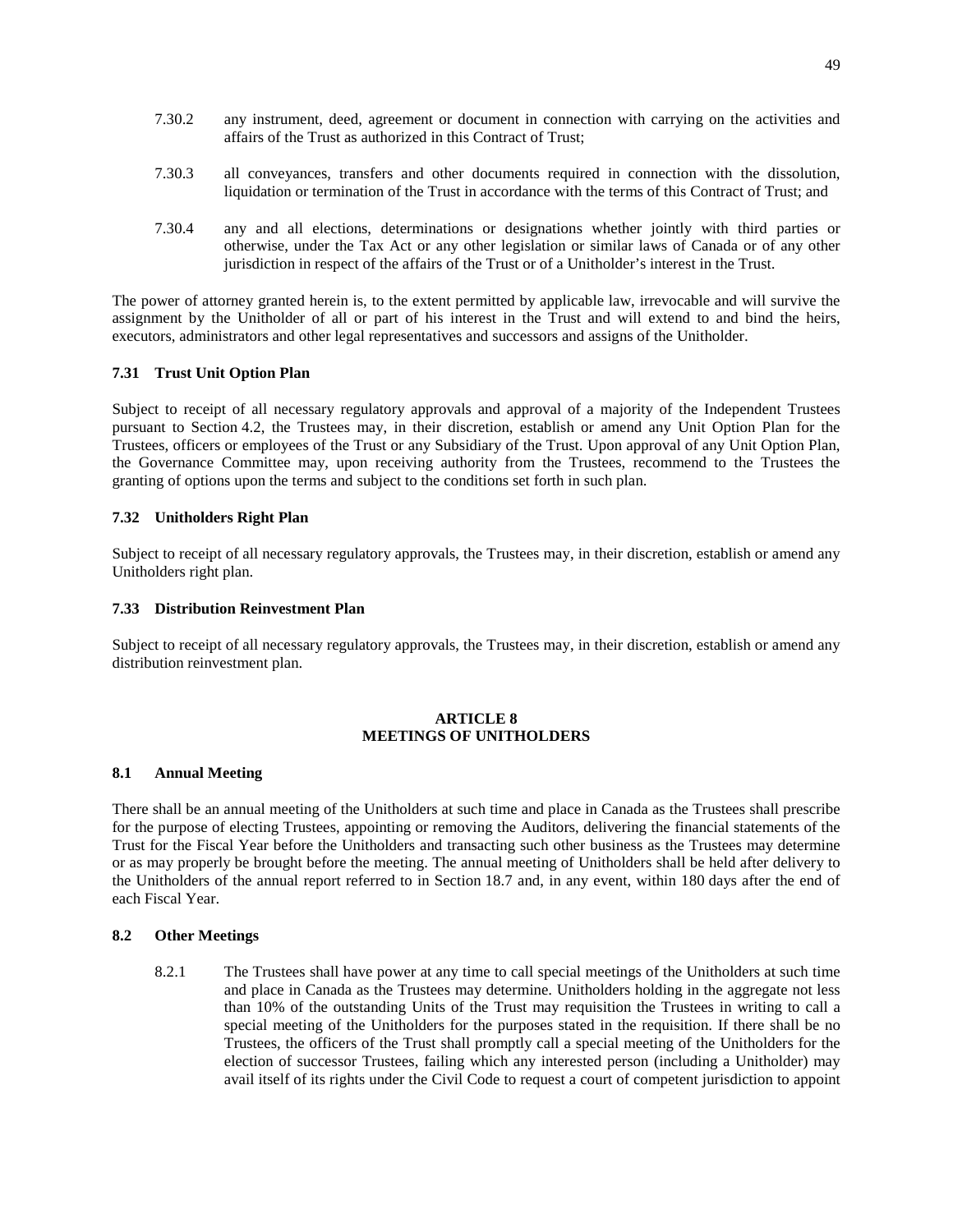7.30.2 any instrument, deed, agreement or document in connection with carrying on the activities and affairs of the Trust as authorized in this Contract of Trust;

7.30.3 all conveyances, transfers and other documents required in connection with the dissolution, liquidation or termination of the Trust in accordance with the terms of this Contract of Trust; and

7.30.4 any and all elections, determinations or designations whether jointly with third parties or otherwise, under the Tax Act or any other legislation or similar laws of Canada or of any other jurisdiction in respect of the affairs of the Trust or of a Unitholder's interest in the Trust.

The power of attorney granted herein is, to the extent permitted by applicable law, irrevocable and will survive the assignment by the Unitholder of all or part of his interest in the Trust and will extend to and bind the heirs, executors, administrators and other legal representatives and successors and assigns of the Unitholder.

### 7.31 Trust Unit Option Plan

Subject to receipt of all necessary regulatory approvals and approval of a majority of the Independent Trustees pursuant to Section 4.2, the Trustees may, in their discretion, establish or amend any Unit Option Plan for the Trustees, officers or employees of the Trust or any Subsidiary of the Trust. Upon approval of any Unit Option Plan, the Governance Committee may, upon receiving authority from the Trustees, recommend to the Trustees the granting of options upon the terms and subject to the conditions set forth in such plan.

### 7.32 Unitholders Right Plan

Subject to receipt of all necessary regulatory approvals, the Trustees may, in their discretion, establish or amend any Unitholders right plan.

### 7.33 Distribution Reinvestment Plan

Subject to receipt of all necessary regulatory approvals, the Trustees may, in their discretion, establish or amend any distribution reinvestment plan.

## ARTICLE 8
## MEETINGS OF UNITHOLDERS

### 8.1 Annual Meeting

There shall be an annual meeting of the Unitholders at such time and place in Canada as the Trustees shall prescribe for the purpose of electing Trustees, appointing or removing the Auditors, delivering the financial statements of the Trust for the Fiscal Year before the Unitholders and transacting such other business as the Trustees may determine or as may properly be brought before the meeting. The annual meeting of Unitholders shall be held after delivery to the Unitholders of the annual report referred to in Section 18.7 and, in any event, within 180 days after the end of each Fiscal Year.

### 8.2 Other Meetings

8.2.1 The Trustees shall have power at any time to call special meetings of the Unitholders at such time and place in Canada as the Trustees may determine. Unitholders holding in the aggregate not less than 10% of the outstanding Units of the Trust may requisition the Trustees in writing to call a special meeting of the Unitholders for the purposes stated in the requisition. If there shall be no Trustees, the officers of the Trust shall promptly call a special meeting of the Unitholders for the election of successor Trustees, failing which any interested person (including a Unitholder) may avail itself of its rights under the Civil Code to request a court of competent jurisdiction to appoint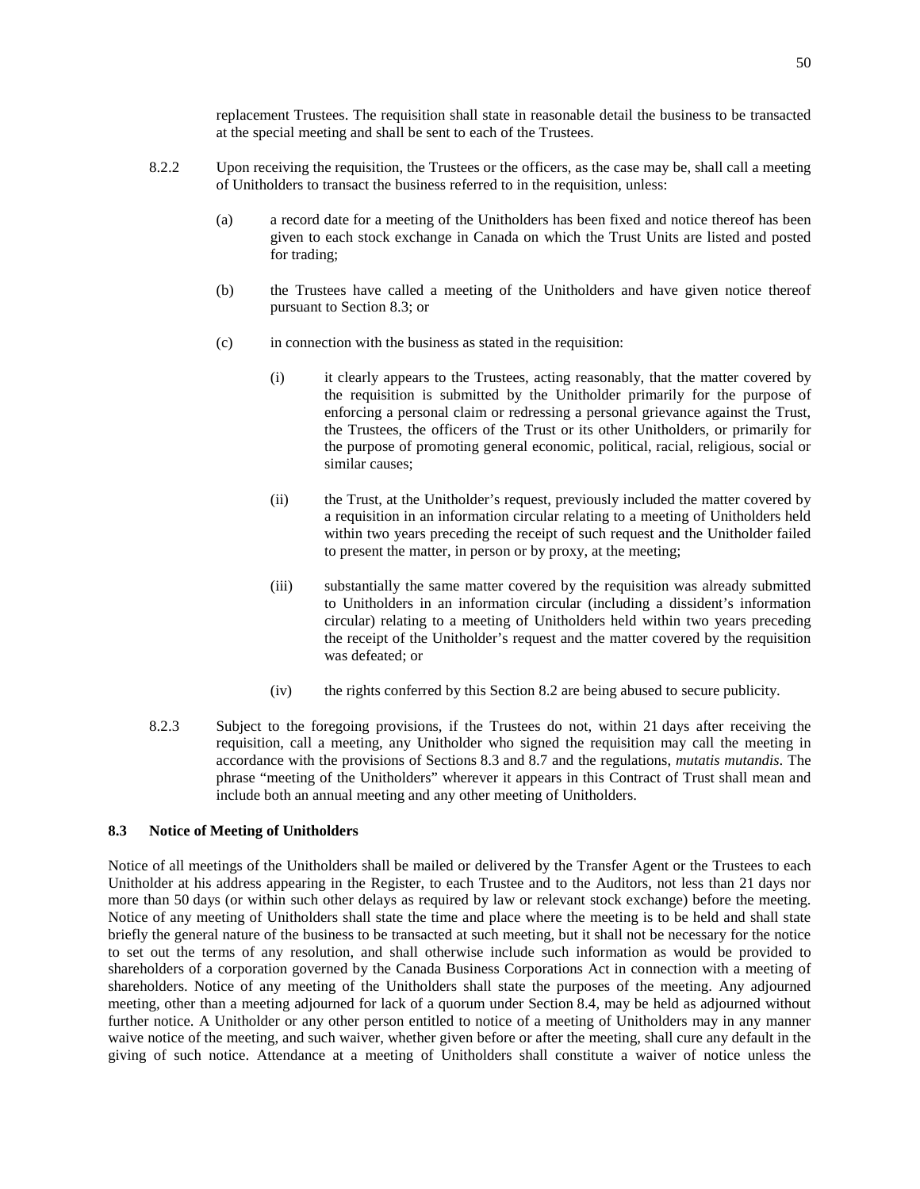replacement Trustees. The requisition shall state in reasonable detail the business to be transacted at the special meeting and shall be sent to each of the Trustees.

8.2.2 Upon receiving the requisition, the Trustees or the officers, as the case may be, shall call a meeting of Unitholders to transact the business referred to in the requisition, unless:

(a) a record date for a meeting of the Unitholders has been fixed and notice thereof has been given to each stock exchange in Canada on which the Trust Units are listed and posted for trading;

(b) the Trustees have called a meeting of the Unitholders and have given notice thereof pursuant to Section 8.3; or

(c) in connection with the business as stated in the requisition:

(i) it clearly appears to the Trustees, acting reasonably, that the matter covered by the requisition is submitted by the Unitholder primarily for the purpose of enforcing a personal claim or redressing a personal grievance against the Trust, the Trustees, the officers of the Trust or its other Unitholders, or primarily for the purpose of promoting general economic, political, racial, religious, social or similar causes;

(ii) the Trust, at the Unitholder's request, previously included the matter covered by a requisition in an information circular relating to a meeting of Unitholders held within two years preceding the receipt of such request and the Unitholder failed to present the matter, in person or by proxy, at the meeting;

(iii) substantially the same matter covered by the requisition was already submitted to Unitholders in an information circular (including a dissident's information circular) relating to a meeting of Unitholders held within two years preceding the receipt of the Unitholder's request and the matter covered by the requisition was defeated; or

(iv) the rights conferred by this Section 8.2 are being abused to secure publicity.

8.2.3 Subject to the foregoing provisions, if the Trustees do not, within 21 days after receiving the requisition, call a meeting, any Unitholder who signed the requisition may call the meeting in accordance with the provisions of Sections 8.3 and 8.7 and the regulations, *mutatis mutandis*. The phrase "meeting of the Unitholders" wherever it appears in this Contract of Trust shall mean and include both an annual meeting and any other meeting of Unitholders.

### 8.3 Notice of Meeting of Unitholders

Notice of all meetings of the Unitholders shall be mailed or delivered by the Transfer Agent or the Trustees to each Unitholder at his address appearing in the Register, to each Trustee and to the Auditors, not less than 21 days nor more than 50 days (or within such other delays as required by law or relevant stock exchange) before the meeting. Notice of any meeting of Unitholders shall state the time and place where the meeting is to be held and shall state briefly the general nature of the business to be transacted at such meeting, but it shall not be necessary for the notice to set out the terms of any resolution, and shall otherwise include such information as would be provided to shareholders of a corporation governed by the Canada Business Corporations Act in connection with a meeting of shareholders. Notice of any meeting of the Unitholders shall state the purposes of the meeting. Any adjourned meeting, other than a meeting adjourned for lack of a quorum under Section 8.4, may be held as adjourned without further notice. A Unitholder or any other person entitled to notice of a meeting of Unitholders may in any manner waive notice of the meeting, and such waiver, whether given before or after the meeting, shall cure any default in the giving of such notice. Attendance at a meeting of Unitholders shall constitute a waiver of notice unless the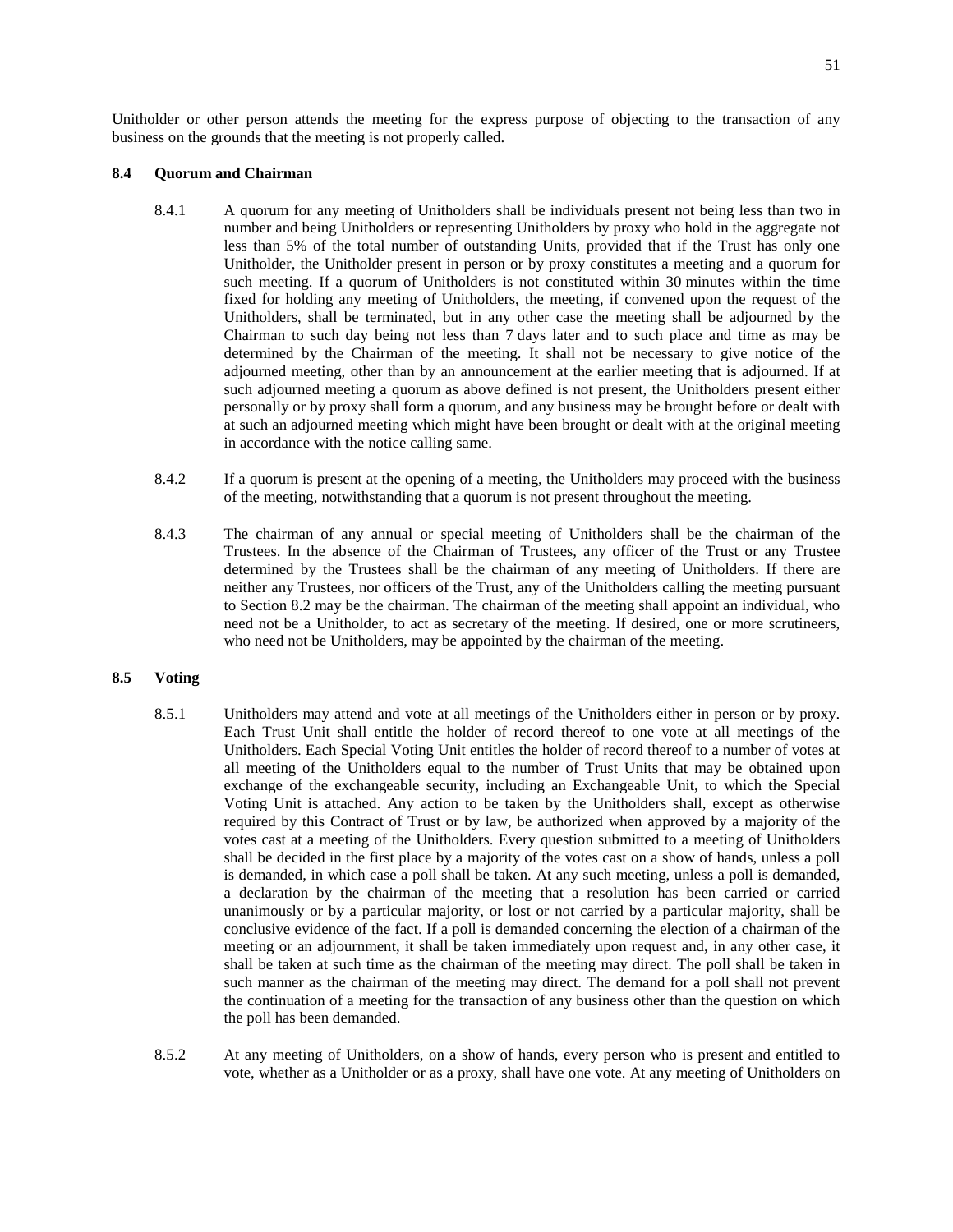Unitholder or other person attends the meeting for the express purpose of objecting to the transaction of any business on the grounds that the meeting is not properly called.

**8.4 Quorum and Chairman**

8.4.1 A quorum for any meeting of Unitholders shall be individuals present not being less than two in number and being Unitholders or representing Unitholders by proxy who hold in the aggregate not less than 5% of the total number of outstanding Units, provided that if the Trust has only one Unitholder, the Unitholder present in person or by proxy constitutes a meeting and a quorum for such meeting. If a quorum of Unitholders is not constituted within 30 minutes within the time fixed for holding any meeting of Unitholders, the meeting, if convened upon the request of the Unitholders, shall be terminated, but in any other case the meeting shall be adjourned by the Chairman to such day being not less than 7 days later and to such place and time as may be determined by the Chairman of the meeting. It shall not be necessary to give notice of the adjourned meeting, other than by an announcement at the earlier meeting that is adjourned. If at such adjourned meeting a quorum as above defined is not present, the Unitholders present either personally or by proxy shall form a quorum, and any business may be brought before or dealt with at such an adjourned meeting which might have been brought or dealt with at the original meeting in accordance with the notice calling same.

8.4.2 If a quorum is present at the opening of a meeting, the Unitholders may proceed with the business of the meeting, notwithstanding that a quorum is not present throughout the meeting.

8.4.3 The chairman of any annual or special meeting of Unitholders shall be the chairman of the Trustees. In the absence of the Chairman of Trustees, any officer of the Trust or any Trustee determined by the Trustees shall be the chairman of any meeting of Unitholders. If there are neither any Trustees, nor officers of the Trust, any of the Unitholders calling the meeting pursuant to Section 8.2 may be the chairman. The chairman of the meeting shall appoint an individual, who need not be a Unitholder, to act as secretary of the meeting. If desired, one or more scrutineers, who need not be Unitholders, may be appointed by the chairman of the meeting.

**8.5 Voting**

8.5.1 Unitholders may attend and vote at all meetings of the Unitholders either in person or by proxy. Each Trust Unit shall entitle the holder of record thereof to one vote at all meetings of the Unitholders. Each Special Voting Unit entitles the holder of record thereof to a number of votes at all meeting of the Unitholders equal to the number of Trust Units that may be obtained upon exchange of the exchangeable security, including an Exchangeable Unit, to which the Special Voting Unit is attached. Any action to be taken by the Unitholders shall, except as otherwise required by this Contract of Trust or by law, be authorized when approved by a majority of the votes cast at a meeting of the Unitholders. Every question submitted to a meeting of Unitholders shall be decided in the first place by a majority of the votes cast on a show of hands, unless a poll is demanded, in which case a poll shall be taken. At any such meeting, unless a poll is demanded, a declaration by the chairman of the meeting that a resolution has been carried or carried unanimously or by a particular majority, or lost or not carried by a particular majority, shall be conclusive evidence of the fact. If a poll is demanded concerning the election of a chairman of the meeting or an adjournment, it shall be taken immediately upon request and, in any other case, it shall be taken at such time as the chairman of the meeting may direct. The poll shall be taken in such manner as the chairman of the meeting may direct. The demand for a poll shall not prevent the continuation of a meeting for the transaction of any business other than the question on which the poll has been demanded.

8.5.2 At any meeting of Unitholders, on a show of hands, every person who is present and entitled to vote, whether as a Unitholder or as a proxy, shall have one vote. At any meeting of Unitholders on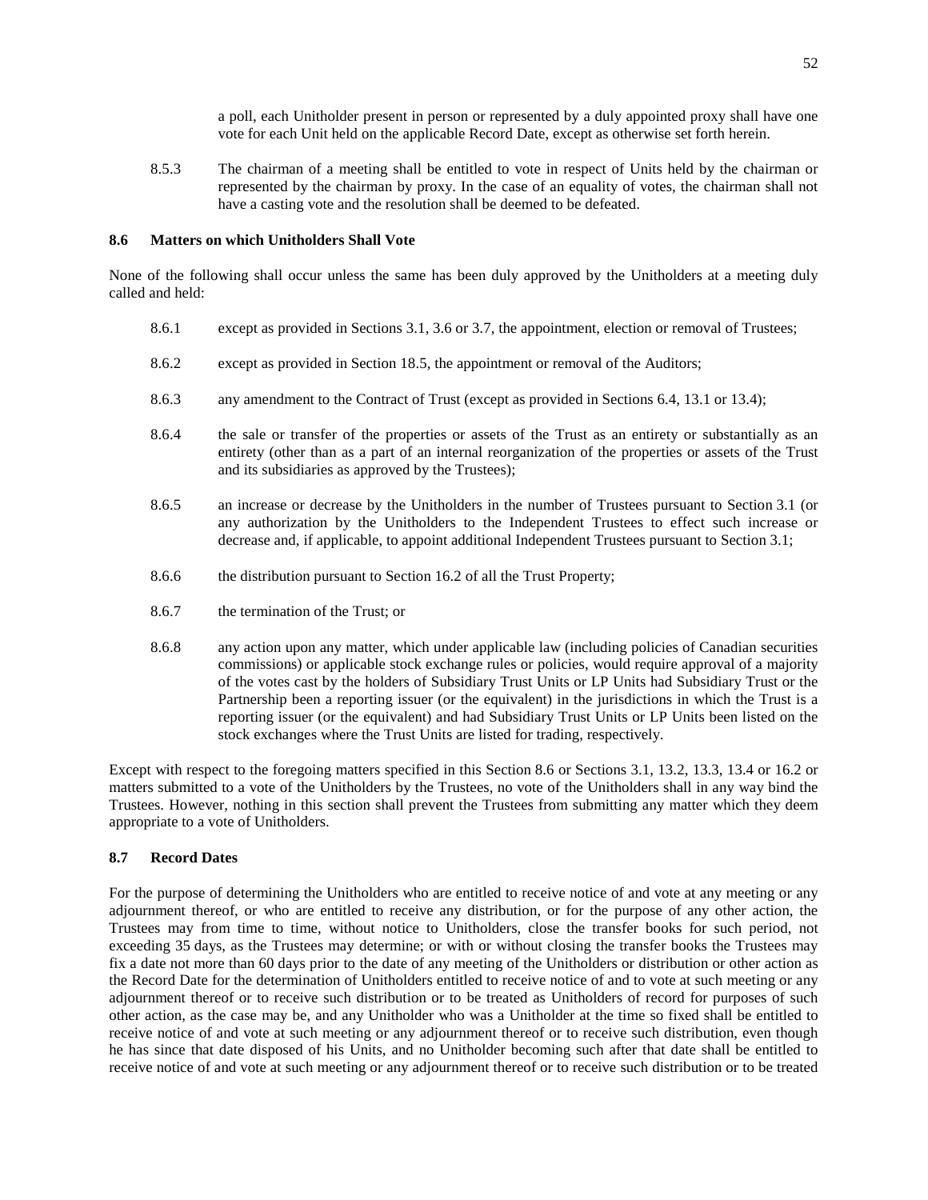a poll, each Unitholder present in person or represented by a duly appointed proxy shall have one vote for each Unit held on the applicable Record Date, except as otherwise set forth herein.

8.5.3 The chairman of a meeting shall be entitled to vote in respect of Units held by the chairman or represented by the chairman by proxy. In the case of an equality of votes, the chairman shall not have a casting vote and the resolution shall be deemed to be defeated.

### 8.6 Matters on which Unitholders Shall Vote

None of the following shall occur unless the same has been duly approved by the Unitholders at a meeting duly called and held:

8.6.1 except as provided in Sections 3.1, 3.6 or 3.7, the appointment, election or removal of Trustees;

8.6.2 except as provided in Section 18.5, the appointment or removal of the Auditors;

8.6.3 any amendment to the Contract of Trust (except as provided in Sections 6.4, 13.1 or 13.4);

8.6.4 the sale or transfer of the properties or assets of the Trust as an entirety or substantially as an entirety (other than as a part of an internal reorganization of the properties or assets of the Trust and its subsidiaries as approved by the Trustees);

8.6.5 an increase or decrease by the Unitholders in the number of Trustees pursuant to Section 3.1 (or any authorization by the Unitholders to the Independent Trustees to effect such increase or decrease and, if applicable, to appoint additional Independent Trustees pursuant to Section 3.1;

8.6.6 the distribution pursuant to Section 16.2 of all the Trust Property;

8.6.7 the termination of the Trust; or

8.6.8 any action upon any matter, which under applicable law (including policies of Canadian securities commissions) or applicable stock exchange rules or policies, would require approval of a majority of the votes cast by the holders of Subsidiary Trust Units or LP Units had Subsidiary Trust or the Partnership been a reporting issuer (or the equivalent) in the jurisdictions in which the Trust is a reporting issuer (or the equivalent) and had Subsidiary Trust Units or LP Units been listed on the stock exchanges where the Trust Units are listed for trading, respectively.

Except with respect to the foregoing matters specified in this Section 8.6 or Sections 3.1, 13.2, 13.3, 13.4 or 16.2 or matters submitted to a vote of the Unitholders by the Trustees, no vote of the Unitholders shall in any way bind the Trustees. However, nothing in this section shall prevent the Trustees from submitting any matter which they deem appropriate to a vote of Unitholders.

### 8.7 Record Dates

For the purpose of determining the Unitholders who are entitled to receive notice of and vote at any meeting or any adjournment thereof, or who are entitled to receive any distribution, or for the purpose of any other action, the Trustees may from time to time, without notice to Unitholders, close the transfer books for such period, not exceeding 35 days, as the Trustees may determine; or with or without closing the transfer books the Trustees may fix a date not more than 60 days prior to the date of any meeting of the Unitholders or distribution or other action as the Record Date for the determination of Unitholders entitled to receive notice of and to vote at such meeting or any adjournment thereof or to receive such distribution or to be treated as Unitholders of record for purposes of such other action, as the case may be, and any Unitholder who was a Unitholder at the time so fixed shall be entitled to receive notice of and vote at such meeting or any adjournment thereof or to receive such distribution, even though he has since that date disposed of his Units, and no Unitholder becoming such after that date shall be entitled to receive notice of and vote at such meeting or any adjournment thereof or to receive such distribution or to be treated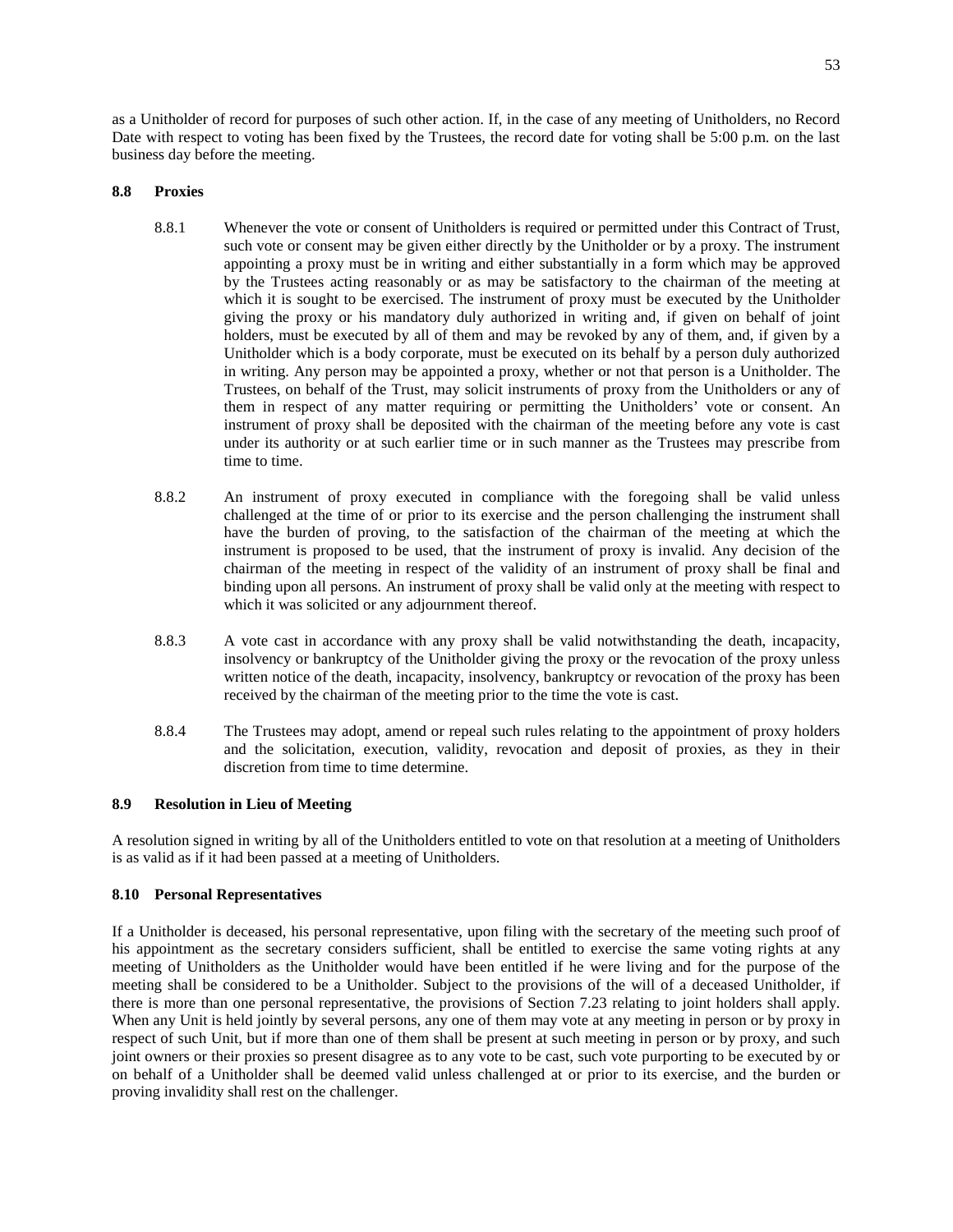as a Unitholder of record for purposes of such other action. If, in the case of any meeting of Unitholders, no Record Date with respect to voting has been fixed by the Trustees, the record date for voting shall be 5:00 p.m. on the last business day before the meeting.

### 8.8 Proxies

8.8.1 Whenever the vote or consent of Unitholders is required or permitted under this Contract of Trust, such vote or consent may be given either directly by the Unitholder or by a proxy. The instrument appointing a proxy must be in writing and either substantially in a form which may be approved by the Trustees acting reasonably or as may be satisfactory to the chairman of the meeting at which it is sought to be exercised. The instrument of proxy must be executed by the Unitholder giving the proxy or his mandatory duly authorized in writing and, if given on behalf of joint holders, must be executed by all of them and may be revoked by any of them, and, if given by a Unitholder which is a body corporate, must be executed on its behalf by a person duly authorized in writing. Any person may be appointed a proxy, whether or not that person is a Unitholder. The Trustees, on behalf of the Trust, may solicit instruments of proxy from the Unitholders or any of them in respect of any matter requiring or permitting the Unitholders' vote or consent. An instrument of proxy shall be deposited with the chairman of the meeting before any vote is cast under its authority or at such earlier time or in such manner as the Trustees may prescribe from time to time.

8.8.2 An instrument of proxy executed in compliance with the foregoing shall be valid unless challenged at the time of or prior to its exercise and the person challenging the instrument shall have the burden of proving, to the satisfaction of the chairman of the meeting at which the instrument is proposed to be used, that the instrument of proxy is invalid. Any decision of the chairman of the meeting in respect of the validity of an instrument of proxy shall be final and binding upon all persons. An instrument of proxy shall be valid only at the meeting with respect to which it was solicited or any adjournment thereof.

8.8.3 A vote cast in accordance with any proxy shall be valid notwithstanding the death, incapacity, insolvency or bankruptcy of the Unitholder giving the proxy or the revocation of the proxy unless written notice of the death, incapacity, insolvency, bankruptcy or revocation of the proxy has been received by the chairman of the meeting prior to the time the vote is cast.

8.8.4 The Trustees may adopt, amend or repeal such rules relating to the appointment of proxy holders and the solicitation, execution, validity, revocation and deposit of proxies, as they in their discretion from time to time determine.

### 8.9 Resolution in Lieu of Meeting

A resolution signed in writing by all of the Unitholders entitled to vote on that resolution at a meeting of Unitholders is as valid as if it had been passed at a meeting of Unitholders.

### 8.10 Personal Representatives

If a Unitholder is deceased, his personal representative, upon filing with the secretary of the meeting such proof of his appointment as the secretary considers sufficient, shall be entitled to exercise the same voting rights at any meeting of Unitholders as the Unitholder would have been entitled if he were living and for the purpose of the meeting shall be considered to be a Unitholder. Subject to the provisions of the will of a deceased Unitholder, if there is more than one personal representative, the provisions of Section 7.23 relating to joint holders shall apply. When any Unit is held jointly by several persons, any one of them may vote at any meeting in person or by proxy in respect of such Unit, but if more than one of them shall be present at such meeting in person or by proxy, and such joint owners or their proxies so present disagree as to any vote to be cast, such vote purporting to be executed by or on behalf of a Unitholder shall be deemed valid unless challenged at or prior to its exercise, and the burden or proving invalidity shall rest on the challenger.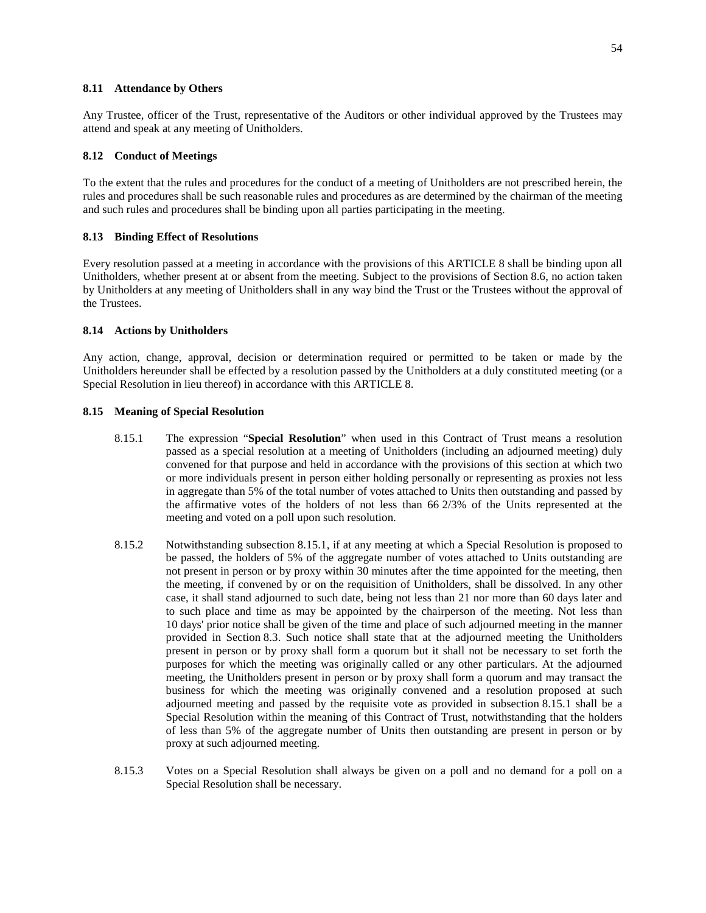### 8.11 Attendance by Others

Any Trustee, officer of the Trust, representative of the Auditors or other individual approved by the Trustees may attend and speak at any meeting of Unitholders.

### 8.12 Conduct of Meetings

To the extent that the rules and procedures for the conduct of a meeting of Unitholders are not prescribed herein, the rules and procedures shall be such reasonable rules and procedures as are determined by the chairman of the meeting and such rules and procedures shall be binding upon all parties participating in the meeting.

### 8.13 Binding Effect of Resolutions

Every resolution passed at a meeting in accordance with the provisions of this ARTICLE 8 shall be binding upon all Unitholders, whether present at or absent from the meeting. Subject to the provisions of Section 8.6, no action taken by Unitholders at any meeting of Unitholders shall in any way bind the Trust or the Trustees without the approval of the Trustees.

### 8.14 Actions by Unitholders

Any action, change, approval, decision or determination required or permitted to be taken or made by the Unitholders hereunder shall be effected by a resolution passed by the Unitholders at a duly constituted meeting (or a Special Resolution in lieu thereof) in accordance with this ARTICLE 8.

### 8.15 Meaning of Special Resolution

8.15.1 The expression "**Special Resolution**" when used in this Contract of Trust means a resolution passed as a special resolution at a meeting of Unitholders (including an adjourned meeting) duly convened for that purpose and held in accordance with the provisions of this section at which two or more individuals present in person either holding personally or representing as proxies not less in aggregate than 5% of the total number of votes attached to Units then outstanding and passed by the affirmative votes of the holders of not less than 66 2/3% of the Units represented at the meeting and voted on a poll upon such resolution.

8.15.2 Notwithstanding subsection 8.15.1, if at any meeting at which a Special Resolution is proposed to be passed, the holders of 5% of the aggregate number of votes attached to Units outstanding are not present in person or by proxy within 30 minutes after the time appointed for the meeting, then the meeting, if convened by or on the requisition of Unitholders, shall be dissolved. In any other case, it shall stand adjourned to such date, being not less than 21 nor more than 60 days later and to such place and time as may be appointed by the chairperson of the meeting. Not less than 10 days' prior notice shall be given of the time and place of such adjourned meeting in the manner provided in Section 8.3. Such notice shall state that at the adjourned meeting the Unitholders present in person or by proxy shall form a quorum but it shall not be necessary to set forth the purposes for which the meeting was originally called or any other particulars. At the adjourned meeting, the Unitholders present in person or by proxy shall form a quorum and may transact the business for which the meeting was originally convened and a resolution proposed at such adjourned meeting and passed by the requisite vote as provided in subsection 8.15.1 shall be a Special Resolution within the meaning of this Contract of Trust, notwithstanding that the holders of less than 5% of the aggregate number of Units then outstanding are present in person or by proxy at such adjourned meeting.

8.15.3 Votes on a Special Resolution shall always be given on a poll and no demand for a poll on a Special Resolution shall be necessary.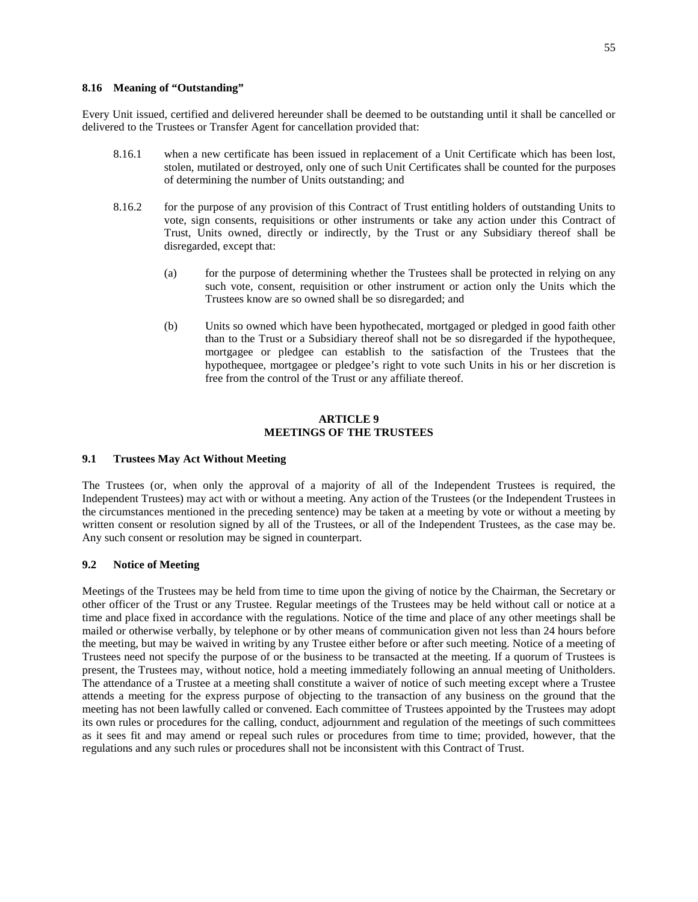### 8.16 Meaning of "Outstanding"

Every Unit issued, certified and delivered hereunder shall be deemed to be outstanding until it shall be cancelled or delivered to the Trustees or Transfer Agent for cancellation provided that:

8.16.1 when a new certificate has been issued in replacement of a Unit Certificate which has been lost, stolen, mutilated or destroyed, only one of such Unit Certificates shall be counted for the purposes of determining the number of Units outstanding; and

8.16.2 for the purpose of any provision of this Contract of Trust entitling holders of outstanding Units to vote, sign consents, requisitions or other instruments or take any action under this Contract of Trust, Units owned, directly or indirectly, by the Trust or any Subsidiary thereof shall be disregarded, except that:

(a) for the purpose of determining whether the Trustees shall be protected in relying on any such vote, consent, requisition or other instrument or action only the Units which the Trustees know are so owned shall be so disregarded; and

(b) Units so owned which have been hypothecated, mortgaged or pledged in good faith other than to the Trust or a Subsidiary thereof shall not be so disregarded if the hypothequee, mortgagee or pledgee can establish to the satisfaction of the Trustees that the hypothequee, mortgagee or pledgee's right to vote such Units in his or her discretion is free from the control of the Trust or any affiliate thereof.

## ARTICLE 9
## MEETINGS OF THE TRUSTEES

### 9.1 Trustees May Act Without Meeting

The Trustees (or, when only the approval of a majority of all of the Independent Trustees is required, the Independent Trustees) may act with or without a meeting. Any action of the Trustees (or the Independent Trustees in the circumstances mentioned in the preceding sentence) may be taken at a meeting by vote or without a meeting by written consent or resolution signed by all of the Trustees, or all of the Independent Trustees, as the case may be. Any such consent or resolution may be signed in counterpart.

### 9.2 Notice of Meeting

Meetings of the Trustees may be held from time to time upon the giving of notice by the Chairman, the Secretary or other officer of the Trust or any Trustee. Regular meetings of the Trustees may be held without call or notice at a time and place fixed in accordance with the regulations. Notice of the time and place of any other meetings shall be mailed or otherwise verbally, by telephone or by other means of communication given not less than 24 hours before the meeting, but may be waived in writing by any Trustee either before or after such meeting. Notice of a meeting of Trustees need not specify the purpose of or the business to be transacted at the meeting. If a quorum of Trustees is present, the Trustees may, without notice, hold a meeting immediately following an annual meeting of Unitholders. The attendance of a Trustee at a meeting shall constitute a waiver of notice of such meeting except where a Trustee attends a meeting for the express purpose of objecting to the transaction of any business on the ground that the meeting has not been lawfully called or convened. Each committee of Trustees appointed by the Trustees may adopt its own rules or procedures for the calling, conduct, adjournment and regulation of the meetings of such committees as it sees fit and may amend or repeal such rules or procedures from time to time; provided, however, that the regulations and any such rules or procedures shall not be inconsistent with this Contract of Trust.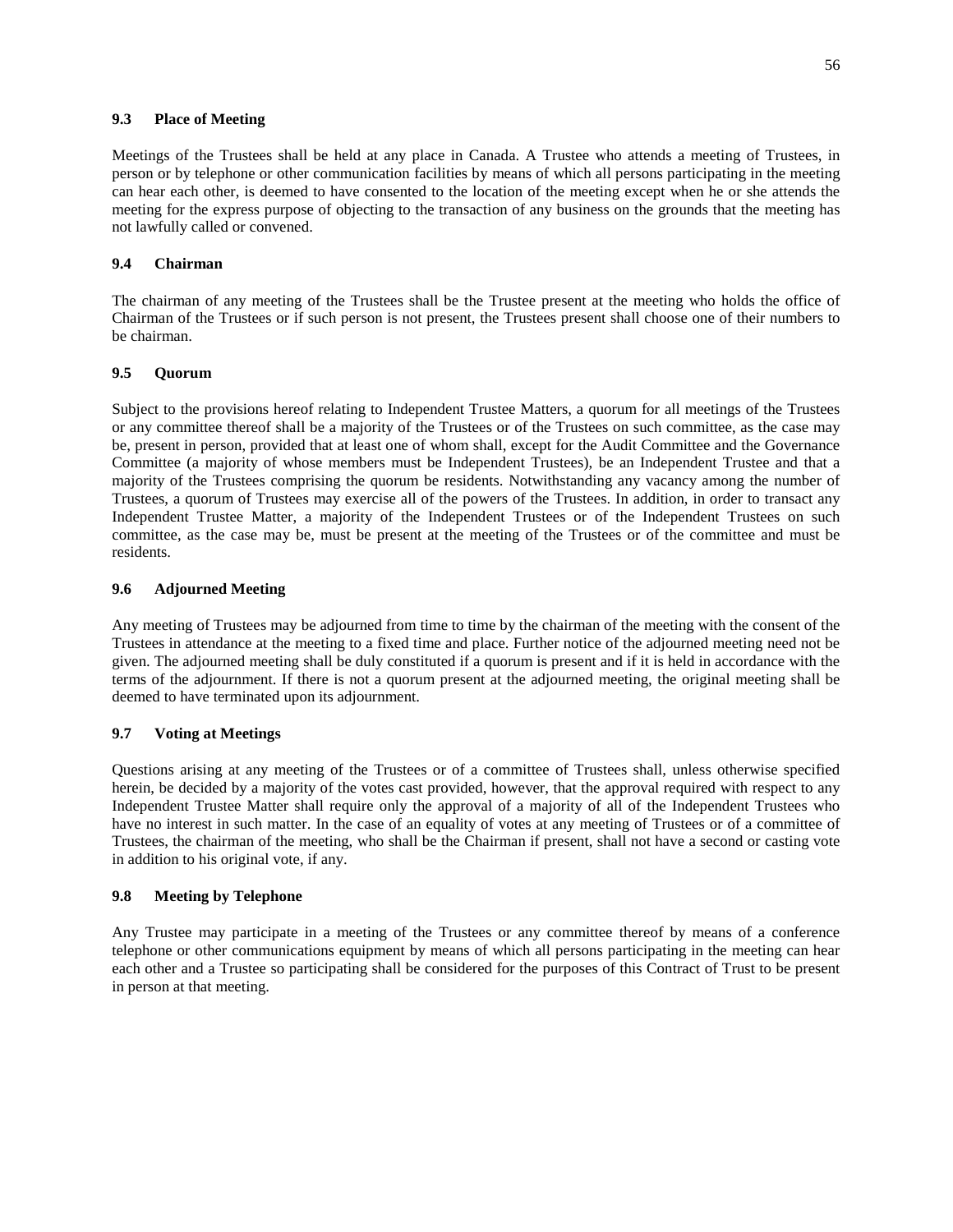### 9.3 Place of Meeting

Meetings of the Trustees shall be held at any place in Canada. A Trustee who attends a meeting of Trustees, in person or by telephone or other communication facilities by means of which all persons participating in the meeting can hear each other, is deemed to have consented to the location of the meeting except when he or she attends the meeting for the express purpose of objecting to the transaction of any business on the grounds that the meeting has not lawfully called or convened.

### 9.4 Chairman

The chairman of any meeting of the Trustees shall be the Trustee present at the meeting who holds the office of Chairman of the Trustees or if such person is not present, the Trustees present shall choose one of their numbers to be chairman.

### 9.5 Quorum

Subject to the provisions hereof relating to Independent Trustee Matters, a quorum for all meetings of the Trustees or any committee thereof shall be a majority of the Trustees or of the Trustees on such committee, as the case may be, present in person, provided that at least one of whom shall, except for the Audit Committee and the Governance Committee (a majority of whose members must be Independent Trustees), be an Independent Trustee and that a majority of the Trustees comprising the quorum be residents. Notwithstanding any vacancy among the number of Trustees, a quorum of Trustees may exercise all of the powers of the Trustees. In addition, in order to transact any Independent Trustee Matter, a majority of the Independent Trustees or of the Independent Trustees on such committee, as the case may be, must be present at the meeting of the Trustees or of the committee and must be residents.

### 9.6 Adjourned Meeting

Any meeting of Trustees may be adjourned from time to time by the chairman of the meeting with the consent of the Trustees in attendance at the meeting to a fixed time and place. Further notice of the adjourned meeting need not be given. The adjourned meeting shall be duly constituted if a quorum is present and if it is held in accordance with the terms of the adjournment. If there is not a quorum present at the adjourned meeting, the original meeting shall be deemed to have terminated upon its adjournment.

### 9.7 Voting at Meetings

Questions arising at any meeting of the Trustees or of a committee of Trustees shall, unless otherwise specified herein, be decided by a majority of the votes cast provided, however, that the approval required with respect to any Independent Trustee Matter shall require only the approval of a majority of all of the Independent Trustees who have no interest in such matter. In the case of an equality of votes at any meeting of Trustees or of a committee of Trustees, the chairman of the meeting, who shall be the Chairman if present, shall not have a second or casting vote in addition to his original vote, if any.

### 9.8 Meeting by Telephone

Any Trustee may participate in a meeting of the Trustees or any committee thereof by means of a conference telephone or other communications equipment by means of which all persons participating in the meeting can hear each other and a Trustee so participating shall be considered for the purposes of this Contract of Trust to be present in person at that meeting.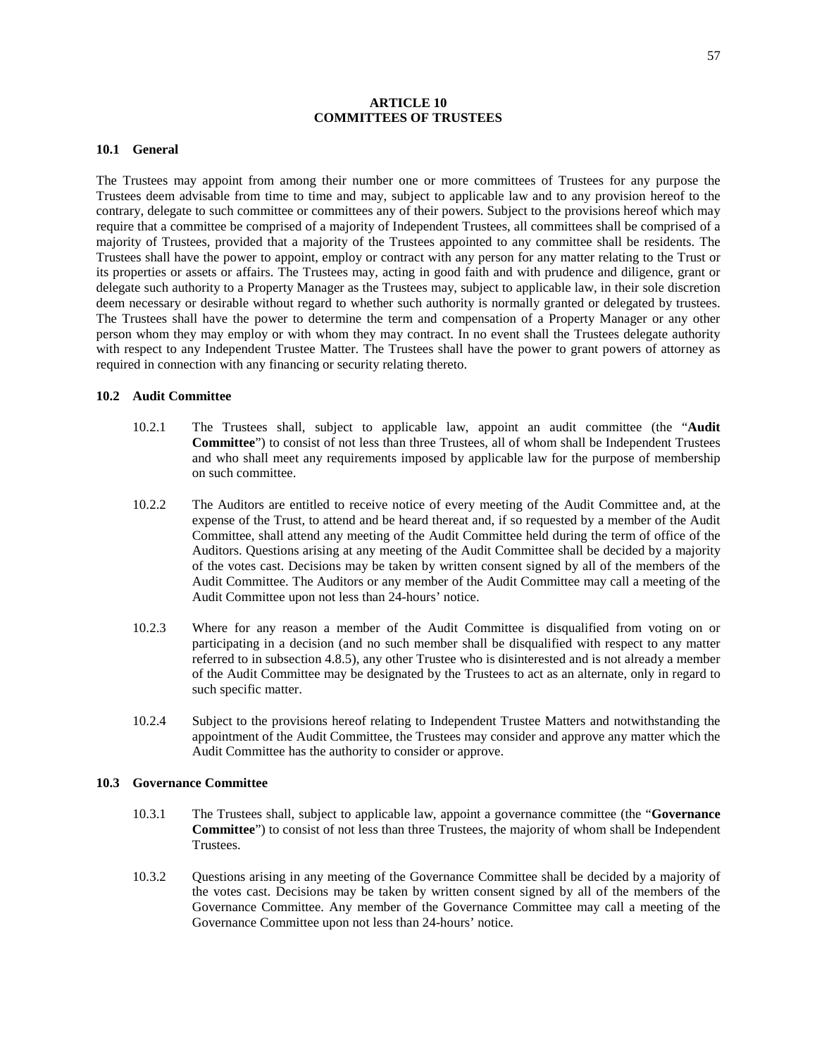# ARTICLE 10
# COMMITTEES OF TRUSTEES

## 10.1 General

The Trustees may appoint from among their number one or more committees of Trustees for any purpose the Trustees deem advisable from time to time and may, subject to applicable law and to any provision hereof to the contrary, delegate to such committee or committees any of their powers. Subject to the provisions hereof which may require that a committee be comprised of a majority of Independent Trustees, all committees shall be comprised of a majority of Trustees, provided that a majority of the Trustees appointed to any committee shall be residents. The Trustees shall have the power to appoint, employ or contract with any person for any matter relating to the Trust or its properties or assets or affairs. The Trustees may, acting in good faith and with prudence and diligence, grant or delegate such authority to a Property Manager as the Trustees may, subject to applicable law, in their sole discretion deem necessary or desirable without regard to whether such authority is normally granted or delegated by trustees. The Trustees shall have the power to determine the term and compensation of a Property Manager or any other person whom they may employ or with whom they may contract. In no event shall the Trustees delegate authority with respect to any Independent Trustee Matter. The Trustees shall have the power to grant powers of attorney as required in connection with any financing or security relating thereto.

## 10.2 Audit Committee

10.2.1 The Trustees shall, subject to applicable law, appoint an audit committee (the "**Audit Committee**") to consist of not less than three Trustees, all of whom shall be Independent Trustees and who shall meet any requirements imposed by applicable law for the purpose of membership on such committee.

10.2.2 The Auditors are entitled to receive notice of every meeting of the Audit Committee and, at the expense of the Trust, to attend and be heard thereat and, if so requested by a member of the Audit Committee, shall attend any meeting of the Audit Committee held during the term of office of the Auditors. Questions arising at any meeting of the Audit Committee shall be decided by a majority of the votes cast. Decisions may be taken by written consent signed by all of the members of the Audit Committee. The Auditors or any member of the Audit Committee may call a meeting of the Audit Committee upon not less than 24-hours' notice.

10.2.3 Where for any reason a member of the Audit Committee is disqualified from voting on or participating in a decision (and no such member shall be disqualified with respect to any matter referred to in subsection 4.8.5), any other Trustee who is disinterested and is not already a member of the Audit Committee may be designated by the Trustees to act as an alternate, only in regard to such specific matter.

10.2.4 Subject to the provisions hereof relating to Independent Trustee Matters and notwithstanding the appointment of the Audit Committee, the Trustees may consider and approve any matter which the Audit Committee has the authority to consider or approve.

## 10.3 Governance Committee

10.3.1 The Trustees shall, subject to applicable law, appoint a governance committee (the "**Governance Committee**") to consist of not less than three Trustees, the majority of whom shall be Independent Trustees.

10.3.2 Questions arising in any meeting of the Governance Committee shall be decided by a majority of the votes cast. Decisions may be taken by written consent signed by all of the members of the Governance Committee. Any member of the Governance Committee may call a meeting of the Governance Committee upon not less than 24-hours' notice.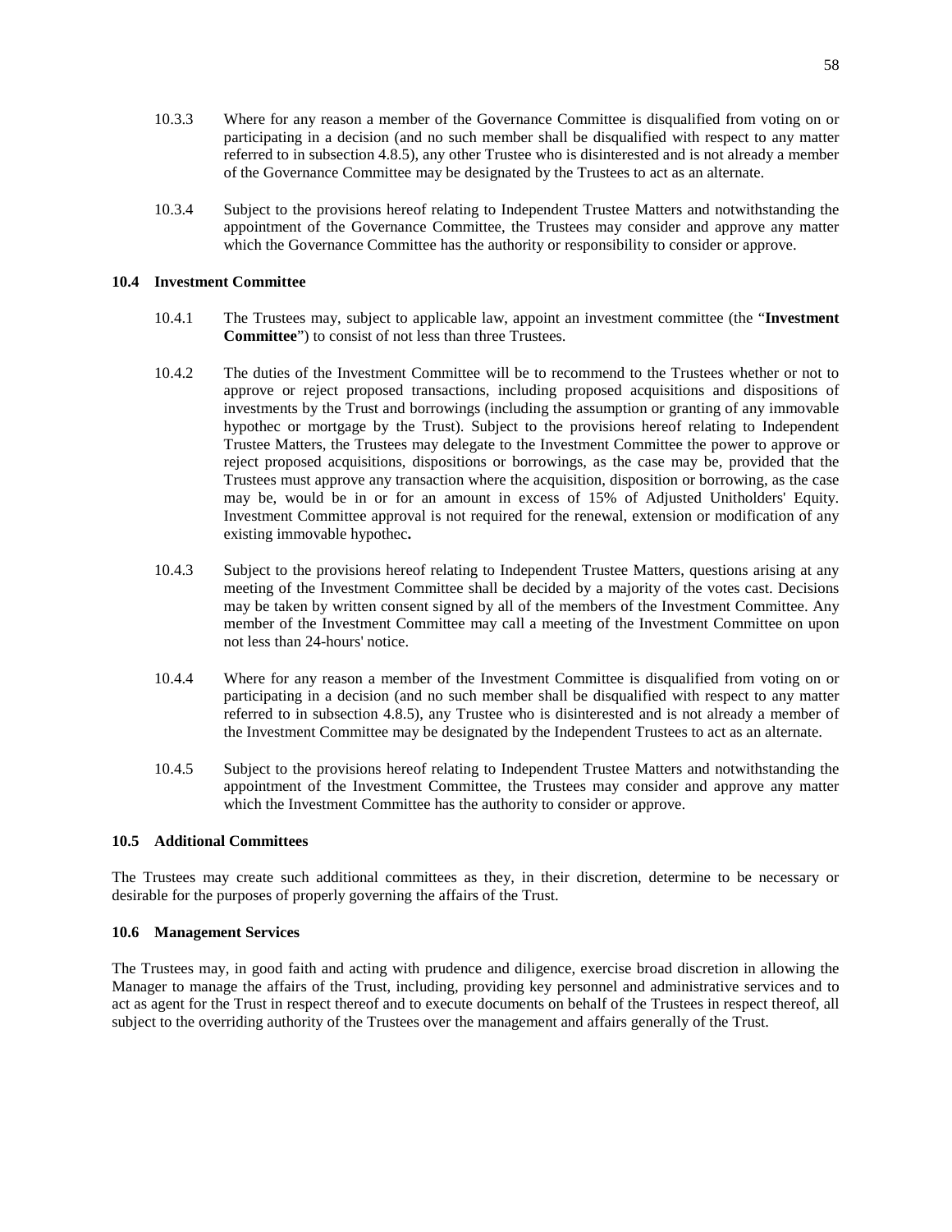10.3.3 Where for any reason a member of the Governance Committee is disqualified from voting on or participating in a decision (and no such member shall be disqualified with respect to any matter referred to in subsection 4.8.5), any other Trustee who is disinterested and is not already a member of the Governance Committee may be designated by the Trustees to act as an alternate.

10.3.4 Subject to the provisions hereof relating to Independent Trustee Matters and notwithstanding the appointment of the Governance Committee, the Trustees may consider and approve any matter which the Governance Committee has the authority or responsibility to consider or approve.

### 10.4 Investment Committee

10.4.1 The Trustees may, subject to applicable law, appoint an investment committee (the "**Investment Committee**") to consist of not less than three Trustees.

10.4.2 The duties of the Investment Committee will be to recommend to the Trustees whether or not to approve or reject proposed transactions, including proposed acquisitions and dispositions of investments by the Trust and borrowings (including the assumption or granting of any immovable hypothec or mortgage by the Trust). Subject to the provisions hereof relating to Independent Trustee Matters, the Trustees may delegate to the Investment Committee the power to approve or reject proposed acquisitions, dispositions or borrowings, as the case may be, provided that the Trustees must approve any transaction where the acquisition, disposition or borrowing, as the case may be, would be in or for an amount in excess of 15% of Adjusted Unitholders' Equity. Investment Committee approval is not required for the renewal, extension or modification of any existing immovable hypothec**.**

10.4.3 Subject to the provisions hereof relating to Independent Trustee Matters, questions arising at any meeting of the Investment Committee shall be decided by a majority of the votes cast. Decisions may be taken by written consent signed by all of the members of the Investment Committee. Any member of the Investment Committee may call a meeting of the Investment Committee on upon not less than 24-hours' notice.

10.4.4 Where for any reason a member of the Investment Committee is disqualified from voting on or participating in a decision (and no such member shall be disqualified with respect to any matter referred to in subsection 4.8.5), any Trustee who is disinterested and is not already a member of the Investment Committee may be designated by the Independent Trustees to act as an alternate.

10.4.5 Subject to the provisions hereof relating to Independent Trustee Matters and notwithstanding the appointment of the Investment Committee, the Trustees may consider and approve any matter which the Investment Committee has the authority to consider or approve.

### 10.5 Additional Committees

The Trustees may create such additional committees as they, in their discretion, determine to be necessary or desirable for the purposes of properly governing the affairs of the Trust.

### 10.6 Management Services

The Trustees may, in good faith and acting with prudence and diligence, exercise broad discretion in allowing the Manager to manage the affairs of the Trust, including, providing key personnel and administrative services and to act as agent for the Trust in respect thereof and to execute documents on behalf of the Trustees in respect thereof, all subject to the overriding authority of the Trustees over the management and affairs generally of the Trust.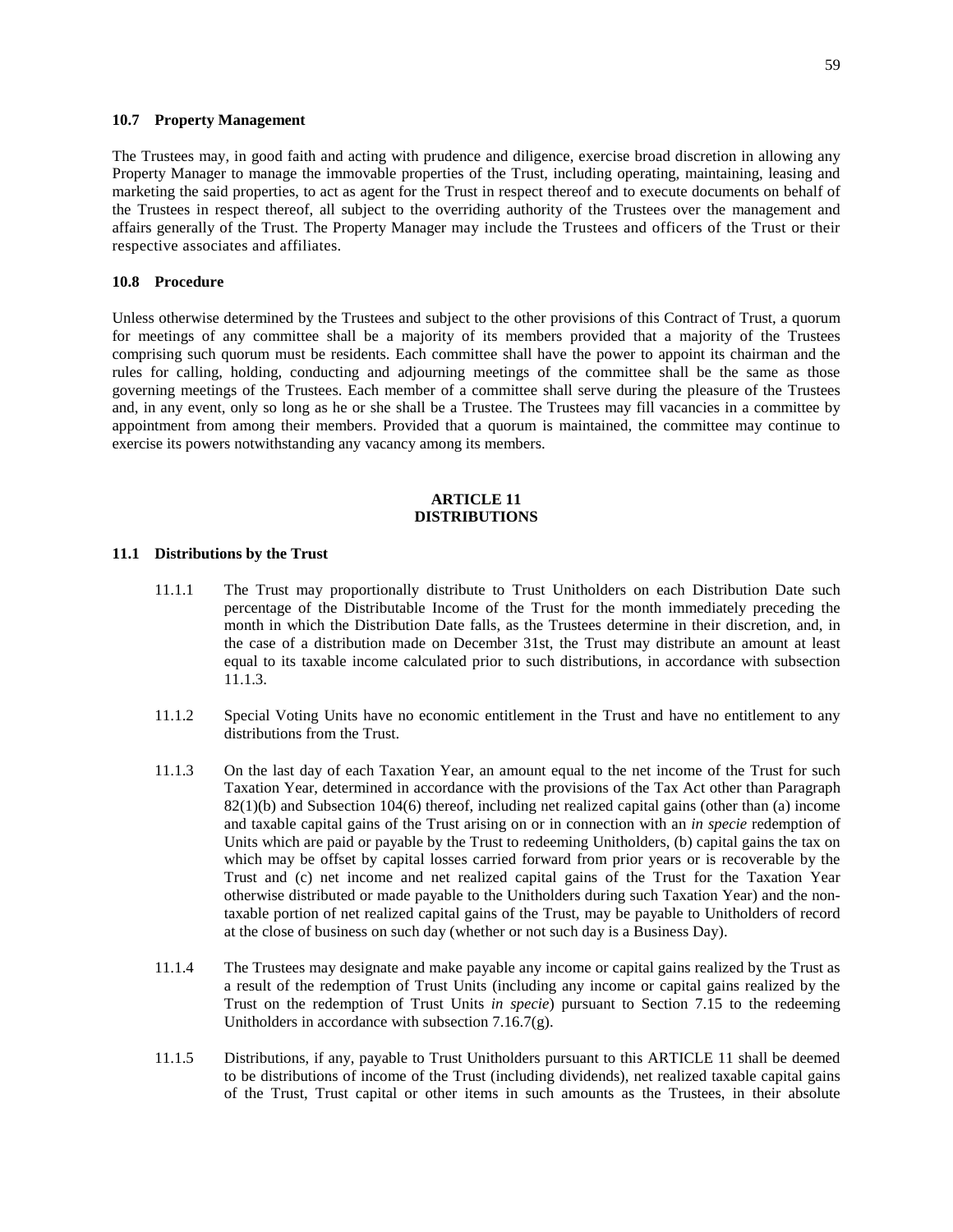### 10.7 Property Management

The Trustees may, in good faith and acting with prudence and diligence, exercise broad discretion in allowing any Property Manager to manage the immovable properties of the Trust, including operating, maintaining, leasing and marketing the said properties, to act as agent for the Trust in respect thereof and to execute documents on behalf of the Trustees in respect thereof, all subject to the overriding authority of the Trustees over the management and affairs generally of the Trust. The Property Manager may include the Trustees and officers of the Trust or their respective associates and affiliates.

### 10.8 Procedure

Unless otherwise determined by the Trustees and subject to the other provisions of this Contract of Trust, a quorum for meetings of any committee shall be a majority of its members provided that a majority of the Trustees comprising such quorum must be residents. Each committee shall have the power to appoint its chairman and the rules for calling, holding, conducting and adjourning meetings of the committee shall be the same as those governing meetings of the Trustees. Each member of a committee shall serve during the pleasure of the Trustees and, in any event, only so long as he or she shall be a Trustee. The Trustees may fill vacancies in a committee by appointment from among their members. Provided that a quorum is maintained, the committee may continue to exercise its powers notwithstanding any vacancy among its members.

## ARTICLE 11
## DISTRIBUTIONS

### 11.1 Distributions by the Trust

11.1.1 The Trust may proportionally distribute to Trust Unitholders on each Distribution Date such percentage of the Distributable Income of the Trust for the month immediately preceding the month in which the Distribution Date falls, as the Trustees determine in their discretion, and, in the case of a distribution made on December 31st, the Trust may distribute an amount at least equal to its taxable income calculated prior to such distributions, in accordance with subsection 11.1.3.

11.1.2 Special Voting Units have no economic entitlement in the Trust and have no entitlement to any distributions from the Trust.

11.1.3 On the last day of each Taxation Year, an amount equal to the net income of the Trust for such Taxation Year, determined in accordance with the provisions of the Tax Act other than Paragraph 82(1)(b) and Subsection 104(6) thereof, including net realized capital gains (other than (a) income and taxable capital gains of the Trust arising on or in connection with an *in specie* redemption of Units which are paid or payable by the Trust to redeeming Unitholders, (b) capital gains the tax on which may be offset by capital losses carried forward from prior years or is recoverable by the Trust and (c) net income and net realized capital gains of the Trust for the Taxation Year otherwise distributed or made payable to the Unitholders during such Taxation Year) and the non-taxable portion of net realized capital gains of the Trust, may be payable to Unitholders of record at the close of business on such day (whether or not such day is a Business Day).

11.1.4 The Trustees may designate and make payable any income or capital gains realized by the Trust as a result of the redemption of Trust Units (including any income or capital gains realized by the Trust on the redemption of Trust Units *in specie*) pursuant to Section 7.15 to the redeeming Unitholders in accordance with subsection 7.16.7(g).

11.1.5 Distributions, if any, payable to Trust Unitholders pursuant to this ARTICLE 11 shall be deemed to be distributions of income of the Trust (including dividends), net realized taxable capital gains of the Trust, Trust capital or other items in such amounts as the Trustees, in their absolute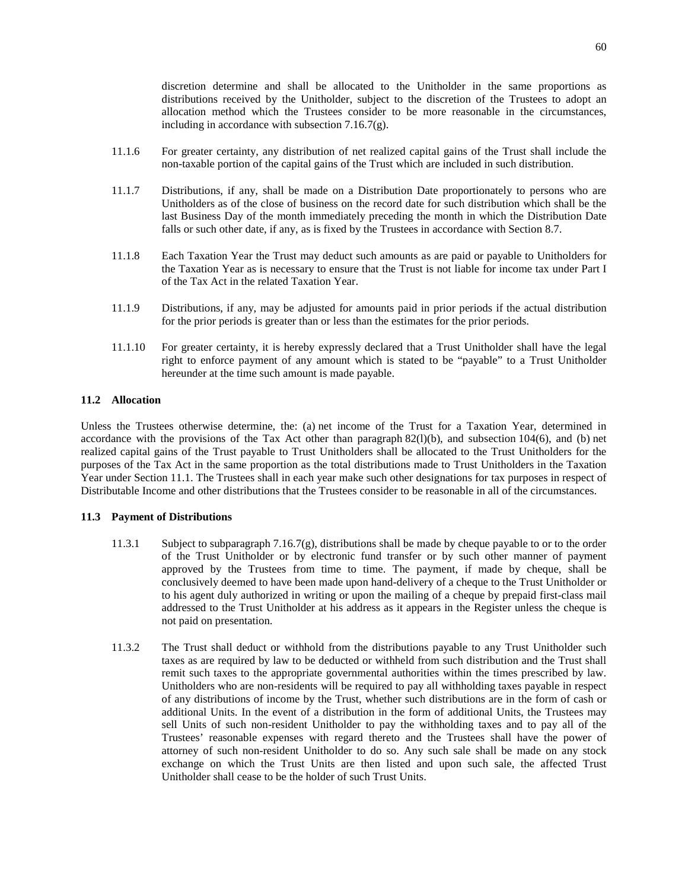discretion determine and shall be allocated to the Unitholder in the same proportions as distributions received by the Unitholder, subject to the discretion of the Trustees to adopt an allocation method which the Trustees consider to be more reasonable in the circumstances, including in accordance with subsection 7.16.7(g).

11.1.6 For greater certainty, any distribution of net realized capital gains of the Trust shall include the non-taxable portion of the capital gains of the Trust which are included in such distribution.

11.1.7 Distributions, if any, shall be made on a Distribution Date proportionately to persons who are Unitholders as of the close of business on the record date for such distribution which shall be the last Business Day of the month immediately preceding the month in which the Distribution Date falls or such other date, if any, as is fixed by the Trustees in accordance with Section 8.7.

11.1.8 Each Taxation Year the Trust may deduct such amounts as are paid or payable to Unitholders for the Taxation Year as is necessary to ensure that the Trust is not liable for income tax under Part I of the Tax Act in the related Taxation Year.

11.1.9 Distributions, if any, may be adjusted for amounts paid in prior periods if the actual distribution for the prior periods is greater than or less than the estimates for the prior periods.

11.1.10 For greater certainty, it is hereby expressly declared that a Trust Unitholder shall have the legal right to enforce payment of any amount which is stated to be "payable" to a Trust Unitholder hereunder at the time such amount is made payable.

**11.2 Allocation**

Unless the Trustees otherwise determine, the: (a) net income of the Trust for a Taxation Year, determined in accordance with the provisions of the Tax Act other than paragraph 82(l)(b), and subsection 104(6), and (b) net realized capital gains of the Trust payable to Trust Unitholders shall be allocated to the Trust Unitholders for the purposes of the Tax Act in the same proportion as the total distributions made to Trust Unitholders in the Taxation Year under Section 11.1. The Trustees shall in each year make such other designations for tax purposes in respect of Distributable Income and other distributions that the Trustees consider to be reasonable in all of the circumstances.

**11.3 Payment of Distributions**

11.3.1 Subject to subparagraph 7.16.7(g), distributions shall be made by cheque payable to or to the order of the Trust Unitholder or by electronic fund transfer or by such other manner of payment approved by the Trustees from time to time. The payment, if made by cheque, shall be conclusively deemed to have been made upon hand-delivery of a cheque to the Trust Unitholder or to his agent duly authorized in writing or upon the mailing of a cheque by prepaid first-class mail addressed to the Trust Unitholder at his address as it appears in the Register unless the cheque is not paid on presentation.

11.3.2 The Trust shall deduct or withhold from the distributions payable to any Trust Unitholder such taxes as are required by law to be deducted or withheld from such distribution and the Trust shall remit such taxes to the appropriate governmental authorities within the times prescribed by law. Unitholders who are non-residents will be required to pay all withholding taxes payable in respect of any distributions of income by the Trust, whether such distributions are in the form of cash or additional Units. In the event of a distribution in the form of additional Units, the Trustees may sell Units of such non-resident Unitholder to pay the withholding taxes and to pay all of the Trustees' reasonable expenses with regard thereto and the Trustees shall have the power of attorney of such non-resident Unitholder to do so. Any such sale shall be made on any stock exchange on which the Trust Units are then listed and upon such sale, the affected Trust Unitholder shall cease to be the holder of such Trust Units.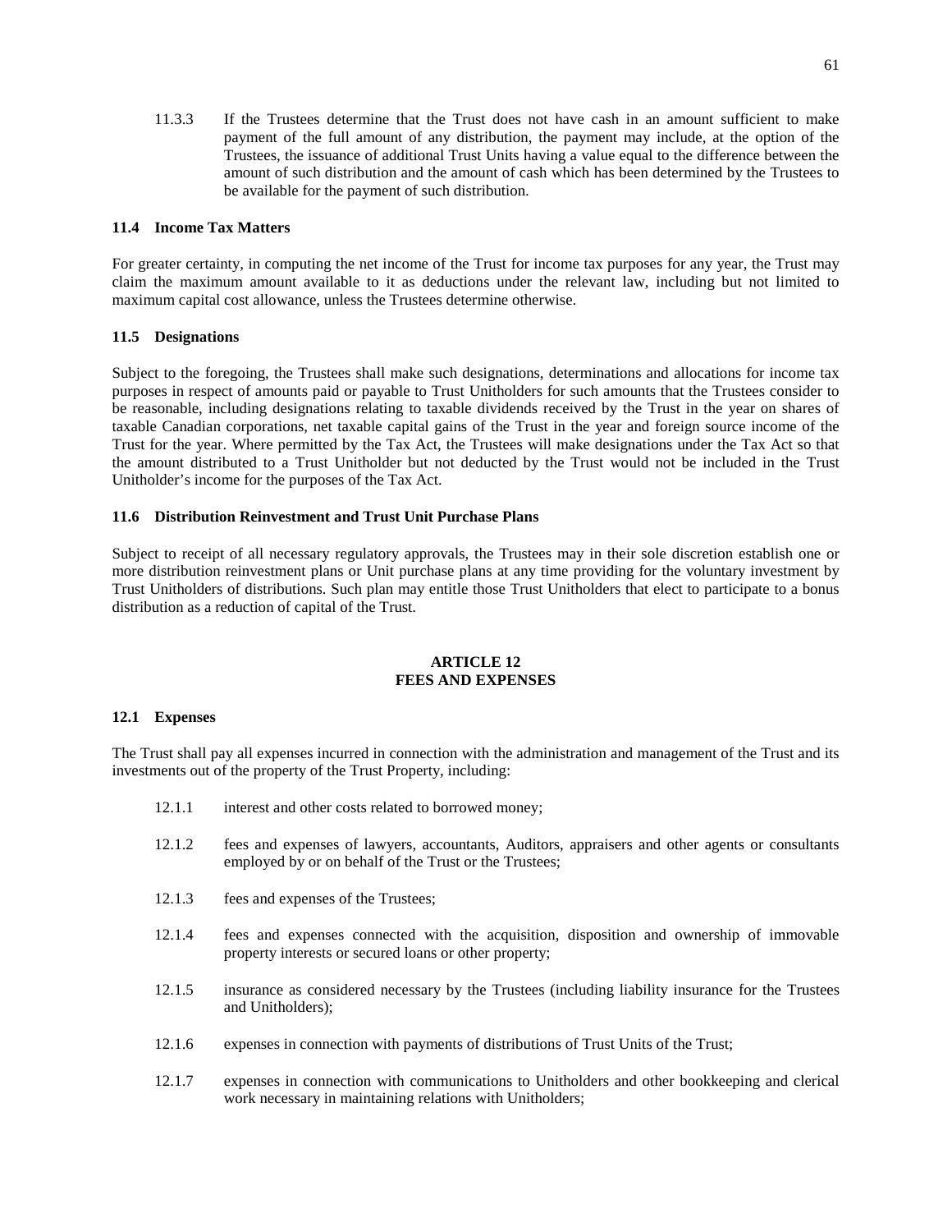11.3.3 If the Trustees determine that the Trust does not have cash in an amount sufficient to make payment of the full amount of any distribution, the payment may include, at the option of the Trustees, the issuance of additional Trust Units having a value equal to the difference between the amount of such distribution and the amount of cash which has been determined by the Trustees to be available for the payment of such distribution.

### 11.4 Income Tax Matters

For greater certainty, in computing the net income of the Trust for income tax purposes for any year, the Trust may claim the maximum amount available to it as deductions under the relevant law, including but not limited to maximum capital cost allowance, unless the Trustees determine otherwise.

### 11.5 Designations

Subject to the foregoing, the Trustees shall make such designations, determinations and allocations for income tax purposes in respect of amounts paid or payable to Trust Unitholders for such amounts that the Trustees consider to be reasonable, including designations relating to taxable dividends received by the Trust in the year on shares of taxable Canadian corporations, net taxable capital gains of the Trust in the year and foreign source income of the Trust for the year. Where permitted by the Tax Act, the Trustees will make designations under the Tax Act so that the amount distributed to a Trust Unitholder but not deducted by the Trust would not be included in the Trust Unitholder's income for the purposes of the Tax Act.

### 11.6 Distribution Reinvestment and Trust Unit Purchase Plans

Subject to receipt of all necessary regulatory approvals, the Trustees may in their sole discretion establish one or more distribution reinvestment plans or Unit purchase plans at any time providing for the voluntary investment by Trust Unitholders of distributions. Such plan may entitle those Trust Unitholders that elect to participate to a bonus distribution as a reduction of capital of the Trust.

## ARTICLE 12
## FEES AND EXPENSES

### 12.1 Expenses

The Trust shall pay all expenses incurred in connection with the administration and management of the Trust and its investments out of the property of the Trust Property, including:

12.1.1 interest and other costs related to borrowed money;

12.1.2 fees and expenses of lawyers, accountants, Auditors, appraisers and other agents or consultants employed by or on behalf of the Trust or the Trustees;

12.1.3 fees and expenses of the Trustees;

12.1.4 fees and expenses connected with the acquisition, disposition and ownership of immovable property interests or secured loans or other property;

12.1.5 insurance as considered necessary by the Trustees (including liability insurance for the Trustees and Unitholders);

12.1.6 expenses in connection with payments of distributions of Trust Units of the Trust;

12.1.7 expenses in connection with communications to Unitholders and other bookkeeping and clerical work necessary in maintaining relations with Unitholders;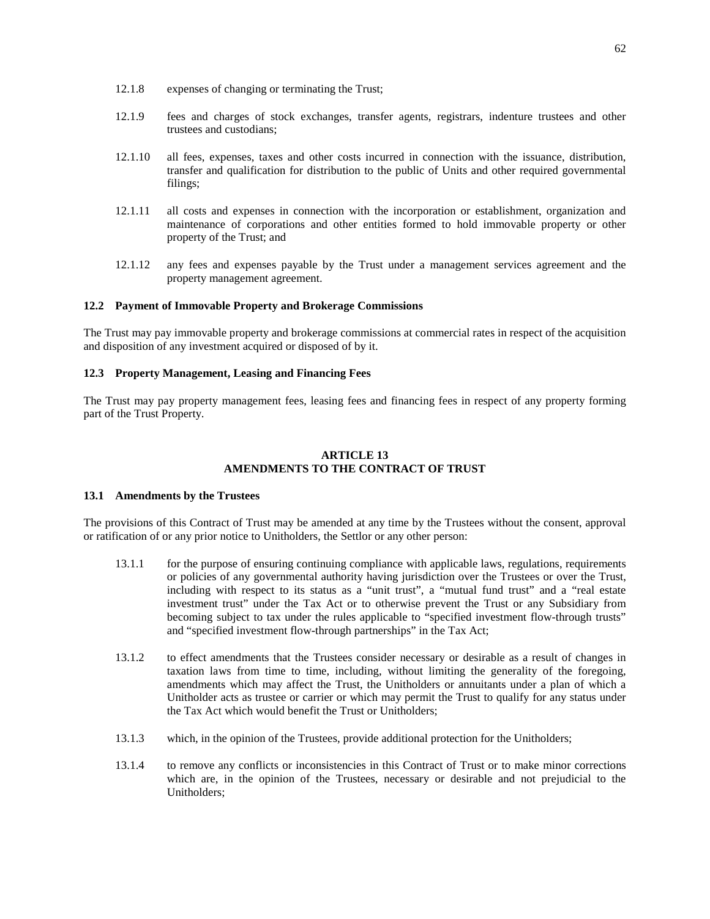12.1.8 expenses of changing or terminating the Trust;

12.1.9 fees and charges of stock exchanges, transfer agents, registrars, indenture trustees and other trustees and custodians;

12.1.10 all fees, expenses, taxes and other costs incurred in connection with the issuance, distribution, transfer and qualification for distribution to the public of Units and other required governmental filings;

12.1.11 all costs and expenses in connection with the incorporation or establishment, organization and maintenance of corporations and other entities formed to hold immovable property or other property of the Trust; and

12.1.12 any fees and expenses payable by the Trust under a management services agreement and the property management agreement.

### 12.2 Payment of Immovable Property and Brokerage Commissions

The Trust may pay immovable property and brokerage commissions at commercial rates in respect of the acquisition and disposition of any investment acquired or disposed of by it.

### 12.3 Property Management, Leasing and Financing Fees

The Trust may pay property management fees, leasing fees and financing fees in respect of any property forming part of the Trust Property.

## ARTICLE 13
## AMENDMENTS TO THE CONTRACT OF TRUST

### 13.1 Amendments by the Trustees

The provisions of this Contract of Trust may be amended at any time by the Trustees without the consent, approval or ratification of or any prior notice to Unitholders, the Settlor or any other person:

13.1.1 for the purpose of ensuring continuing compliance with applicable laws, regulations, requirements or policies of any governmental authority having jurisdiction over the Trustees or over the Trust, including with respect to its status as a "unit trust", a "mutual fund trust" and a "real estate investment trust" under the Tax Act or to otherwise prevent the Trust or any Subsidiary from becoming subject to tax under the rules applicable to "specified investment flow-through trusts" and "specified investment flow-through partnerships" in the Tax Act;

13.1.2 to effect amendments that the Trustees consider necessary or desirable as a result of changes in taxation laws from time to time, including, without limiting the generality of the foregoing, amendments which may affect the Trust, the Unitholders or annuitants under a plan of which a Unitholder acts as trustee or carrier or which may permit the Trust to qualify for any status under the Tax Act which would benefit the Trust or Unitholders;

13.1.3 which, in the opinion of the Trustees, provide additional protection for the Unitholders;

13.1.4 to remove any conflicts or inconsistencies in this Contract of Trust or to make minor corrections which are, in the opinion of the Trustees, necessary or desirable and not prejudicial to the Unitholders;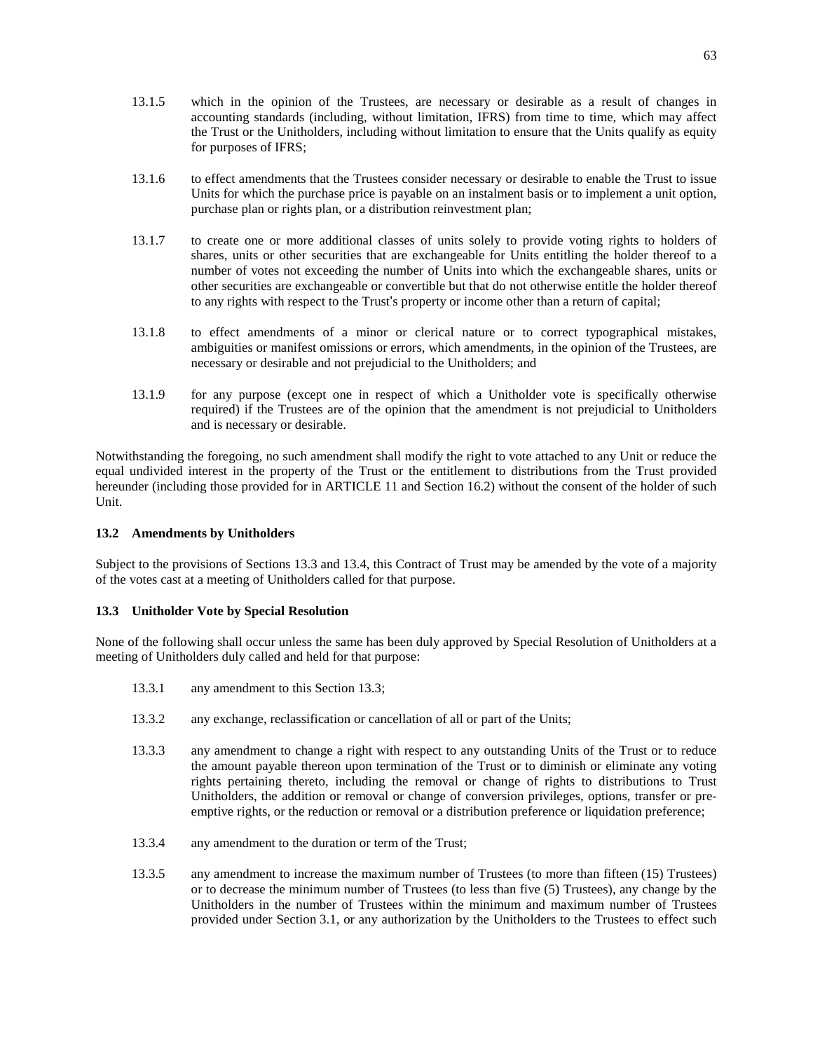13.1.5 which in the opinion of the Trustees, are necessary or desirable as a result of changes in accounting standards (including, without limitation, IFRS) from time to time, which may affect the Trust or the Unitholders, including without limitation to ensure that the Units qualify as equity for purposes of IFRS;

13.1.6 to effect amendments that the Trustees consider necessary or desirable to enable the Trust to issue Units for which the purchase price is payable on an instalment basis or to implement a unit option, purchase plan or rights plan, or a distribution reinvestment plan;

13.1.7 to create one or more additional classes of units solely to provide voting rights to holders of shares, units or other securities that are exchangeable for Units entitling the holder thereof to a number of votes not exceeding the number of Units into which the exchangeable shares, units or other securities are exchangeable or convertible but that do not otherwise entitle the holder thereof to any rights with respect to the Trust's property or income other than a return of capital;

13.1.8 to effect amendments of a minor or clerical nature or to correct typographical mistakes, ambiguities or manifest omissions or errors, which amendments, in the opinion of the Trustees, are necessary or desirable and not prejudicial to the Unitholders; and

13.1.9 for any purpose (except one in respect of which a Unitholder vote is specifically otherwise required) if the Trustees are of the opinion that the amendment is not prejudicial to Unitholders and is necessary or desirable.

Notwithstanding the foregoing, no such amendment shall modify the right to vote attached to any Unit or reduce the equal undivided interest in the property of the Trust or the entitlement to distributions from the Trust provided hereunder (including those provided for in ARTICLE 11 and Section 16.2) without the consent of the holder of such Unit.

### 13.2 Amendments by Unitholders

Subject to the provisions of Sections 13.3 and 13.4, this Contract of Trust may be amended by the vote of a majority of the votes cast at a meeting of Unitholders called for that purpose.

### 13.3 Unitholder Vote by Special Resolution

None of the following shall occur unless the same has been duly approved by Special Resolution of Unitholders at a meeting of Unitholders duly called and held for that purpose:

13.3.1 any amendment to this Section 13.3;

13.3.2 any exchange, reclassification or cancellation of all or part of the Units;

13.3.3 any amendment to change a right with respect to any outstanding Units of the Trust or to reduce the amount payable thereon upon termination of the Trust or to diminish or eliminate any voting rights pertaining thereto, including the removal or change of rights to distributions to Trust Unitholders, the addition or removal or change of conversion privileges, options, transfer or pre-emptive rights, or the reduction or removal or a distribution preference or liquidation preference;

13.3.4 any amendment to the duration or term of the Trust;

13.3.5 any amendment to increase the maximum number of Trustees (to more than fifteen (15) Trustees) or to decrease the minimum number of Trustees (to less than five (5) Trustees), any change by the Unitholders in the number of Trustees within the minimum and maximum number of Trustees provided under Section 3.1, or any authorization by the Unitholders to the Trustees to effect such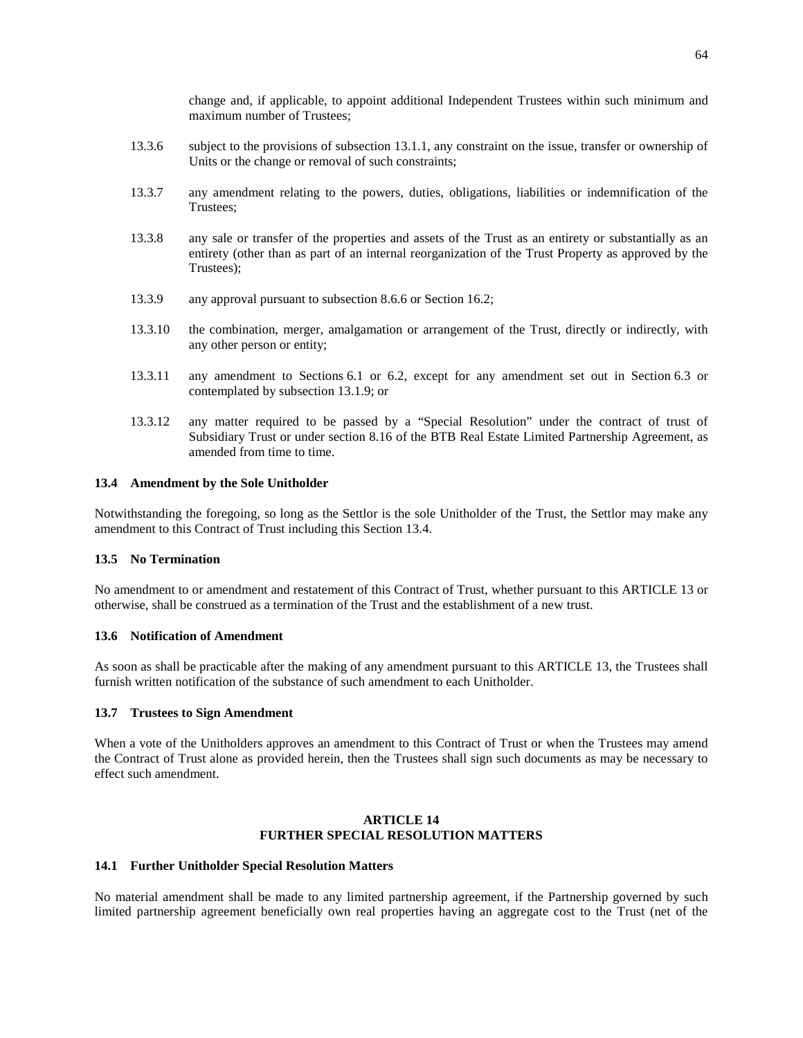change and, if applicable, to appoint additional Independent Trustees within such minimum and maximum number of Trustees;

13.3.6 subject to the provisions of subsection 13.1.1, any constraint on the issue, transfer or ownership of Units or the change or removal of such constraints;

13.3.7 any amendment relating to the powers, duties, obligations, liabilities or indemnification of the Trustees;

13.3.8 any sale or transfer of the properties and assets of the Trust as an entirety or substantially as an entirety (other than as part of an internal reorganization of the Trust Property as approved by the Trustees);

13.3.9 any approval pursuant to subsection 8.6.6 or Section 16.2;

13.3.10 the combination, merger, amalgamation or arrangement of the Trust, directly or indirectly, with any other person or entity;

13.3.11 any amendment to Sections 6.1 or 6.2, except for any amendment set out in Section 6.3 or contemplated by subsection 13.1.9; or

13.3.12 any matter required to be passed by a "Special Resolution" under the contract of trust of Subsidiary Trust or under section 8.16 of the BTB Real Estate Limited Partnership Agreement, as amended from time to time.

### 13.4 Amendment by the Sole Unitholder

Notwithstanding the foregoing, so long as the Settlor is the sole Unitholder of the Trust, the Settlor may make any amendment to this Contract of Trust including this Section 13.4.

### 13.5 No Termination

No amendment to or amendment and restatement of this Contract of Trust, whether pursuant to this ARTICLE 13 or otherwise, shall be construed as a termination of the Trust and the establishment of a new trust.

### 13.6 Notification of Amendment

As soon as shall be practicable after the making of any amendment pursuant to this ARTICLE 13, the Trustees shall furnish written notification of the substance of such amendment to each Unitholder.

### 13.7 Trustees to Sign Amendment

When a vote of the Unitholders approves an amendment to this Contract of Trust or when the Trustees may amend the Contract of Trust alone as provided herein, then the Trustees shall sign such documents as may be necessary to effect such amendment.

## ARTICLE 14
## FURTHER SPECIAL RESOLUTION MATTERS

### 14.1 Further Unitholder Special Resolution Matters

No material amendment shall be made to any limited partnership agreement, if the Partnership governed by such limited partnership agreement beneficially own real properties having an aggregate cost to the Trust (net of the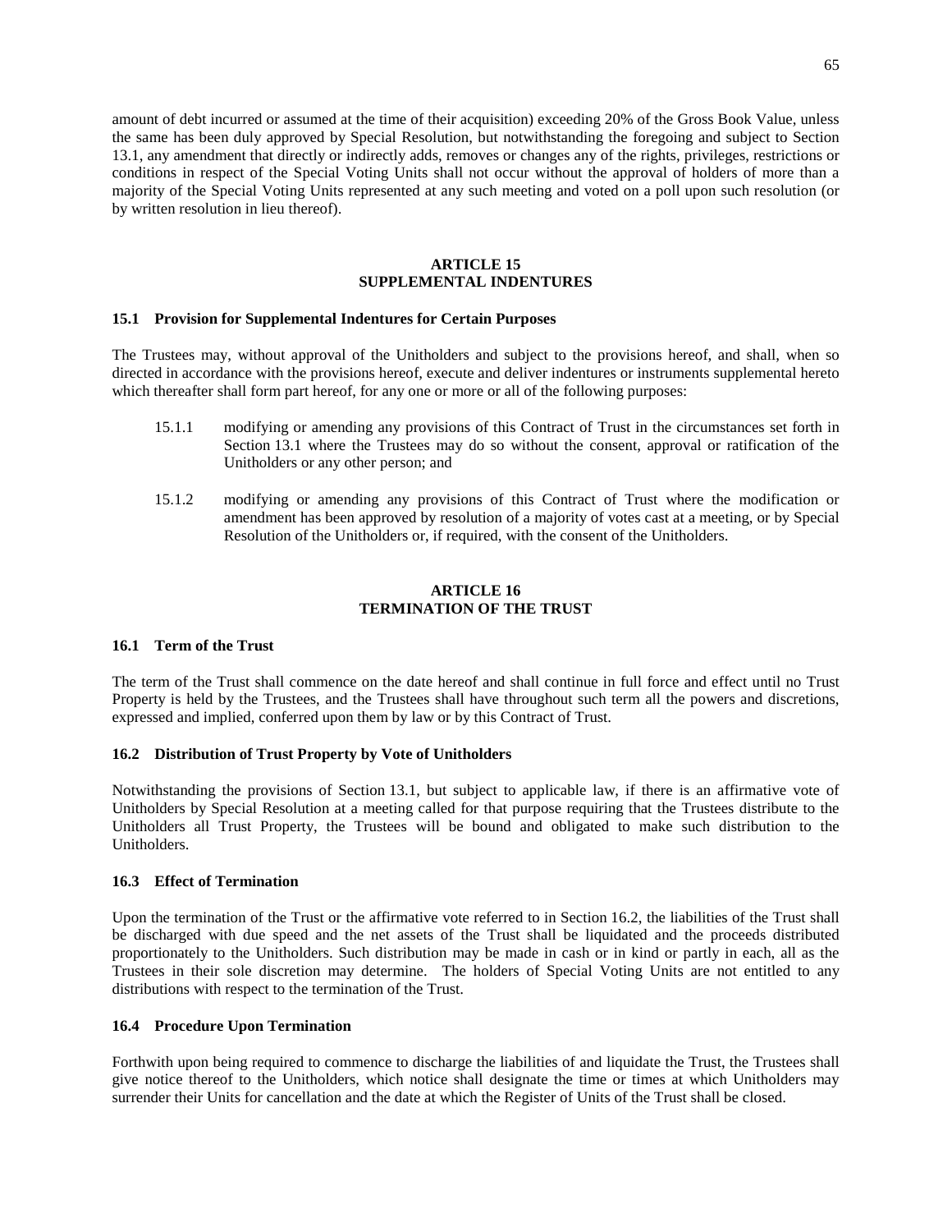amount of debt incurred or assumed at the time of their acquisition) exceeding 20% of the Gross Book Value, unless the same has been duly approved by Special Resolution, but notwithstanding the foregoing and subject to Section 13.1, any amendment that directly or indirectly adds, removes or changes any of the rights, privileges, restrictions or conditions in respect of the Special Voting Units shall not occur without the approval of holders of more than a majority of the Special Voting Units represented at any such meeting and voted on a poll upon such resolution (or by written resolution in lieu thereof).

## ARTICLE 15
## SUPPLEMENTAL INDENTURES

### 15.1 Provision for Supplemental Indentures for Certain Purposes

The Trustees may, without approval of the Unitholders and subject to the provisions hereof, and shall, when so directed in accordance with the provisions hereof, execute and deliver indentures or instruments supplemental hereto which thereafter shall form part hereof, for any one or more or all of the following purposes:

15.1.1 modifying or amending any provisions of this Contract of Trust in the circumstances set forth in Section 13.1 where the Trustees may do so without the consent, approval or ratification of the Unitholders or any other person; and

15.1.2 modifying or amending any provisions of this Contract of Trust where the modification or amendment has been approved by resolution of a majority of votes cast at a meeting, or by Special Resolution of the Unitholders or, if required, with the consent of the Unitholders.

## ARTICLE 16
## TERMINATION OF THE TRUST

### 16.1 Term of the Trust

The term of the Trust shall commence on the date hereof and shall continue in full force and effect until no Trust Property is held by the Trustees, and the Trustees shall have throughout such term all the powers and discretions, expressed and implied, conferred upon them by law or by this Contract of Trust.

### 16.2 Distribution of Trust Property by Vote of Unitholders

Notwithstanding the provisions of Section 13.1, but subject to applicable law, if there is an affirmative vote of Unitholders by Special Resolution at a meeting called for that purpose requiring that the Trustees distribute to the Unitholders all Trust Property, the Trustees will be bound and obligated to make such distribution to the Unitholders.

### 16.3 Effect of Termination

Upon the termination of the Trust or the affirmative vote referred to in Section 16.2, the liabilities of the Trust shall be discharged with due speed and the net assets of the Trust shall be liquidated and the proceeds distributed proportionately to the Unitholders. Such distribution may be made in cash or in kind or partly in each, all as the Trustees in their sole discretion may determine. The holders of Special Voting Units are not entitled to any distributions with respect to the termination of the Trust.

### 16.4 Procedure Upon Termination

Forthwith upon being required to commence to discharge the liabilities of and liquidate the Trust, the Trustees shall give notice thereof to the Unitholders, which notice shall designate the time or times at which Unitholders may surrender their Units for cancellation and the date at which the Register of Units of the Trust shall be closed.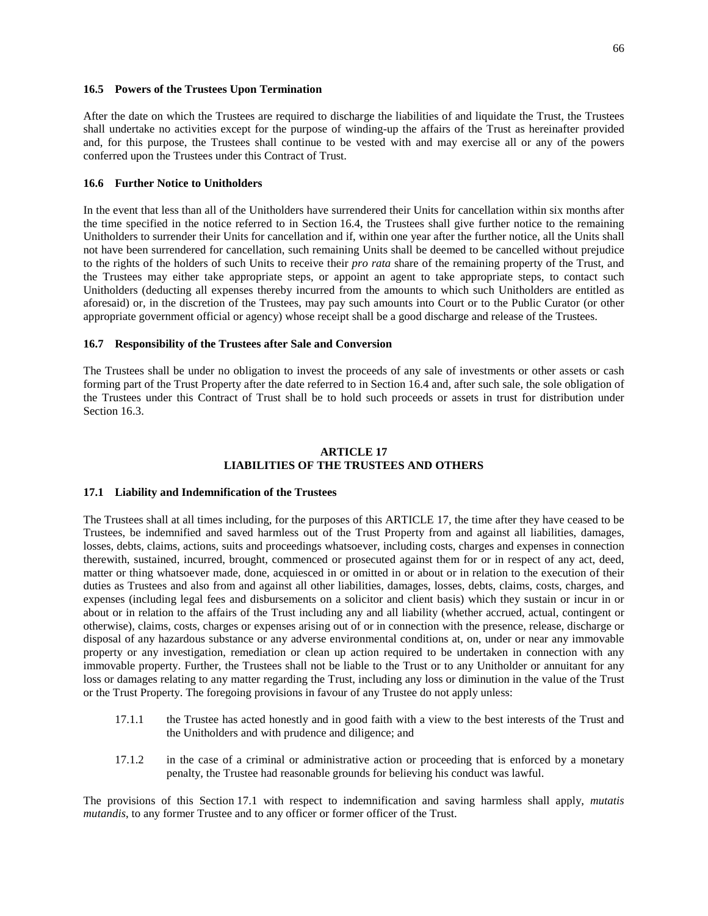### 16.5 Powers of the Trustees Upon Termination

After the date on which the Trustees are required to discharge the liabilities of and liquidate the Trust, the Trustees shall undertake no activities except for the purpose of winding-up the affairs of the Trust as hereinafter provided and, for this purpose, the Trustees shall continue to be vested with and may exercise all or any of the powers conferred upon the Trustees under this Contract of Trust.

### 16.6 Further Notice to Unitholders

In the event that less than all of the Unitholders have surrendered their Units for cancellation within six months after the time specified in the notice referred to in Section 16.4, the Trustees shall give further notice to the remaining Unitholders to surrender their Units for cancellation and if, within one year after the further notice, all the Units shall not have been surrendered for cancellation, such remaining Units shall be deemed to be cancelled without prejudice to the rights of the holders of such Units to receive their *pro rata* share of the remaining property of the Trust, and the Trustees may either take appropriate steps, or appoint an agent to take appropriate steps, to contact such Unitholders (deducting all expenses thereby incurred from the amounts to which such Unitholders are entitled as aforesaid) or, in the discretion of the Trustees, may pay such amounts into Court or to the Public Curator (or other appropriate government official or agency) whose receipt shall be a good discharge and release of the Trustees.

### 16.7 Responsibility of the Trustees after Sale and Conversion

The Trustees shall be under no obligation to invest the proceeds of any sale of investments or other assets or cash forming part of the Trust Property after the date referred to in Section 16.4 and, after such sale, the sole obligation of the Trustees under this Contract of Trust shall be to hold such proceeds or assets in trust for distribution under Section 16.3.

## ARTICLE 17
## LIABILITIES OF THE TRUSTEES AND OTHERS

### 17.1 Liability and Indemnification of the Trustees

The Trustees shall at all times including, for the purposes of this ARTICLE 17, the time after they have ceased to be Trustees, be indemnified and saved harmless out of the Trust Property from and against all liabilities, damages, losses, debts, claims, actions, suits and proceedings whatsoever, including costs, charges and expenses in connection therewith, sustained, incurred, brought, commenced or prosecuted against them for or in respect of any act, deed, matter or thing whatsoever made, done, acquiesced in or omitted in or about or in relation to the execution of their duties as Trustees and also from and against all other liabilities, damages, losses, debts, claims, costs, charges, and expenses (including legal fees and disbursements on a solicitor and client basis) which they sustain or incur in or about or in relation to the affairs of the Trust including any and all liability (whether accrued, actual, contingent or otherwise), claims, costs, charges or expenses arising out of or in connection with the presence, release, discharge or disposal of any hazardous substance or any adverse environmental conditions at, on, under or near any immovable property or any investigation, remediation or clean up action required to be undertaken in connection with any immovable property. Further, the Trustees shall not be liable to the Trust or to any Unitholder or annuitant for any loss or damages relating to any matter regarding the Trust, including any loss or diminution in the value of the Trust or the Trust Property. The foregoing provisions in favour of any Trustee do not apply unless:

17.1.1 the Trustee has acted honestly and in good faith with a view to the best interests of the Trust and the Unitholders and with prudence and diligence; and

17.1.2 in the case of a criminal or administrative action or proceeding that is enforced by a monetary penalty, the Trustee had reasonable grounds for believing his conduct was lawful.

The provisions of this Section 17.1 with respect to indemnification and saving harmless shall apply, *mutatis mutandis*, to any former Trustee and to any officer or former officer of the Trust.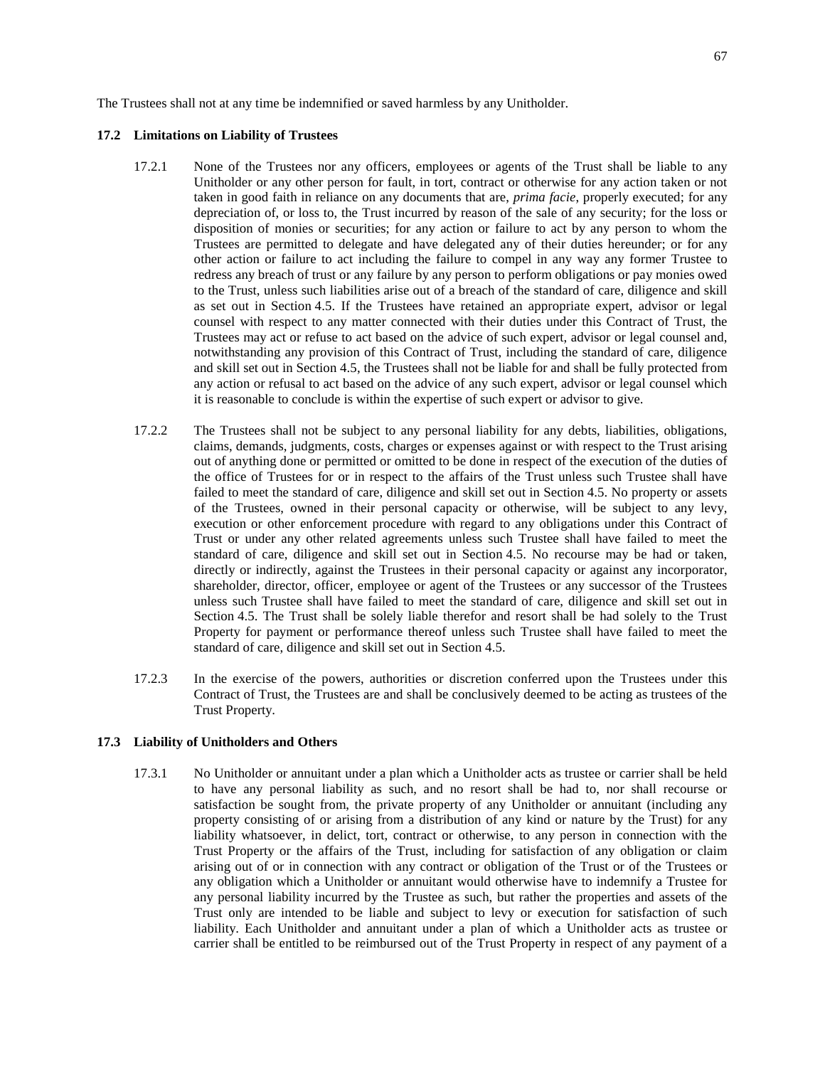The Trustees shall not at any time be indemnified or saved harmless by any Unitholder.

### 17.2 Limitations on Liability of Trustees

17.2.1 None of the Trustees nor any officers, employees or agents of the Trust shall be liable to any Unitholder or any other person for fault, in tort, contract or otherwise for any action taken or not taken in good faith in reliance on any documents that are, *prima facie*, properly executed; for any depreciation of, or loss to, the Trust incurred by reason of the sale of any security; for the loss or disposition of monies or securities; for any action or failure to act by any person to whom the Trustees are permitted to delegate and have delegated any of their duties hereunder; or for any other action or failure to act including the failure to compel in any way any former Trustee to redress any breach of trust or any failure by any person to perform obligations or pay monies owed to the Trust, unless such liabilities arise out of a breach of the standard of care, diligence and skill as set out in Section 4.5. If the Trustees have retained an appropriate expert, advisor or legal counsel with respect to any matter connected with their duties under this Contract of Trust, the Trustees may act or refuse to act based on the advice of such expert, advisor or legal counsel and, notwithstanding any provision of this Contract of Trust, including the standard of care, diligence and skill set out in Section 4.5, the Trustees shall not be liable for and shall be fully protected from any action or refusal to act based on the advice of any such expert, advisor or legal counsel which it is reasonable to conclude is within the expertise of such expert or advisor to give.

17.2.2 The Trustees shall not be subject to any personal liability for any debts, liabilities, obligations, claims, demands, judgments, costs, charges or expenses against or with respect to the Trust arising out of anything done or permitted or omitted to be done in respect of the execution of the duties of the office of Trustees for or in respect to the affairs of the Trust unless such Trustee shall have failed to meet the standard of care, diligence and skill set out in Section 4.5. No property or assets of the Trustees, owned in their personal capacity or otherwise, will be subject to any levy, execution or other enforcement procedure with regard to any obligations under this Contract of Trust or under any other related agreements unless such Trustee shall have failed to meet the standard of care, diligence and skill set out in Section 4.5. No recourse may be had or taken, directly or indirectly, against the Trustees in their personal capacity or against any incorporator, shareholder, director, officer, employee or agent of the Trustees or any successor of the Trustees unless such Trustee shall have failed to meet the standard of care, diligence and skill set out in Section 4.5. The Trust shall be solely liable therefor and resort shall be had solely to the Trust Property for payment or performance thereof unless such Trustee shall have failed to meet the standard of care, diligence and skill set out in Section 4.5.

17.2.3 In the exercise of the powers, authorities or discretion conferred upon the Trustees under this Contract of Trust, the Trustees are and shall be conclusively deemed to be acting as trustees of the Trust Property.

### 17.3 Liability of Unitholders and Others

17.3.1 No Unitholder or annuitant under a plan which a Unitholder acts as trustee or carrier shall be held to have any personal liability as such, and no resort shall be had to, nor shall recourse or satisfaction be sought from, the private property of any Unitholder or annuitant (including any property consisting of or arising from a distribution of any kind or nature by the Trust) for any liability whatsoever, in delict, tort, contract or otherwise, to any person in connection with the Trust Property or the affairs of the Trust, including for satisfaction of any obligation or claim arising out of or in connection with any contract or obligation of the Trust or of the Trustees or any obligation which a Unitholder or annuitant would otherwise have to indemnify a Trustee for any personal liability incurred by the Trustee as such, but rather the properties and assets of the Trust only are intended to be liable and subject to levy or execution for satisfaction of such liability. Each Unitholder and annuitant under a plan of which a Unitholder acts as trustee or carrier shall be entitled to be reimbursed out of the Trust Property in respect of any payment of a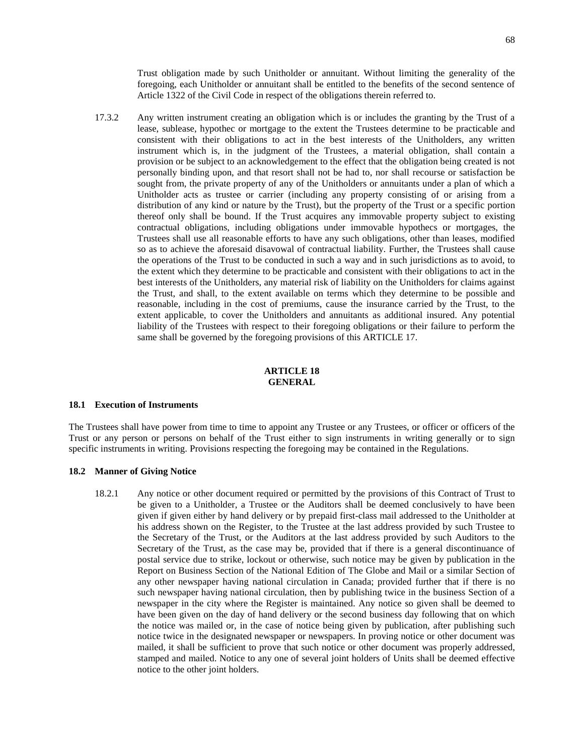Trust obligation made by such Unitholder or annuitant. Without limiting the generality of the foregoing, each Unitholder or annuitant shall be entitled to the benefits of the second sentence of Article 1322 of the Civil Code in respect of the obligations therein referred to.

17.3.2 Any written instrument creating an obligation which is or includes the granting by the Trust of a lease, sublease, hypothec or mortgage to the extent the Trustees determine to be practicable and consistent with their obligations to act in the best interests of the Unitholders, any written instrument which is, in the judgment of the Trustees, a material obligation, shall contain a provision or be subject to an acknowledgement to the effect that the obligation being created is not personally binding upon, and that resort shall not be had to, nor shall recourse or satisfaction be sought from, the private property of any of the Unitholders or annuitants under a plan of which a Unitholder acts as trustee or carrier (including any property consisting of or arising from a distribution of any kind or nature by the Trust), but the property of the Trust or a specific portion thereof only shall be bound. If the Trust acquires any immovable property subject to existing contractual obligations, including obligations under immovable hypothecs or mortgages, the Trustees shall use all reasonable efforts to have any such obligations, other than leases, modified so as to achieve the aforesaid disavowal of contractual liability. Further, the Trustees shall cause the operations of the Trust to be conducted in such a way and in such jurisdictions as to avoid, to the extent which they determine to be practicable and consistent with their obligations to act in the best interests of the Unitholders, any material risk of liability on the Unitholders for claims against the Trust, and shall, to the extent available on terms which they determine to be possible and reasonable, including in the cost of premiums, cause the insurance carried by the Trust, to the extent applicable, to cover the Unitholders and annuitants as additional insured. Any potential liability of the Trustees with respect to their foregoing obligations or their failure to perform the same shall be governed by the foregoing provisions of this ARTICLE 17.

## ARTICLE 18
## GENERAL

### 18.1 Execution of Instruments

The Trustees shall have power from time to time to appoint any Trustee or any Trustees, or officer or officers of the Trust or any person or persons on behalf of the Trust either to sign instruments in writing generally or to sign specific instruments in writing. Provisions respecting the foregoing may be contained in the Regulations.

### 18.2 Manner of Giving Notice

18.2.1 Any notice or other document required or permitted by the provisions of this Contract of Trust to be given to a Unitholder, a Trustee or the Auditors shall be deemed conclusively to have been given if given either by hand delivery or by prepaid first-class mail addressed to the Unitholder at his address shown on the Register, to the Trustee at the last address provided by such Trustee to the Secretary of the Trust, or the Auditors at the last address provided by such Auditors to the Secretary of the Trust, as the case may be, provided that if there is a general discontinuance of postal service due to strike, lockout or otherwise, such notice may be given by publication in the Report on Business Section of the National Edition of The Globe and Mail or a similar Section of any other newspaper having national circulation in Canada; provided further that if there is no such newspaper having national circulation, then by publishing twice in the business Section of a newspaper in the city where the Register is maintained. Any notice so given shall be deemed to have been given on the day of hand delivery or the second business day following that on which the notice was mailed or, in the case of notice being given by publication, after publishing such notice twice in the designated newspaper or newspapers. In proving notice or other document was mailed, it shall be sufficient to prove that such notice or other document was properly addressed, stamped and mailed. Notice to any one of several joint holders of Units shall be deemed effective notice to the other joint holders.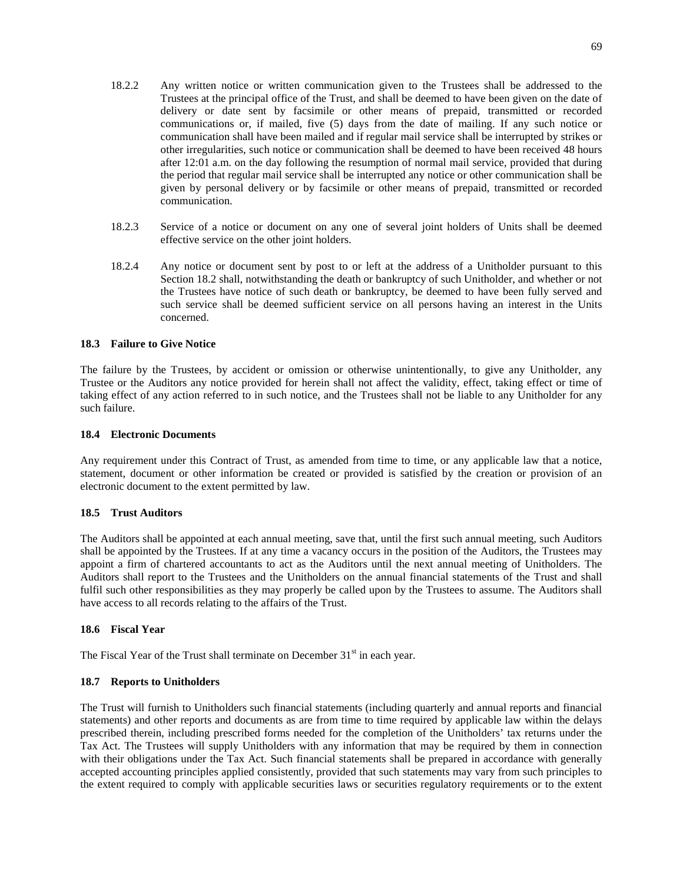18.2.2 Any written notice or written communication given to the Trustees shall be addressed to the Trustees at the principal office of the Trust, and shall be deemed to have been given on the date of delivery or date sent by facsimile or other means of prepaid, transmitted or recorded communications or, if mailed, five (5) days from the date of mailing. If any such notice or communication shall have been mailed and if regular mail service shall be interrupted by strikes or other irregularities, such notice or communication shall be deemed to have been received 48 hours after 12:01 a.m. on the day following the resumption of normal mail service, provided that during the period that regular mail service shall be interrupted any notice or other communication shall be given by personal delivery or by facsimile or other means of prepaid, transmitted or recorded communication.

18.2.3 Service of a notice or document on any one of several joint holders of Units shall be deemed effective service on the other joint holders.

18.2.4 Any notice or document sent by post to or left at the address of a Unitholder pursuant to this Section 18.2 shall, notwithstanding the death or bankruptcy of such Unitholder, and whether or not the Trustees have notice of such death or bankruptcy, be deemed to have been fully served and such service shall be deemed sufficient service on all persons having an interest in the Units concerned.

### 18.3 Failure to Give Notice

The failure by the Trustees, by accident or omission or otherwise unintentionally, to give any Unitholder, any Trustee or the Auditors any notice provided for herein shall not affect the validity, effect, taking effect or time of taking effect of any action referred to in such notice, and the Trustees shall not be liable to any Unitholder for any such failure.

### 18.4 Electronic Documents

Any requirement under this Contract of Trust, as amended from time to time, or any applicable law that a notice, statement, document or other information be created or provided is satisfied by the creation or provision of an electronic document to the extent permitted by law.

### 18.5 Trust Auditors

The Auditors shall be appointed at each annual meeting, save that, until the first such annual meeting, such Auditors shall be appointed by the Trustees. If at any time a vacancy occurs in the position of the Auditors, the Trustees may appoint a firm of chartered accountants to act as the Auditors until the next annual meeting of Unitholders. The Auditors shall report to the Trustees and the Unitholders on the annual financial statements of the Trust and shall fulfil such other responsibilities as they may properly be called upon by the Trustees to assume. The Auditors shall have access to all records relating to the affairs of the Trust.

### 18.6 Fiscal Year

The Fiscal Year of the Trust shall terminate on December 31st in each year.

### 18.7 Reports to Unitholders

The Trust will furnish to Unitholders such financial statements (including quarterly and annual reports and financial statements) and other reports and documents as are from time to time required by applicable law within the delays prescribed therein, including prescribed forms needed for the completion of the Unitholders' tax returns under the Tax Act. The Trustees will supply Unitholders with any information that may be required by them in connection with their obligations under the Tax Act. Such financial statements shall be prepared in accordance with generally accepted accounting principles applied consistently, provided that such statements may vary from such principles to the extent required to comply with applicable securities laws or securities regulatory requirements or to the extent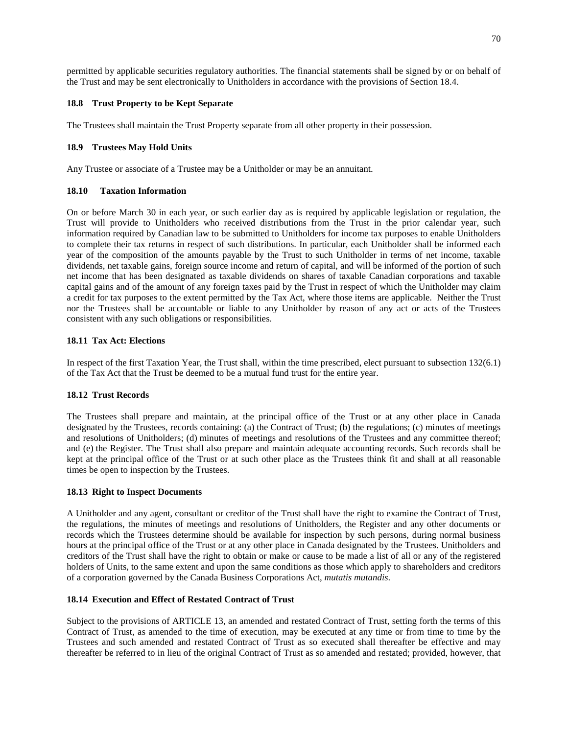permitted by applicable securities regulatory authorities. The financial statements shall be signed by or on behalf of the Trust and may be sent electronically to Unitholders in accordance with the provisions of Section 18.4.

#### 18.8 Trust Property to be Kept Separate

The Trustees shall maintain the Trust Property separate from all other property in their possession.

#### 18.9 Trustees May Hold Units

Any Trustee or associate of a Trustee may be a Unitholder or may be an annuitant.

#### 18.10 Taxation Information

On or before March 30 in each year, or such earlier day as is required by applicable legislation or regulation, the Trust will provide to Unitholders who received distributions from the Trust in the prior calendar year, such information required by Canadian law to be submitted to Unitholders for income tax purposes to enable Unitholders to complete their tax returns in respect of such distributions. In particular, each Unitholder shall be informed each year of the composition of the amounts payable by the Trust to such Unitholder in terms of net income, taxable dividends, net taxable gains, foreign source income and return of capital, and will be informed of the portion of such net income that has been designated as taxable dividends on shares of taxable Canadian corporations and taxable capital gains and of the amount of any foreign taxes paid by the Trust in respect of which the Unitholder may claim a credit for tax purposes to the extent permitted by the Tax Act, where those items are applicable. Neither the Trust nor the Trustees shall be accountable or liable to any Unitholder by reason of any act or acts of the Trustees consistent with any such obligations or responsibilities.

#### 18.11 Tax Act: Elections

In respect of the first Taxation Year, the Trust shall, within the time prescribed, elect pursuant to subsection 132(6.1) of the Tax Act that the Trust be deemed to be a mutual fund trust for the entire year.

#### 18.12 Trust Records

The Trustees shall prepare and maintain, at the principal office of the Trust or at any other place in Canada designated by the Trustees, records containing: (a) the Contract of Trust; (b) the regulations; (c) minutes of meetings and resolutions of Unitholders; (d) minutes of meetings and resolutions of the Trustees and any committee thereof; and (e) the Register. The Trust shall also prepare and maintain adequate accounting records. Such records shall be kept at the principal office of the Trust or at such other place as the Trustees think fit and shall at all reasonable times be open to inspection by the Trustees.

#### 18.13 Right to Inspect Documents

A Unitholder and any agent, consultant or creditor of the Trust shall have the right to examine the Contract of Trust, the regulations, the minutes of meetings and resolutions of Unitholders, the Register and any other documents or records which the Trustees determine should be available for inspection by such persons, during normal business hours at the principal office of the Trust or at any other place in Canada designated by the Trustees. Unitholders and creditors of the Trust shall have the right to obtain or make or cause to be made a list of all or any of the registered holders of Units, to the same extent and upon the same conditions as those which apply to shareholders and creditors of a corporation governed by the Canada Business Corporations Act, *mutatis mutandis*.

#### 18.14 Execution and Effect of Restated Contract of Trust

Subject to the provisions of ARTICLE 13, an amended and restated Contract of Trust, setting forth the terms of this Contract of Trust, as amended to the time of execution, may be executed at any time or from time to time by the Trustees and such amended and restated Contract of Trust as so executed shall thereafter be effective and may thereafter be referred to in lieu of the original Contract of Trust as so amended and restated; provided, however, that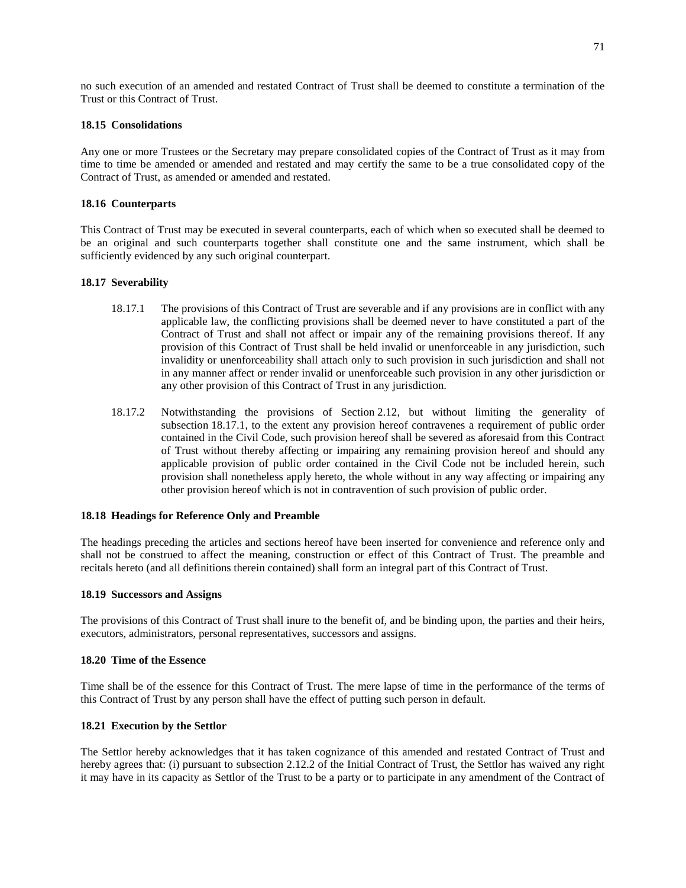no such execution of an amended and restated Contract of Trust shall be deemed to constitute a termination of the Trust or this Contract of Trust.

**18.15 Consolidations**

Any one or more Trustees or the Secretary may prepare consolidated copies of the Contract of Trust as it may from time to time be amended or amended and restated and may certify the same to be a true consolidated copy of the Contract of Trust, as amended or amended and restated.

**18.16 Counterparts**

This Contract of Trust may be executed in several counterparts, each of which when so executed shall be deemed to be an original and such counterparts together shall constitute one and the same instrument, which shall be sufficiently evidenced by any such original counterpart.

**18.17 Severability**

18.17.1 The provisions of this Contract of Trust are severable and if any provisions are in conflict with any applicable law, the conflicting provisions shall be deemed never to have constituted a part of the Contract of Trust and shall not affect or impair any of the remaining provisions thereof. If any provision of this Contract of Trust shall be held invalid or unenforceable in any jurisdiction, such invalidity or unenforceability shall attach only to such provision in such jurisdiction and shall not in any manner affect or render invalid or unenforceable such provision in any other jurisdiction or any other provision of this Contract of Trust in any jurisdiction.

18.17.2 Notwithstanding the provisions of Section 2.12, but without limiting the generality of subsection 18.17.1, to the extent any provision hereof contravenes a requirement of public order contained in the Civil Code, such provision hereof shall be severed as aforesaid from this Contract of Trust without thereby affecting or impairing any remaining provision hereof and should any applicable provision of public order contained in the Civil Code not be included herein, such provision shall nonetheless apply hereto, the whole without in any way affecting or impairing any other provision hereof which is not in contravention of such provision of public order.

**18.18 Headings for Reference Only and Preamble**

The headings preceding the articles and sections hereof have been inserted for convenience and reference only and shall not be construed to affect the meaning, construction or effect of this Contract of Trust. The preamble and recitals hereto (and all definitions therein contained) shall form an integral part of this Contract of Trust.

**18.19 Successors and Assigns**

The provisions of this Contract of Trust shall inure to the benefit of, and be binding upon, the parties and their heirs, executors, administrators, personal representatives, successors and assigns.

**18.20 Time of the Essence**

Time shall be of the essence for this Contract of Trust. The mere lapse of time in the performance of the terms of this Contract of Trust by any person shall have the effect of putting such person in default.

**18.21 Execution by the Settlor**

The Settlor hereby acknowledges that it has taken cognizance of this amended and restated Contract of Trust and hereby agrees that: (i) pursuant to subsection 2.12.2 of the Initial Contract of Trust, the Settlor has waived any right it may have in its capacity as Settlor of the Trust to be a party or to participate in any amendment of the Contract of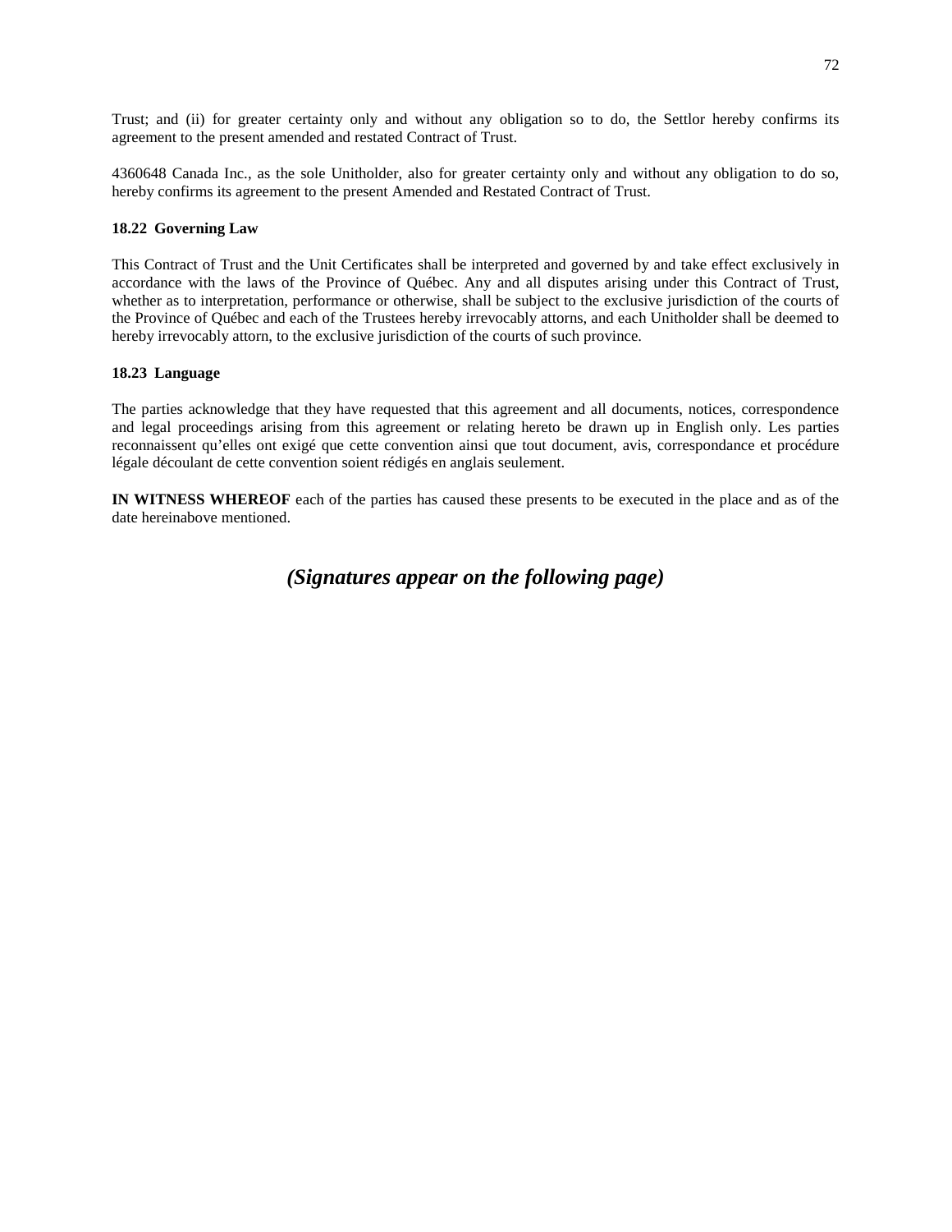Trust; and (ii) for greater certainty only and without any obligation so to do, the Settlor hereby confirms its agreement to the present amended and restated Contract of Trust.

4360648 Canada Inc., as the sole Unitholder, also for greater certainty only and without any obligation to do so, hereby confirms its agreement to the present Amended and Restated Contract of Trust.

**18.22 Governing Law**

This Contract of Trust and the Unit Certificates shall be interpreted and governed by and take effect exclusively in accordance with the laws of the Province of Québec. Any and all disputes arising under this Contract of Trust, whether as to interpretation, performance or otherwise, shall be subject to the exclusive jurisdiction of the courts of the Province of Québec and each of the Trustees hereby irrevocably attorns, and each Unitholder shall be deemed to hereby irrevocably attorn, to the exclusive jurisdiction of the courts of such province.

**18.23 Language**

The parties acknowledge that they have requested that this agreement and all documents, notices, correspondence and legal proceedings arising from this agreement or relating hereto be drawn up in English only. Les parties reconnaissent qu'elles ont exigé que cette convention ainsi que tout document, avis, correspondance et procédure légale découlant de cette convention soient rédigés en anglais seulement.

**IN WITNESS WHEREOF** each of the parties has caused these presents to be executed in the place and as of the date hereinabove mentioned.

***(Signatures appear on the following page)***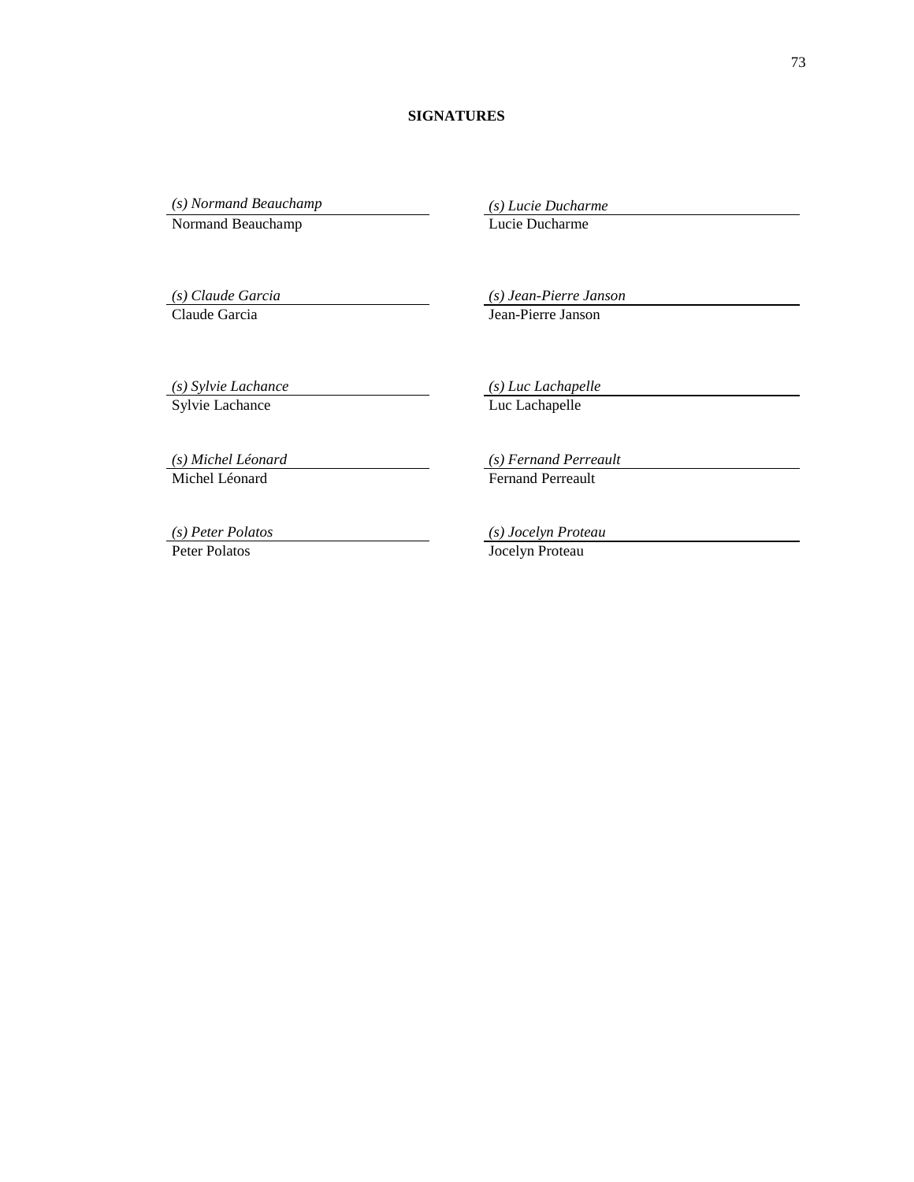**SIGNATURES**

| | |
|---|---|
| *(s) Normand Beauchamp* | *(s) Lucie Ducharme* |
| Normand Beauchamp | Lucie Ducharme |
| *(s) Claude Garcia* | *(s) Jean-Pierre Janson* |
| Claude Garcia | Jean-Pierre Janson |
| *(s) Sylvie Lachance* | *(s) Luc Lachapelle* |
| Sylvie Lachance | Luc Lachapelle |
| *(s) Michel Léonard* | *(s) Fernand Perreault* |
| Michel Léonard | Fernand Perreault |
| *(s) Peter Polatos* | *(s) Jocelyn Proteau* |
| Peter Polatos | Jocelyn Proteau |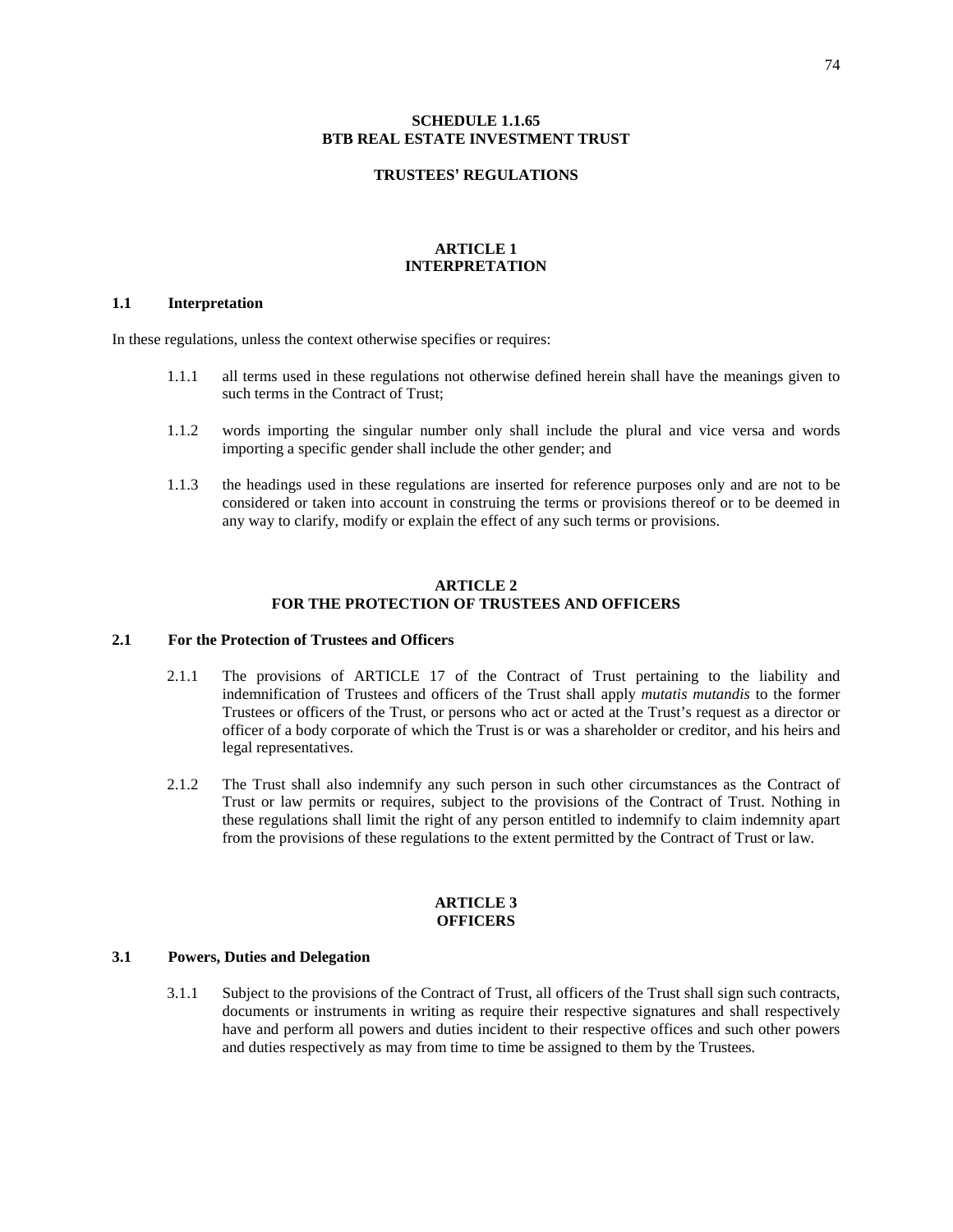# SCHEDULE 1.1.65
# BTB REAL ESTATE INVESTMENT TRUST

## TRUSTEES' REGULATIONS

## ARTICLE 1
## INTERPRETATION

### 1.1 Interpretation

In these regulations, unless the context otherwise specifies or requires:

1.1.1 all terms used in these regulations not otherwise defined herein shall have the meanings given to such terms in the Contract of Trust;

1.1.2 words importing the singular number only shall include the plural and vice versa and words importing a specific gender shall include the other gender; and

1.1.3 the headings used in these regulations are inserted for reference purposes only and are not to be considered or taken into account in construing the terms or provisions thereof or to be deemed in any way to clarify, modify or explain the effect of any such terms or provisions.

## ARTICLE 2
## FOR THE PROTECTION OF TRUSTEES AND OFFICERS

### 2.1 For the Protection of Trustees and Officers

2.1.1 The provisions of ARTICLE 17 of the Contract of Trust pertaining to the liability and indemnification of Trustees and officers of the Trust shall apply *mutatis mutandis* to the former Trustees or officers of the Trust, or persons who act or acted at the Trust's request as a director or officer of a body corporate of which the Trust is or was a shareholder or creditor, and his heirs and legal representatives.

2.1.2 The Trust shall also indemnify any such person in such other circumstances as the Contract of Trust or law permits or requires, subject to the provisions of the Contract of Trust. Nothing in these regulations shall limit the right of any person entitled to indemnify to claim indemnity apart from the provisions of these regulations to the extent permitted by the Contract of Trust or law.

## ARTICLE 3
## OFFICERS

### 3.1 Powers, Duties and Delegation

3.1.1 Subject to the provisions of the Contract of Trust, all officers of the Trust shall sign such contracts, documents or instruments in writing as require their respective signatures and shall respectively have and perform all powers and duties incident to their respective offices and such other powers and duties respectively as may from time to time be assigned to them by the Trustees.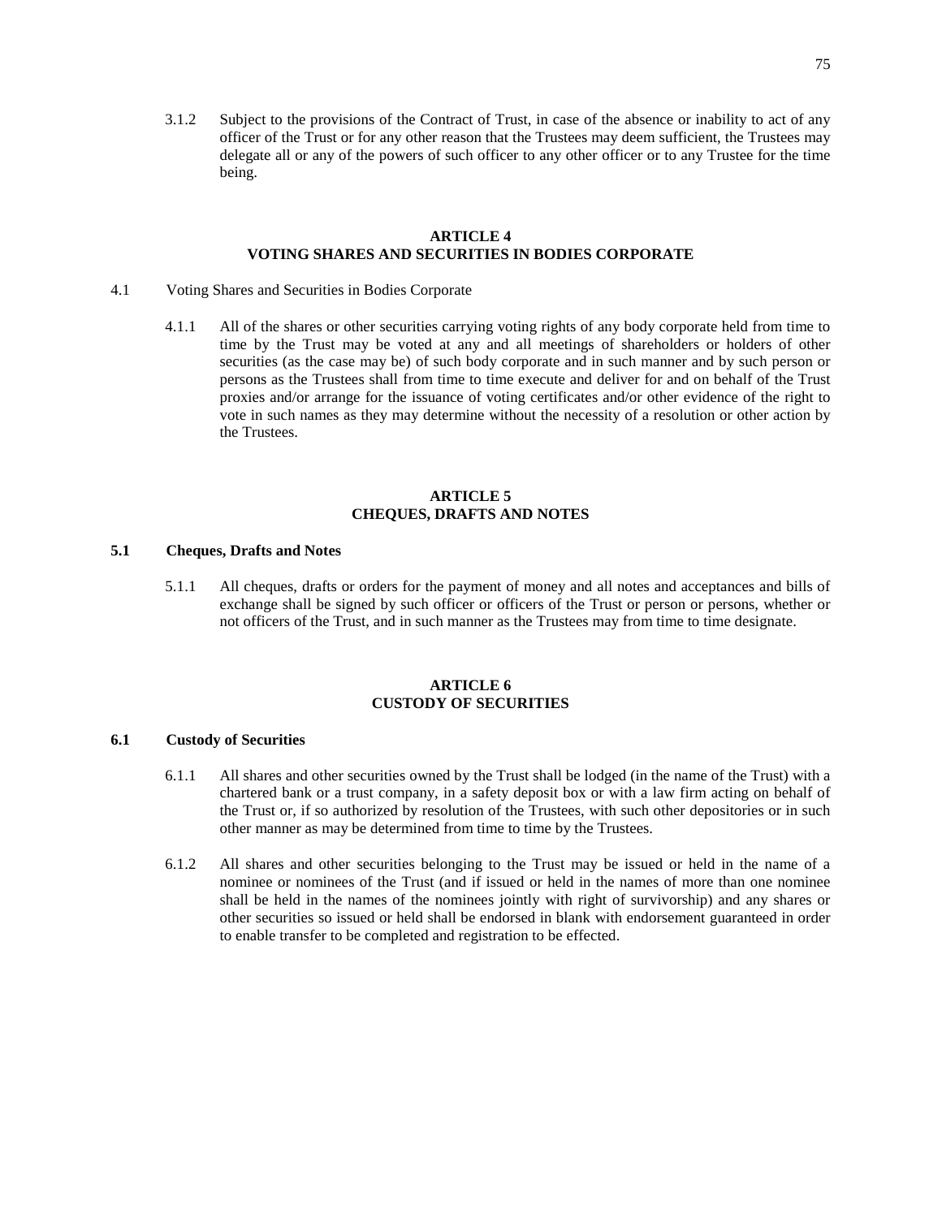3.1.2 Subject to the provisions of the Contract of Trust, in case of the absence or inability to act of any officer of the Trust or for any other reason that the Trustees may deem sufficient, the Trustees may delegate all or any of the powers of such officer to any other officer or to any Trustee for the time being.

## ARTICLE 4
## VOTING SHARES AND SECURITIES IN BODIES CORPORATE

4.1 Voting Shares and Securities in Bodies Corporate

4.1.1 All of the shares or other securities carrying voting rights of any body corporate held from time to time by the Trust may be voted at any and all meetings of shareholders or holders of other securities (as the case may be) of such body corporate and in such manner and by such person or persons as the Trustees shall from time to time execute and deliver for and on behalf of the Trust proxies and/or arrange for the issuance of voting certificates and/or other evidence of the right to vote in such names as they may determine without the necessity of a resolution or other action by the Trustees.

## ARTICLE 5
## CHEQUES, DRAFTS AND NOTES

**5.1 Cheques, Drafts and Notes**

5.1.1 All cheques, drafts or orders for the payment of money and all notes and acceptances and bills of exchange shall be signed by such officer or officers of the Trust or person or persons, whether or not officers of the Trust, and in such manner as the Trustees may from time to time designate.

## ARTICLE 6
## CUSTODY OF SECURITIES

**6.1 Custody of Securities**

6.1.1 All shares and other securities owned by the Trust shall be lodged (in the name of the Trust) with a chartered bank or a trust company, in a safety deposit box or with a law firm acting on behalf of the Trust or, if so authorized by resolution of the Trustees, with such other depositories or in such other manner as may be determined from time to time by the Trustees.

6.1.2 All shares and other securities belonging to the Trust may be issued or held in the name of a nominee or nominees of the Trust (and if issued or held in the names of more than one nominee shall be held in the names of the nominees jointly with right of survivorship) and any shares or other securities so issued or held shall be endorsed in blank with endorsement guaranteed in order to enable transfer to be completed and registration to be effected.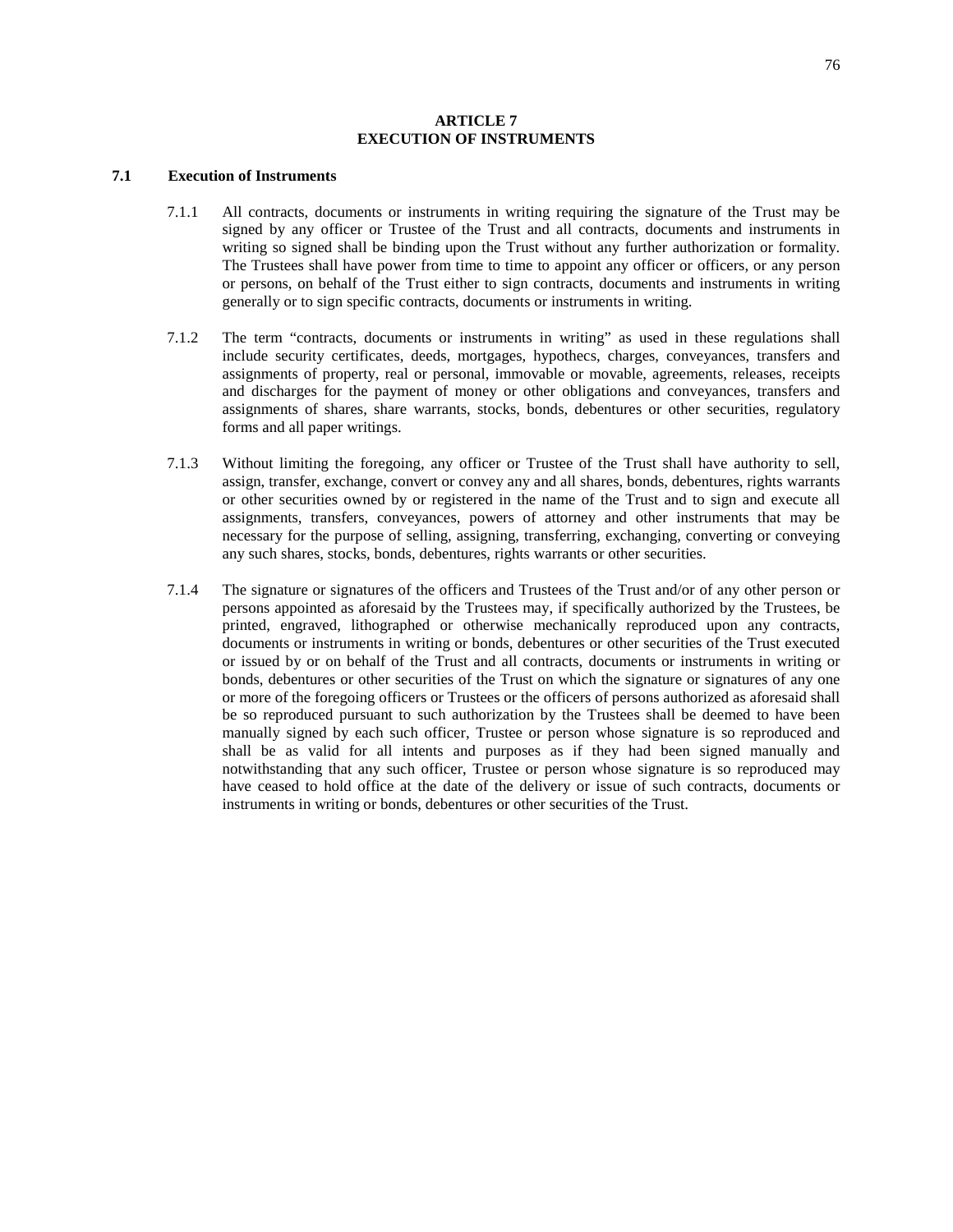# ARTICLE 7
# EXECUTION OF INSTRUMENTS

## 7.1 Execution of Instruments

7.1.1 All contracts, documents or instruments in writing requiring the signature of the Trust may be signed by any officer or Trustee of the Trust and all contracts, documents and instruments in writing so signed shall be binding upon the Trust without any further authorization or formality. The Trustees shall have power from time to time to appoint any officer or officers, or any person or persons, on behalf of the Trust either to sign contracts, documents and instruments in writing generally or to sign specific contracts, documents or instruments in writing.

7.1.2 The term "contracts, documents or instruments in writing" as used in these regulations shall include security certificates, deeds, mortgages, hypothecs, charges, conveyances, transfers and assignments of property, real or personal, immovable or movable, agreements, releases, receipts and discharges for the payment of money or other obligations and conveyances, transfers and assignments of shares, share warrants, stocks, bonds, debentures or other securities, regulatory forms and all paper writings.

7.1.3 Without limiting the foregoing, any officer or Trustee of the Trust shall have authority to sell, assign, transfer, exchange, convert or convey any and all shares, bonds, debentures, rights warrants or other securities owned by or registered in the name of the Trust and to sign and execute all assignments, transfers, conveyances, powers of attorney and other instruments that may be necessary for the purpose of selling, assigning, transferring, exchanging, converting or conveying any such shares, stocks, bonds, debentures, rights warrants or other securities.

7.1.4 The signature or signatures of the officers and Trustees of the Trust and/or of any other person or persons appointed as aforesaid by the Trustees may, if specifically authorized by the Trustees, be printed, engraved, lithographed or otherwise mechanically reproduced upon any contracts, documents or instruments in writing or bonds, debentures or other securities of the Trust executed or issued by or on behalf of the Trust and all contracts, documents or instruments in writing or bonds, debentures or other securities of the Trust on which the signature or signatures of any one or more of the foregoing officers or Trustees or the officers of persons authorized as aforesaid shall be so reproduced pursuant to such authorization by the Trustees shall be deemed to have been manually signed by each such officer, Trustee or person whose signature is so reproduced and shall be as valid for all intents and purposes as if they had been signed manually and notwithstanding that any such officer, Trustee or person whose signature is so reproduced may have ceased to hold office at the date of the delivery or issue of such contracts, documents or instruments in writing or bonds, debentures or other securities of the Trust.